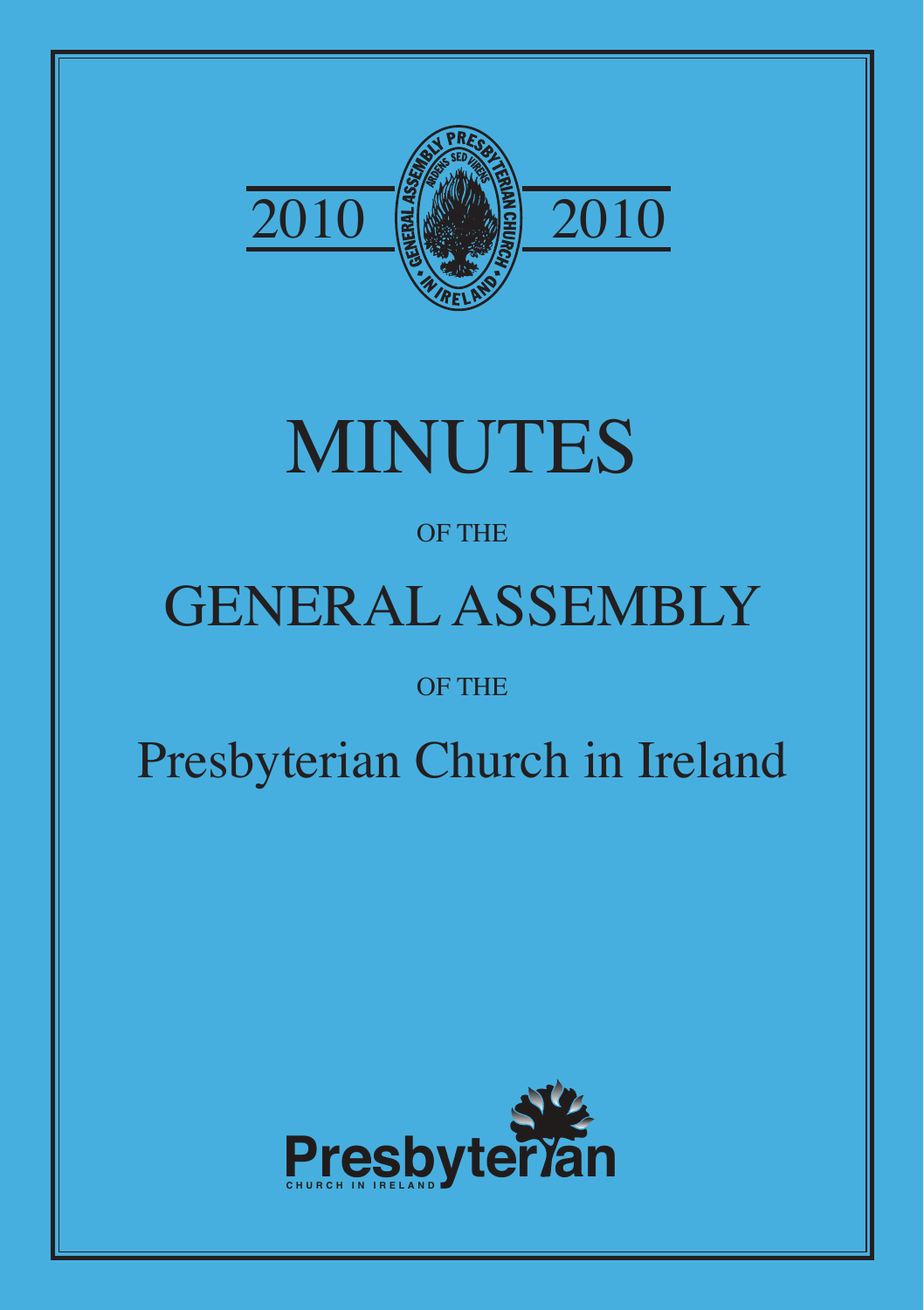2010 2010

GENERAL ASSEMBLY PRESBYTERIAN CHURCH IN IRELAND

ARDENS SED VIRENS

# MINUTES

OF THE

# GENERAL ASSEMBLY

OF THE

# Presbyterian Church in Ireland

Presbyterian

CHURCH IN IRELAND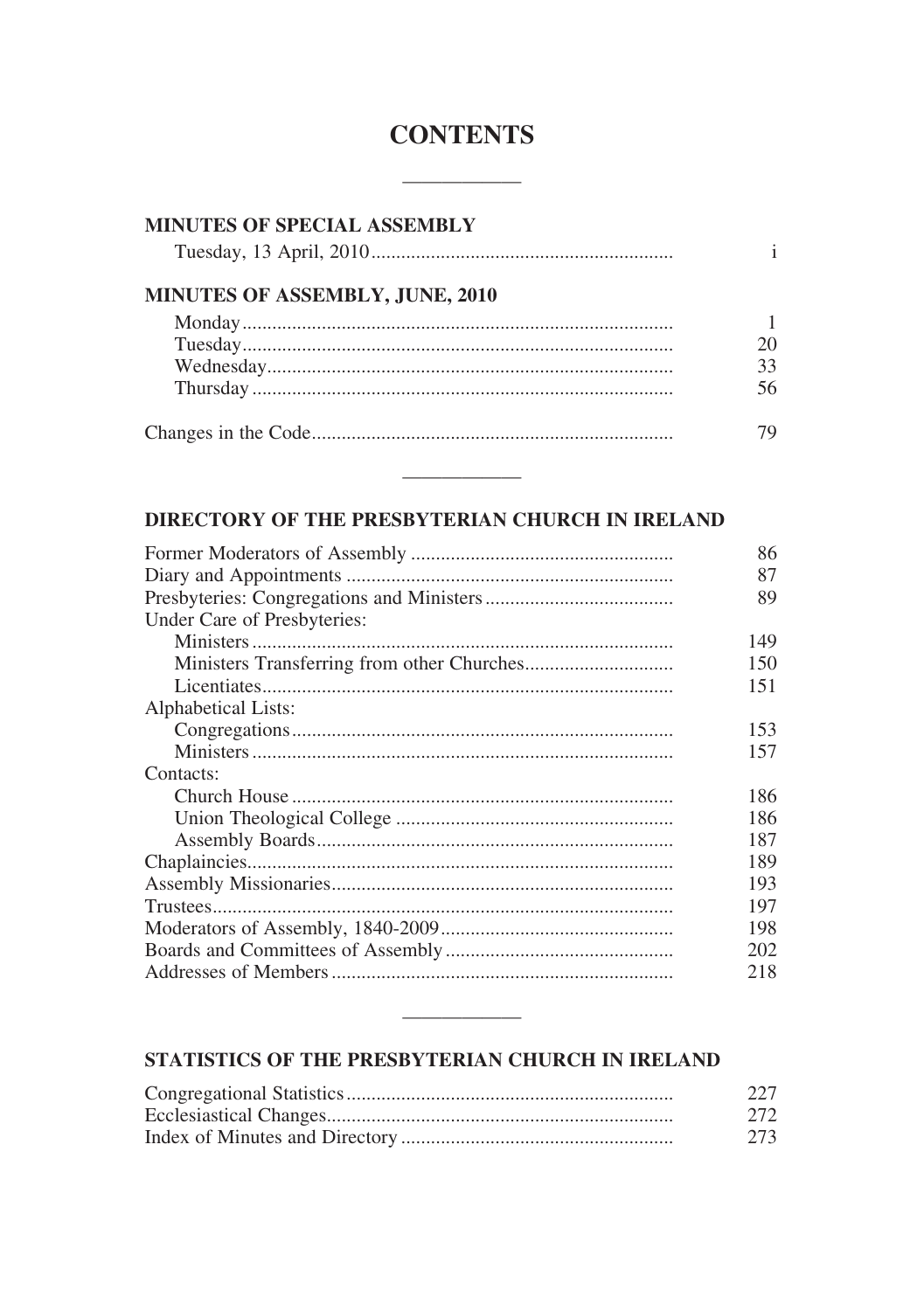# CONTENTS

## MINUTES OF SPECIAL ASSEMBLY

| | |
|---|---|
| Tuesday, 13 April, 2010 | i |

## MINUTES OF ASSEMBLY, JUNE, 2010

| | |
|---|---|
| Monday | 1 |
| Tuesday | 20 |
| Wednesday | 33 |
| Thursday | 56 |
| Changes in the Code | 79 |

## DIRECTORY OF THE PRESBYTERIAN CHURCH IN IRELAND

| | |
|---|---|
| Former Moderators of Assembly | 86 |
| Diary and Appointments | 87 |
| Presbyteries: Congregations and Ministers | 89 |
| Under Care of Presbyteries: | |
| Ministers | 149 |
| Ministers Transferring from other Churches | 150 |
| Licentiates | 151 |
| Alphabetical Lists: | |
| Congregations | 153 |
| Ministers | 157 |
| Contacts: | |
| Church House | 186 |
| Union Theological College | 186 |
| Assembly Boards | 187 |
| Chaplaincies | 189 |
| Assembly Missionaries | 193 |
| Trustees | 197 |
| Moderators of Assembly, 1840-2009 | 198 |
| Boards and Committees of Assembly | 202 |
| Addresses of Members | 218 |

## STATISTICS OF THE PRESBYTERIAN CHURCH IN IRELAND

| | |
|---|---|
| Congregational Statistics | 227 |
| Ecclesiastical Changes | 272 |
| Index of Minutes and Directory | 273 |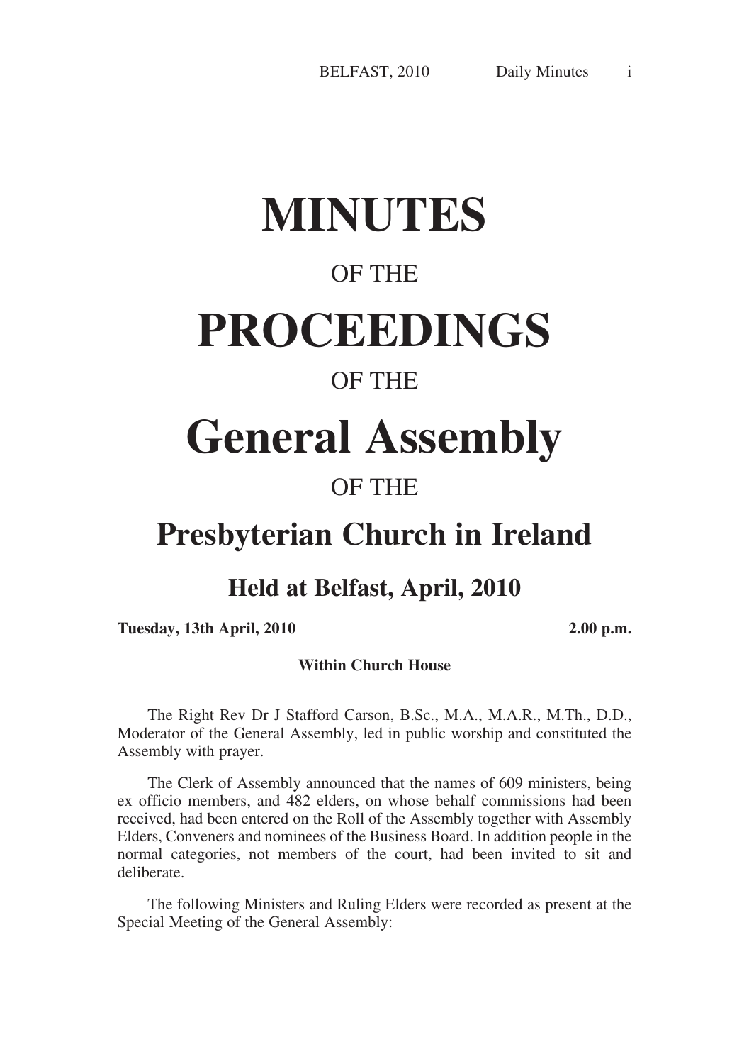# MINUTES

OF THE

# PROCEEDINGS

OF THE

# General Assembly

OF THE

## Presbyterian Church in Ireland

## Held at Belfast, April, 2010

**Tuesday, 13th April, 2010** **2.00 p.m.**

**Within Church House**

The Right Rev Dr J Stafford Carson, B.Sc., M.A., M.A.R., M.Th., D.D., Moderator of the General Assembly, led in public worship and constituted the Assembly with prayer.

The Clerk of Assembly announced that the names of 609 ministers, being ex officio members, and 482 elders, on whose behalf commissions had been received, had been entered on the Roll of the Assembly together with Assembly Elders, Conveners and nominees of the Business Board. In addition people in the normal categories, not members of the court, had been invited to sit and deliberate.

The following Ministers and Ruling Elders were recorded as present at the Special Meeting of the General Assembly: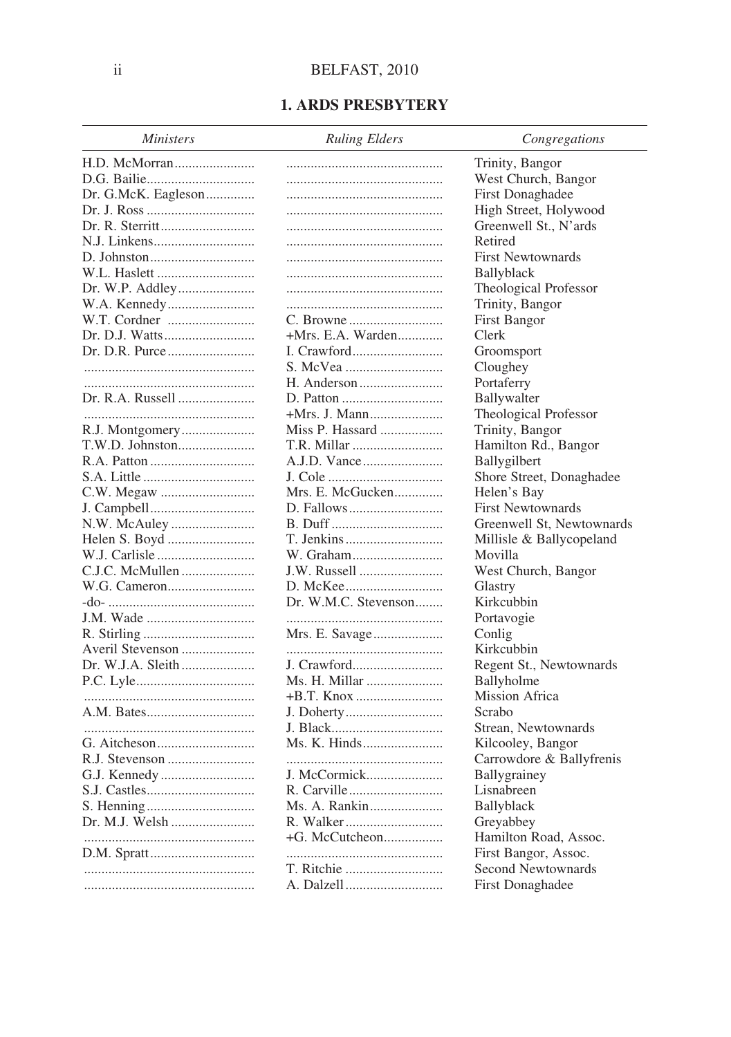## 1. ARDS PRESBYTERY

| *Ministers* | *Ruling Elders* | *Congregations* |
|---|---|---|
| H.D. McMorran | | Trinity, Bangor |
| D.G. Bailie | | West Church, Bangor |
| Dr. G.McK. Eagleson | | First Donaghadee |
| Dr. J. Ross | | High Street, Holywood |
| Dr. R. Sterritt | | Greenwell St., N'ards |
| N.J. Linkens | | Retired |
| D. Johnston | | First Newtownards |
| W.L. Haslett | | Ballyblack |
| Dr. W.P. Addley | | Theological Professor |
| W.A. Kennedy | | Trinity, Bangor |
| W.T. Cordner | C. Browne | First Bangor |
| Dr. D.J. Watts | +Mrs. E.A. Warden | Clerk |
| Dr. D.R. Purce | I. Crawford | Groomsport |
| | S. McVea | Cloughey |
| | H. Anderson | Portaferry |
| Dr. R.A. Russell | D. Patton | Ballywalter |
| | +Mrs. J. Mann | Theological Professor |
| R.J. Montgomery | Miss P. Hassard | Trinity, Bangor |
| T.W.D. Johnston | T.R. Millar | Hamilton Rd., Bangor |
| R.A. Patton | A.J.D. Vance | Ballygilbert |
| S.A. Little | J. Cole | Shore Street, Donaghadee |
| C.W. Megaw | Mrs. E. McGucken | Helen's Bay |
| J. Campbell | D. Fallows | First Newtownards |
| N.W. McAuley | B. Duff | Greenwell St, Newtownards |
| Helen S. Boyd | T. Jenkins | Millisle & Ballycopeland |
| W.J. Carlisle | W. Graham | Movilla |
| C.J.C. McMullen | J.W. Russell | West Church, Bangor |
| W.G. Cameron | D. McKee | Glastry |
| -do- | Dr. W.M.C. Stevenson | Kirkcubbin |
| J.M. Wade | | Portavogie |
| R. Stirling | Mrs. E. Savage | Conlig |
| Averil Stevenson | | Kirkcubbin |
| Dr. W.J.A. Sleith | J. Crawford | Regent St., Newtownards |
| P.C. Lyle | Ms. H. Millar | Ballyholme |
| | +B.T. Knox | Mission Africa |
| A.M. Bates | J. Doherty | Scrabo |
| | J. Black | Strean, Newtownards |
| G. Aitcheson | Ms. K. Hinds | Kilcooley, Bangor |
| R.J. Stevenson | | Carrowdore & Ballyfrenis |
| G.J. Kennedy | J. McCormick | Ballygrainey |
| S.J. Castles | R. Carville | Lisnabreen |
| S. Henning | Ms. A. Rankin | Ballyblack |
| Dr. M.J. Welsh | R. Walker | Greyabbey |
| | +G. McCutcheon | Hamilton Road, Assoc. |
| D.M. Spratt | | First Bangor, Assoc. |
| | T. Ritchie | Second Newtownards |
| | A. Dalzell | First Donaghadee |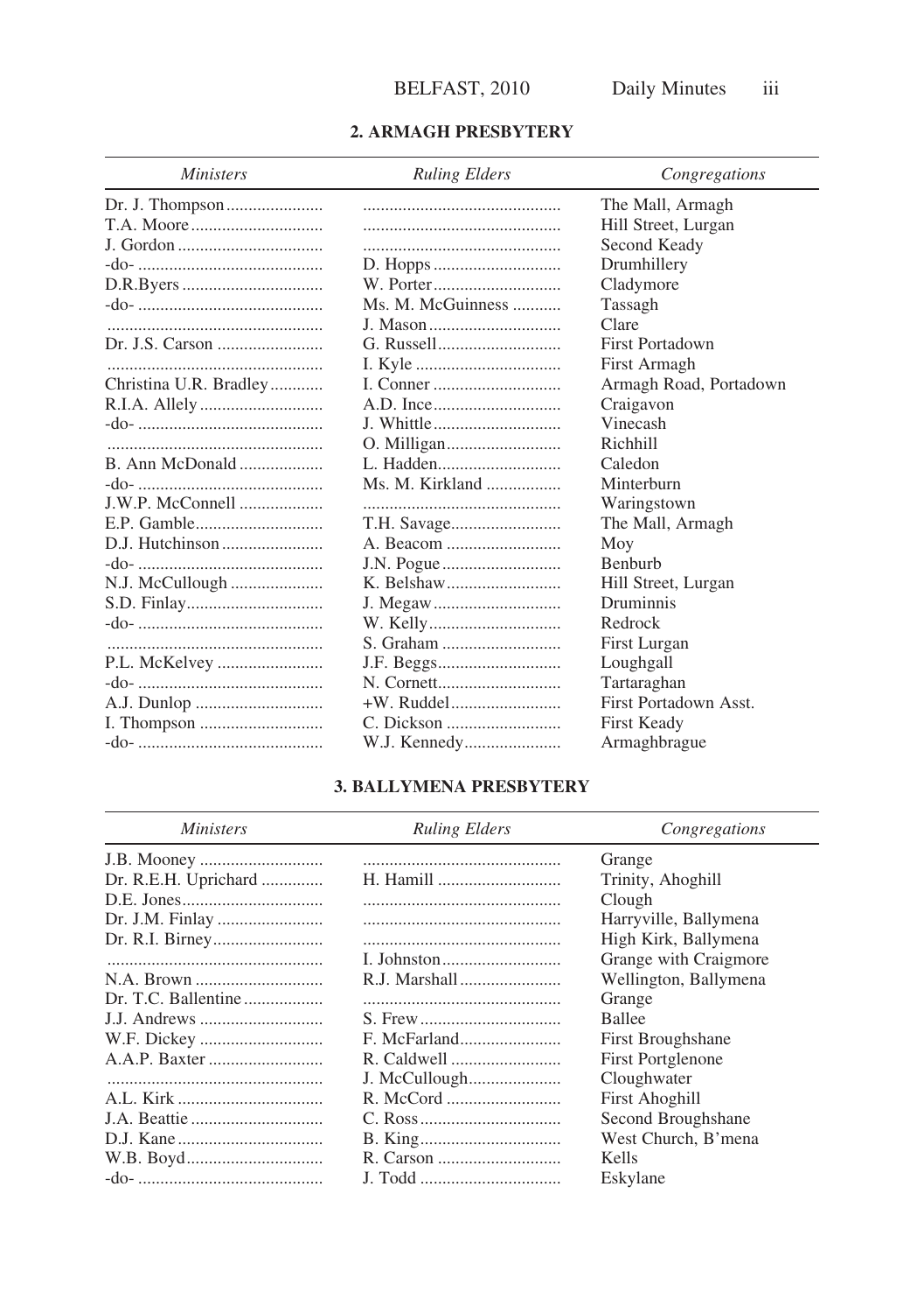## 2. ARMAGH PRESBYTERY

| *Ministers* | *Ruling Elders* | *Congregations* |
|---|---|---|
| Dr. J. Thompson | | The Mall, Armagh |
| T.A. Moore | | Hill Street, Lurgan |
| J. Gordon | | Second Keady |
| -do- | D. Hopps | Drumhillery |
| D.R.Byers | W. Porter | Cladymore |
| -do- | Ms. M. McGuinness | Tassagh |
| | J. Mason | Clare |
| Dr. J.S. Carson | G. Russell | First Portadown |
| | I. Kyle | First Armagh |
| Christina U.R. Bradley | I. Conner | Armagh Road, Portadown |
| R.I.A. Allely | A.D. Ince | Craigavon |
| -do- | J. Whittle | Vinecash |
| | O. Milligan | Richhill |
| B. Ann McDonald | L. Hadden | Caledon |
| -do- | Ms. M. Kirkland | Minterburn |
| J.W.P. McConnell | | Waringstown |
| E.P. Gamble | T.H. Savage | The Mall, Armagh |
| D.J. Hutchinson | A. Beacom | Moy |
| -do- | J.N. Pogue | Benburb |
| N.J. McCullough | K. Belshaw | Hill Street, Lurgan |
| S.D. Finlay | J. Megaw | Druminnis |
| -do- | W. Kelly | Redrock |
| | S. Graham | First Lurgan |
| P.L. McKelvey | J.F. Beggs | Loughgall |
| -do- | N. Cornett | Tartaraghan |
| A.J. Dunlop | +W. Ruddel | First Portadown Asst. |
| I. Thompson | C. Dickson | First Keady |
| -do- | W.J. Kennedy | Armaghbrague |

## 3. BALLYMENA PRESBYTERY

| *Ministers* | *Ruling Elders* | *Congregations* |
|---|---|---|
| J.B. Mooney | | Grange |
| Dr. R.E.H. Uprichard | H. Hamill | Trinity, Ahoghill |
| D.E. Jones | | Clough |
| Dr. J.M. Finlay | | Harryville, Ballymena |
| Dr. R.I. Birney | | High Kirk, Ballymena |
| | I. Johnston | Grange with Craigmore |
| N.A. Brown | R.J. Marshall | Wellington, Ballymena |
| Dr. T.C. Ballentine | | Grange |
| J.J. Andrews | S. Frew | Ballee |
| W.F. Dickey | F. McFarland | First Broughshane |
| A.A.P. Baxter | R. Caldwell | First Portglenone |
| | J. McCullough | Cloughwater |
| A.L. Kirk | R. McCord | First Ahoghill |
| J.A. Beattie | C. Ross | Second Broughshane |
| D.J. Kane | B. King | West Church, B'mena |
| W.B. Boyd | R. Carson | Kells |
| -do- | J. Todd | Eskylane |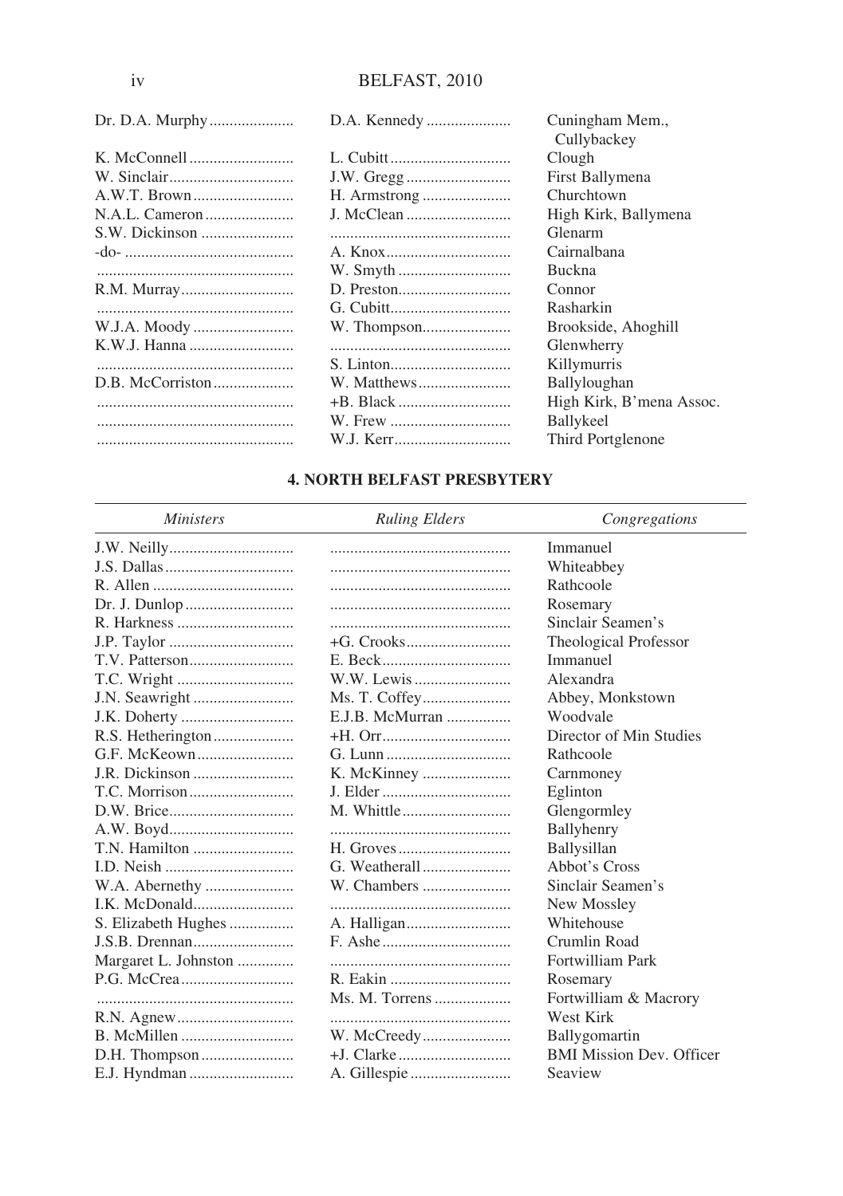| | | |
|---|---|---|
| Dr. D.A. Murphy | D.A. Kennedy | Cuningham Mem., Cullybackey |
| K. McConnell | L. Cubitt | Clough |
| W. Sinclair | J.W. Gregg | First Ballymena |
| A.W.T. Brown | H. Armstrong | Churchtown |
| N.A.L. Cameron | J. McClean | High Kirk, Ballymena |
| S.W. Dickinson | | Glenarm |
| -do- | A. Knox | Cairnalbana |
| | W. Smyth | Buckna |
| R.M. Murray | D. Preston | Connor |
| | G. Cubitt | Rasharkin |
| W.J.A. Moody | W. Thompson | Brookside, Ahoghill |
| K.W.J. Hanna | | Glenwherry |
| | S. Linton | Killymurris |
| D.B. McCorriston | W. Matthews | Ballyloughan |
| | +B. Black | High Kirk, B'mena Assoc. |
| | W. Frew | Ballykeel |
| | W.J. Kerr | Third Portglenone |

### 4. NORTH BELFAST PRESBYTERY

| *Ministers* | *Ruling Elders* | *Congregations* |
|---|---|---|
| J.W. Neilly | | Immanuel |
| J.S. Dallas | | Whiteabbey |
| R. Allen | | Rathcoole |
| Dr. J. Dunlop | | Rosemary |
| R. Harkness | | Sinclair Seamen's |
| J.P. Taylor | +G. Crooks | Theological Professor |
| T.V. Patterson | E. Beck | Immanuel |
| T.C. Wright | W.W. Lewis | Alexandra |
| J.N. Seawright | Ms. T. Coffey | Abbey, Monkstown |
| J.K. Doherty | E.J.B. McMurran | Woodvale |
| R.S. Hetherington | +H. Orr | Director of Min Studies |
| G.F. McKeown | G. Lunn | Rathcoole |
| J.R. Dickinson | K. McKinney | Carnmoney |
| T.C. Morrison | J. Elder | Eglinton |
| D.W. Brice | M. Whittle | Glengormley |
| A.W. Boyd | | Ballyhenry |
| T.N. Hamilton | H. Groves | Ballysillan |
| I.D. Neish | G. Weatherall | Abbot's Cross |
| W.A. Abernethy | W. Chambers | Sinclair Seamen's |
| I.K. McDonald | | New Mossley |
| S. Elizabeth Hughes | A. Halligan | Whitehouse |
| J.S.B. Drennan | F. Ashe | Crumlin Road |
| Margaret L. Johnston | | Fortwilliam Park |
| P.G. McCrea | R. Eakin | Rosemary |
| | Ms. M. Torrens | Fortwilliam & Macrory |
| R.N. Agnew | | West Kirk |
| B. McMillen | W. McCreedy | Ballygomartin |
| D.H. Thompson | +J. Clarke | BMI Mission Dev. Officer |
| E.J. Hyndman | A. Gillespie | Seaview |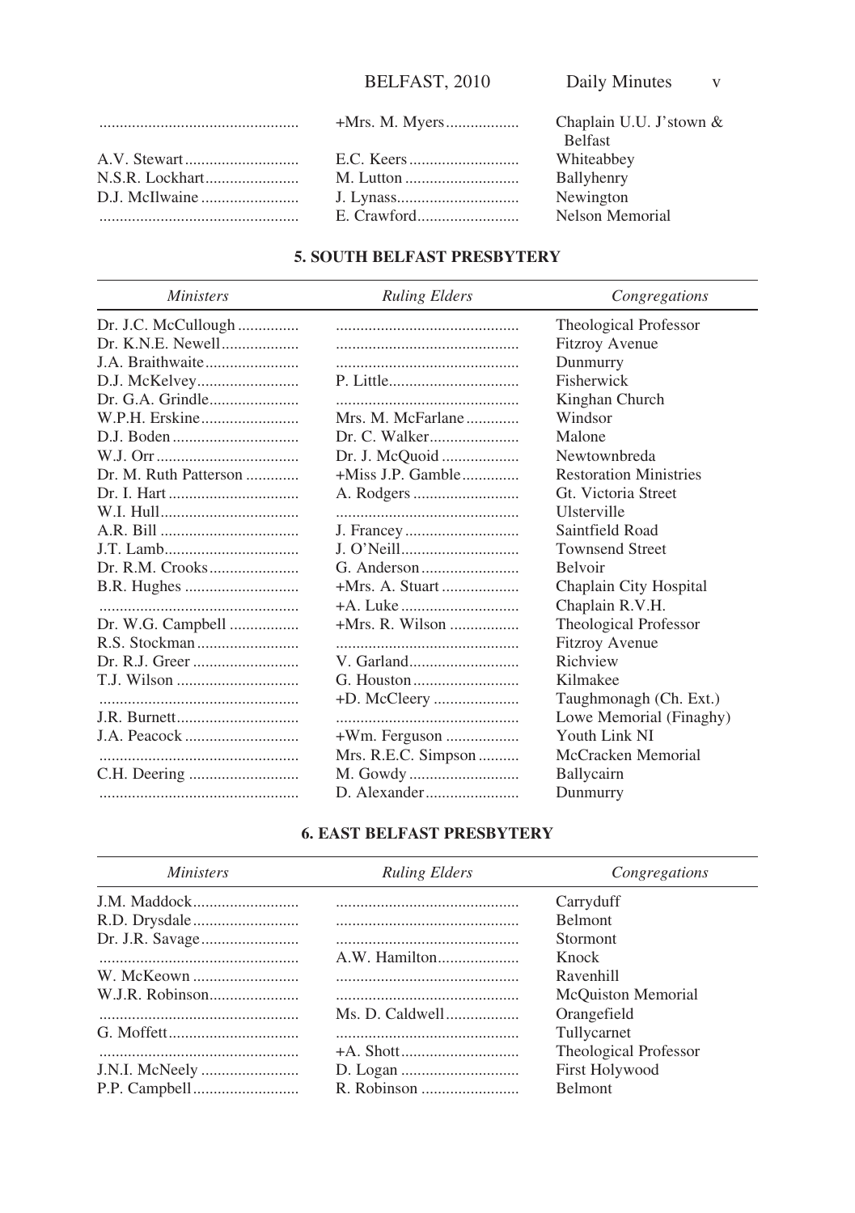| | | |
|---|---|---|
| | +Mrs. M. Myers | Chaplain U.U. J'stown & Belfast |
| A.V. Stewart | E.C. Keers | Whiteabbey |
| N.S.R. Lockhart | M. Lutton | Ballyhenry |
| D.J. McIlwaine | J. Lynass | Newington |
| | E. Crawford | Nelson Memorial |

## 5. SOUTH BELFAST PRESBYTERY

| *Ministers* | *Ruling Elders* | *Congregations* |
|---|---|---|
| Dr. J.C. McCullough | | Theological Professor |
| Dr. K.N.E. Newell | | Fitzroy Avenue |
| J.A. Braithwaite | | Dunmurry |
| D.J. McKelvey | P. Little | Fisherwick |
| Dr. G.A. Grindle | | Kinghan Church |
| W.P.H. Erskine | Mrs. M. McFarlane | Windsor |
| D.J. Boden | Dr. C. Walker | Malone |
| W.J. Orr | Dr. J. McQuoid | Newtownbreda |
| Dr. M. Ruth Patterson | +Miss J.P. Gamble | Restoration Ministries |
| Dr. I. Hart | A. Rodgers | Gt. Victoria Street |
| W.I. Hull | | Ulsterville |
| A.R. Bill | J. Francey | Saintfield Road |
| J.T. Lamb | J. O'Neill | Townsend Street |
| Dr. R.M. Crooks | G. Anderson | Belvoir |
| B.R. Hughes | +Mrs. A. Stuart | Chaplain City Hospital |
| | +A. Luke | Chaplain R.V.H. |
| Dr. W.G. Campbell | +Mrs. R. Wilson | Theological Professor |
| R.S. Stockman | | Fitzroy Avenue |
| Dr. R.J. Greer | V. Garland | Richview |
| T.J. Wilson | G. Houston | Kilmakee |
| | +D. McCleery | Taughmonagh (Ch. Ext.) |
| J.R. Burnett | | Lowe Memorial (Finaghy) |
| J.A. Peacock | +Wm. Ferguson | Youth Link NI |
| | Mrs. R.E.C. Simpson | McCracken Memorial |
| C.H. Deering | M. Gowdy | Ballycairn |
| | D. Alexander | Dunmurry |

## 6. EAST BELFAST PRESBYTERY

| *Ministers* | *Ruling Elders* | *Congregations* |
|---|---|---|
| J.M. Maddock | | Carryduff |
| R.D. Drysdale | | Belmont |
| Dr. J.R. Savage | | Stormont |
| | A.W. Hamilton | Knock |
| W. McKeown | | Ravenhill |
| W.J.R. Robinson | | McQuiston Memorial |
| | Ms. D. Caldwell | Orangefield |
| G. Moffett | | Tullycarnet |
| | +A. Shott | Theological Professor |
| J.N.I. McNeely | D. Logan | First Holywood |
| P.P. Campbell | R. Robinson | Belmont |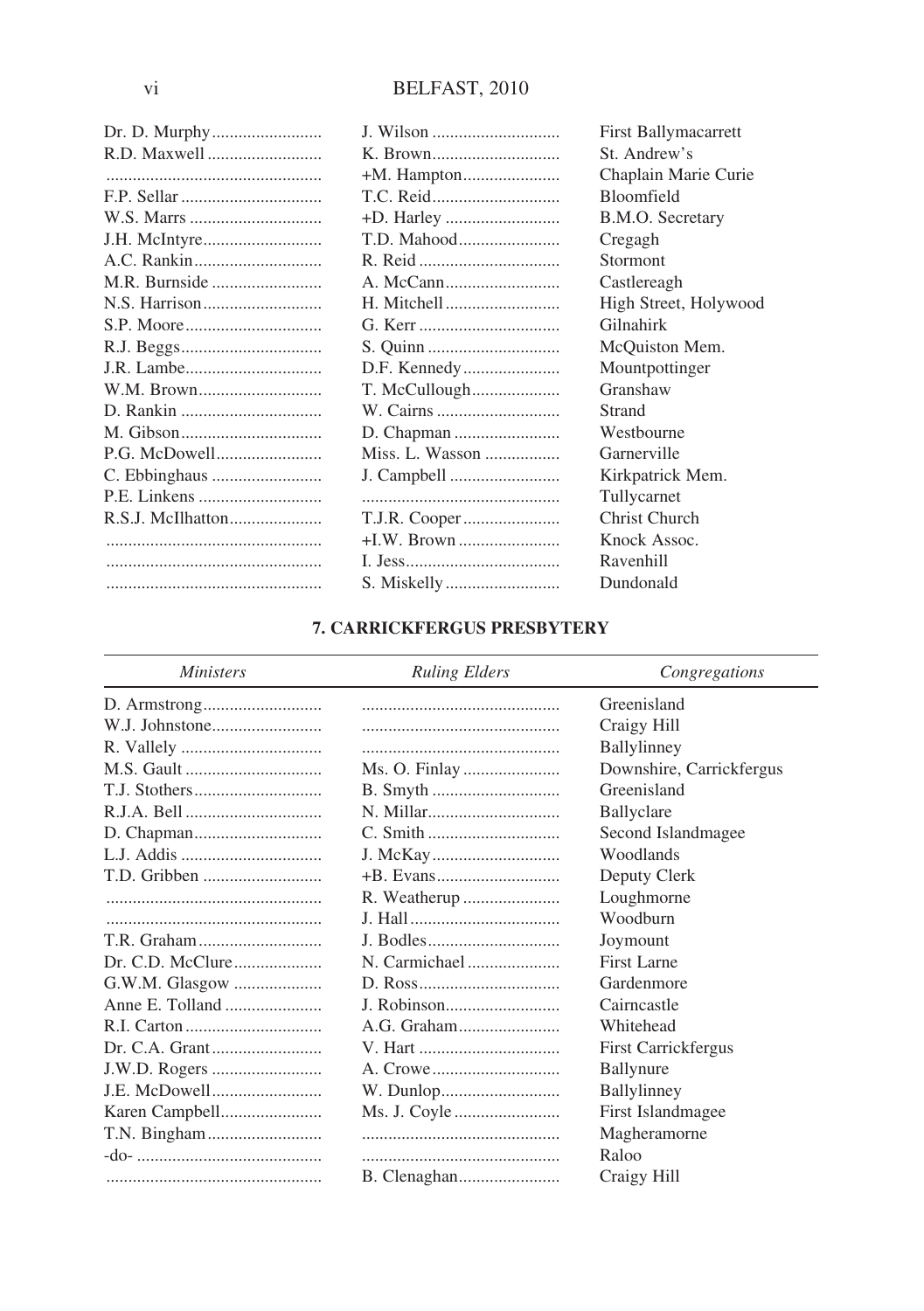| | | |
|---|---|---|
| Dr. D. Murphy........................ | J. Wilson ............................ | First Ballymacarrett |
| R.D. Maxwell......................... | K. Brown............................ | St. Andrew's |
| ................................................ | +M. Hampton...................... | Chaplain Marie Curie |
| F.P. Sellar ............................... | T.C. Reid............................ | Bloomfield |
| W.S. Marrs ............................. | +D. Harley .......................... | B.M.O. Secretary |
| J.H. McIntyre.......................... | T.D. Mahood....................... | Cregagh |
| A.C. Rankin............................ | R. Reid ............................... | Stormont |
| M.R. Burnside ........................ | A. McCann.......................... | Castlereagh |
| N.S. Harrison.......................... | H. Mitchell.......................... | High Street, Holywood |
| S.P. Moore.............................. | G. Kerr ............................... | Gilnahirk |
| R.J. Beggs............................... | S. Quinn ............................. | McQuiston Mem. |
| J.R. Lambe.............................. | D.F. Kennedy...................... | Mountpottinger |
| W.M. Brown........................... | T. McCullough.................... | Granshaw |
| D. Rankin ............................... | W. Cairns ............................ | Strand |
| M. Gibson............................... | D. Chapman ........................ | Westbourne |
| P.G. McDowell....................... | Miss. L. Wasson ................. | Garnerville |
| C. Ebbinghaus ........................ | J. Campbell ......................... | Kirkpatrick Mem. |
| P.E. Linkens ........................... | ............................................ | Tullycarnet |
| R.S.J. McIlhatton.................... | T.J.R. Cooper...................... | Christ Church |
| ................................................ | +I.W. Brown ....................... | Knock Assoc. |
| ................................................ | I. Jess.................................. | Ravenhill |
| ................................................ | S. Miskelly.......................... | Dundonald |

## 7. CARRICKFERGUS PRESBYTERY

| *Ministers* | *Ruling Elders* | *Congregations* |
|---|---|---|
| D. Armstrong.......................... | ............................................ | Greenisland |
| W.J. Johnstone........................ | ............................................ | Craigy Hill |
| R. Vallely ............................... | ............................................ | Ballylinney |
| M.S. Gault .............................. | Ms. O. Finlay ...................... | Downshire, Carrickfergus |
| T.J. Stothers............................ | B. Smyth ............................ | Greenisland |
| R.J.A. Bell .............................. | N. Millar............................. | Ballyclare |
| D. Chapman............................ | C. Smith ............................. | Second Islandmagee |
| L.J. Addis ............................... | J. McKay............................ | Woodlands |
| T.D. Gribben .......................... | +B. Evans........................... | Deputy Clerk |
| ................................................ | R. Weatherup ...................... | Loughmorne |
| ................................................ | J. Hall................................. | Woodburn |
| T.R. Graham........................... | J. Bodles............................. | Joymount |
| Dr. C.D. McClure................... | N. Carmichael ..................... | First Larne |
| G.W.M. Glasgow ................... | D. Ross................................ | Gardenmore |
| Anne E. Tolland ..................... | J. Robinson.......................... | Cairncastle |
| R.I. Carton .............................. | A.G. Graham....................... | Whitehead |
| Dr. C.A. Grant........................ | V. Hart ................................ | First Carrickfergus |
| J.W.D. Rogers ........................ | A. Crowe............................. | Ballynure |
| J.E. McDowell........................ | W. Dunlop........................... | Ballylinney |
| Karen Campbell....................... | Ms. J. Coyle ........................ | First Islandmagee |
| T.N. Bingham......................... | ............................................ | Magheramorne |
| -do- ......................................... | ............................................ | Raloo |
| ................................................ | B. Clenaghan....................... | Craigy Hill |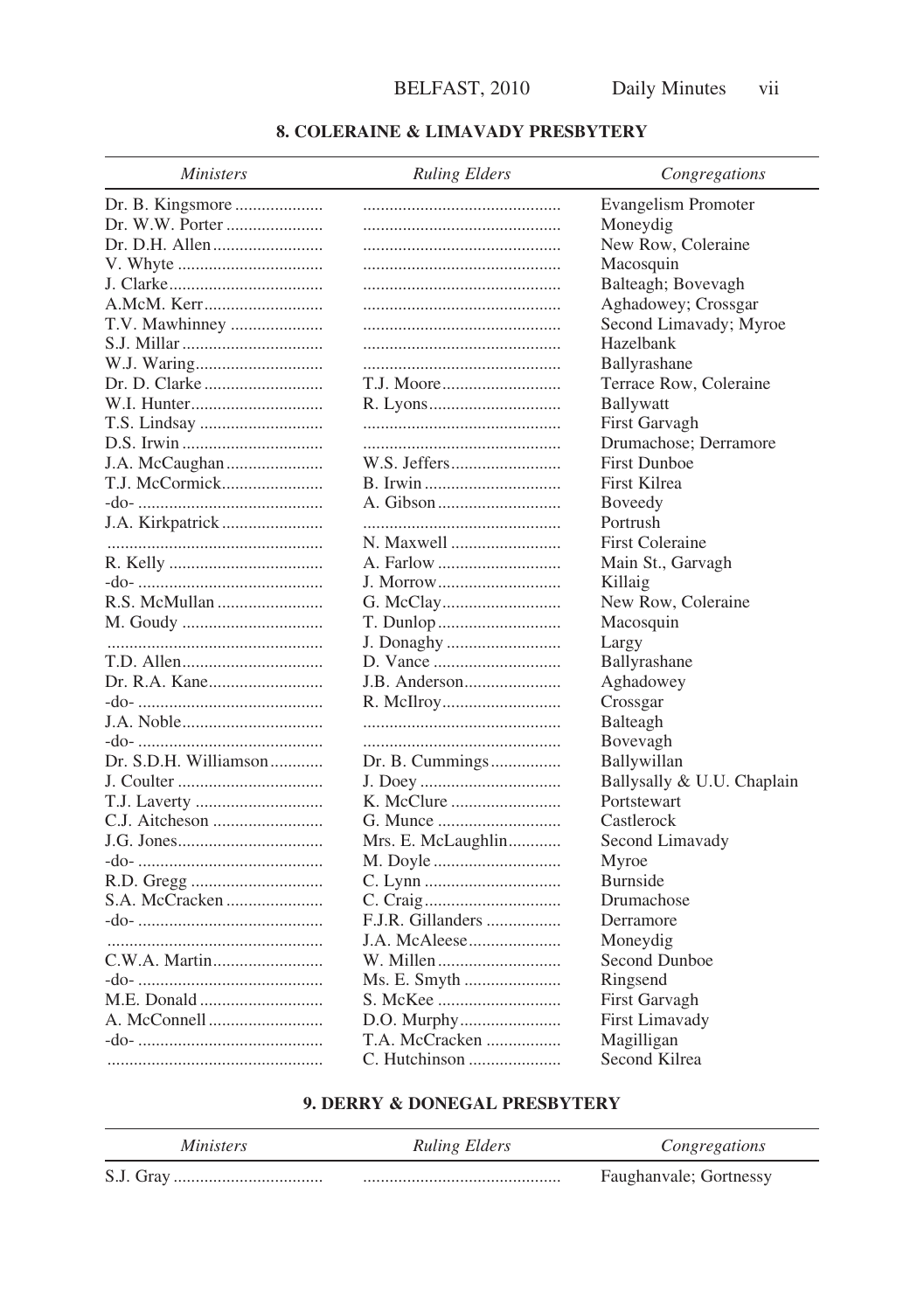## 8. COLERAINE & LIMAVADY PRESBYTERY

| *Ministers* | *Ruling Elders* | *Congregations* |
|---|---|---|
| Dr. B. Kingsmore .................... | ............................................ | Evangelism Promoter |
| Dr. W.W. Porter ...................... | ............................................ | Moneydig |
| Dr. D.H. Allen ......................... | ............................................ | New Row, Coleraine |
| V. Whyte ................................. | ............................................ | Macosquin |
| J. Clarke ................................... | ............................................ | Balteagh; Bovevagh |
| A.McM. Kerr ........................... | ............................................ | Aghadowey; Crossgar |
| T.V. Mawhinney ..................... | ............................................ | Second Limavady; Myroe |
| S.J. Millar ................................ | ............................................ | Hazelbank |
| W.J. Waring ............................. | ............................................ | Ballyrashane |
| Dr. D. Clarke ........................... | T.J. Moore ........................... | Terrace Row, Coleraine |
| W.I. Hunter .............................. | R. Lyons .............................. | Ballywatt |
| T.S. Lindsay ............................ | ............................................ | First Garvagh |
| D.S. Irwin ................................ | ............................................ | Drumachose; Derramore |
| J.A. McCaughan ...................... | W.S. Jeffers ......................... | First Dunboe |
| T.J. McCormick ....................... | B. Irwin ............................... | First Kilrea |
| -do- .......................................... | A. Gibson ............................ | Boveedy |
| J.A. Kirkpatrick ....................... | ............................................ | Portrush |
| ................................................ | N. Maxwell .......................... | First Coleraine |
| R. Kelly ................................... | A. Farlow ............................ | Main St., Garvagh |
| -do- .......................................... | J. Morrow ............................ | Killaig |
| R.S. McMullan ........................ | G. McClay ........................... | New Row, Coleraine |
| M. Goudy ................................ | T. Dunlop ............................ | Macosquin |
| ................................................ | J. Donaghy .......................... | Largy |
| T.D. Allen ................................ | D. Vance ............................. | Ballyrashane |
| Dr. R.A. Kane .......................... | J.B. Anderson ...................... | Aghadowey |
| -do- .......................................... | R. McIlroy ........................... | Crossgar |
| J.A. Noble ................................ | ............................................ | Balteagh |
| -do- .......................................... | ............................................ | Bovevagh |
| Dr. S.D.H. Williamson ............ | Dr. B. Cummings ................ | Ballywillan |
| J. Coulter ................................. | J. Doey ................................ | Ballysally & U.U. Chaplain |
| T.J. Laverty ............................. | K. McClure ......................... | Portstewart |
| C.J. Aitcheson ......................... | G. Munce ............................ | Castlerock |
| J.G. Jones ................................. | Mrs. E. McLaughlin ............ | Second Limavady |
| -do- .......................................... | M. Doyle ............................. | Myroe |
| R.D. Gregg .............................. | C. Lynn ............................... | Burnside |
| S.A. McCracken ...................... | C. Craig ............................... | Drumachose |
| -do- .......................................... | F.J.R. Gillanders ................. | Derramore |
| ................................................ | J.A. McAleese ..................... | Moneydig |
| C.W.A. Martin ......................... | W. Millen ............................ | Second Dunboe |
| -do- .......................................... | Ms. E. Smyth ...................... | Ringsend |
| M.E. Donald ............................ | S. McKee ............................ | First Garvagh |
| A. McConnell .......................... | D.O. Murphy ....................... | First Limavady |
| -do- .......................................... | T.A. McCracken ................. | Magilligan |
| ................................................ | C. Hutchinson ..................... | Second Kilrea |

## 9. DERRY & DONEGAL PRESBYTERY

| *Ministers* | *Ruling Elders* | *Congregations* |
|---|---|---|
| S.J. Gray .................................. | ............................................ | Faughanvale; Gortnessy |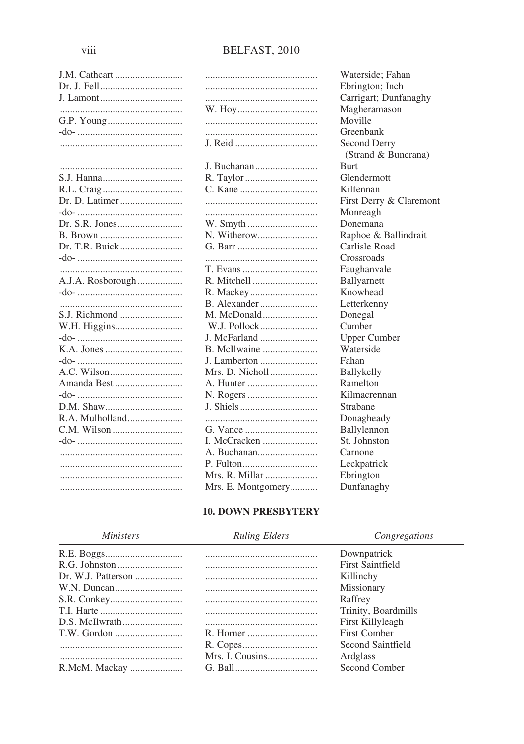| | | |
|---|---|---|
| J.M. Cathcart | | Waterside; Fahan |
| Dr. J. Fell | | Ebrington; Inch |
| J. Lamont | | Carrigart; Dunfanaghy |
| | W. Hoy | Magheramason |
| G.P. Young | | Moville |
| -do- | | Greenbank |
| | J. Reid | Second Derry (Strand & Buncrana) |
| | J. Buchanan | Burt |
| S.J. Hanna | R. Taylor | Glendermott |
| R.L. Craig | C. Kane | Kilfennan |
| Dr. D. Latimer | | First Derry & Claremont |
| -do- | | Monreagh |
| Dr. S.R. Jones | W. Smyth | Donemana |
| B. Brown | N. Witherow | Raphoe & Ballindrait |
| Dr. T.R. Buick | G. Barr | Carlisle Road |
| -do- | | Crossroads |
| | T. Evans | Faughanvale |
| A.J.A. Rosborough | R. Mitchell | Ballyarnett |
| -do- | R. Mackey | Knowhead |
| | B. Alexander | Letterkenny |
| S.J. Richmond | M. McDonald | Donegal |
| W.H. Higgins | W.J. Pollock | Cumber |
| -do- | J. McFarland | Upper Cumber |
| K.A. Jones | B. McIlwaine | Waterside |
| -do- | J. Lamberton | Fahan |
| A.C. Wilson | Mrs. D. Nicholl | Ballykelly |
| Amanda Best | A. Hunter | Ramelton |
| -do- | N. Rogers | Kilmacrennan |
| D.M. Shaw | J. Shiels | Strabane |
| R.A. Mulholland | | Donagheady |
| C.M. Wilson | G. Vance | Ballylennon |
| -do- | I. McCracken | St. Johnston |
| | A. Buchanan | Carnone |
| | P. Fulton | Leckpatrick |
| | Mrs. R. Millar | Ebrington |
| | Mrs. E. Montgomery | Dunfanaghy |

**10. DOWN PRESBYTERY**

| *Ministers* | *Ruling Elders* | *Congregations* |
|---|---|---|
| R.E. Boggs | | Downpatrick |
| R.G. Johnston | | First Saintfield |
| Dr. W.J. Patterson | | Killinchy |
| W.N. Duncan | | Missionary |
| S.R. Conkey | | Raffrey |
| T.I. Harte | | Trinity, Boardmills |
| D.S. McIlwrath | | First Killyleagh |
| T.W. Gordon | R. Horner | First Comber |
| | R. Copes | Second Saintfield |
| | Mrs. I. Cousins | Ardglass |
| R.McM. Mackay | G. Ball | Second Comber |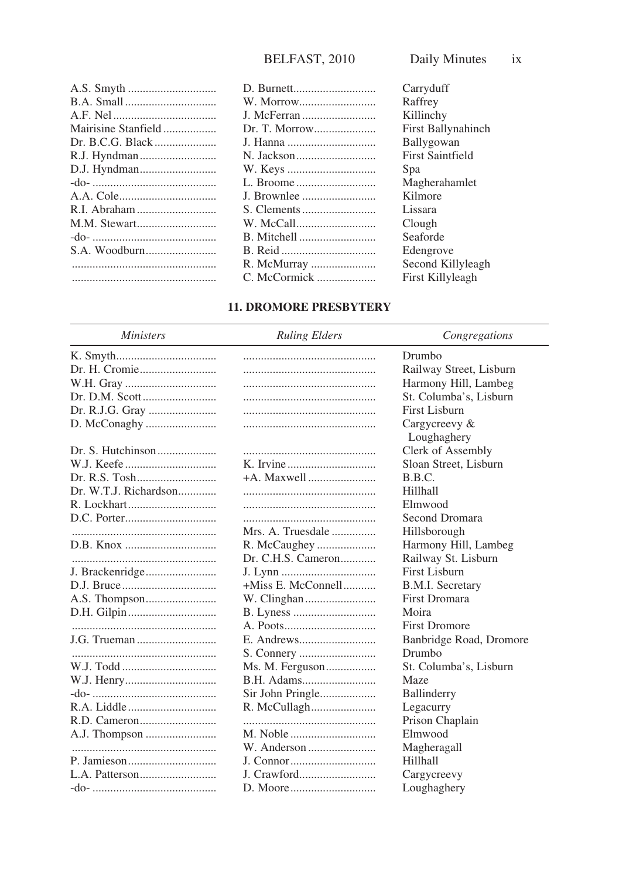| | | |
|---|---|---|
| A.S. Smyth | D. Burnett | Carryduff |
| B.A. Small | W. Morrow | Raffrey |
| A.F. Nel | J. McFerran | Killinchy |
| Mairisine Stanfield | Dr. T. Morrow | First Ballynahinch |
| Dr. B.C.G. Black | J. Hanna | Ballygowan |
| R.J. Hyndman | N. Jackson | First Saintfield |
| D.J. Hyndman | W. Keys | Spa |
| -do- | L. Broome | Magherahamlet |
| A.A. Cole | J. Brownlee | Kilmore |
| R.I. Abraham | S. Clements | Lissara |
| M.M. Stewart | W. McCall | Clough |
| -do- | B. Mitchell | Seaforde |
| S.A. Woodburn | B. Reid | Edengrove |
| | R. McMurray | Second Killyleagh |
| | C. McCormick | First Killyleagh |

## 11. DROMORE PRESBYTERY

| *Ministers* | *Ruling Elders* | *Congregations* |
|---|---|---|
| K. Smyth | | Drumbo |
| Dr. H. Cromie | | Railway Street, Lisburn |
| W.H. Gray | | Harmony Hill, Lambeg |
| Dr. D.M. Scott | | St. Columba's, Lisburn |
| Dr. R.J.G. Gray | | First Lisburn |
| D. McConaghy | | Cargycreevy & Loughaghery |
| Dr. S. Hutchinson | | Clerk of Assembly |
| W.J. Keefe | K. Irvine | Sloan Street, Lisburn |
| Dr. R.S. Tosh | +A. Maxwell | B.B.C. |
| Dr. W.T.J. Richardson | | Hillhall |
| R. Lockhart | | Elmwood |
| D.C. Porter | | Second Dromara |
| | Mrs. A. Truesdale | Hillsborough |
| D.B. Knox | R. McCaughey | Harmony Hill, Lambeg |
| | Dr. C.H.S. Cameron | Railway St. Lisburn |
| J. Brackenridge | J. Lynn | First Lisburn |
| D.J. Bruce | +Miss E. McConnell | B.M.I. Secretary |
| A.S. Thompson | W. Clinghan | First Dromara |
| D.H. Gilpin | B. Lyness | Moira |
| | A. Poots | First Dromore |
| J.G. Trueman | E. Andrews | Banbridge Road, Dromore |
| | S. Connery | Drumbo |
| W.J. Todd | Ms. M. Ferguson | St. Columba's, Lisburn |
| W.J. Henry | B.H. Adams | Maze |
| -do- | Sir John Pringle | Ballinderry |
| R.A. Liddle | R. McCullagh | Legacurry |
| R.D. Cameron | | Prison Chaplain |
| A.J. Thompson | M. Noble | Elmwood |
| | W. Anderson | Magheragall |
| P. Jamieson | J. Connor | Hillhall |
| L.A. Patterson | J. Crawford | Cargycreevy |
| -do- | D. Moore | Loughaghery |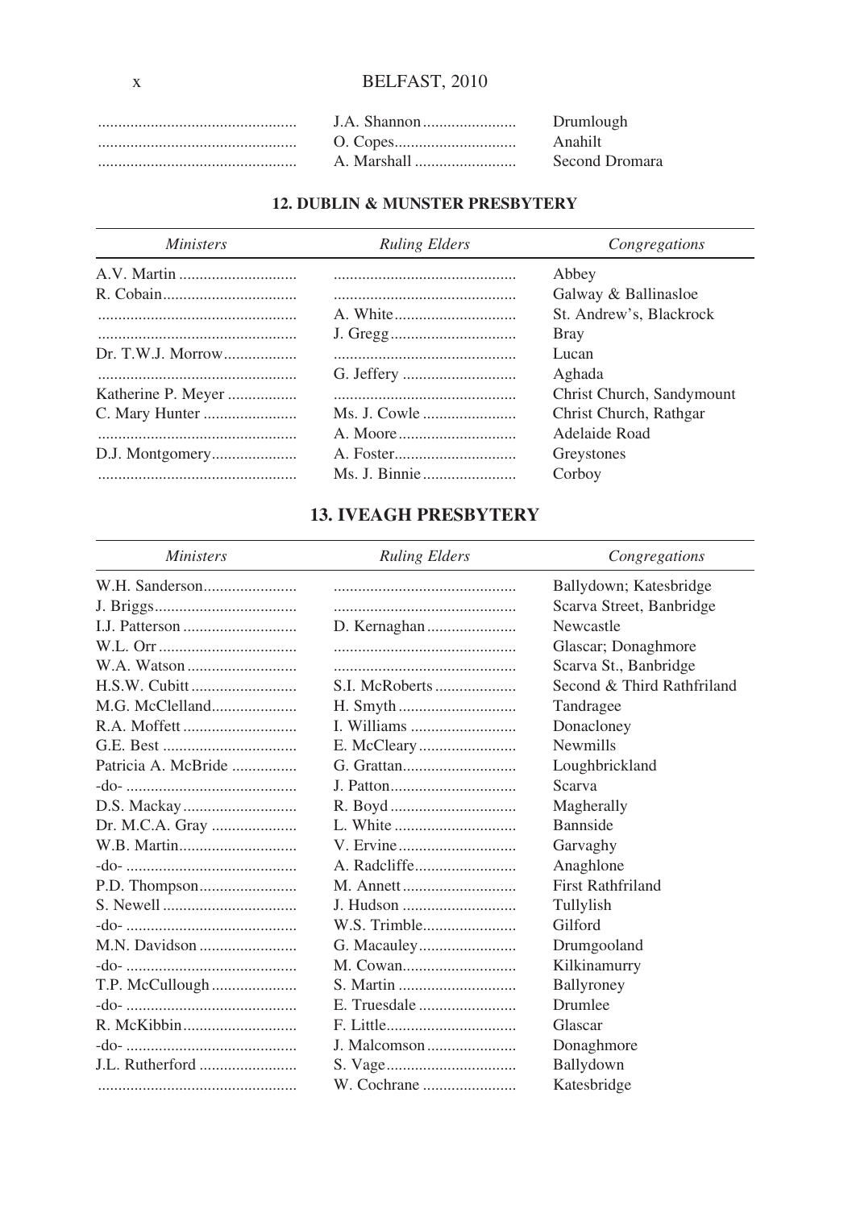| | | |
|---|---|---|
| ............................................... | J.A. Shannon ...................... | Drumlough |
| ............................................... | O. Copes.............................. | Anahilt |
| ............................................... | A. Marshall ......................... | Second Dromara |

**12. DUBLIN & MUNSTER PRESBYTERY**

| *Ministers* | *Ruling Elders* | *Congregations* |
|---|---|---|
| A.V. Martin ............................ | ............................................ | Abbey |
| R. Cobain................................ | ............................................ | Galway & Ballinasloe |
| ............................................... | A. White............................. | St. Andrew's, Blackrock |
| ............................................... | J. Gregg.............................. | Bray |
| Dr. T.W.J. Morrow.................. | ............................................ | Lucan |
| ............................................... | G. Jeffery ........................... | Aghada |
| Katherine P. Meyer ................ | ............................................ | Christ Church, Sandymount |
| C. Mary Hunter ...................... | Ms. J. Cowle ....................... | Christ Church, Rathgar |
| ............................................... | A. Moore............................ | Adelaide Road |
| D.J. Montgomery.................... | A. Foster............................. | Greystones |
| ............................................... | Ms. J. Binnie....................... | Corboy |

**13. IVEAGH PRESBYTERY**

| *Ministers* | *Ruling Elders* | *Congregations* |
|---|---|---|
| W.H. Sanderson...................... | ............................................ | Ballydown; Katesbridge |
| J. Briggs.................................. | ............................................ | Scarva Street, Banbridge |
| I.J. Patterson ........................... | D. Kernaghan...................... | Newcastle |
| W.L. Orr ................................. | ............................................ | Glascar; Donaghmore |
| W.A. Watson .......................... | ............................................ | Scarva St., Banbridge |
| H.S.W. Cubitt ......................... | S.I. McRoberts .................... | Second & Third Rathfriland |
| M.G. McClelland.................... | H. Smyth ............................ | Tandragee |
| R.A. Moffett ........................... | I. Williams .......................... | Donacloney |
| G.E. Best ................................ | E. McCleary ........................ | Newmills |
| Patricia A. McBride ................ | G. Grattan........................... | Loughbrickland |
| -do- ......................................... | J. Patton.............................. | Scarva |
| D.S. Mackay........................... | R. Boyd .............................. | Magherally |
| Dr. M.C.A. Gray .................... | L. White ............................. | Bannside |
| W.B. Martin............................ | V. Ervine............................ | Garvaghy |
| -do- ......................................... | A. Radcliffe......................... | Anaghlone |
| P.D. Thompson....................... | M. Annett ........................... | First Rathfriland |
| S. Newell ................................ | J. Hudson ........................... | Tullylish |
| -do- ......................................... | W.S. Trimble...................... | Gilford |
| M.N. Davidson ....................... | G. Macauley........................ | Drumgooland |
| -do- ......................................... | M. Cowan........................... | Kilkinamurry |
| T.P. McCullough .................... | S. Martin ............................ | Ballyroney |
| -do- ......................................... | E. Truesdale ........................ | Drumlee |
| R. McKibbin........................... | F. Little............................... | Glascar |
| -do- ......................................... | J. Malcomson...................... | Donaghmore |
| J.L. Rutherford ....................... | S. Vage................................ | Ballydown |
| ............................................... | W. Cochrane ....................... | Katesbridge |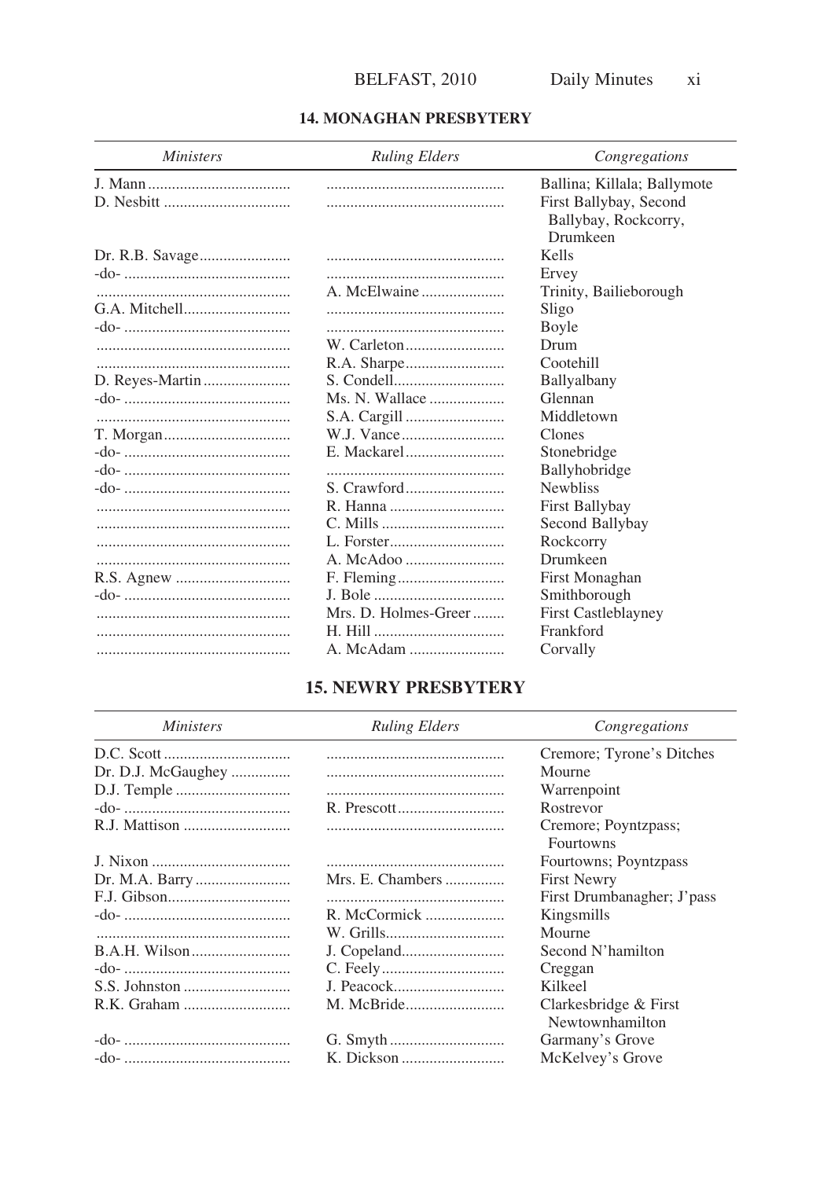## 14. MONAGHAN PRESBYTERY

| *Ministers* | *Ruling Elders* | *Congregations* |
|---|---|---|
| J. Mann | | Ballina; Killala; Ballymote |
| D. Nesbitt | | First Ballybay, Second Ballybay, Rockcorry, Drumkeen |
| Dr. R.B. Savage | | Kells |
| -do- | | Ervey |
| | A. McElwaine | Trinity, Bailieborough |
| G.A. Mitchell | | Sligo |
| -do- | | Boyle |
| | W. Carleton | Drum |
| | R.A. Sharpe | Cootehill |
| D. Reyes-Martin | S. Condell | Ballyalbany |
| -do- | Ms. N. Wallace | Glennan |
| | S.A. Cargill | Middletown |
| T. Morgan | W.J. Vance | Clones |
| -do- | E. Mackarel | Stonebridge |
| -do- | | Ballyhobridge |
| -do- | S. Crawford | Newbliss |
| | R. Hanna | First Ballybay |
| | C. Mills | Second Ballybay |
| | L. Forster | Rockcorry |
| | A. McAdoo | Drumkeen |
| R.S. Agnew | F. Fleming | First Monaghan |
| -do- | J. Bole | Smithborough |
| | Mrs. D. Holmes-Greer | First Castleblayney |
| | H. Hill | Frankford |
| | A. McAdam | Corvally |

## 15. NEWRY PRESBYTERY

| *Ministers* | *Ruling Elders* | *Congregations* |
|---|---|---|
| D.C. Scott | | Cremore; Tyrone's Ditches |
| Dr. D.J. McGaughey | | Mourne |
| D.J. Temple | | Warrenpoint |
| -do- | R. Prescott | Rostrevor |
| R.J. Mattison | | Cremore; Poyntzpass; Fourtowns |
| J. Nixon | | Fourtowns; Poyntzpass |
| Dr. M.A. Barry | Mrs. E. Chambers | First Newry |
| F.J. Gibson | | First Drumbanagher; J'pass |
| -do- | R. McCormick | Kingsmills |
| | W. Grills | Mourne |
| B.A.H. Wilson | J. Copeland | Second N'hamilton |
| -do- | C. Feely | Creggan |
| S.S. Johnston | J. Peacock | Kilkeel |
| R.K. Graham | M. McBride | Clarkesbridge & First Newtownhamilton |
| -do- | G. Smyth | Garmany's Grove |
| -do- | K. Dickson | McKelvey's Grove |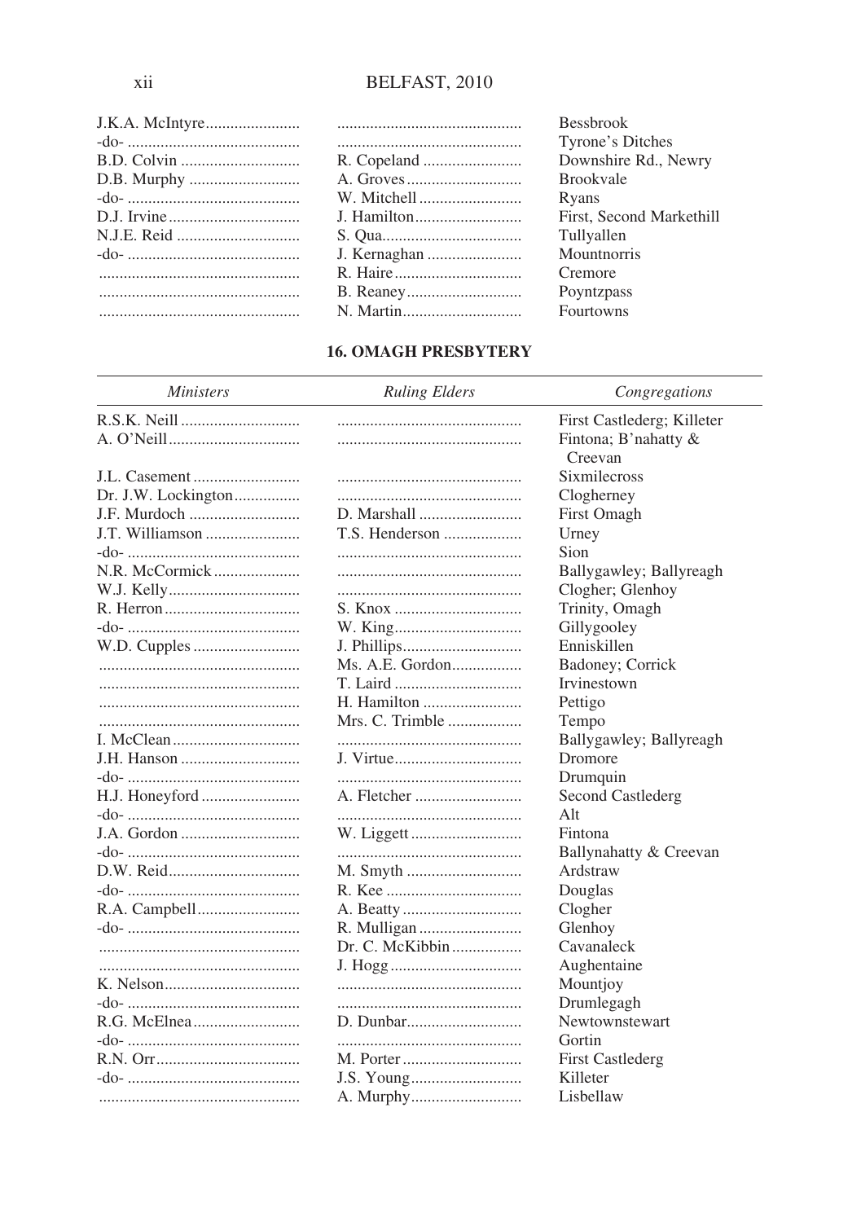| | | |
|---|---|---|
| J.K.A. McIntyre | | Bessbrook |
| -do- | | Tyrone's Ditches |
| B.D. Colvin | R. Copeland | Downshire Rd., Newry |
| D.B. Murphy | A. Groves | Brookvale |
| -do- | W. Mitchell | Ryans |
| D.J. Irvine | J. Hamilton | First, Second Markethill |
| N.J.E. Reid | S. Qua | Tullyallen |
| -do- | J. Kernaghan | Mountnorris |
| | R. Haire | Cremore |
| | B. Reaney | Poyntzpass |
| | N. Martin | Fourtowns |

## 16. OMAGH PRESBYTERY

| *Ministers* | *Ruling Elders* | *Congregations* |
|---|---|---|
| R.S.K. Neill | | First Castlederg; Killeter |
| A. O'Neill | | Fintona; B'nahatty & Creevan |
| J.L. Casement | | Sixmilecross |
| Dr. J.W. Lockington | | Clogherney |
| J.F. Murdoch | D. Marshall | First Omagh |
| J.T. Williamson | T.S. Henderson | Urney |
| -do- | | Sion |
| N.R. McCormick | | Ballygawley; Ballyreagh |
| W.J. Kelly | | Clogher; Glenhoy |
| R. Herron | S. Knox | Trinity, Omagh |
| -do- | W. King | Gillygooley |
| W.D. Cupples | J. Phillips | Enniskillen |
| | Ms. A.E. Gordon | Badoney; Corrick |
| | T. Laird | Irvinestown |
| | H. Hamilton | Pettigo |
| | Mrs. C. Trimble | Tempo |
| I. McClean | | Ballygawley; Ballyreagh |
| J.H. Hanson | J. Virtue | Dromore |
| -do- | | Drumquin |
| H.J. Honeyford | A. Fletcher | Second Castlederg |
| -do- | | Alt |
| J.A. Gordon | W. Liggett | Fintona |
| -do- | | Ballynahatty & Creevan |
| D.W. Reid | M. Smyth | Ardstraw |
| -do- | R. Kee | Douglas |
| R.A. Campbell | A. Beatty | Clogher |
| -do- | R. Mulligan | Glenhoy |
| | Dr. C. McKibbin | Cavanaleck |
| | J. Hogg | Aughentaine |
| K. Nelson | | Mountjoy |
| -do- | | Drumlegagh |
| R.G. McElnea | D. Dunbar | Newtownstewart |
| -do- | | Gortin |
| R.N. Orr | M. Porter | First Castlederg |
| -do- | J.S. Young | Killeter |
| | A. Murphy | Lisbellaw |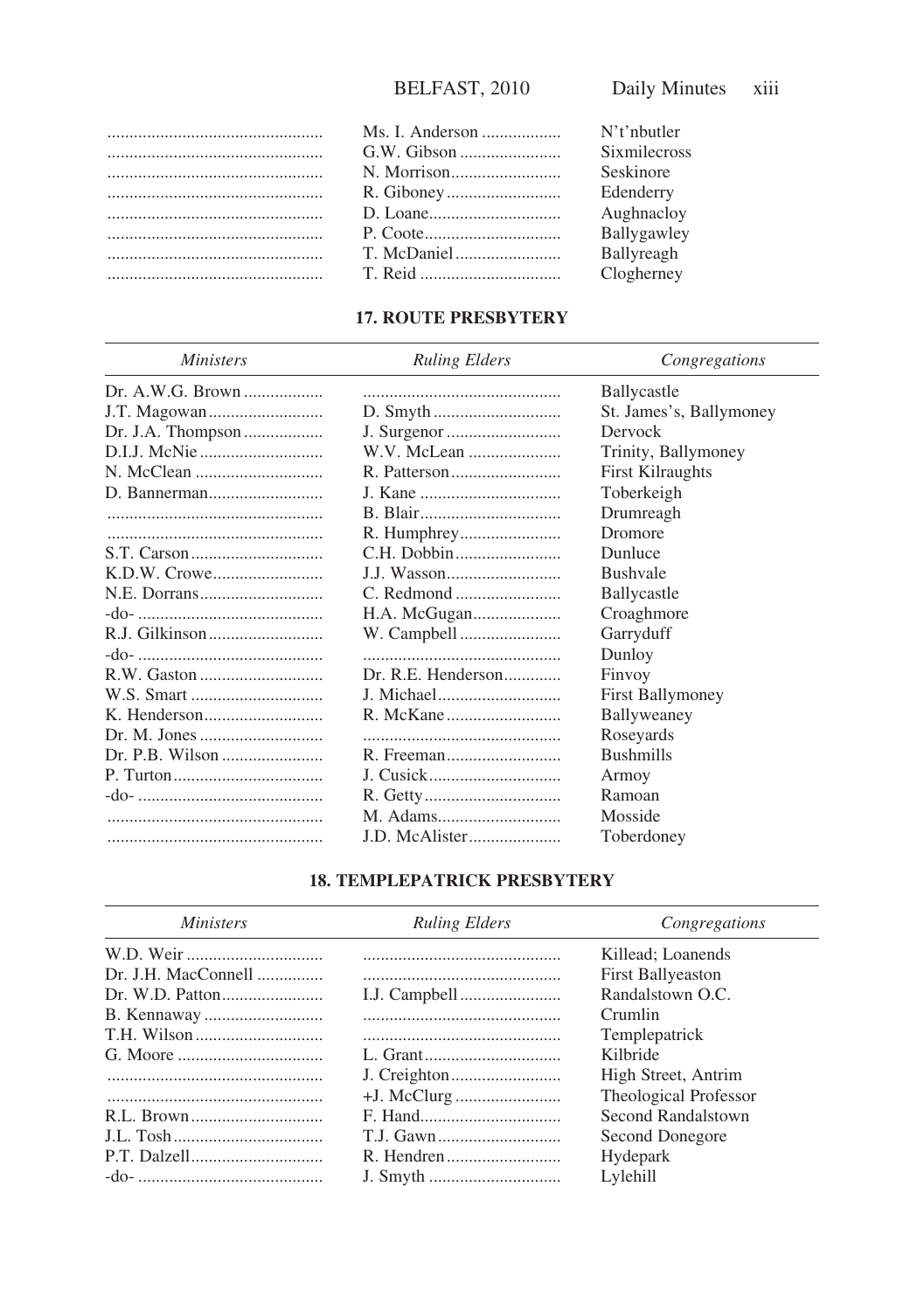| | | |
|---|---|---|
| | Ms. I. Anderson | N't'nbutler |
| | G.W. Gibson | Sixmilecross |
| | N. Morrison | Seskinore |
| | R. Giboney | Edenderry |
| | D. Loane | Aughnacloy |
| | P. Coote | Ballygawley |
| | T. McDaniel | Ballyreagh |
| | T. Reid | Clogherney |

### 17. ROUTE PRESBYTERY

| *Ministers* | *Ruling Elders* | *Congregations* |
|---|---|---|
| Dr. A.W.G. Brown | | Ballycastle |
| J.T. Magowan | D. Smyth | St. James's, Ballymoney |
| Dr. J.A. Thompson | J. Surgenor | Dervock |
| D.I.J. McNie | W.V. McLean | Trinity, Ballymoney |
| N. McClean | R. Patterson | First Kilraughts |
| D. Bannerman | J. Kane | Toberkeigh |
| | B. Blair | Drumreagh |
| | R. Humphrey | Dromore |
| S.T. Carson | C.H. Dobbin | Dunluce |
| K.D.W. Crowe | J.J. Wasson | Bushvale |
| N.E. Dorrans | C. Redmond | Ballycastle |
| -do- | H.A. McGugan | Croaghmore |
| R.J. Gilkinson | W. Campbell | Garryduff |
| -do- | | Dunloy |
| R.W. Gaston | Dr. R.E. Henderson | Finvoy |
| W.S. Smart | J. Michael | First Ballymoney |
| K. Henderson | R. McKane | Ballyweaney |
| Dr. M. Jones | | Roseyards |
| Dr. P.B. Wilson | R. Freeman | Bushmills |
| P. Turton | J. Cusick | Armoy |
| -do- | R. Getty | Ramoan |
| | M. Adams | Mosside |
| | J.D. McAlister | Toberdoney |

### 18. TEMPLEPATRICK PRESBYTERY

| *Ministers* | *Ruling Elders* | *Congregations* |
|---|---|---|
| W.D. Weir | | Killead; Loanends |
| Dr. J.H. MacConnell | | First Ballyeaston |
| Dr. W.D. Patton | I.J. Campbell | Randalstown O.C. |
| B. Kennaway | | Crumlin |
| T.H. Wilson | | Templepatrick |
| G. Moore | L. Grant | Kilbride |
| | J. Creighton | High Street, Antrim |
| | +J. McClurg | Theological Professor |
| R.L. Brown | F. Hand | Second Randalstown |
| J.L. Tosh | T.J. Gawn | Second Donegore |
| P.T. Dalzell | R. Hendren | Hydepark |
| -do- | J. Smyth | Lylehill |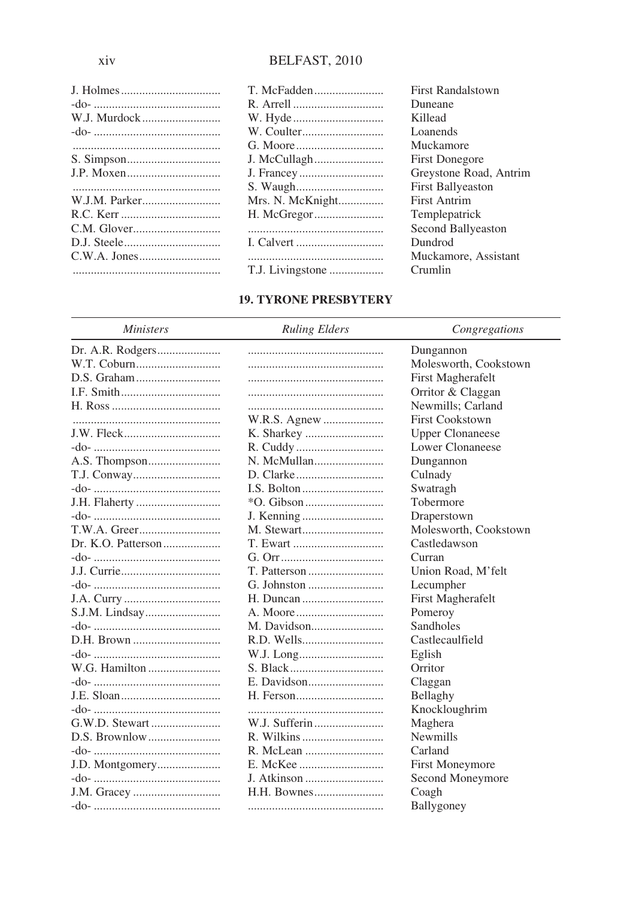| | | |
|---|---|---|
| J. Holmes | T. McFadden | First Randalstown |
| -do- | R. Arrell | Duneane |
| W.J. Murdock | W. Hyde | Killead |
| -do- | W. Coulter | Loanends |
| | G. Moore | Muckamore |
| S. Simpson | J. McCullagh | First Donegore |
| J.P. Moxen | J. Francey | Greystone Road, Antrim |
| | S. Waugh | First Ballyeaston |
| W.J.M. Parker | Mrs. N. McKnight | First Antrim |
| R.C. Kerr | H. McGregor | Templepatrick |
| C.M. Glover | | Second Ballyeaston |
| D.J. Steele | I. Calvert | Dundrod |
| C.W.A. Jones | | Muckamore, Assistant |
| | T.J. Livingstone | Crumlin |

## 19. TYRONE PRESBYTERY

| *Ministers* | *Ruling Elders* | *Congregations* |
|---|---|---|
| Dr. A.R. Rodgers | | Dungannon |
| W.T. Coburn | | Molesworth, Cookstown |
| D.S. Graham | | First Magherafelt |
| I.F. Smith | | Orritor & Claggan |
| H. Ross | | Newmills; Carland |
| | W.R.S. Agnew | First Cookstown |
| J.W. Fleck | K. Sharkey | Upper Clonaneese |
| -do- | R. Cuddy | Lower Clonaneese |
| A.S. Thompson | N. McMullan | Dungannon |
| T.J. Conway | D. Clarke | Culnady |
| -do- | I.S. Bolton | Swatragh |
| J.H. Flaherty | *O. Gibson | Tobermore |
| -do- | J. Kenning | Draperstown |
| T.W.A. Greer | M. Stewart | Molesworth, Cookstown |
| Dr. K.O. Patterson | T. Ewart | Castledawson |
| -do- | G. Orr | Curran |
| J.J. Currie | T. Patterson | Union Road, M'felt |
| -do- | G. Johnston | Lecumpher |
| J.A. Curry | H. Duncan | First Magherafelt |
| S.J.M. Lindsay | A. Moore | Pomeroy |
| -do- | M. Davidson | Sandholes |
| D.H. Brown | R.D. Wells | Castlecaulfield |
| -do- | W.J. Long | Eglish |
| W.G. Hamilton | S. Black | Orritor |
| -do- | E. Davidson | Claggan |
| J.E. Sloan | H. Ferson | Bellaghy |
| -do- | | Knockloughrim |
| G.W.D. Stewart | W.J. Sufferin | Maghera |
| D.S. Brownlow | R. Wilkins | Newmills |
| -do- | R. McLean | Carland |
| J.D. Montgomery | E. McKee | First Moneymore |
| -do- | J. Atkinson | Second Moneymore |
| J.M. Gracey | H.H. Bownes | Coagh |
| -do- | | Ballygoney |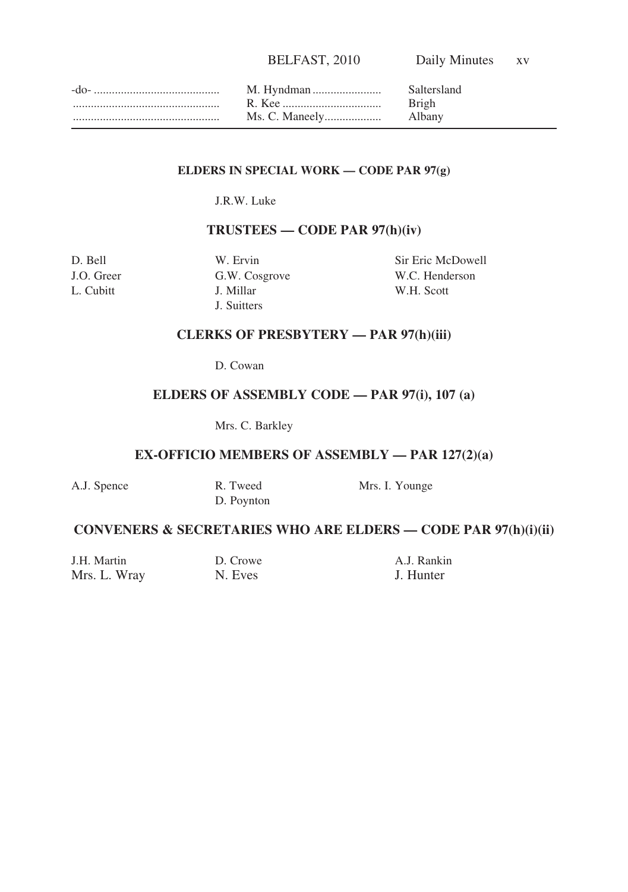| | | |
|---|---|---|
| -do- ......................................... | M. Hyndman ...................... | Saltersland |
| ................................................ | R. Kee ................................ | Brigh |
| ................................................ | Ms. C. Maneely.................. | Albany |

#### ELDERS IN SPECIAL WORK — CODE PAR 97(g)

J.R.W. Luke

### TRUSTEES — CODE PAR 97(h)(iv)

| | | |
|---|---|---|
| D. Bell | W. Ervin | Sir Eric McDowell |
| J.O. Greer | G.W. Cosgrove | W.C. Henderson |
| L. Cubitt | J. Millar | W.H. Scott |
| | J. Suitters | |

### CLERKS OF PRESBYTERY — PAR 97(h)(iii)

D. Cowan

### ELDERS OF ASSEMBLY CODE — PAR 97(i), 107 (a)

Mrs. C. Barkley

### EX-OFFICIO MEMBERS OF ASSEMBLY — PAR 127(2)(a)

| | | |
|---|---|---|
| A.J. Spence | R. Tweed | Mrs. I. Younge |
| | D. Poynton | |

### CONVENERS & SECRETARIES WHO ARE ELDERS — CODE PAR 97(h)(i)(ii)

| | | |
|---|---|---|
| J.H. Martin | D. Crowe | A.J. Rankin |
| Mrs. L. Wray | N. Eves | J. Hunter |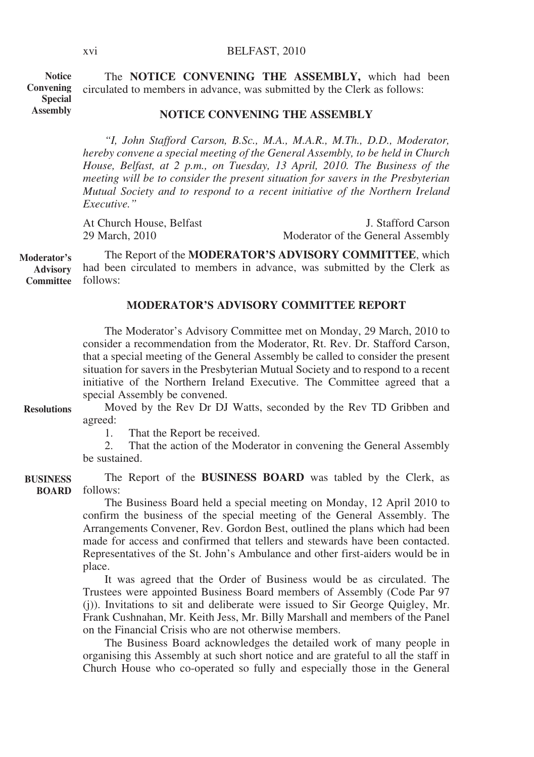**Notice Convening Special Assembly**

The **NOTICE CONVENING THE ASSEMBLY,** which had been circulated to members in advance, was submitted by the Clerk as follows:

### NOTICE CONVENING THE ASSEMBLY

*"I, John Stafford Carson, B.Sc., M.A., M.A.R., M.Th., D.D., Moderator, hereby convene a special meeting of the General Assembly, to be held in Church House, Belfast, at 2 p.m., on Tuesday, 13 April, 2010. The Business of the meeting will be to consider the present situation for savers in the Presbyterian Mutual Society and to respond to a recent initiative of the Northern Ireland Executive."*

At Church House, Belfast
29 March, 2010

J. Stafford Carson
Moderator of the General Assembly

**Moderator's Advisory Committee**

The Report of the **MODERATOR'S ADVISORY COMMITTEE**, which had been circulated to members in advance, was submitted by the Clerk as follows:

### MODERATOR'S ADVISORY COMMITTEE REPORT

The Moderator's Advisory Committee met on Monday, 29 March, 2010 to consider a recommendation from the Moderator, Rt. Rev. Dr. Stafford Carson, that a special meeting of the General Assembly be called to consider the present situation for savers in the Presbyterian Mutual Society and to respond to a recent initiative of the Northern Ireland Executive. The Committee agreed that a special Assembly be convened.

**Resolutions**

Moved by the Rev Dr DJ Watts, seconded by the Rev TD Gribben and agreed:

1. That the Report be received.
2. That the action of the Moderator in convening the General Assembly be sustained.

**BUSINESS BOARD**

The Report of the **BUSINESS BOARD** was tabled by the Clerk, as follows:

The Business Board held a special meeting on Monday, 12 April 2010 to confirm the business of the special meeting of the General Assembly. The Arrangements Convener, Rev. Gordon Best, outlined the plans which had been made for access and confirmed that tellers and stewards have been contacted. Representatives of the St. John's Ambulance and other first-aiders would be in place.

It was agreed that the Order of Business would be as circulated. The Trustees were appointed Business Board members of Assembly (Code Par 97 (j)). Invitations to sit and deliberate were issued to Sir George Quigley, Mr. Frank Cushnahan, Mr. Keith Jess, Mr. Billy Marshall and members of the Panel on the Financial Crisis who are not otherwise members.

The Business Board acknowledges the detailed work of many people in organising this Assembly at such short notice and are grateful to all the staff in Church House who co-operated so fully and especially those in the General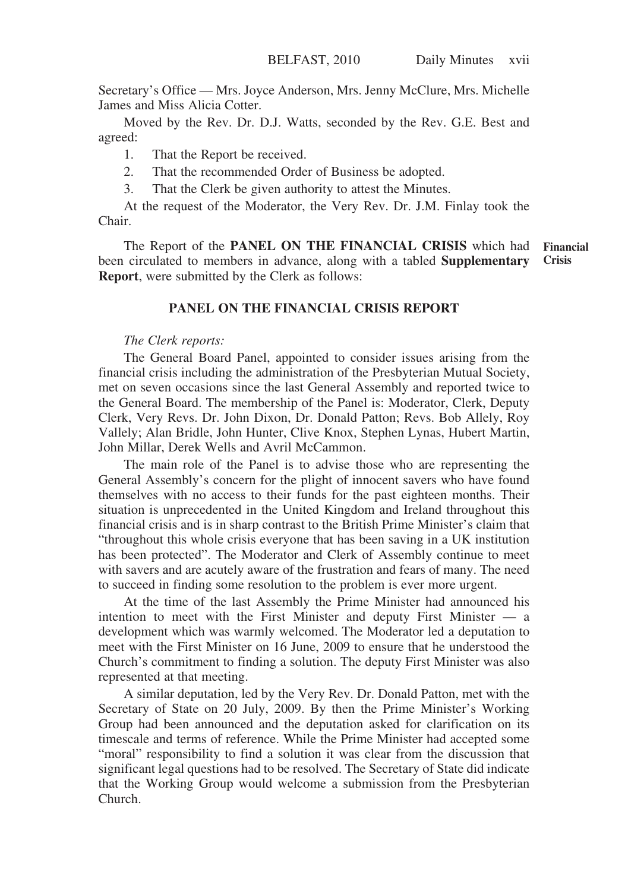Secretary's Office — Mrs. Joyce Anderson, Mrs. Jenny McClure, Mrs. Michelle James and Miss Alicia Cotter.

Moved by the Rev. Dr. D.J. Watts, seconded by the Rev. G.E. Best and agreed:

1. That the Report be received.
2. That the recommended Order of Business be adopted.
3. That the Clerk be given authority to attest the Minutes.

At the request of the Moderator, the Very Rev. Dr. J.M. Finlay took the Chair.

**Financial Crisis**

The Report of the **PANEL ON THE FINANCIAL CRISIS** which had been circulated to members in advance, along with a tabled **Supplementary Report**, were submitted by the Clerk as follows:

## PANEL ON THE FINANCIAL CRISIS REPORT

*The Clerk reports:*

The General Board Panel, appointed to consider issues arising from the financial crisis including the administration of the Presbyterian Mutual Society, met on seven occasions since the last General Assembly and reported twice to the General Board. The membership of the Panel is: Moderator, Clerk, Deputy Clerk, Very Revs. Dr. John Dixon, Dr. Donald Patton; Revs. Bob Allely, Roy Vallely; Alan Bridle, John Hunter, Clive Knox, Stephen Lynas, Hubert Martin, John Millar, Derek Wells and Avril McCammon.

The main role of the Panel is to advise those who are representing the General Assembly's concern for the plight of innocent savers who have found themselves with no access to their funds for the past eighteen months. Their situation is unprecedented in the United Kingdom and Ireland throughout this financial crisis and is in sharp contrast to the British Prime Minister's claim that "throughout this whole crisis everyone that has been saving in a UK institution has been protected". The Moderator and Clerk of Assembly continue to meet with savers and are acutely aware of the frustration and fears of many. The need to succeed in finding some resolution to the problem is ever more urgent.

At the time of the last Assembly the Prime Minister had announced his intention to meet with the First Minister and deputy First Minister — a development which was warmly welcomed. The Moderator led a deputation to meet with the First Minister on 16 June, 2009 to ensure that he understood the Church's commitment to finding a solution. The deputy First Minister was also represented at that meeting.

A similar deputation, led by the Very Rev. Dr. Donald Patton, met with the Secretary of State on 20 July, 2009. By then the Prime Minister's Working Group had been announced and the deputation asked for clarification on its timescale and terms of reference. While the Prime Minister had accepted some "moral" responsibility to find a solution it was clear from the discussion that significant legal questions had to be resolved. The Secretary of State did indicate that the Working Group would welcome a submission from the Presbyterian Church.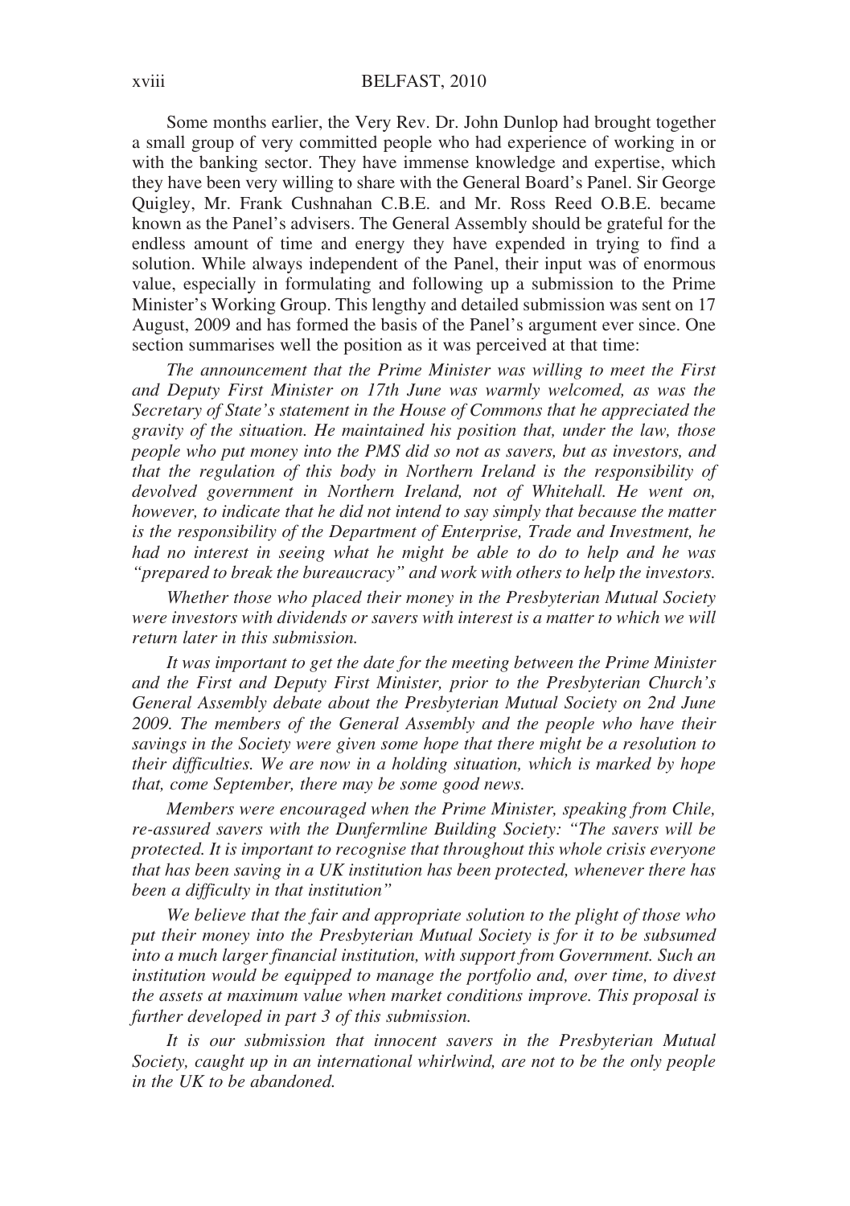Some months earlier, the Very Rev. Dr. John Dunlop had brought together a small group of very committed people who had experience of working in or with the banking sector. They have immense knowledge and expertise, which they have been very willing to share with the General Board's Panel. Sir George Quigley, Mr. Frank Cushnahan C.B.E. and Mr. Ross Reed O.B.E. became known as the Panel's advisers. The General Assembly should be grateful for the endless amount of time and energy they have expended in trying to find a solution. While always independent of the Panel, their input was of enormous value, especially in formulating and following up a submission to the Prime Minister's Working Group. This lengthy and detailed submission was sent on 17 August, 2009 and has formed the basis of the Panel's argument ever since. One section summarises well the position as it was perceived at that time:

*The announcement that the Prime Minister was willing to meet the First and Deputy First Minister on 17th June was warmly welcomed, as was the Secretary of State's statement in the House of Commons that he appreciated the gravity of the situation. He maintained his position that, under the law, those people who put money into the PMS did so not as savers, but as investors, and that the regulation of this body in Northern Ireland is the responsibility of devolved government in Northern Ireland, not of Whitehall. He went on, however, to indicate that he did not intend to say simply that because the matter is the responsibility of the Department of Enterprise, Trade and Investment, he had no interest in seeing what he might be able to do to help and he was "prepared to break the bureaucracy" and work with others to help the investors.*

*Whether those who placed their money in the Presbyterian Mutual Society were investors with dividends or savers with interest is a matter to which we will return later in this submission.*

*It was important to get the date for the meeting between the Prime Minister and the First and Deputy First Minister, prior to the Presbyterian Church's General Assembly debate about the Presbyterian Mutual Society on 2nd June 2009. The members of the General Assembly and the people who have their savings in the Society were given some hope that there might be a resolution to their difficulties. We are now in a holding situation, which is marked by hope that, come September, there may be some good news.*

*Members were encouraged when the Prime Minister, speaking from Chile, re-assured savers with the Dunfermline Building Society: "The savers will be protected. It is important to recognise that throughout this whole crisis everyone that has been saving in a UK institution has been protected, whenever there has been a difficulty in that institution"*

*We believe that the fair and appropriate solution to the plight of those who put their money into the Presbyterian Mutual Society is for it to be subsumed into a much larger financial institution, with support from Government. Such an institution would be equipped to manage the portfolio and, over time, to divest the assets at maximum value when market conditions improve. This proposal is further developed in part 3 of this submission.*

*It is our submission that innocent savers in the Presbyterian Mutual Society, caught up in an international whirlwind, are not to be the only people in the UK to be abandoned.*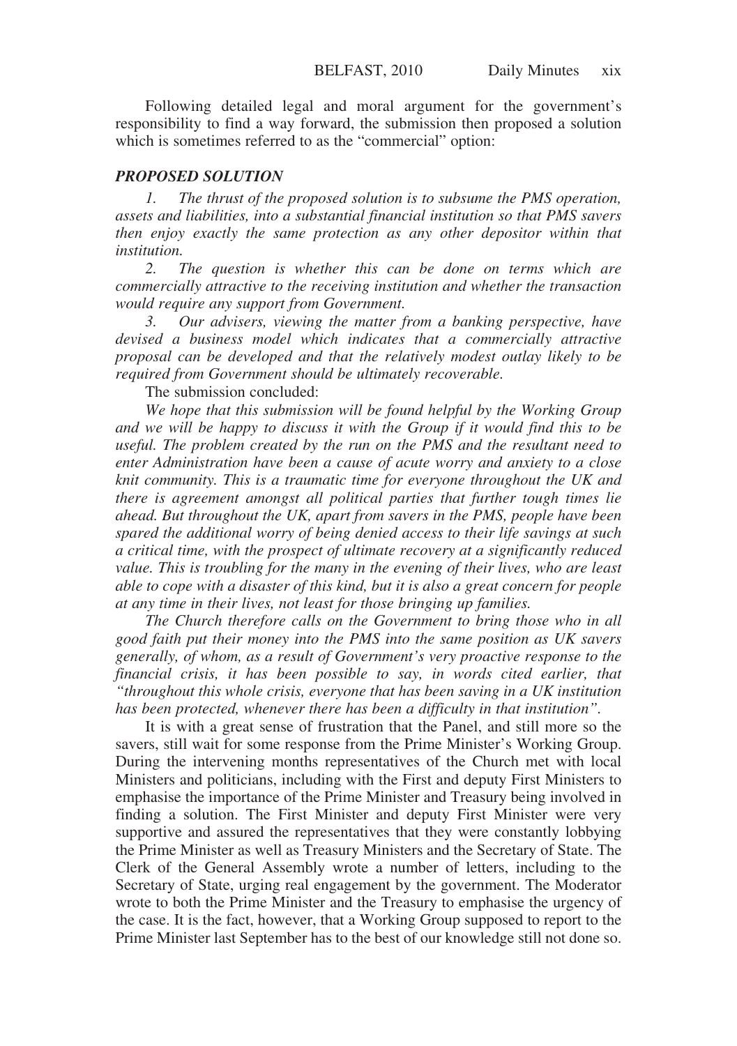Following detailed legal and moral argument for the government's responsibility to find a way forward, the submission then proposed a solution which is sometimes referred to as the "commercial" option:

***PROPOSED SOLUTION***

*1. The thrust of the proposed solution is to subsume the PMS operation, assets and liabilities, into a substantial financial institution so that PMS savers then enjoy exactly the same protection as any other depositor within that institution.*

*2. The question is whether this can be done on terms which are commercially attractive to the receiving institution and whether the transaction would require any support from Government.*

*3. Our advisers, viewing the matter from a banking perspective, have devised a business model which indicates that a commercially attractive proposal can be developed and that the relatively modest outlay likely to be required from Government should be ultimately recoverable.*

The submission concluded:

*We hope that this submission will be found helpful by the Working Group and we will be happy to discuss it with the Group if it would find this to be useful. The problem created by the run on the PMS and the resultant need to enter Administration have been a cause of acute worry and anxiety to a close knit community. This is a traumatic time for everyone throughout the UK and there is agreement amongst all political parties that further tough times lie ahead. But throughout the UK, apart from savers in the PMS, people have been spared the additional worry of being denied access to their life savings at such a critical time, with the prospect of ultimate recovery at a significantly reduced value. This is troubling for the many in the evening of their lives, who are least able to cope with a disaster of this kind, but it is also a great concern for people at any time in their lives, not least for those bringing up families.*

*The Church therefore calls on the Government to bring those who in all good faith put their money into the PMS into the same position as UK savers generally, of whom, as a result of Government's very proactive response to the financial crisis, it has been possible to say, in words cited earlier, that "throughout this whole crisis, everyone that has been saving in a UK institution has been protected, whenever there has been a difficulty in that institution".*

It is with a great sense of frustration that the Panel, and still more so the savers, still wait for some response from the Prime Minister's Working Group. During the intervening months representatives of the Church met with local Ministers and politicians, including with the First and deputy First Ministers to emphasise the importance of the Prime Minister and Treasury being involved in finding a solution. The First Minister and deputy First Minister were very supportive and assured the representatives that they were constantly lobbying the Prime Minister as well as Treasury Ministers and the Secretary of State. The Clerk of the General Assembly wrote a number of letters, including to the Secretary of State, urging real engagement by the government. The Moderator wrote to both the Prime Minister and the Treasury to emphasise the urgency of the case. It is the fact, however, that a Working Group supposed to report to the Prime Minister last September has to the best of our knowledge still not done so.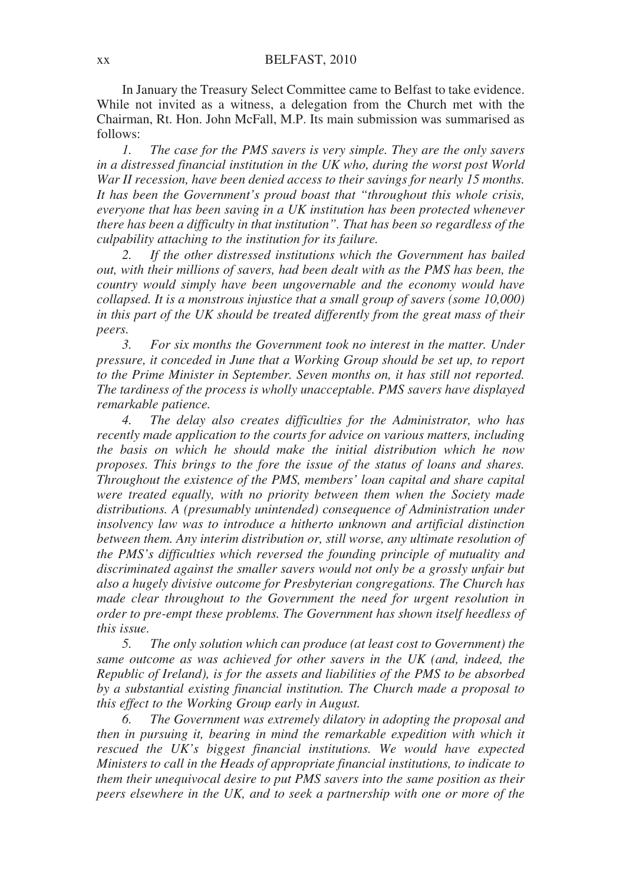In January the Treasury Select Committee came to Belfast to take evidence. While not invited as a witness, a delegation from the Church met with the Chairman, Rt. Hon. John McFall, M.P. Its main submission was summarised as follows:

*1. The case for the PMS savers is very simple. They are the only savers in a distressed financial institution in the UK who, during the worst post World War II recession, have been denied access to their savings for nearly 15 months. It has been the Government's proud boast that "throughout this whole crisis, everyone that has been saving in a UK institution has been protected whenever there has been a difficulty in that institution". That has been so regardless of the culpability attaching to the institution for its failure.*

*2. If the other distressed institutions which the Government has bailed out, with their millions of savers, had been dealt with as the PMS has been, the country would simply have been ungovernable and the economy would have collapsed. It is a monstrous injustice that a small group of savers (some 10,000) in this part of the UK should be treated differently from the great mass of their peers.*

*3. For six months the Government took no interest in the matter. Under pressure, it conceded in June that a Working Group should be set up, to report to the Prime Minister in September. Seven months on, it has still not reported. The tardiness of the process is wholly unacceptable. PMS savers have displayed remarkable patience.*

*4. The delay also creates difficulties for the Administrator, who has recently made application to the courts for advice on various matters, including the basis on which he should make the initial distribution which he now proposes. This brings to the fore the issue of the status of loans and shares. Throughout the existence of the PMS, members' loan capital and share capital were treated equally, with no priority between them when the Society made distributions. A (presumably unintended) consequence of Administration under insolvency law was to introduce a hitherto unknown and artificial distinction between them. Any interim distribution or, still worse, any ultimate resolution of the PMS's difficulties which reversed the founding principle of mutuality and discriminated against the smaller savers would not only be a grossly unfair but also a hugely divisive outcome for Presbyterian congregations. The Church has made clear throughout to the Government the need for urgent resolution in order to pre-empt these problems. The Government has shown itself heedless of this issue.*

*5. The only solution which can produce (at least cost to Government) the same outcome as was achieved for other savers in the UK (and, indeed, the Republic of Ireland), is for the assets and liabilities of the PMS to be absorbed by a substantial existing financial institution. The Church made a proposal to this effect to the Working Group early in August.*

*6. The Government was extremely dilatory in adopting the proposal and then in pursuing it, bearing in mind the remarkable expedition with which it rescued the UK's biggest financial institutions. We would have expected Ministers to call in the Heads of appropriate financial institutions, to indicate to them their unequivocal desire to put PMS savers into the same position as their peers elsewhere in the UK, and to seek a partnership with one or more of the*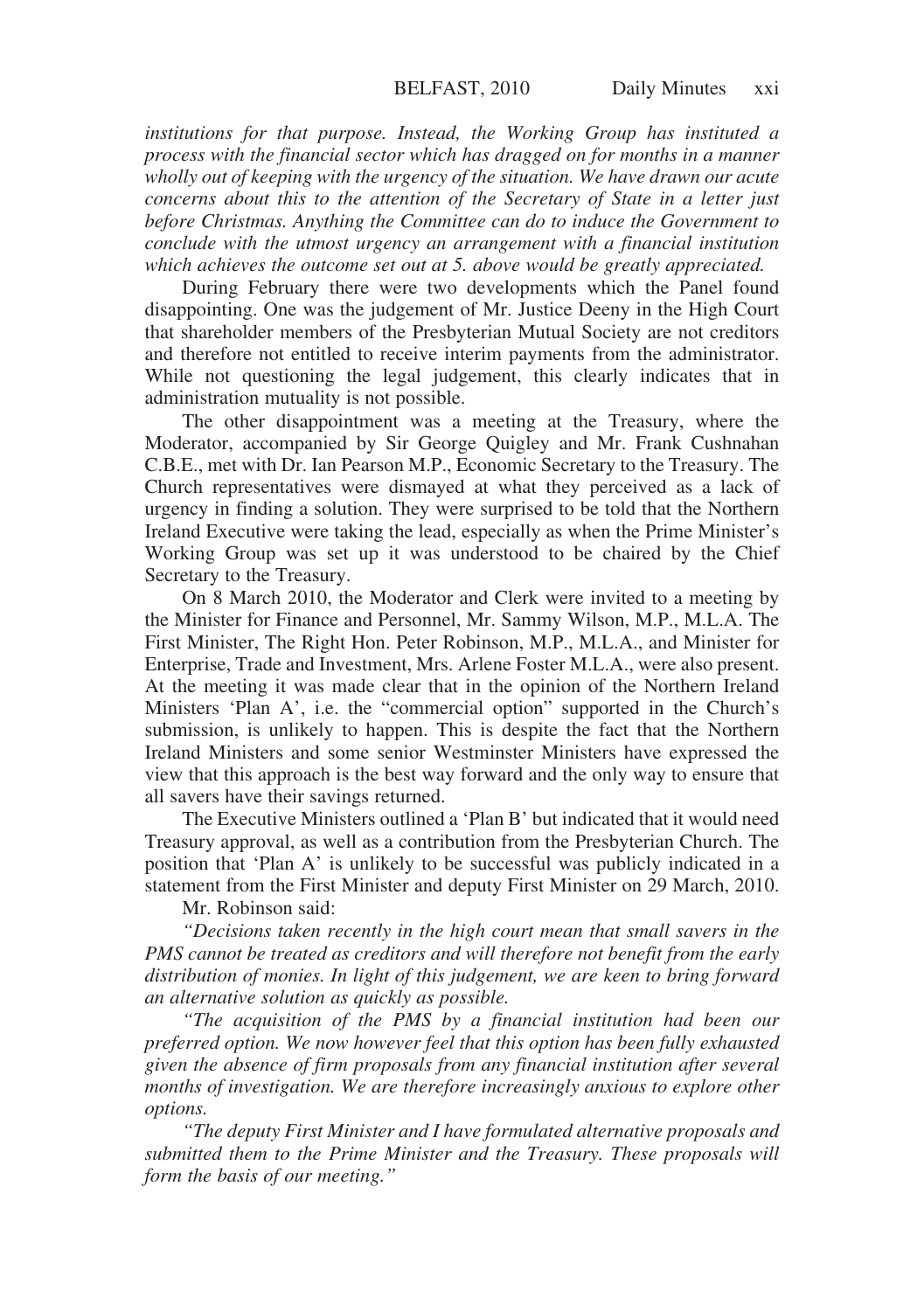*institutions for that purpose. Instead, the Working Group has instituted a process with the financial sector which has dragged on for months in a manner wholly out of keeping with the urgency of the situation. We have drawn our acute concerns about this to the attention of the Secretary of State in a letter just before Christmas. Anything the Committee can do to induce the Government to conclude with the utmost urgency an arrangement with a financial institution which achieves the outcome set out at 5. above would be greatly appreciated.*

During February there were two developments which the Panel found disappointing. One was the judgement of Mr. Justice Deeny in the High Court that shareholder members of the Presbyterian Mutual Society are not creditors and therefore not entitled to receive interim payments from the administrator. While not questioning the legal judgement, this clearly indicates that in administration mutuality is not possible.

The other disappointment was a meeting at the Treasury, where the Moderator, accompanied by Sir George Quigley and Mr. Frank Cushnahan C.B.E., met with Dr. Ian Pearson M.P., Economic Secretary to the Treasury. The Church representatives were dismayed at what they perceived as a lack of urgency in finding a solution. They were surprised to be told that the Northern Ireland Executive were taking the lead, especially as when the Prime Minister's Working Group was set up it was understood to be chaired by the Chief Secretary to the Treasury.

On 8 March 2010, the Moderator and Clerk were invited to a meeting by the Minister for Finance and Personnel, Mr. Sammy Wilson, M.P., M.L.A. The First Minister, The Right Hon. Peter Robinson, M.P., M.L.A., and Minister for Enterprise, Trade and Investment, Mrs. Arlene Foster M.L.A., were also present. At the meeting it was made clear that in the opinion of the Northern Ireland Ministers 'Plan A', i.e. the "commercial option" supported in the Church's submission, is unlikely to happen. This is despite the fact that the Northern Ireland Ministers and some senior Westminster Ministers have expressed the view that this approach is the best way forward and the only way to ensure that all savers have their savings returned.

The Executive Ministers outlined a 'Plan B' but indicated that it would need Treasury approval, as well as a contribution from the Presbyterian Church. The position that 'Plan A' is unlikely to be successful was publicly indicated in a statement from the First Minister and deputy First Minister on 29 March, 2010.

Mr. Robinson said:

*"Decisions taken recently in the high court mean that small savers in the PMS cannot be treated as creditors and will therefore not benefit from the early distribution of monies. In light of this judgement, we are keen to bring forward an alternative solution as quickly as possible.*

*"The acquisition of the PMS by a financial institution had been our preferred option. We now however feel that this option has been fully exhausted given the absence of firm proposals from any financial institution after several months of investigation. We are therefore increasingly anxious to explore other options.*

*"The deputy First Minister and I have formulated alternative proposals and submitted them to the Prime Minister and the Treasury. These proposals will form the basis of our meeting."*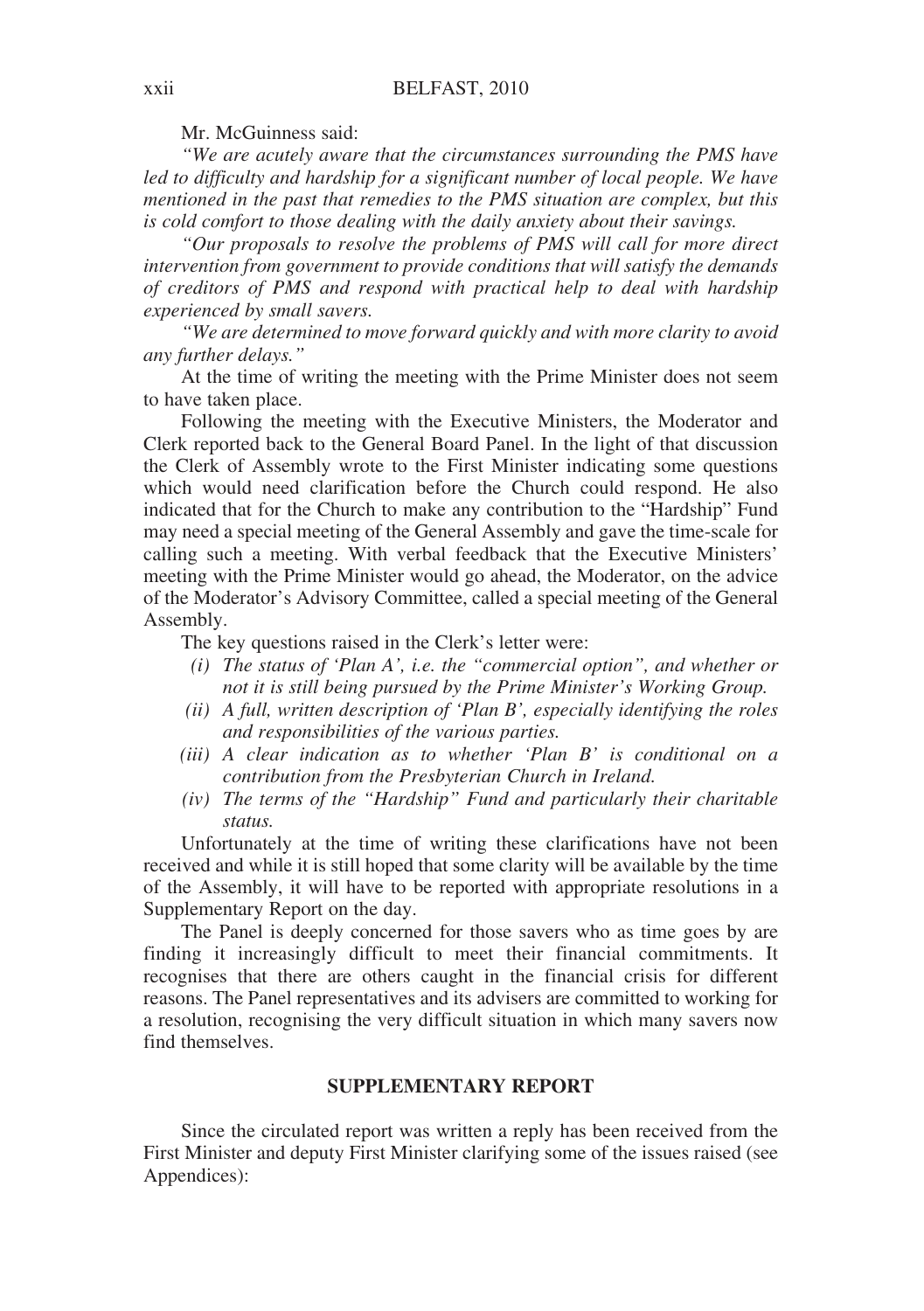Mr. McGuinness said:

*"We are acutely aware that the circumstances surrounding the PMS have led to difficulty and hardship for a significant number of local people. We have mentioned in the past that remedies to the PMS situation are complex, but this is cold comfort to those dealing with the daily anxiety about their savings.*

*"Our proposals to resolve the problems of PMS will call for more direct intervention from government to provide conditions that will satisfy the demands of creditors of PMS and respond with practical help to deal with hardship experienced by small savers.*

*"We are determined to move forward quickly and with more clarity to avoid any further delays."*

At the time of writing the meeting with the Prime Minister does not seem to have taken place.

Following the meeting with the Executive Ministers, the Moderator and Clerk reported back to the General Board Panel. In the light of that discussion the Clerk of Assembly wrote to the First Minister indicating some questions which would need clarification before the Church could respond. He also indicated that for the Church to make any contribution to the "Hardship" Fund may need a special meeting of the General Assembly and gave the time-scale for calling such a meeting. With verbal feedback that the Executive Ministers' meeting with the Prime Minister would go ahead, the Moderator, on the advice of the Moderator's Advisory Committee, called a special meeting of the General Assembly.

The key questions raised in the Clerk's letter were:

*(i) The status of 'Plan A', i.e. the "commercial option", and whether or not it is still being pursued by the Prime Minister's Working Group.*

*(ii) A full, written description of 'Plan B', especially identifying the roles and responsibilities of the various parties.*

*(iii) A clear indication as to whether 'Plan B' is conditional on a contribution from the Presbyterian Church in Ireland.*

*(iv) The terms of the "Hardship" Fund and particularly their charitable status.*

Unfortunately at the time of writing these clarifications have not been received and while it is still hoped that some clarity will be available by the time of the Assembly, it will have to be reported with appropriate resolutions in a Supplementary Report on the day.

The Panel is deeply concerned for those savers who as time goes by are finding it increasingly difficult to meet their financial commitments. It recognises that there are others caught in the financial crisis for different reasons. The Panel representatives and its advisers are committed to working for a resolution, recognising the very difficult situation in which many savers now find themselves.

## SUPPLEMENTARY REPORT

Since the circulated report was written a reply has been received from the First Minister and deputy First Minister clarifying some of the issues raised (see Appendices):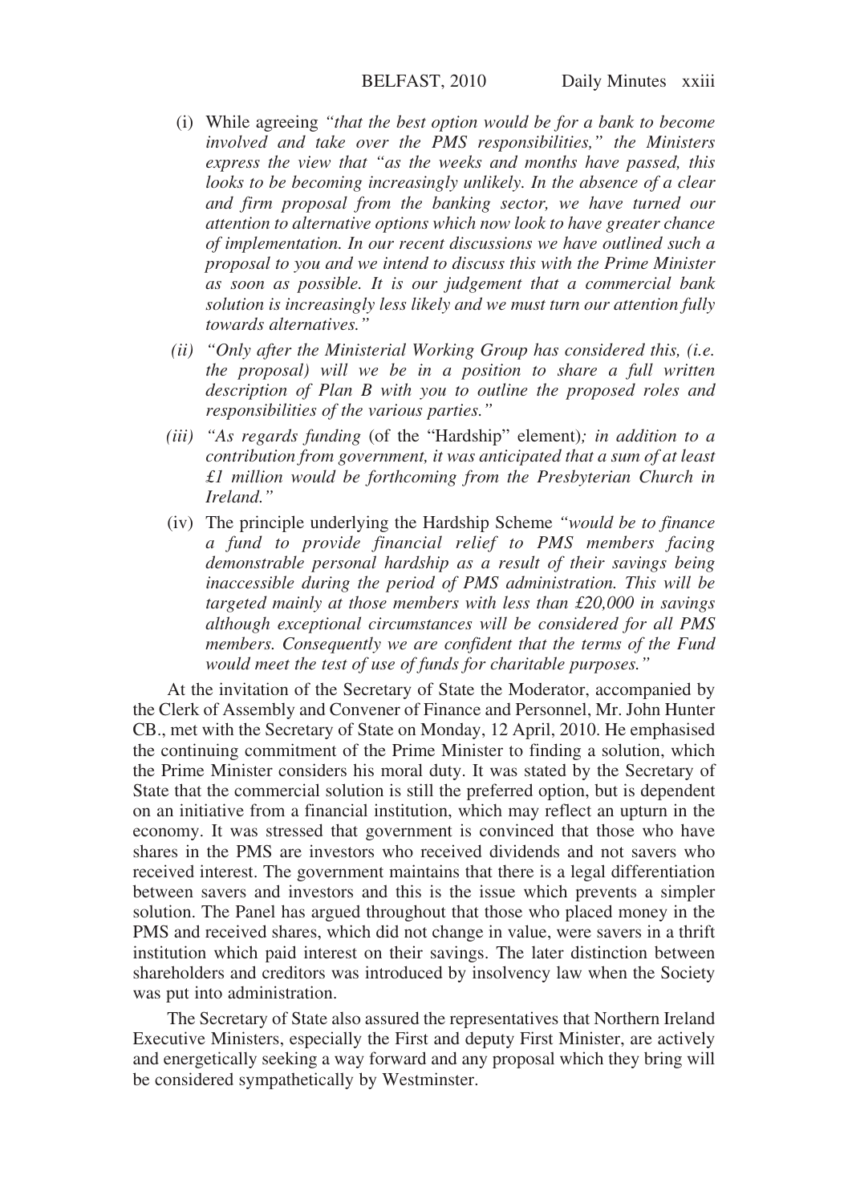(i) While agreeing *"that the best option would be for a bank to become involved and take over the PMS responsibilities,"* the Ministers express the view that *"as the weeks and months have passed, this looks to be becoming increasingly unlikely. In the absence of a clear and firm proposal from the banking sector, we have turned our attention to alternative options which now look to have greater chance of implementation. In our recent discussions we have outlined such a proposal to you and we intend to discuss this with the Prime Minister as soon as possible. It is our judgement that a commercial bank solution is increasingly less likely and we must turn our attention fully towards alternatives."*

*(ii) "Only after the Ministerial Working Group has considered this, (i.e. the proposal) will we be in a position to share a full written description of Plan B with you to outline the proposed roles and responsibilities of the various parties."*

*(iii) "As regards funding* (of the "Hardship" element)*; in addition to a contribution from government, it was anticipated that a sum of at least £1 million would be forthcoming from the Presbyterian Church in Ireland."*

(iv) The principle underlying the Hardship Scheme *"would be to finance a fund to provide financial relief to PMS members facing demonstrable personal hardship as a result of their savings being inaccessible during the period of PMS administration. This will be targeted mainly at those members with less than £20,000 in savings although exceptional circumstances will be considered for all PMS members. Consequently we are confident that the terms of the Fund would meet the test of use of funds for charitable purposes."*

At the invitation of the Secretary of State the Moderator, accompanied by the Clerk of Assembly and Convener of Finance and Personnel, Mr. John Hunter CB., met with the Secretary of State on Monday, 12 April, 2010. He emphasised the continuing commitment of the Prime Minister to finding a solution, which the Prime Minister considers his moral duty. It was stated by the Secretary of State that the commercial solution is still the preferred option, but is dependent on an initiative from a financial institution, which may reflect an upturn in the economy. It was stressed that government is convinced that those who have shares in the PMS are investors who received dividends and not savers who received interest. The government maintains that there is a legal differentiation between savers and investors and this is the issue which prevents a simpler solution. The Panel has argued throughout that those who placed money in the PMS and received shares, which did not change in value, were savers in a thrift institution which paid interest on their savings. The later distinction between shareholders and creditors was introduced by insolvency law when the Society was put into administration.

The Secretary of State also assured the representatives that Northern Ireland Executive Ministers, especially the First and deputy First Minister, are actively and energetically seeking a way forward and any proposal which they bring will be considered sympathetically by Westminster.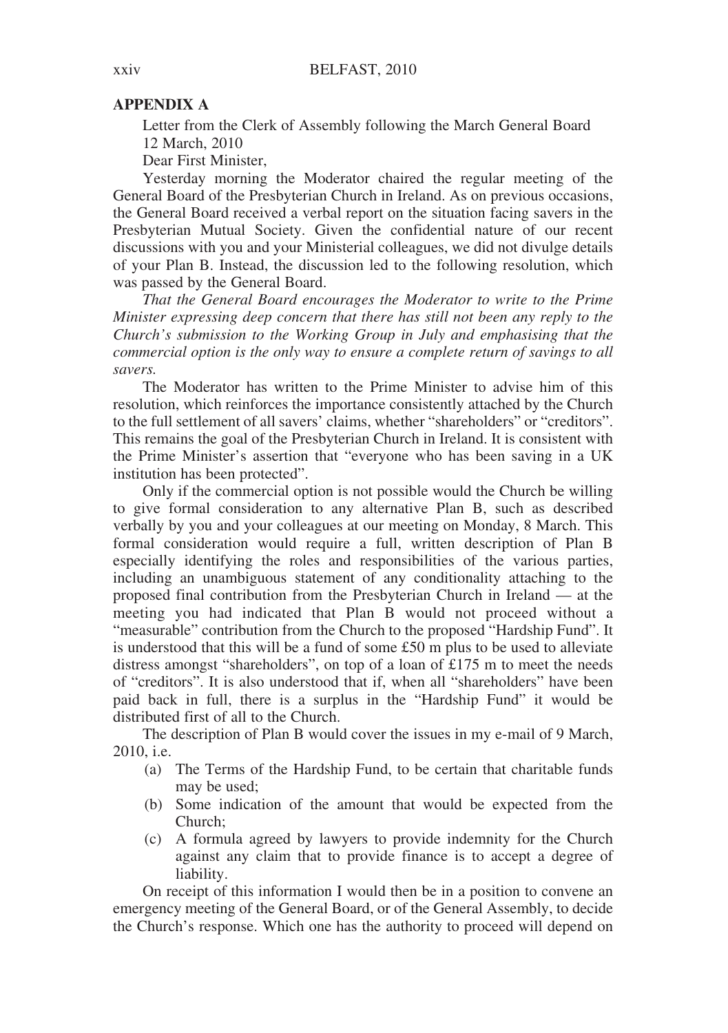## APPENDIX A

Letter from the Clerk of Assembly following the March General Board
12 March, 2010

Dear First Minister,

Yesterday morning the Moderator chaired the regular meeting of the General Board of the Presbyterian Church in Ireland. As on previous occasions, the General Board received a verbal report on the situation facing savers in the Presbyterian Mutual Society. Given the confidential nature of our recent discussions with you and your Ministerial colleagues, we did not divulge details of your Plan B. Instead, the discussion led to the following resolution, which was passed by the General Board.

*That the General Board encourages the Moderator to write to the Prime Minister expressing deep concern that there has still not been any reply to the Church's submission to the Working Group in July and emphasising that the commercial option is the only way to ensure a complete return of savings to all savers.*

The Moderator has written to the Prime Minister to advise him of this resolution, which reinforces the importance consistently attached by the Church to the full settlement of all savers' claims, whether "shareholders" or "creditors". This remains the goal of the Presbyterian Church in Ireland. It is consistent with the Prime Minister's assertion that "everyone who has been saving in a UK institution has been protected".

Only if the commercial option is not possible would the Church be willing to give formal consideration to any alternative Plan B, such as described verbally by you and your colleagues at our meeting on Monday, 8 March. This formal consideration would require a full, written description of Plan B especially identifying the roles and responsibilities of the various parties, including an unambiguous statement of any conditionality attaching to the proposed final contribution from the Presbyterian Church in Ireland — at the meeting you had indicated that Plan B would not proceed without a "measurable" contribution from the Church to the proposed "Hardship Fund". It is understood that this will be a fund of some £50 m plus to be used to alleviate distress amongst "shareholders", on top of a loan of £175 m to meet the needs of "creditors". It is also understood that if, when all "shareholders" have been paid back in full, there is a surplus in the "Hardship Fund" it would be distributed first of all to the Church.

The description of Plan B would cover the issues in my e-mail of 9 March, 2010, i.e.

(a) The Terms of the Hardship Fund, to be certain that charitable funds may be used;
(b) Some indication of the amount that would be expected from the Church;
(c) A formula agreed by lawyers to provide indemnity for the Church against any claim that to provide finance is to accept a degree of liability.

On receipt of this information I would then be in a position to convene an emergency meeting of the General Board, or of the General Assembly, to decide the Church's response. Which one has the authority to proceed will depend on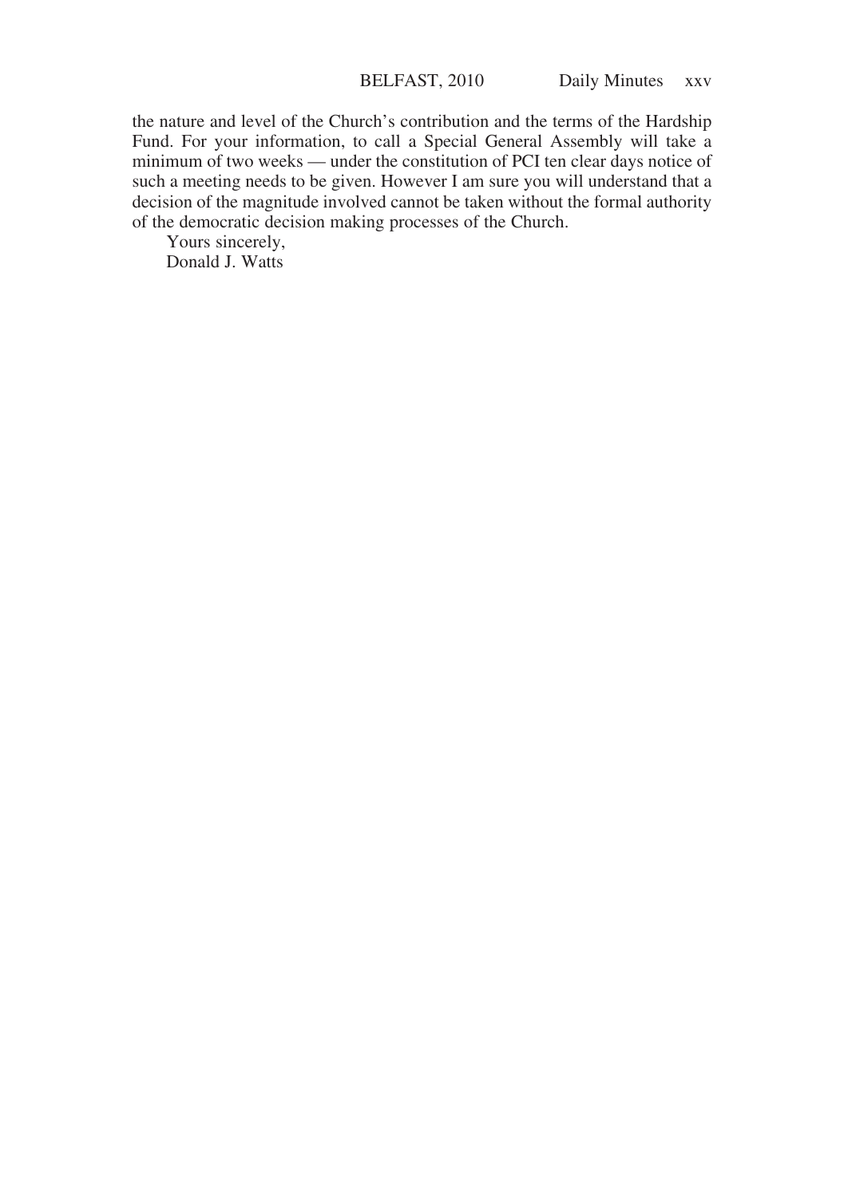the nature and level of the Church's contribution and the terms of the Hardship Fund. For your information, to call a Special General Assembly will take a minimum of two weeks — under the constitution of PCI ten clear days notice of such a meeting needs to be given. However I am sure you will understand that a decision of the magnitude involved cannot be taken without the formal authority of the democratic decision making processes of the Church.

Yours sincerely,
Donald J. Watts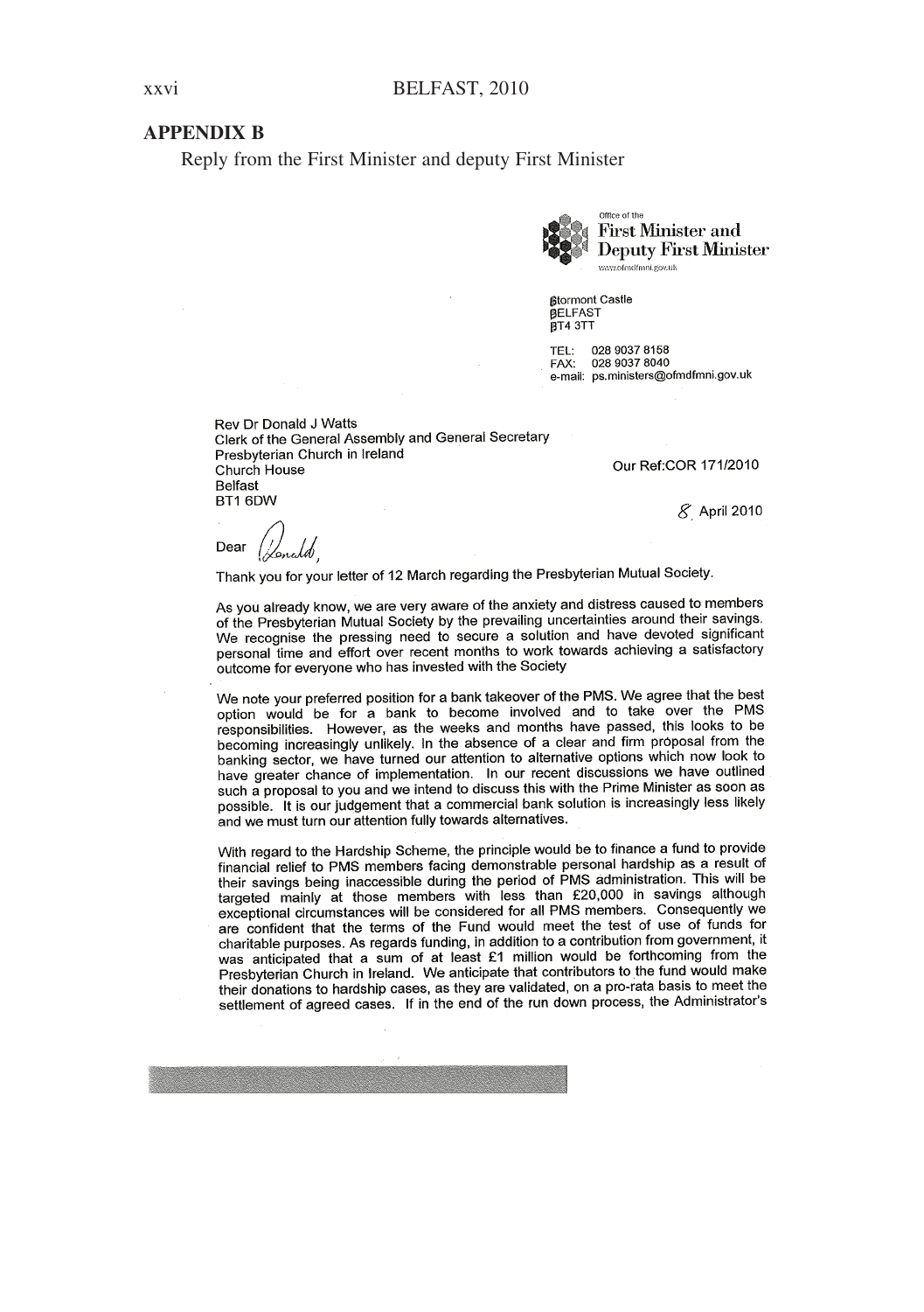## APPENDIX B

Reply from the First Minister and deputy First Minister

Office of the
**First Minister and Deputy First Minister**
www.ofmdfmni.gov.uk

Stormont Castle
BELFAST
BT4 3TT

TEL: 028 9037 8158
FAX: 028 9037 8040
e-mail: ps.ministers@ofmdfmni.gov.uk

Rev Dr Donald J Watts
Clerk of the General Assembly and General Secretary
Presbyterian Church in Ireland
Church House
Belfast
BT1 6DW

Our Ref:COR 171/2010

8 April 2010

Dear Donald,

Thank you for your letter of 12 March regarding the Presbyterian Mutual Society.

As you already know, we are very aware of the anxiety and distress caused to members of the Presbyterian Mutual Society by the prevailing uncertainties around their savings. We recognise the pressing need to secure a solution and have devoted significant personal time and effort over recent months to work towards achieving a satisfactory outcome for everyone who has invested with the Society

We note your preferred position for a bank takeover of the PMS. We agree that the best option would be for a bank to become involved and to take over the PMS responsibilities. However, as the weeks and months have passed, this looks to be becoming increasingly unlikely. In the absence of a clear and firm proposal from the banking sector, we have turned our attention to alternative options which now look to have greater chance of implementation. In our recent discussions we have outlined such a proposal to you and we intend to discuss this with the Prime Minister as soon as possible. It is our judgement that a commercial bank solution is increasingly less likely and we must turn our attention fully towards alternatives.

With regard to the Hardship Scheme, the principle would be to finance a fund to provide financial relief to PMS members facing demonstrable personal hardship as a result of their savings being inaccessible during the period of PMS administration. This will be targeted mainly at those members with less than £20,000 in savings although exceptional circumstances will be considered for all PMS members. Consequently we are confident that the terms of the Fund would meet the test of use of funds for charitable purposes. As regards funding, in addition to a contribution from government, it was anticipated that a sum of at least £1 million would be forthcoming from the Presbyterian Church in Ireland. We anticipate that contributors to the fund would make their donations to hardship cases, as they are validated, on a pro-rata basis to meet the settlement of agreed cases. If in the end of the run down process, the Administrator's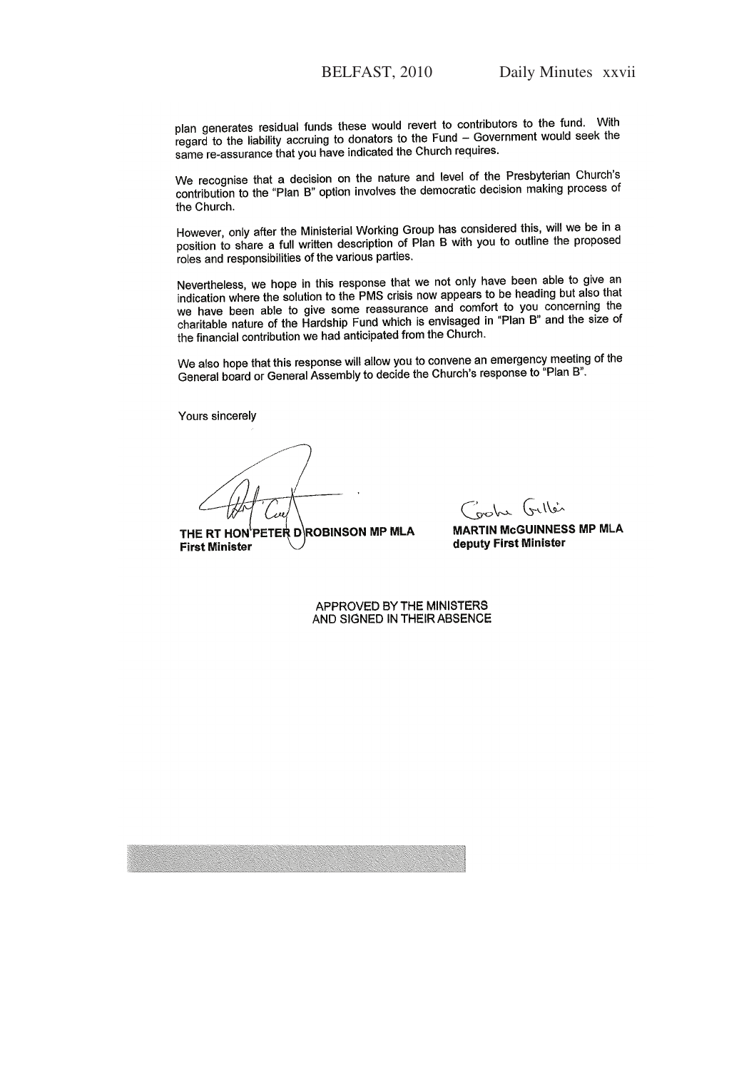plan generates residual funds these would revert to contributors to the fund. With regard to the liability accruing to donators to the Fund – Government would seek the same re-assurance that you have indicated the Church requires.

We recognise that a decision on the nature and level of the Presbyterian Church's contribution to the "Plan B" option involves the democratic decision making process of the Church.

However, only after the Ministerial Working Group has considered this, will we be in a position to share a full written description of Plan B with you to outline the proposed roles and responsibilities of the various parties.

Nevertheless, we hope in this response that we not only have been able to give an indication where the solution to the PMS crisis now appears to be heading but also that we have been able to give some reassurance and comfort to you concerning the charitable nature of the Hardship Fund which is envisaged in "Plan B" and the size of the financial contribution we had anticipated from the Church.

We also hope that this response will allow you to convene an emergency meeting of the General board or General Assembly to decide the Church's response to "Plan B".

Yours sincerely

**THE RT HON PETER D ROBINSON MP MLA**
**First Minister**

**MARTIN McGUINNESS MP MLA**
**deputy First Minister**

APPROVED BY THE MINISTERS
AND SIGNED IN THEIR ABSENCE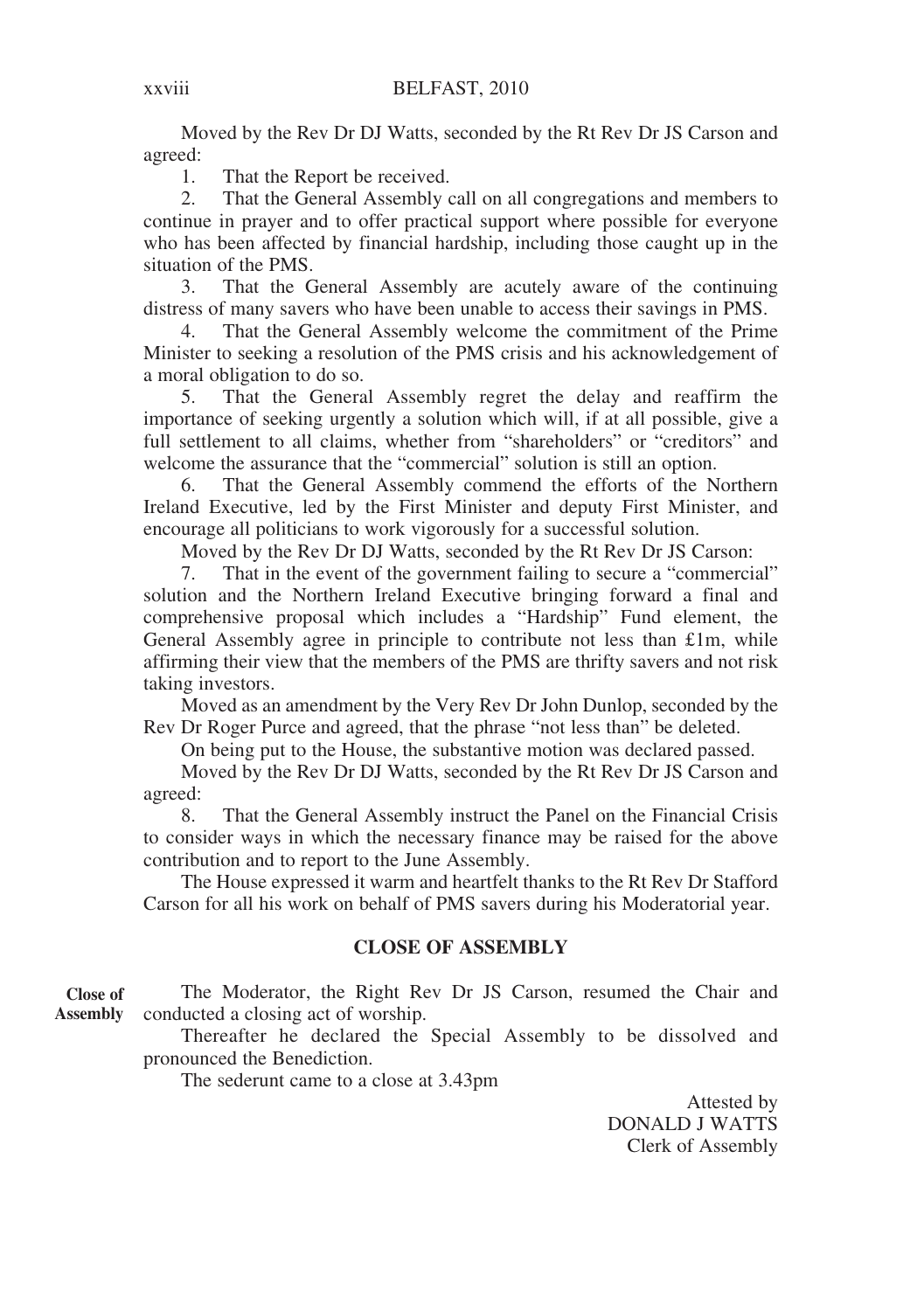Moved by the Rev Dr DJ Watts, seconded by the Rt Rev Dr JS Carson and agreed:

1. That the Report be received.
2. That the General Assembly call on all congregations and members to continue in prayer and to offer practical support where possible for everyone who has been affected by financial hardship, including those caught up in the situation of the PMS.
3. That the General Assembly are acutely aware of the continuing distress of many savers who have been unable to access their savings in PMS.
4. That the General Assembly welcome the commitment of the Prime Minister to seeking a resolution of the PMS crisis and his acknowledgement of a moral obligation to do so.
5. That the General Assembly regret the delay and reaffirm the importance of seeking urgently a solution which will, if at all possible, give a full settlement to all claims, whether from "shareholders" or "creditors" and welcome the assurance that the "commercial" solution is still an option.
6. That the General Assembly commend the efforts of the Northern Ireland Executive, led by the First Minister and deputy First Minister, and encourage all politicians to work vigorously for a successful solution.

Moved by the Rev Dr DJ Watts, seconded by the Rt Rev Dr JS Carson:

7. That in the event of the government failing to secure a "commercial" solution and the Northern Ireland Executive bringing forward a final and comprehensive proposal which includes a "Hardship" Fund element, the General Assembly agree in principle to contribute not less than £1m, while affirming their view that the members of the PMS are thrifty savers and not risk taking investors.

Moved as an amendment by the Very Rev Dr John Dunlop, seconded by the Rev Dr Roger Purce and agreed, that the phrase "not less than" be deleted.

On being put to the House, the substantive motion was declared passed.

Moved by the Rev Dr DJ Watts, seconded by the Rt Rev Dr JS Carson and agreed:

8. That the General Assembly instruct the Panel on the Financial Crisis to consider ways in which the necessary finance may be raised for the above contribution and to report to the June Assembly.

The House expressed it warm and heartfelt thanks to the Rt Rev Dr Stafford Carson for all his work on behalf of PMS savers during his Moderatorial year.

## CLOSE OF ASSEMBLY

**Close of Assembly**

The Moderator, the Right Rev Dr JS Carson, resumed the Chair and conducted a closing act of worship.

Thereafter he declared the Special Assembly to be dissolved and pronounced the Benediction.

The sederunt came to a close at 3.43pm

Attested by
DONALD J WATTS
Clerk of Assembly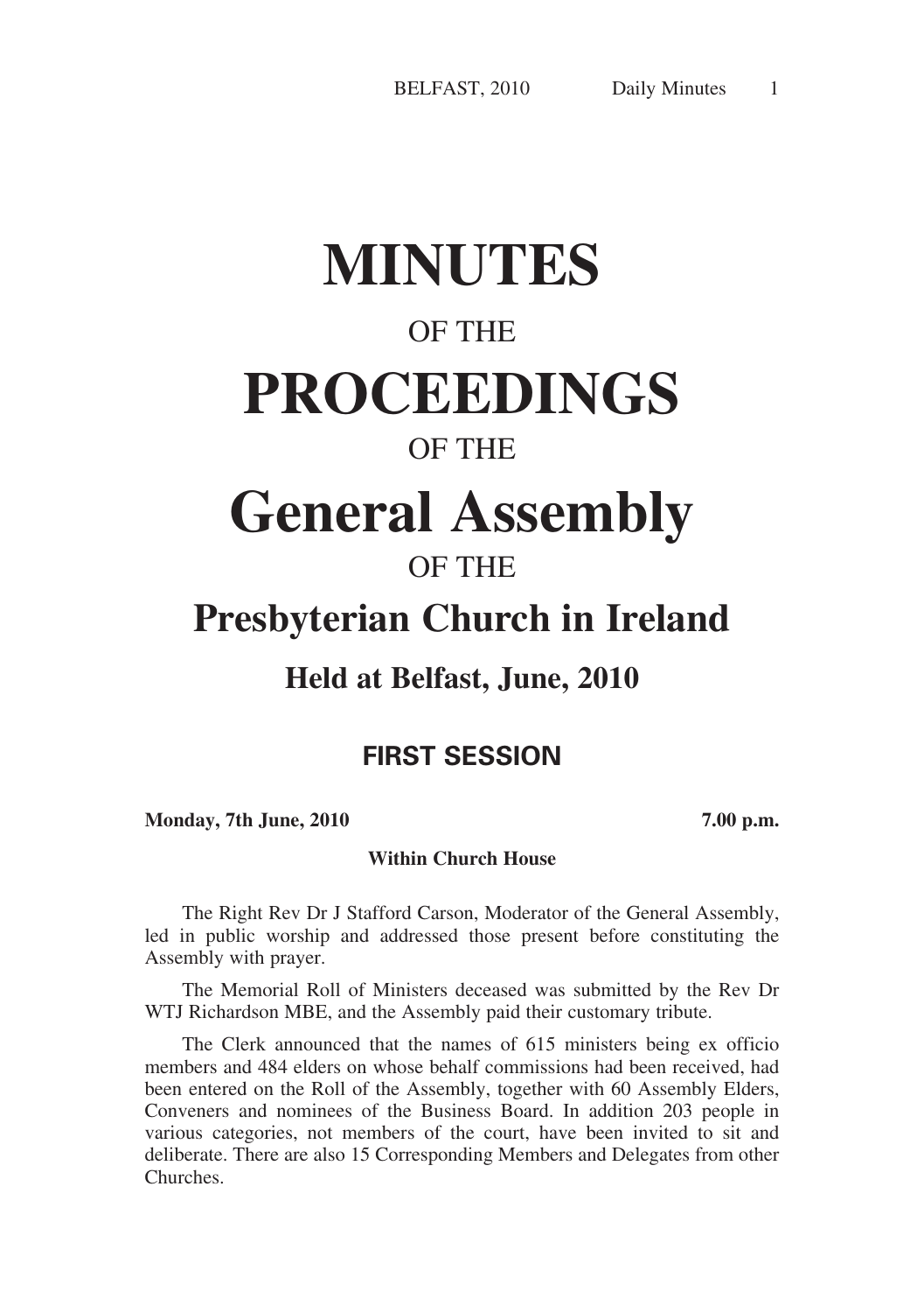# MINUTES

OF THE

# PROCEEDINGS

OF THE

# General Assembly

OF THE

## Presbyterian Church in Ireland

### Held at Belfast, June, 2010

## FIRST SESSION

**Monday, 7th June, 2010** **7.00 p.m.**

**Within Church House**

The Right Rev Dr J Stafford Carson, Moderator of the General Assembly, led in public worship and addressed those present before constituting the Assembly with prayer.

The Memorial Roll of Ministers deceased was submitted by the Rev Dr WTJ Richardson MBE, and the Assembly paid their customary tribute.

The Clerk announced that the names of 615 ministers being ex officio members and 484 elders on whose behalf commissions had been received, had been entered on the Roll of the Assembly, together with 60 Assembly Elders, Conveners and nominees of the Business Board. In addition 203 people in various categories, not members of the court, have been invited to sit and deliberate. There are also 15 Corresponding Members and Delegates from other Churches.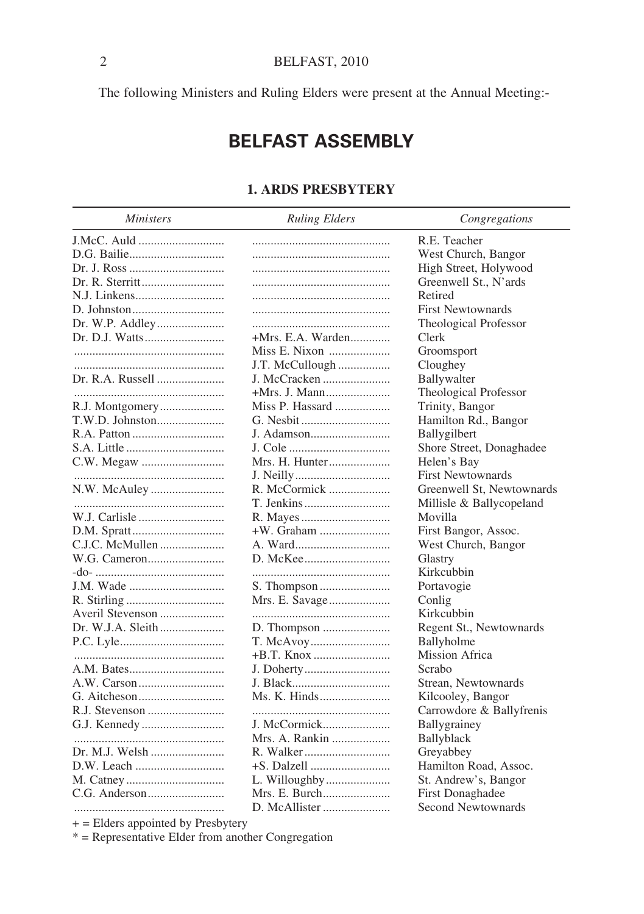The following Ministers and Ruling Elders were present at the Annual Meeting:-

# BELFAST ASSEMBLY

## 1. ARDS PRESBYTERY

| *Ministers* | *Ruling Elders* | *Congregations* |
|---|---|---|
| J.McC. Auld | | R.E. Teacher |
| D.G. Bailie | | West Church, Bangor |
| Dr. J. Ross | | High Street, Holywood |
| Dr. R. Sterritt | | Greenwell St., N'ards |
| N.J. Linkens | | Retired |
| D. Johnston | | First Newtownards |
| Dr. W.P. Addley | | Theological Professor |
| Dr. D.J. Watts | +Mrs. E.A. Warden | Clerk |
| | Miss E. Nixon | Groomsport |
| | J.T. McCullough | Cloughey |
| Dr. R.A. Russell | J. McCracken | Ballywalter |
| | +Mrs. J. Mann | Theological Professor |
| R.J. Montgomery | Miss P. Hassard | Trinity, Bangor |
| T.W.D. Johnston | G. Nesbit | Hamilton Rd., Bangor |
| R.A. Patton | J. Adamson | Ballygilbert |
| S.A. Little | J. Cole | Shore Street, Donaghadee |
| C.W. Megaw | Mrs. H. Hunter | Helen's Bay |
| | J. Neilly | First Newtownards |
| N.W. McAuley | R. McCormick | Greenwell St, Newtownards |
| | T. Jenkins | Millisle & Ballycopeland |
| W.J. Carlisle | R. Mayes | Movilla |
| D.M. Spratt | +W. Graham | First Bangor, Assoc. |
| C.J.C. McMullen | A. Ward | West Church, Bangor |
| W.G. Cameron | D. McKee | Glastry |
| -do- | | Kirkcubbin |
| J.M. Wade | S. Thompson | Portavogie |
| R. Stirling | Mrs. E. Savage | Conlig |
| Averil Stevenson | | Kirkcubbin |
| Dr. W.J.A. Sleith | D. Thompson | Regent St., Newtownards |
| P.C. Lyle | T. McAvoy | Ballyholme |
| | +B.T. Knox | Mission Africa |
| A.M. Bates | J. Doherty | Scrabo |
| A.W. Carson | J. Black | Strean, Newtownards |
| G. Aitcheson | Ms. K. Hinds | Kilcooley, Bangor |
| R.J. Stevenson | | Carrowdore & Ballyfrenis |
| G.J. Kennedy | J. McCormick | Ballygrainey |
| | Mrs. A. Rankin | Ballyblack |
| Dr. M.J. Welsh | R. Walker | Greyabbey |
| D.W. Leach | +S. Dalzell | Hamilton Road, Assoc. |
| M. Catney | L. Willoughby | St. Andrew's, Bangor |
| C.G. Anderson | Mrs. E. Burch | First Donaghadee |
| | D. McAllister | Second Newtownards |

+ = Elders appointed by Presbytery

* = Representative Elder from another Congregation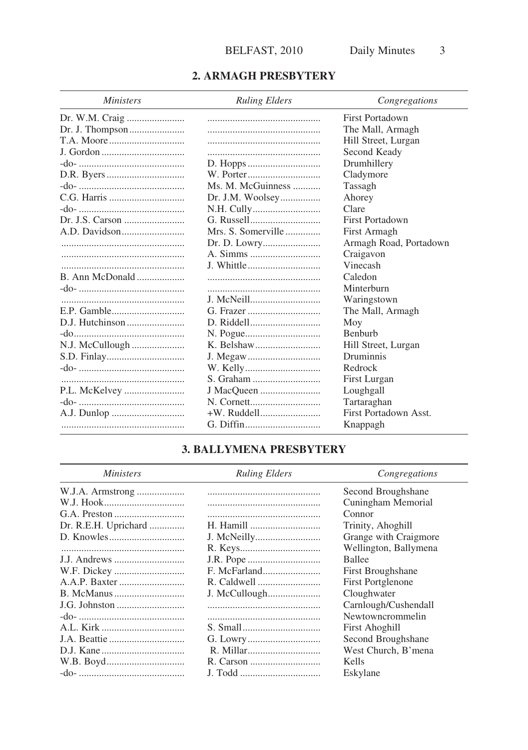## 2. ARMAGH PRESBYTERY

| *Ministers* | *Ruling Elders* | *Congregations* |
|---|---|---|
| Dr. W.M. Craig | | First Portadown |
| Dr. J. Thompson | | The Mall, Armagh |
| T.A. Moore | | Hill Street, Lurgan |
| J. Gordon | | Second Keady |
| -do- | D. Hopps | Drumhillery |
| D.R. Byers | W. Porter | Cladymore |
| -do- | Ms. M. McGuinness | Tassagh |
| C.G. Harris | Dr. J.M. Woolsey | Ahorey |
| -do- | N.H. Cully | Clare |
| Dr. J.S. Carson | G. Russell | First Portadown |
| A.D. Davidson | Mrs. S. Somerville | First Armagh |
| | Dr. D. Lowry | Armagh Road, Portadown |
| | A. Simms | Craigavon |
| | J. Whittle | Vinecash |
| B. Ann McDonald | | Caledon |
| -do- | | Minterburn |
| | J. McNeill | Waringstown |
| E.P. Gamble | G. Frazer | The Mall, Armagh |
| D.J. Hutchinson | D. Riddell | Moy |
| -do- | N. Pogue | Benburb |
| N.J. McCullough | K. Belshaw | Hill Street, Lurgan |
| S.D. Finlay | J. Megaw | Druminnis |
| -do- | W. Kelly | Redrock |
| | S. Graham | First Lurgan |
| P.L. McKelvey | J MacQueen | Loughgall |
| -do- | N. Cornett | Tartaraghan |
| A.J. Dunlop | +W. Ruddell | First Portadown Asst. |
| | G. Diffin | Knappagh |

## 3. BALLYMENA PRESBYTERY

| *Ministers* | *Ruling Elders* | *Congregations* |
|---|---|---|
| W.J.A. Armstrong | | Second Broughshane |
| W.J. Hook | | Cuningham Memorial |
| G.A. Preston | | Connor |
| Dr. R.E.H. Uprichard | H. Hamill | Trinity, Ahoghill |
| D. Knowles | J. McNeilly | Grange with Craigmore |
| | R. Keys | Wellington, Ballymena |
| J.J. Andrews | J.R. Pope | Ballee |
| W.F. Dickey | F. McFarland | First Broughshane |
| A.A.P. Baxter | R. Caldwell | First Portglenone |
| B. McManus | J. McCullough | Cloughwater |
| J.G. Johnston | | Carnlough/Cushendall |
| -do- | | Newtowncrommelin |
| A.L. Kirk | S. Small | First Ahoghill |
| J.A. Beattie | G. Lowry | Second Broughshane |
| D.J. Kane | R. Millar | West Church, B'mena |
| W.B. Boyd | R. Carson | Kells |
| -do- | J. Todd | Eskylane |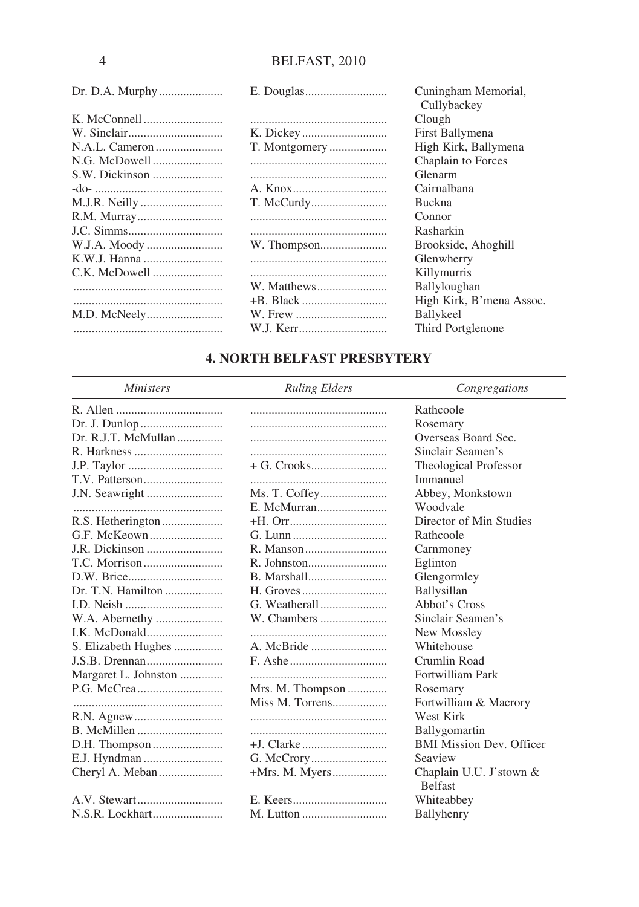| | | |
|---|---|---|
| Dr. D.A. Murphy | E. Douglas | Cuningham Memorial, Cullybackey |
| K. McConnell | | Clough |
| W. Sinclair | K. Dickey | First Ballymena |
| N.A.L. Cameron | T. Montgomery | High Kirk, Ballymena |
| N.G. McDowell | | Chaplain to Forces |
| S.W. Dickinson | | Glenarm |
| -do- | A. Knox | Cairnalbana |
| M.J.R. Neilly | T. McCurdy | Buckna |
| R.M. Murray | | Connor |
| J.C. Simms | | Rasharkin |
| W.J.A. Moody | W. Thompson | Brookside, Ahoghill |
| K.W.J. Hanna | | Glenwherry |
| C.K. McDowell | | Killymurris |
| | W. Matthews | Ballyloughan |
| | +B. Black | High Kirk, B'mena Assoc. |
| M.D. McNeely | W. Frew | Ballykeel |
| | W.J. Kerr | Third Portglenone |

## 4. NORTH BELFAST PRESBYTERY

| *Ministers* | *Ruling Elders* | *Congregations* |
|---|---|---|
| R. Allen | | Rathcoole |
| Dr. J. Dunlop | | Rosemary |
| Dr. R.J.T. McMullan | | Overseas Board Sec. |
| R. Harkness | | Sinclair Seamen's |
| J.P. Taylor | + G. Crooks | Theological Professor |
| T.V. Patterson | | Immanuel |
| J.N. Seawright | Ms. T. Coffey | Abbey, Monkstown |
| | E. McMurran | Woodvale |
| R.S. Hetherington | +H. Orr | Director of Min Studies |
| G.F. McKeown | G. Lunn | Rathcoole |
| J.R. Dickinson | R. Manson | Carnmoney |
| T.C. Morrison | R. Johnston | Eglinton |
| D.W. Brice | B. Marshall | Glengormley |
| Dr. T.N. Hamilton | H. Groves | Ballysillan |
| I.D. Neish | G. Weatherall | Abbot's Cross |
| W.A. Abernethy | W. Chambers | Sinclair Seamen's |
| I.K. McDonald | | New Mossley |
| S. Elizabeth Hughes | A. McBride | Whitehouse |
| J.S.B. Drennan | F. Ashe | Crumlin Road |
| Margaret L. Johnston | | Fortwilliam Park |
| P.G. McCrea | Mrs. M. Thompson | Rosemary |
| | Miss M. Torrens | Fortwilliam & Macrory |
| R.N. Agnew | | West Kirk |
| B. McMillen | | Ballygomartin |
| D.H. Thompson | +J. Clarke | BMI Mission Dev. Officer |
| E.J. Hyndman | G. McCrory | Seaview |
| Cheryl A. Meban | +Mrs. M. Myers | Chaplain U.U. J'stown & Belfast |
| A.V. Stewart | E. Keers | Whiteabbey |
| N.S.R. Lockhart | M. Lutton | Ballyhenry |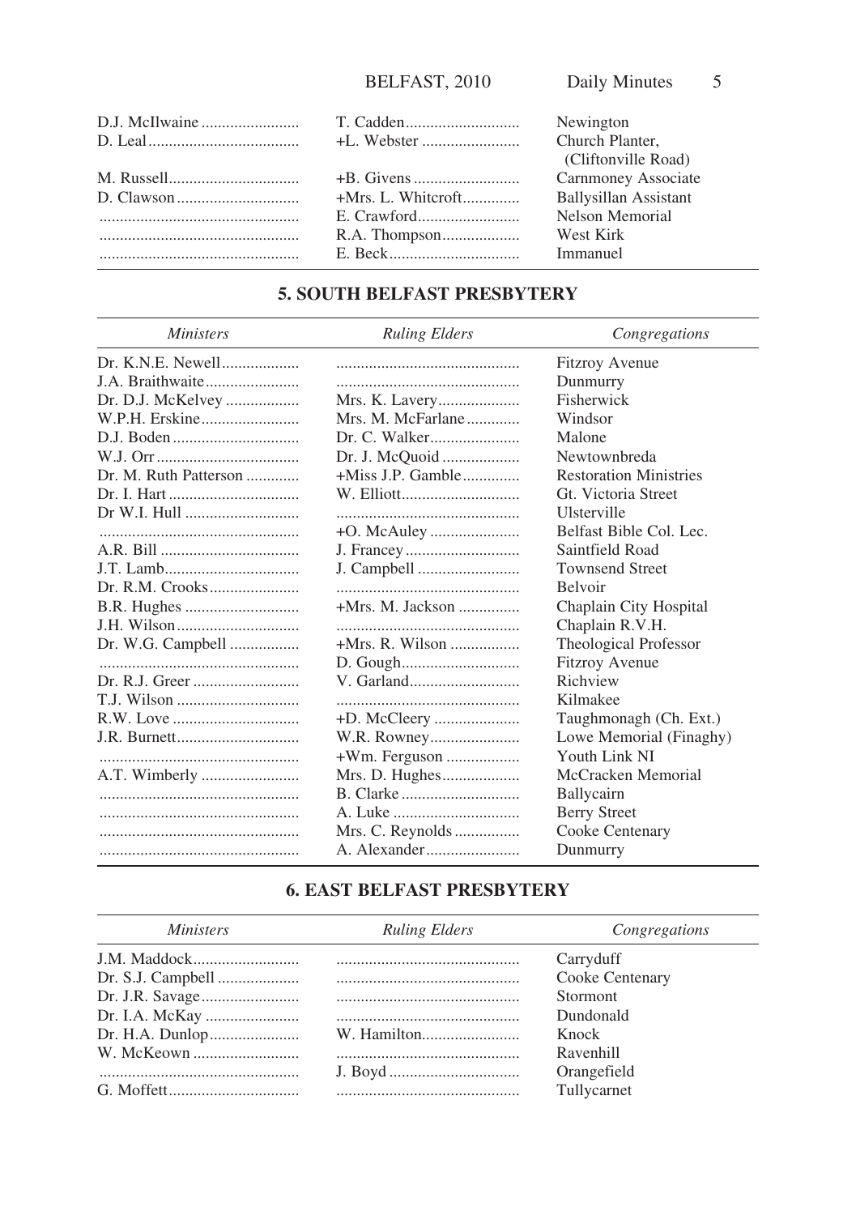| | | |
|---|---|---|
| D.J. McIlwaine | T. Cadden | Newington |
| D. Leal | +L. Webster | Church Planter, (Cliftonville Road) |
| M. Russell | +B. Givens | Carnmoney Associate |
| D. Clawson | +Mrs. L. Whitcroft | Ballysillan Assistant |
| | E. Crawford | Nelson Memorial |
| | R.A. Thompson | West Kirk |
| | E. Beck | Immanuel |

## 5. SOUTH BELFAST PRESBYTERY

| *Ministers* | *Ruling Elders* | *Congregations* |
|---|---|---|
| Dr. K.N.E. Newell | | Fitzroy Avenue |
| J.A. Braithwaite | | Dunmurry |
| Dr. D.J. McKelvey | Mrs. K. Lavery | Fisherwick |
| W.P.H. Erskine | Mrs. M. McFarlane | Windsor |
| D.J. Boden | Dr. C. Walker | Malone |
| W.J. Orr | Dr. J. McQuoid | Newtownbreda |
| Dr. M. Ruth Patterson | +Miss J.P. Gamble | Restoration Ministries |
| Dr. I. Hart | W. Elliott | Gt. Victoria Street |
| Dr W.I. Hull | | Ulsterville |
| | +O. McAuley | Belfast Bible Col. Lec. |
| A.R. Bill | J. Francey | Saintfield Road |
| J.T. Lamb | J. Campbell | Townsend Street |
| Dr. R.M. Crooks | | Belvoir |
| B.R. Hughes | +Mrs. M. Jackson | Chaplain City Hospital |
| J.H. Wilson | | Chaplain R.V.H. |
| Dr. W.G. Campbell | +Mrs. R. Wilson | Theological Professor |
| | D. Gough | Fitzroy Avenue |
| Dr. R.J. Greer | V. Garland | Richview |
| T.J. Wilson | | Kilmakee |
| R.W. Love | +D. McCleery | Taughmonagh (Ch. Ext.) |
| J.R. Burnett | W.R. Rowney | Lowe Memorial (Finaghy) |
| | +Wm. Ferguson | Youth Link NI |
| A.T. Wimberly | Mrs. D. Hughes | McCracken Memorial |
| | B. Clarke | Ballycairn |
| | A. Luke | Berry Street |
| | Mrs. C. Reynolds | Cooke Centenary |
| | A. Alexander | Dunmurry |

## 6. EAST BELFAST PRESBYTERY

| *Ministers* | *Ruling Elders* | *Congregations* |
|---|---|---|
| J.M. Maddock | | Carryduff |
| Dr. S.J. Campbell | | Cooke Centenary |
| Dr. J.R. Savage | | Stormont |
| Dr. I.A. McKay | | Dundonald |
| Dr. H.A. Dunlop | W. Hamilton | Knock |
| W. McKeown | | Ravenhill |
| | J. Boyd | Orangefield |
| G. Moffett | | Tullycarnet |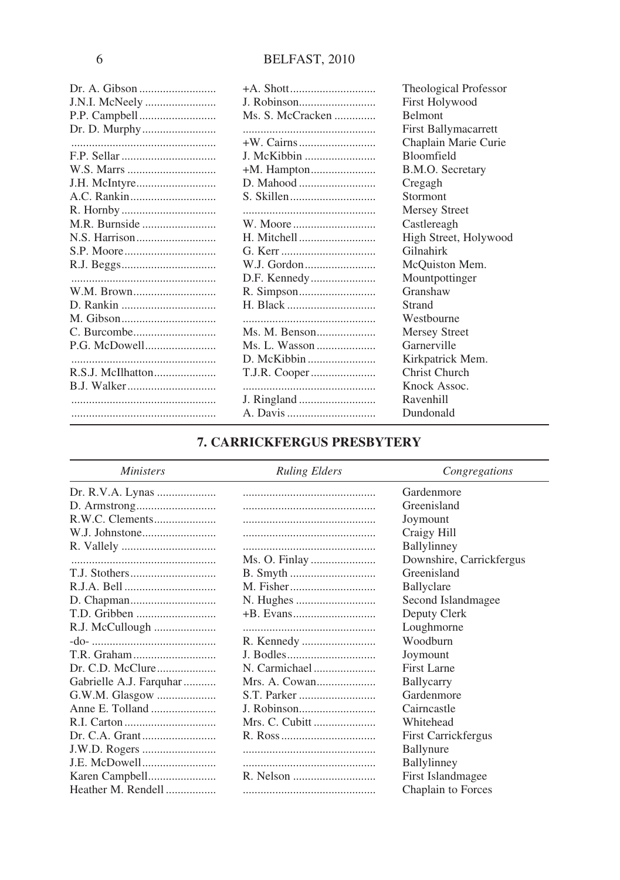| | | |
|---|---|---|
| Dr. A. Gibson | +A. Shott | Theological Professor |
| J.N.I. McNeely | J. Robinson | First Holywood |
| P.P. Campbell | Ms. S. McCracken | Belmont |
| Dr. D. Murphy | | First Ballymacarrett |
| | +W. Cairns | Chaplain Marie Curie |
| F.P. Sellar | J. McKibbin | Bloomfield |
| W.S. Marrs | +M. Hampton | B.M.O. Secretary |
| J.H. McIntyre | D. Mahood | Cregagh |
| A.C. Rankin | S. Skillen | Stormont |
| R. Hornby | | Mersey Street |
| M.R. Burnside | W. Moore | Castlereagh |
| N.S. Harrison | H. Mitchell | High Street, Holywood |
| S.P. Moore | G. Kerr | Gilnahirk |
| R.J. Beggs | W.J. Gordon | McQuiston Mem. |
| | D.F. Kennedy | Mountpottinger |
| W.M. Brown | R. Simpson | Granshaw |
| D. Rankin | H. Black | Strand |
| M. Gibson | | Westbourne |
| C. Burcombe | Ms. M. Benson | Mersey Street |
| P.G. McDowell | Ms. L. Wasson | Garnerville |
| | D. McKibbin | Kirkpatrick Mem. |
| R.S.J. McIlhatton | T.J.R. Cooper | Christ Church |
| B.J. Walker | | Knock Assoc. |
| | J. Ringland | Ravenhill |
| | A. Davis | Dundonald |

## 7. CARRICKFERGUS PRESBYTERY

| *Ministers* | *Ruling Elders* | *Congregations* |
|---|---|---|
| Dr. R.V.A. Lynas | | Gardenmore |
| D. Armstrong | | Greenisland |
| R.W.C. Clements | | Joymount |
| W.J. Johnstone | | Craigy Hill |
| R. Vallely | | Ballylinney |
| | Ms. O. Finlay | Downshire, Carrickfergus |
| T.J. Stothers | B. Smyth | Greenisland |
| R.J.A. Bell | M. Fisher | Ballyclare |
| D. Chapman | N. Hughes | Second Islandmagee |
| T.D. Gribben | +B. Evans | Deputy Clerk |
| R.J. McCullough | | Loughmorne |
| -do- | R. Kennedy | Woodburn |
| T.R. Graham | J. Bodles | Joymount |
| Dr. C.D. McClure | N. Carmichael | First Larne |
| Gabrielle A.J. Farquhar | Mrs. A. Cowan | Ballycarry |
| G.W.M. Glasgow | S.T. Parker | Gardenmore |
| Anne E. Tolland | J. Robinson | Cairncastle |
| R.I. Carton | Mrs. C. Cubitt | Whitehead |
| Dr. C.A. Grant | R. Ross | First Carrickfergus |
| J.W.D. Rogers | | Ballynure |
| J.E. McDowell | | Ballylinney |
| Karen Campbell | R. Nelson | First Islandmagee |
| Heather M. Rendell | | Chaplain to Forces |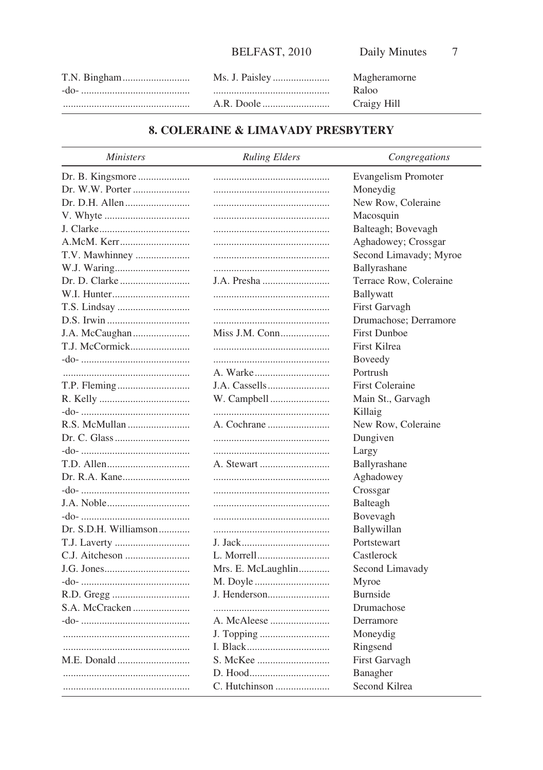| | | |
|---|---|---|
| T.N. Bingham | Ms. J. Paisley | Magheramorne |
| -do- | | Raloo |
| | A.R. Doole | Craigy Hill |

## 8. COLERAINE & LIMAVADY PRESBYTERY

| *Ministers* | *Ruling Elders* | *Congregations* |
|---|---|---|
| Dr. B. Kingsmore | | Evangelism Promoter |
| Dr. W.W. Porter | | Moneydig |
| Dr. D.H. Allen | | New Row, Coleraine |
| V. Whyte | | Macosquin |
| J. Clarke | | Balteagh; Bovevagh |
| A.McM. Kerr | | Aghadowey; Crossgar |
| T.V. Mawhinney | | Second Limavady; Myroe |
| W.J. Waring | | Ballyrashane |
| Dr. D. Clarke | J.A. Presha | Terrace Row, Coleraine |
| W.I. Hunter | | Ballywatt |
| T.S. Lindsay | | First Garvagh |
| D.S. Irwin | | Drumachose; Derramore |
| J.A. McCaughan | Miss J.M. Conn | First Dunboe |
| T.J. McCormick | | First Kilrea |
| -do- | | Boveedy |
| | A. Warke | Portrush |
| T.P. Fleming | J.A. Cassells | First Coleraine |
| R. Kelly | W. Campbell | Main St., Garvagh |
| -do- | | Killaig |
| R.S. McMullan | A. Cochrane | New Row, Coleraine |
| Dr. C. Glass | | Dungiven |
| -do- | | Largy |
| T.D. Allen | A. Stewart | Ballyrashane |
| Dr. R.A. Kane | | Aghadowey |
| -do- | | Crossgar |
| J.A. Noble | | Balteagh |
| -do- | | Bovevagh |
| Dr. S.D.H. Williamson | | Ballywillan |
| T.J. Laverty | J. Jack | Portstewart |
| C.J. Aitcheson | L. Morrell | Castlerock |
| J.G. Jones | Mrs. E. McLaughlin | Second Limavady |
| -do- | M. Doyle | Myroe |
| R.D. Gregg | J. Henderson | Burnside |
| S.A. McCracken | | Drumachose |
| -do- | A. McAleese | Derramore |
| | J. Topping | Moneydig |
| | I. Black | Ringsend |
| M.E. Donald | S. McKee | First Garvagh |
| | D. Hood | Banagher |
| | C. Hutchinson | Second Kilrea |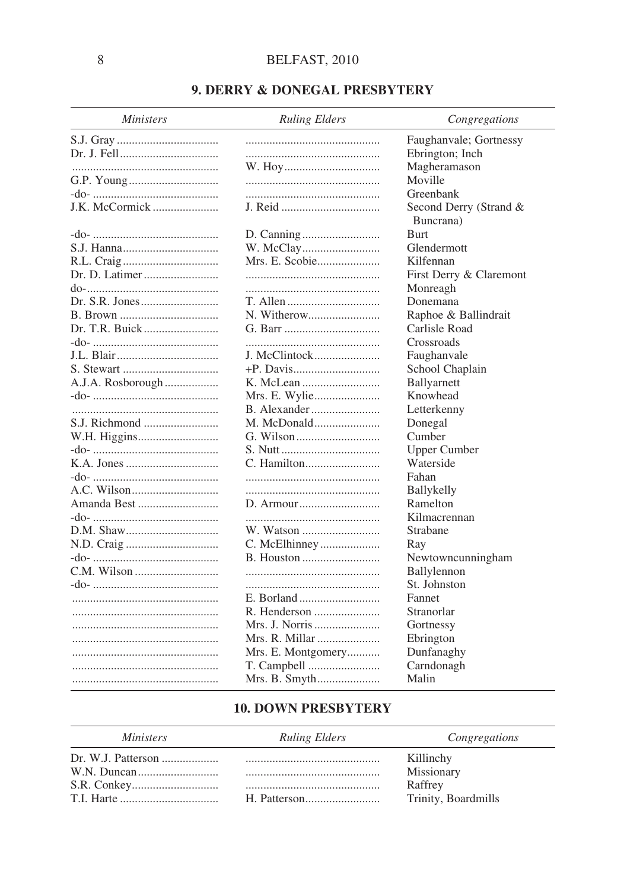## 9. DERRY & DONEGAL PRESBYTERY

| *Ministers* | *Ruling Elders* | *Congregations* |
|---|---|---|
| S.J. Gray | | Faughanvale; Gortnessy |
| Dr. J. Fell | | Ebrington; Inch |
| | W. Hoy | Magheramason |
| G.P. Young | | Moville |
| -do- | | Greenbank |
| J.K. McCormick | J. Reid | Second Derry (Strand & Buncrana) |
| -do- | D. Canning | Burt |
| S.J. Hanna | W. McClay | Glendermott |
| R.L. Craig | Mrs. E. Scobie | Kilfennan |
| Dr. D. Latimer | | First Derry & Claremont |
| do- | | Monreagh |
| Dr. S.R. Jones | T. Allen | Donemana |
| B. Brown | N. Witherow | Raphoe & Ballindrait |
| Dr. T.R. Buick | G. Barr | Carlisle Road |
| -do- | | Crossroads |
| J.L. Blair | J. McClintock | Faughanvale |
| S. Stewart | +P. Davis | School Chaplain |
| A.J.A. Rosborough | K. McLean | Ballyarnett |
| -do- | Mrs. E. Wylie | Knowhead |
| | B. Alexander | Letterkenny |
| S.J. Richmond | M. McDonald | Donegal |
| W.H. Higgins | G. Wilson | Cumber |
| -do- | S. Nutt | Upper Cumber |
| K.A. Jones | C. Hamilton | Waterside |
| -do- | | Fahan |
| A.C. Wilson | | Ballykelly |
| Amanda Best | D. Armour | Ramelton |
| -do- | | Kilmacrennan |
| D.M. Shaw | W. Watson | Strabane |
| N.D. Craig | C. McElhinney | Ray |
| -do- | B. Houston | Newtowncunningham |
| C.M. Wilson | | Ballylennon |
| -do- | | St. Johnston |
| | E. Borland | Fannet |
| | R. Henderson | Stranorlar |
| | Mrs. J. Norris | Gortnessy |
| | Mrs. R. Millar | Ebrington |
| | Mrs. E. Montgomery | Dunfanaghy |
| | T. Campbell | Carndonagh |
| | Mrs. B. Smyth | Malin |

## 10. DOWN PRESBYTERY

| *Ministers* | *Ruling Elders* | *Congregations* |
|---|---|---|
| Dr. W.J. Patterson | | Killinchy |
| W.N. Duncan | | Missionary |
| S.R. Conkey | | Raffrey |
| T.I. Harte | H. Patterson | Trinity, Boardmills |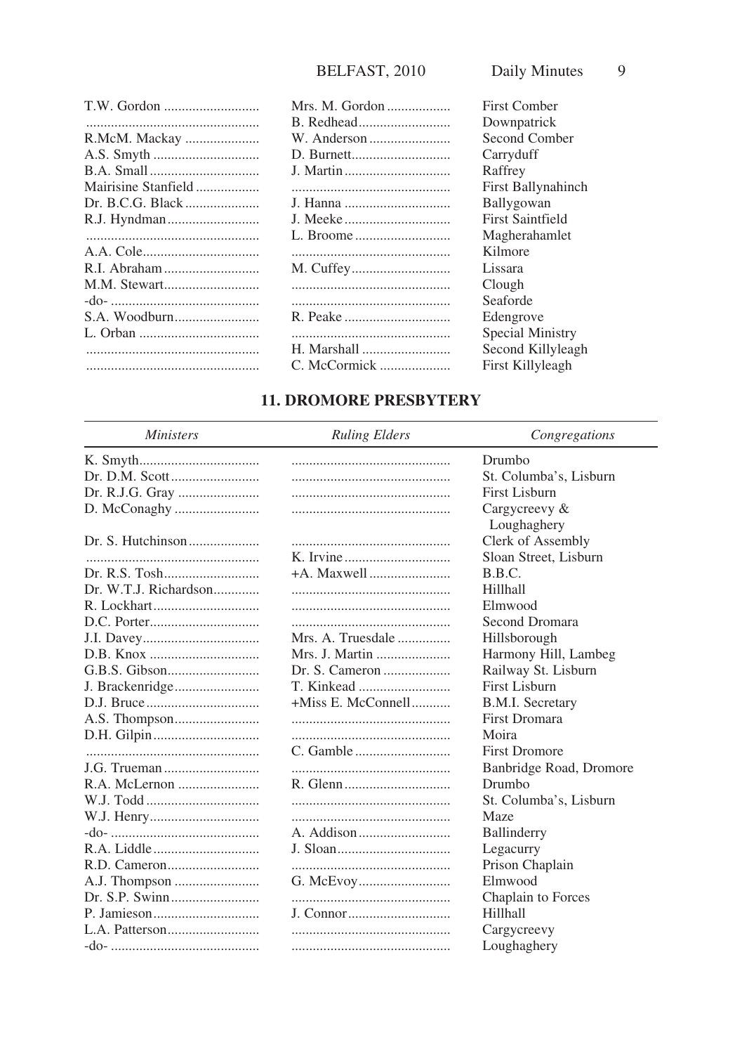| | | |
|---|---|---|
| T.W. Gordon | Mrs. M. Gordon | First Comber |
| | B. Redhead | Downpatrick |
| R.McM. Mackay | W. Anderson | Second Comber |
| A.S. Smyth | D. Burnett | Carryduff |
| B.A. Small | J. Martin | Raffrey |
| Mairisine Stanfield | | First Ballynahinch |
| Dr. B.C.G. Black | J. Hanna | Ballygowan |
| R.J. Hyndman | J. Meeke | First Saintfield |
| | L. Broome | Magherahamlet |
| A.A. Cole | | Kilmore |
| R.I. Abraham | M. Cuffey | Lissara |
| M.M. Stewart | | Clough |
| -do- | | Seaforde |
| S.A. Woodburn | R. Peake | Edengrove |
| L. Orban | | Special Ministry |
| | H. Marshall | Second Killyleagh |
| | C. McCormick | First Killyleagh |

## 11. DROMORE PRESBYTERY

| *Ministers* | *Ruling Elders* | *Congregations* |
|---|---|---|
| K. Smyth | | Drumbo |
| Dr. D.M. Scott | | St. Columba's, Lisburn |
| Dr. R.J.G. Gray | | First Lisburn |
| D. McConaghy | | Cargycreevy & Loughaghery |
| Dr. S. Hutchinson | | Clerk of Assembly |
| | K. Irvine | Sloan Street, Lisburn |
| Dr. R.S. Tosh | +A. Maxwell | B.B.C. |
| Dr. W.T.J. Richardson | | Hillhall |
| R. Lockhart | | Elmwood |
| D.C. Porter | | Second Dromara |
| J.I. Davey | Mrs. A. Truesdale | Hillsborough |
| D.B. Knox | Mrs. J. Martin | Harmony Hill, Lambeg |
| G.B.S. Gibson | Dr. S. Cameron | Railway St. Lisburn |
| J. Brackenridge | T. Kinkead | First Lisburn |
| D.J. Bruce | +Miss E. McConnell | B.M.I. Secretary |
| A.S. Thompson | | First Dromara |
| D.H. Gilpin | | Moira |
| | C. Gamble | First Dromore |
| J.G. Trueman | | Banbridge Road, Dromore |
| R.A. McLernon | R. Glenn | Drumbo |
| W.J. Todd | | St. Columba's, Lisburn |
| W.J. Henry | | Maze |
| -do- | A. Addison | Ballinderry |
| R.A. Liddle | J. Sloan | Legacurry |
| R.D. Cameron | | Prison Chaplain |
| A.J. Thompson | G. McEvoy | Elmwood |
| Dr. S.P. Swinn | | Chaplain to Forces |
| P. Jamieson | J. Connor | Hillhall |
| L.A. Patterson | | Cargycreevy |
| -do- | | Loughaghery |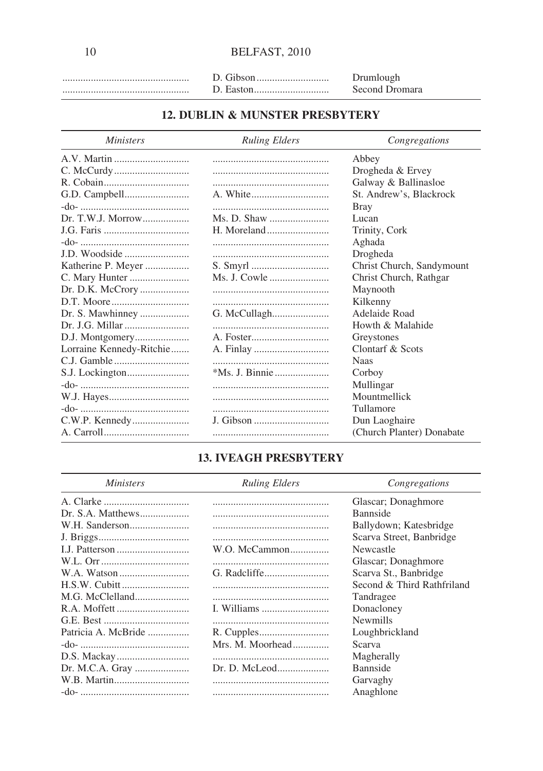| | | |
|---|---|---|
| ................................................ | D. Gibson ........................... | Drumlough |
| ................................................ | D. Easton............................ | Second Dromara |

## 12. DUBLIN & MUNSTER PRESBYTERY

| *Ministers* | *Ruling Elders* | *Congregations* |
|---|---|---|
| A.V. Martin ............................ | ............................................ | Abbey |
| C. McCurdy ............................ | ............................................ | Drogheda & Ervey |
| R. Cobain................................ | ............................................ | Galway & Ballinasloe |
| G.D. Campbell......................... | A. White.............................. | St. Andrew's, Blackrock |
| -do- ......................................... | ............................................ | Bray |
| Dr. T.W.J. Morrow.................. | Ms. D. Shaw ....................... | Lucan |
| J.G. Faris ................................ | H. Moreland........................ | Trinity, Cork |
| -do- ......................................... | ............................................ | Aghada |
| J.D. Woodside ......................... | ............................................ | Drogheda |
| Katherine P. Meyer ................. | S. Smyrl .............................. | Christ Church, Sandymount |
| C. Mary Hunter ....................... | Ms. J. Cowle ....................... | Christ Church, Rathgar |
| Dr. D.K. McCrory ................... | ............................................ | Maynooth |
| D.T. Moore.............................. | ............................................ | Kilkenny |
| Dr. S. Mawhinney ................... | G. McCullagh...................... | Adelaide Road |
| Dr. J.G. Millar ......................... | ............................................ | Howth & Malahide |
| D.J. Montgomery..................... | A. Foster.............................. | Greystones |
| Lorraine Kennedy-Ritchie....... | A. Finlay ............................. | Clontarf & Scots |
| C.J. Gamble ............................ | ............................................ | Naas |
| S.J. Lockington........................ | *Ms. J. Binnie..................... | Corboy |
| -do- ......................................... | ............................................ | Mullingar |
| W.J. Hayes............................... | ............................................ | Mountmellick |
| -do- ......................................... | ............................................ | Tullamore |
| C.W.P. Kennedy...................... | J. Gibson ............................. | Dun Laoghaire |
| A. Carroll................................. | ............................................ | (Church Planter) Donabate |

## 13. IVEAGH PRESBYTERY

| *Ministers* | *Ruling Elders* | *Congregations* |
|---|---|---|
| A. Clarke ................................ | ............................................ | Glascar; Donaghmore |
| Dr. S.A. Matthews................... | ............................................ | Bannside |
| W.H. Sanderson....................... | ............................................ | Ballydown; Katesbridge |
| J. Briggs.................................. | ............................................ | Scarva Street, Banbridge |
| I.J. Patterson ........................... | W.O. McCammon............... | Newcastle |
| W.L. Orr ................................. | ............................................ | Glascar; Donaghmore |
| W.A. Watson ........................... | G. Radcliffe......................... | Scarva St., Banbridge |
| H.S.W. Cubitt .......................... | ............................................ | Second & Third Rathfriland |
| M.G. McClelland..................... | ............................................ | Tandragee |
| R.A. Moffett ............................ | I. Williams .......................... | Donacloney |
| G.E. Best ................................. | ............................................ | Newmills |
| Patricia A. McBride ................ | R. Cupples........................... | Loughbrickland |
| -do- ......................................... | Mrs. M. Moorhead............. | Scarva |
| D.S. Mackay ............................ | ............................................ | Magherally |
| Dr. M.C.A. Gray ..................... | Dr. D. McLeod.................... | Bannside |
| W.B. Martin............................. | ............................................ | Garvaghy |
| -do- ......................................... | ............................................ | Anaghlone |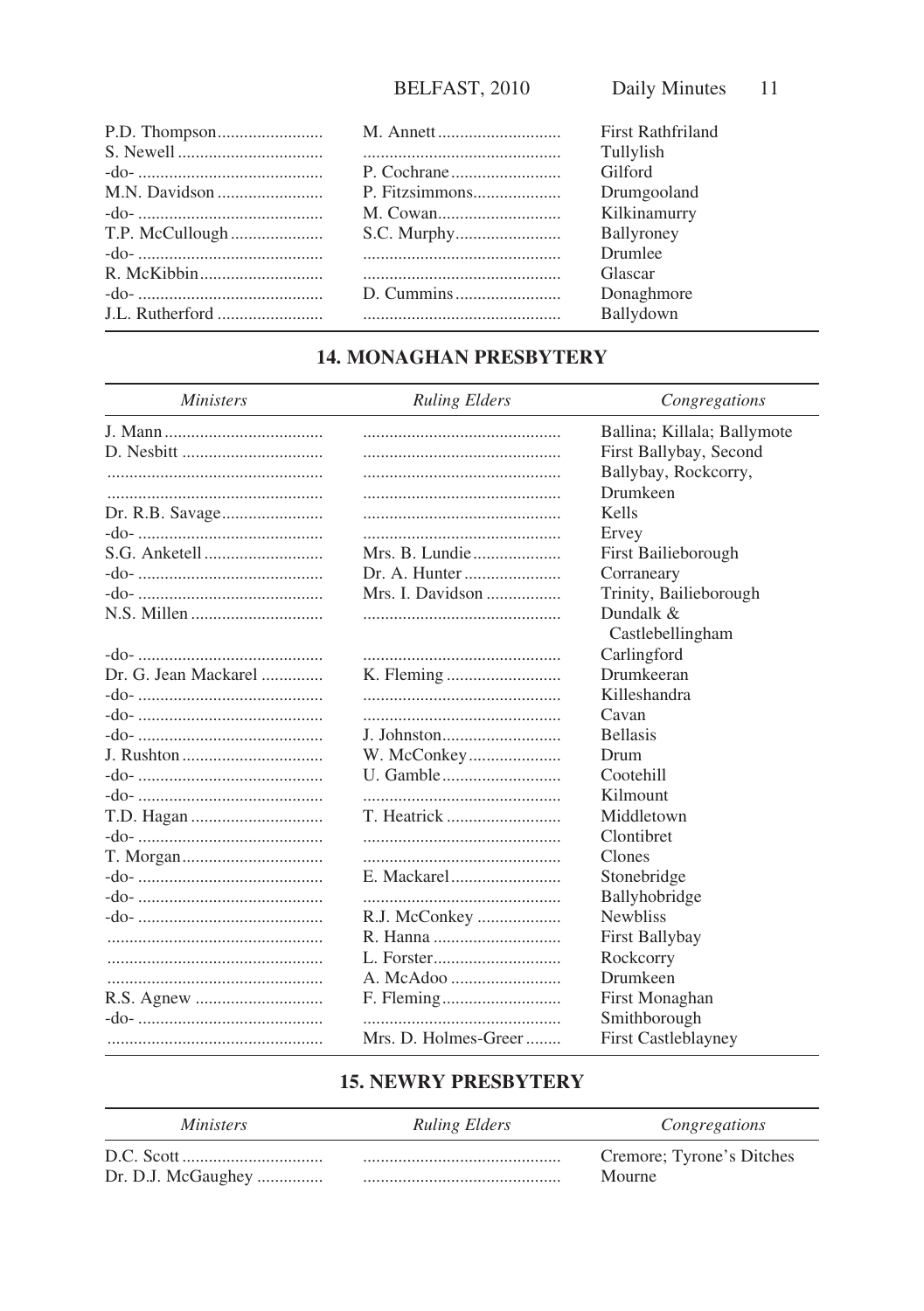| | | |
|---|---|---|
| P.D. Thompson........................ | M. Annett........................... | First Rathfriland |
| S. Newell................................. | ............................................ | Tullylish |
| -do- ........................................ | P. Cochrane......................... | Gilford |
| M.N. Davidson........................ | P. Fitzsimmons.................... | Drumgooland |
| -do- ........................................ | M. Cowan............................ | Kilkinamurry |
| T.P. McCullough..................... | S.C. Murphy........................ | Ballyroney |
| -do- ........................................ | ............................................ | Drumlee |
| R. McKibbin............................ | ............................................ | Glascar |
| -do- ........................................ | D. Cummins........................ | Donaghmore |
| J.L. Rutherford ........................ | ............................................ | Ballydown |

## 14. MONAGHAN PRESBYTERY

| *Ministers* | *Ruling Elders* | *Congregations* |
|---|---|---|
| J. Mann.................................... | ............................................ | Ballina; Killala; Ballymote |
| D. Nesbitt ................................ | ............................................ | First Ballybay, Second Ballybay, Rockcorry, Drumkeen |
| Dr. R.B. Savage....................... | ............................................ | Kells |
| -do- ........................................ | ............................................ | Ervey |
| S.G. Anketell........................... | Mrs. B. Lundie.................... | First Bailieborough |
| -do- ........................................ | Dr. A. Hunter...................... | Corraneary |
| -do- ........................................ | Mrs. I. Davidson ................. | Trinity, Bailieborough |
| N.S. Millen ............................. | ............................................ | Dundalk & Castlebellingham |
| -do- ........................................ | ............................................ | Carlingford |
| Dr. G. Jean Mackarel ............. | K. Fleming .......................... | Drumkeeran |
| -do- ........................................ | ............................................ | Killeshandra |
| -do- ........................................ | ............................................ | Cavan |
| -do- ........................................ | J. Johnston........................... | Bellasis |
| J. Rushton ................................ | W. McConkey..................... | Drum |
| -do- ........................................ | U. Gamble........................... | Cootehill |
| -do- ........................................ | ............................................ | Kilmount |
| T.D. Hagan .............................. | T. Heatrick .......................... | Middletown |
| -do- ........................................ | ............................................ | Clontibret |
| T. Morgan................................ | ............................................ | Clones |
| -do- ........................................ | E. Mackarel......................... | Stonebridge |
| -do- ........................................ | ............................................ | Ballyhobridge |
| -do- ........................................ | R.J. McConkey ................... | Newbliss |
| ................................................ | R. Hanna ............................. | First Ballybay |
| ................................................ | L. Forster............................. | Rockcorry |
| ................................................ | A. McAdoo ......................... | Drumkeen |
| R.S. Agnew ............................. | F. Fleming........................... | First Monaghan |
| -do- ........................................ | ............................................ | Smithborough |
| ................................................ | Mrs. D. Holmes-Greer ........ | First Castleblayney |

## 15. NEWRY PRESBYTERY

| *Ministers* | *Ruling Elders* | *Congregations* |
|---|---|---|
| D.C. Scott ................................ | ............................................ | Cremore; Tyrone's Ditches |
| Dr. D.J. McGaughey ............... | ............................................ | Mourne |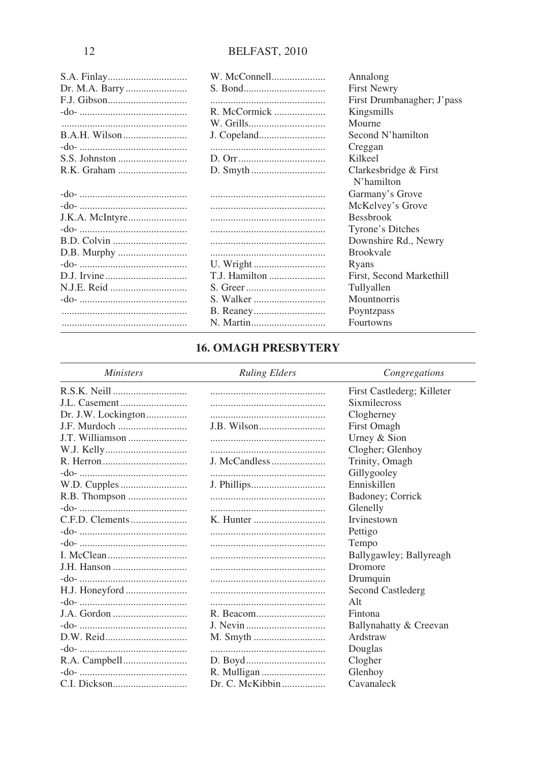| | | |
|---|---|---|
| S.A. Finlay | W. McConnell | Annalong |
| Dr. M.A. Barry | S. Bond | First Newry |
| F.J. Gibson | | First Drumbanagher; J'pass |
| -do- | R. McCormick | Kingsmills |
| | W. Grills | Mourne |
| B.A.H. Wilson | J. Copeland | Second N'hamilton |
| -do- | | Creggan |
| S.S. Johnston | D. Orr | Kilkeel |
| R.K. Graham | D. Smyth | Clarkesbridge & First N'hamilton |
| -do- | | Garmany's Grove |
| -do- | | McKelvey's Grove |
| J.K.A. McIntyre | | Bessbrook |
| -do- | | Tyrone's Ditches |
| B.D. Colvin | | Downshire Rd., Newry |
| D.B. Murphy | | Brookvale |
| -do- | U. Wright | Ryans |
| D.J. Irvine | T.J. Hamilton | First, Second Markethill |
| N.J.E. Reid | S. Greer | Tullyallen |
| -do- | S. Walker | Mountnorris |
| | B. Reaney | Poyntzpass |
| | N. Martin | Fourtowns |

## 16. OMAGH PRESBYTERY

| *Ministers* | *Ruling Elders* | *Congregations* |
|---|---|---|
| R.S.K. Neill | | First Castlederg; Killeter |
| J.L. Casement | | Sixmilecross |
| Dr. J.W. Lockington | | Clogherney |
| J.F. Murdoch | J.B. Wilson | First Omagh |
| J.T. Williamson | | Urney & Sion |
| W.J. Kelly | | Clogher; Glenhoy |
| R. Herron | J. McCandless | Trinity, Omagh |
| -do- | | Gillygooley |
| W.D. Cupples | J. Phillips | Enniskillen |
| R.B. Thompson | | Badoney; Corrick |
| -do- | | Glenelly |
| C.F.D. Clements | K. Hunter | Irvinestown |
| -do- | | Pettigo |
| -do- | | Tempo |
| I. McClean | | Ballygawley; Ballyreagh |
| J.H. Hanson | | Dromore |
| -do- | | Drumquin |
| H.J. Honeyford | | Second Castlederg |
| -do- | | Alt |
| J.A. Gordon | R. Beacom | Fintona |
| -do- | J. Nevin | Ballynahatty & Creevan |
| D.W. Reid | M. Smyth | Ardstraw |
| -do- | | Douglas |
| R.A. Campbell | D. Boyd | Clogher |
| -do- | R. Mulligan | Glenhoy |
| C.I. Dickson | Dr. C. McKibbin | Cavanaleck |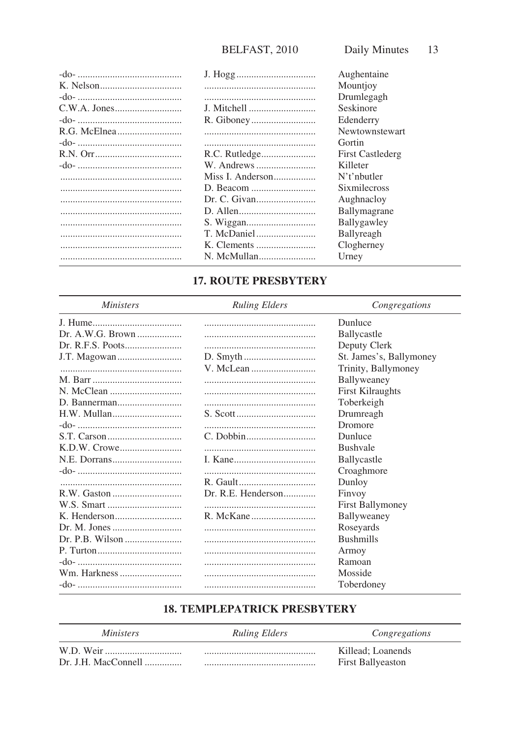| | | |
|---|---|---|
| -do- | J. Hogg | Aughentaine |
| K. Nelson | | Mountjoy |
| -do- | | Drumlegagh |
| C.W.A. Jones | J. Mitchell | Seskinore |
| -do- | R. Giboney | Edenderry |
| R.G. McElnea | | Newtownstewart |
| -do- | | Gortin |
| R.N. Orr | R.C. Rutledge | First Castlederg |
| -do- | W. Andrews | Killeter |
| | Miss I. Anderson | N't'nbutler |
| | D. Beacom | Sixmilecross |
| | Dr. C. Givan | Aughnacloy |
| | D. Allen | Ballymagrane |
| | S. Wiggan | Ballygawley |
| | T. McDaniel | Ballyreagh |
| | K. Clements | Clogherney |
| | N. McMullan | Urney |

## 17. ROUTE PRESBYTERY

| *Ministers* | *Ruling Elders* | *Congregations* |
|---|---|---|
| J. Hume | | Dunluce |
| Dr. A.W.G. Brown | | Ballycastle |
| Dr. R.F.S. Poots | | Deputy Clerk |
| J.T. Magowan | D. Smyth | St. James's, Ballymoney |
| | V. McLean | Trinity, Ballymoney |
| M. Barr | | Ballyweaney |
| N. McClean | | First Kilraughts |
| D. Bannerman | | Toberkeigh |
| H.W. Mullan | S. Scott | Drumreagh |
| -do- | | Dromore |
| S.T. Carson | C. Dobbin | Dunluce |
| K.D.W. Crowe | | Bushvale |
| N.E. Dorrans | I. Kane | Ballycastle |
| -do- | | Croaghmore |
| | R. Gault | Dunloy |
| R.W. Gaston | Dr. R.E. Henderson | Finvoy |
| W.S. Smart | | First Ballymoney |
| K. Henderson | R. McKane | Ballyweaney |
| Dr. M. Jones | | Roseyards |
| Dr. P.B. Wilson | | Bushmills |
| P. Turton | | Armoy |
| -do- | | Ramoan |
| Wm. Harkness | | Mosside |
| -do- | | Toberdoney |

## 18. TEMPLEPATRICK PRESBYTERY

| *Ministers* | *Ruling Elders* | *Congregations* |
|---|---|---|
| W.D. Weir | | Killead; Loanends |
| Dr. J.H. MacConnell | | First Ballyeaston |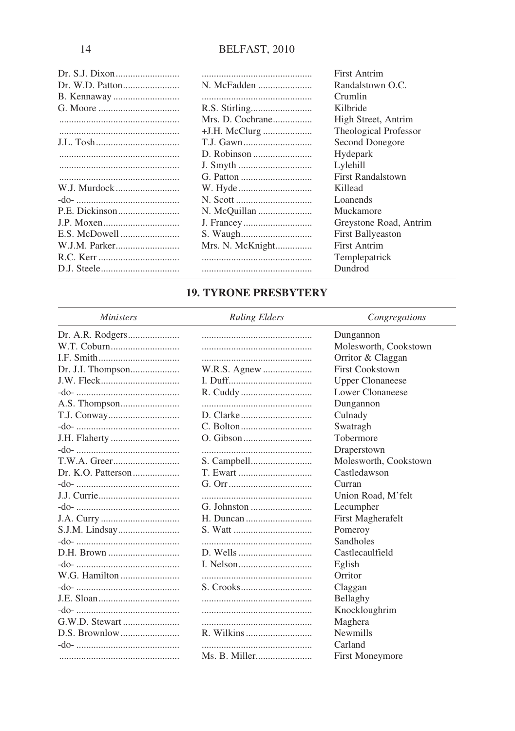| | | |
|---|---|---|
| Dr. S.J. Dixon | ............................................ | First Antrim |
| Dr. W.D. Patton | N. McFadden | Randalstown O.C. |
| B. Kennaway | ............................................ | Crumlin |
| G. Moore | R.S. Stirling | Kilbride |
| ............................................ | Mrs. D. Cochrane | High Street, Antrim |
| ............................................ | +J.H. McClurg | Theological Professor |
| J.L. Tosh | T.J. Gawn | Second Donegore |
| ............................................ | D. Robinson | Hydepark |
| ............................................ | J. Smyth | Lylehill |
| ............................................ | G. Patton | First Randalstown |
| W.J. Murdock | W. Hyde | Killead |
| -do- | N. Scott | Loanends |
| P.E. Dickinson | N. McQuillan | Muckamore |
| J.P. Moxen | J. Francey | Greystone Road, Antrim |
| E.S. McDowell | S. Waugh | First Ballyeaston |
| W.J.M. Parker | Mrs. N. McKnight | First Antrim |
| R.C. Kerr | ............................................ | Templepatrick |
| D.J. Steele | ............................................ | Dundrod |

## 19. TYRONE PRESBYTERY

| *Ministers* | *Ruling Elders* | *Congregations* |
|---|---|---|
| Dr. A.R. Rodgers | ............................................ | Dungannon |
| W.T. Coburn | ............................................ | Molesworth, Cookstown |
| I.F. Smith | ............................................ | Orritor & Claggan |
| Dr. J.I. Thompson | W.R.S. Agnew | First Cookstown |
| J.W. Fleck | I. Duff | Upper Clonaneese |
| -do- | R. Cuddy | Lower Clonaneese |
| A.S. Thompson | ............................................ | Dungannon |
| T.J. Conway | D. Clarke | Culnady |
| -do- | C. Bolton | Swatragh |
| J.H. Flaherty | O. Gibson | Tobermore |
| -do- | ............................................ | Draperstown |
| T.W.A. Greer | S. Campbell | Molesworth, Cookstown |
| Dr. K.O. Patterson | T. Ewart | Castledawson |
| -do- | G. Orr | Curran |
| J.J. Currie | ............................................ | Union Road, M'felt |
| -do- | G. Johnston | Lecumpher |
| J.A. Curry | H. Duncan | First Magherafelt |
| S.J.M. Lindsay | S. Watt | Pomeroy |
| -do- | ............................................ | Sandholes |
| D.H. Brown | D. Wells | Castlecaulfield |
| -do- | I. Nelson | Eglish |
| W.G. Hamilton | ............................................ | Orritor |
| -do- | S. Crooks | Claggan |
| J.E. Sloan | ............................................ | Bellaghy |
| -do- | ............................................ | Knockloughrim |
| G.W.D. Stewart | ............................................ | Maghera |
| D.S. Brownlow | R. Wilkins | Newmills |
| -do- | ............................................ | Carland |
| ............................................ | Ms. B. Miller | First Moneymore |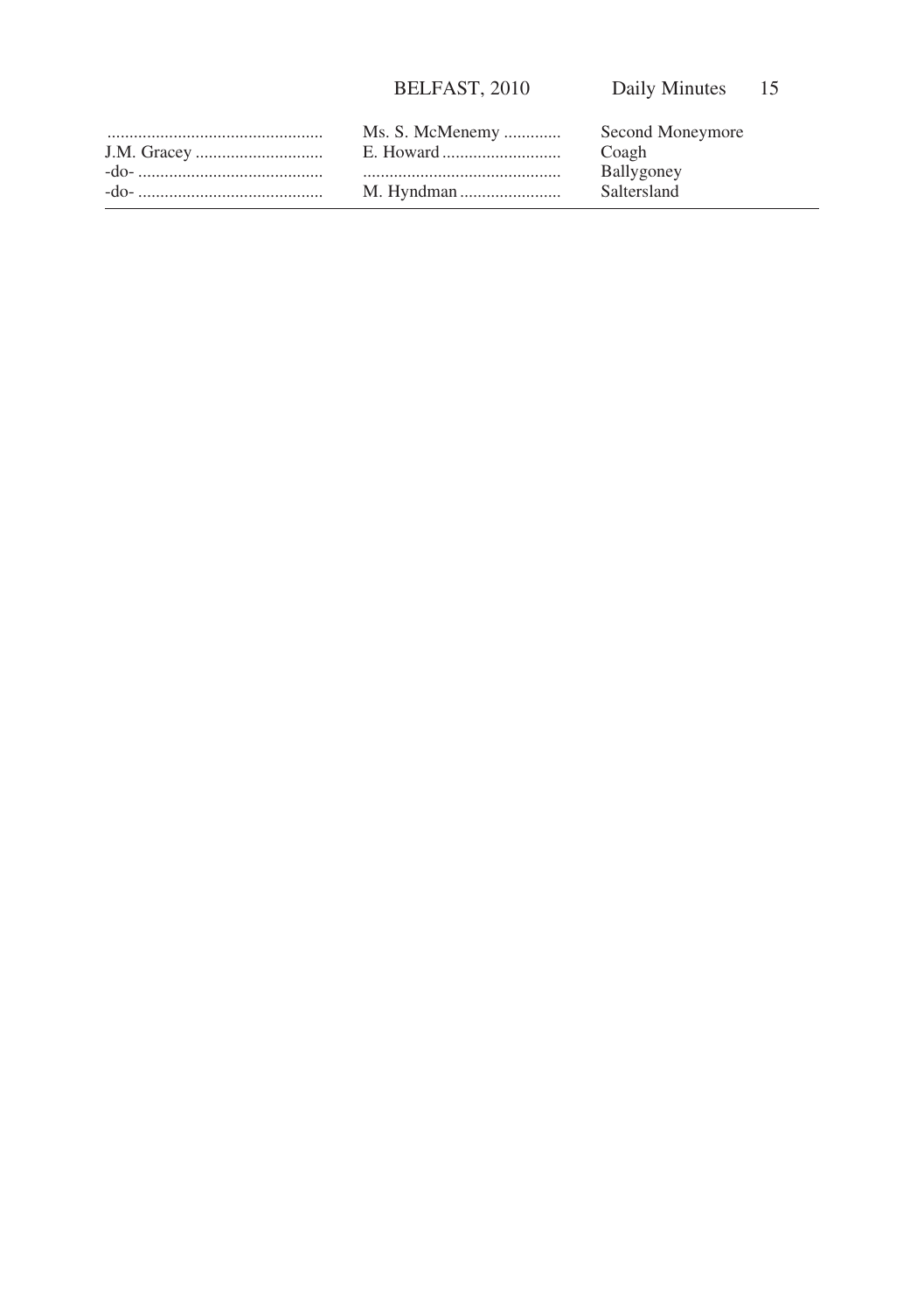| | | |
|---|---|---|
| ................................................ | Ms. S. McMenemy ............ | Second Moneymore |
| J.M. Gracey ............................ | E. Howard .......................... | Coagh |
| -do- .......................................... | ............................................ | Ballygoney |
| -do- .......................................... | M. Hyndman ...................... | Saltersland |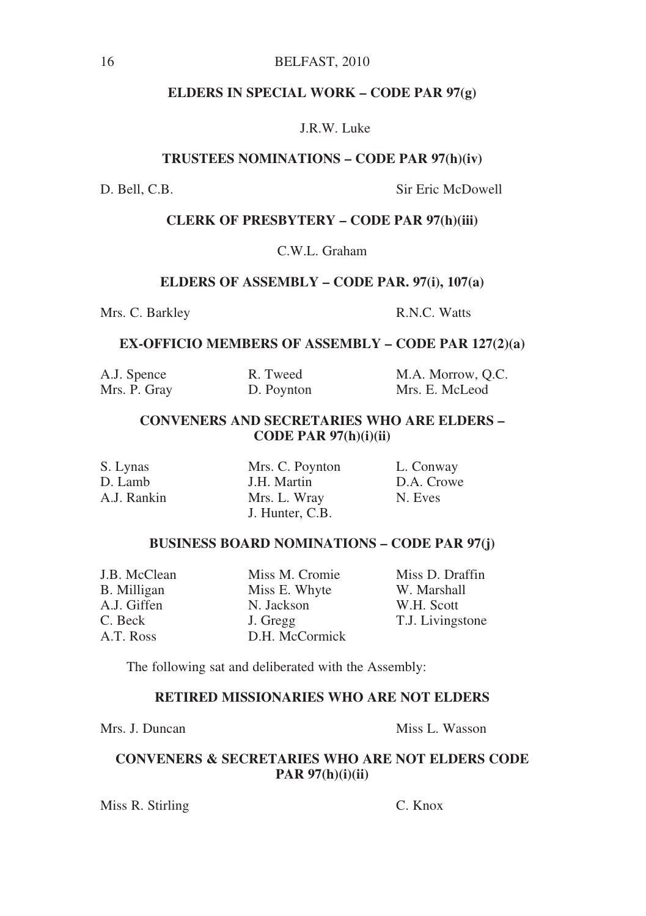### ELDERS IN SPECIAL WORK – CODE PAR 97(g)

J.R.W. Luke

### TRUSTEES NOMINATIONS – CODE PAR 97(h)(iv)

D. Bell, C.B.
Sir Eric McDowell

### CLERK OF PRESBYTERY – CODE PAR 97(h)(iii)

C.W.L. Graham

### ELDERS OF ASSEMBLY – CODE PAR. 97(i), 107(a)

Mrs. C. Barkley
R.N.C. Watts

### EX-OFFICIO MEMBERS OF ASSEMBLY – CODE PAR 127(2)(a)

A.J. Spence
R. Tweed
M.A. Morrow, Q.C.
Mrs. P. Gray
D. Poynton
Mrs. E. McLeod

### CONVENERS AND SECRETARIES WHO ARE ELDERS – CODE PAR 97(h)(i)(ii)

S. Lynas
Mrs. C. Poynton
L. Conway
D. Lamb
J.H. Martin
D.A. Crowe
A.J. Rankin
Mrs. L. Wray
N. Eves
J. Hunter, C.B.

### BUSINESS BOARD NOMINATIONS – CODE PAR 97(j)

J.B. McClean
Miss M. Cromie
Miss D. Draffin
B. Milligan
Miss E. Whyte
W. Marshall
A.J. Giffen
N. Jackson
W.H. Scott
C. Beck
J. Gregg
T.J. Livingstone
A.T. Ross
D.H. McCormick

The following sat and deliberated with the Assembly:

### RETIRED MISSIONARIES WHO ARE NOT ELDERS

Mrs. J. Duncan
Miss L. Wasson

### CONVENERS & SECRETARIES WHO ARE NOT ELDERS CODE PAR 97(h)(i)(ii)

Miss R. Stirling
C. Knox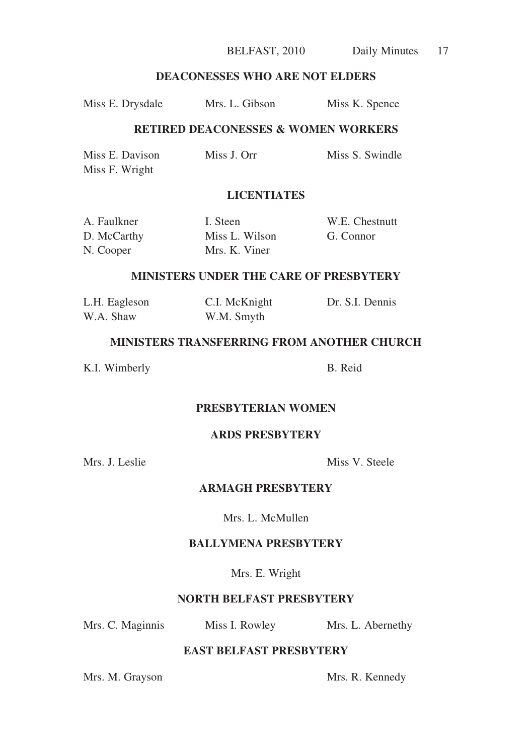### DEACONESSES WHO ARE NOT ELDERS

Miss E. Drysdale  Mrs. L. Gibson  Miss K. Spence

### RETIRED DEACONESSES & WOMEN WORKERS

Miss E. Davison  Miss J. Orr  Miss S. Swindle
Miss F. Wright

### LICENTIATES

A. Faulkner  I. Steen  W.E. Chestnutt
D. McCarthy  Miss L. Wilson  G. Connor
N. Cooper  Mrs. K. Viner

### MINISTERS UNDER THE CARE OF PRESBYTERY

L.H. Eagleson  C.I. McKnight  Dr. S.I. Dennis
W.A. Shaw  W.M. Smyth

### MINISTERS TRANSFERRING FROM ANOTHER CHURCH

K.I. Wimberly  B. Reid

### PRESBYTERIAN WOMEN

### ARDS PRESBYTERY

Mrs. J. Leslie  Miss V. Steele

### ARMAGH PRESBYTERY

Mrs. L. McMullen

### BALLYMENA PRESBYTERY

Mrs. E. Wright

### NORTH BELFAST PRESBYTERY

Mrs. C. Maginnis  Miss I. Rowley  Mrs. L. Abernethy

### EAST BELFAST PRESBYTERY

Mrs. M. Grayson  Mrs. R. Kennedy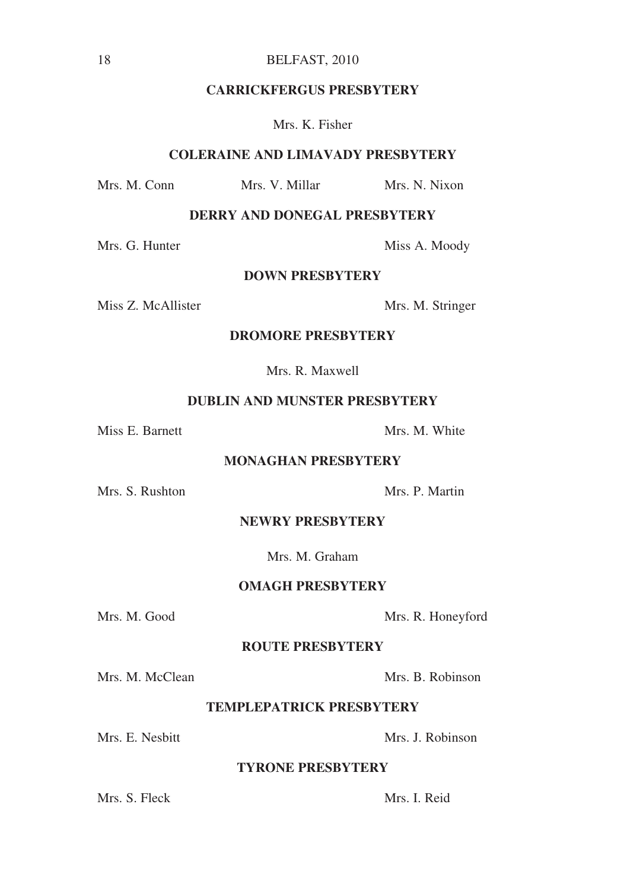## CARRICKFERGUS PRESBYTERY

Mrs. K. Fisher

## COLERAINE AND LIMAVADY PRESBYTERY

Mrs. M. Conn Mrs. V. Millar Mrs. N. Nixon

## DERRY AND DONEGAL PRESBYTERY

Mrs. G. Hunter Miss A. Moody

## DOWN PRESBYTERY

Miss Z. McAllister Mrs. M. Stringer

## DROMORE PRESBYTERY

Mrs. R. Maxwell

## DUBLIN AND MUNSTER PRESBYTERY

Miss E. Barnett Mrs. M. White

## MONAGHAN PRESBYTERY

Mrs. S. Rushton Mrs. P. Martin

## NEWRY PRESBYTERY

Mrs. M. Graham

## OMAGH PRESBYTERY

Mrs. M. Good Mrs. R. Honeyford

## ROUTE PRESBYTERY

Mrs. M. McClean Mrs. B. Robinson

## TEMPLEPATRICK PRESBYTERY

Mrs. E. Nesbitt Mrs. J. Robinson

## TYRONE PRESBYTERY

Mrs. S. Fleck Mrs. I. Reid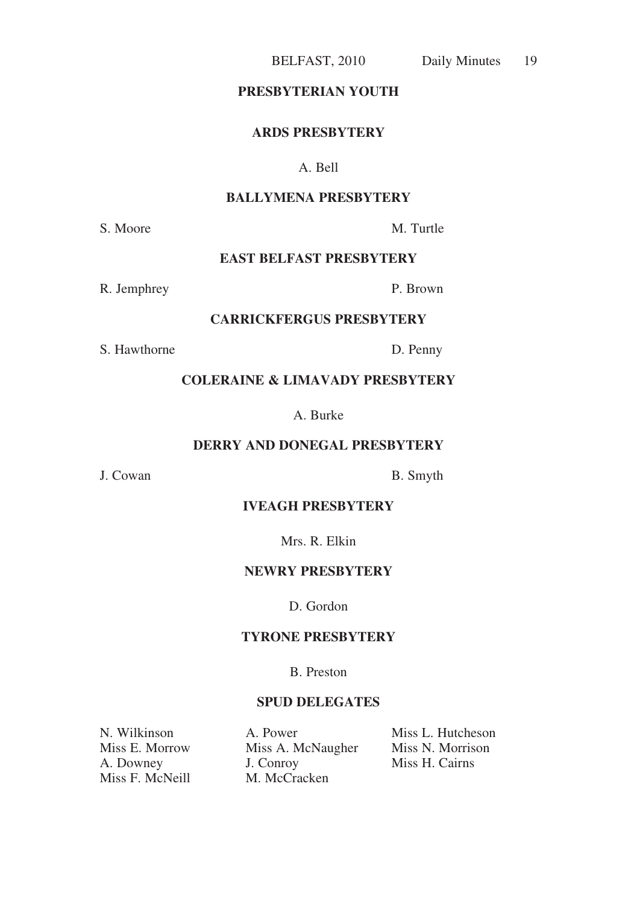## PRESBYTERIAN YOUTH

### ARDS PRESBYTERY

A. Bell

### BALLYMENA PRESBYTERY

S. Moore
M. Turtle

### EAST BELFAST PRESBYTERY

R. Jemphrey
P. Brown

### CARRICKFERGUS PRESBYTERY

S. Hawthorne
D. Penny

### COLERAINE & LIMAVADY PRESBYTERY

A. Burke

### DERRY AND DONEGAL PRESBYTERY

J. Cowan
B. Smyth

### IVEAGH PRESBYTERY

Mrs. R. Elkin

### NEWRY PRESBYTERY

D. Gordon

### TYRONE PRESBYTERY

B. Preston

### SPUD DELEGATES

N. Wilkinson
Miss E. Morrow
A. Downey
Miss F. McNeill
A. Power
Miss A. McNaugher
J. Conroy
M. McCracken
Miss L. Hutcheson
Miss N. Morrison
Miss H. Cairns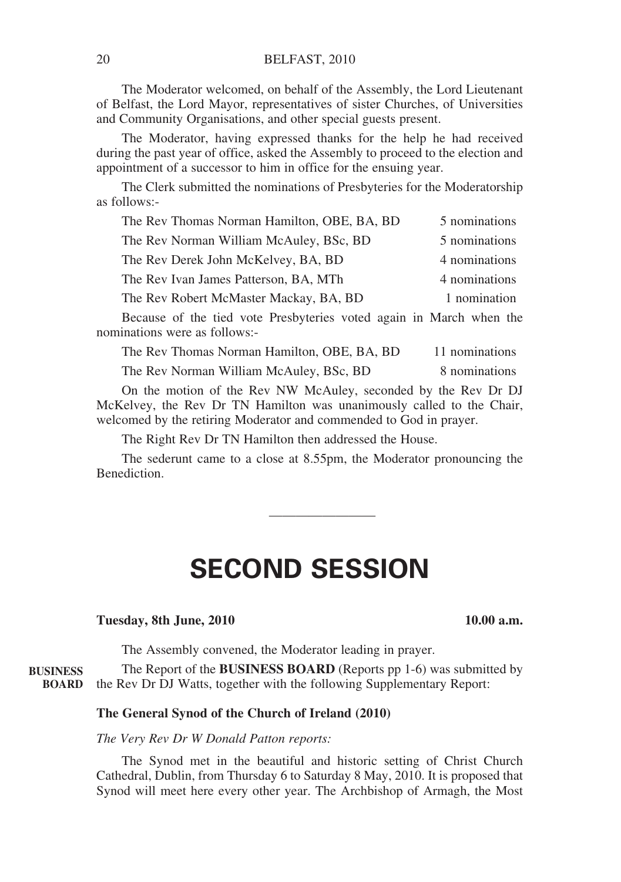The Moderator welcomed, on behalf of the Assembly, the Lord Lieutenant of Belfast, the Lord Mayor, representatives of sister Churches, of Universities and Community Organisations, and other special guests present.

The Moderator, having expressed thanks for the help he had received during the past year of office, asked the Assembly to proceed to the election and appointment of a successor to him in office for the ensuing year.

The Clerk submitted the nominations of Presbyteries for the Moderatorship as follows:-

| | |
|---|---|
| The Rev Thomas Norman Hamilton, OBE, BA, BD | 5 nominations |
| The Rev Norman William McAuley, BSc, BD | 5 nominations |
| The Rev Derek John McKelvey, BA, BD | 4 nominations |
| The Rev Ivan James Patterson, BA, MTh | 4 nominations |
| The Rev Robert McMaster Mackay, BA, BD | 1 nomination |

Because of the tied vote Presbyteries voted again in March when the nominations were as follows:-

| | |
|---|---|
| The Rev Thomas Norman Hamilton, OBE, BA, BD | 11 nominations |
| The Rev Norman William McAuley, BSc, BD | 8 nominations |

On the motion of the Rev NW McAuley, seconded by the Rev Dr DJ McKelvey, the Rev Dr TN Hamilton was unanimously called to the Chair, welcomed by the retiring Moderator and commended to God in prayer.

The Right Rev Dr TN Hamilton then addressed the House.

The sederunt came to a close at 8.55pm, the Moderator pronouncing the Benediction.

---

# SECOND SESSION

**Tuesday, 8th June, 2010** **10.00 a.m.**

The Assembly convened, the Moderator leading in prayer.

**BUSINESS BOARD**

The Report of the **BUSINESS BOARD** (Reports pp 1-6) was submitted by the Rev Dr DJ Watts, together with the following Supplementary Report:

**The General Synod of the Church of Ireland (2010)**

*The Very Rev Dr W Donald Patton reports:*

The Synod met in the beautiful and historic setting of Christ Church Cathedral, Dublin, from Thursday 6 to Saturday 8 May, 2010. It is proposed that Synod will meet here every other year. The Archbishop of Armagh, the Most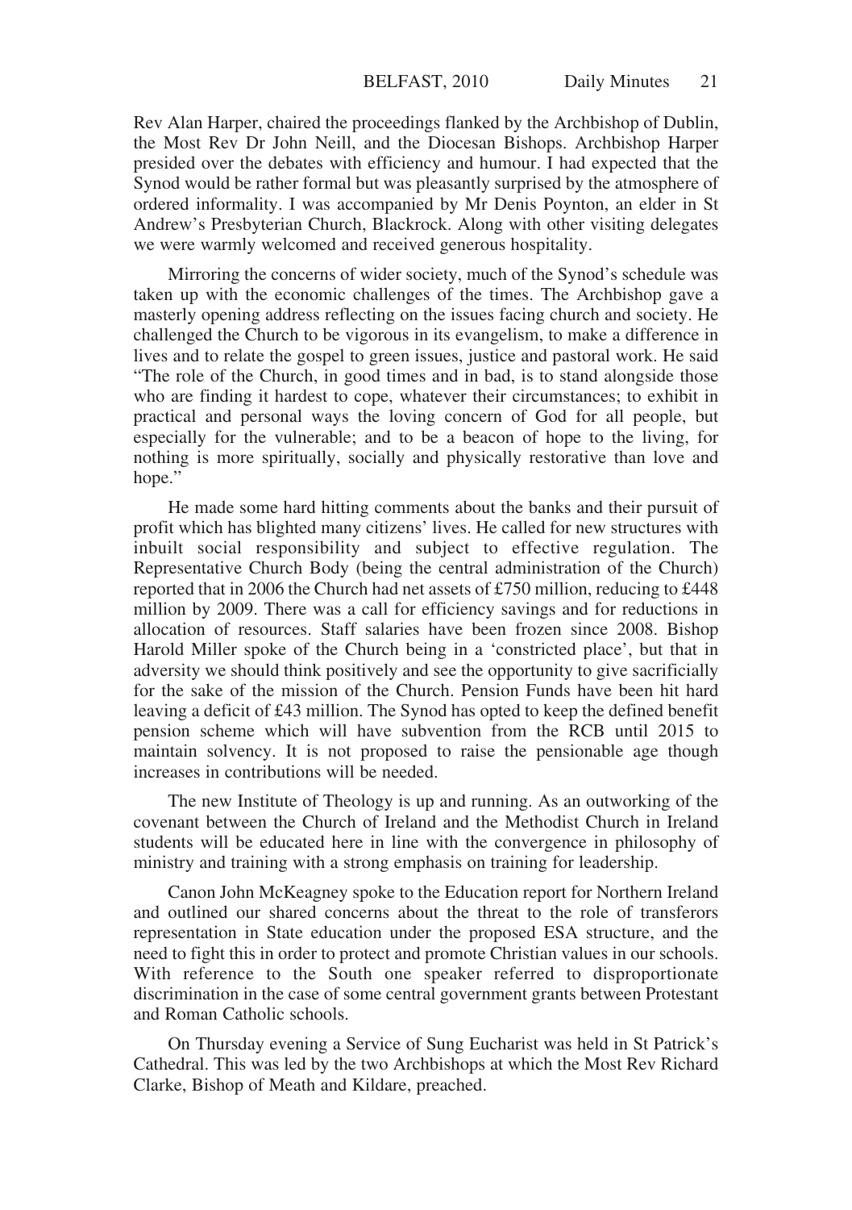Rev Alan Harper, chaired the proceedings flanked by the Archbishop of Dublin, the Most Rev Dr John Neill, and the Diocesan Bishops. Archbishop Harper presided over the debates with efficiency and humour. I had expected that the Synod would be rather formal but was pleasantly surprised by the atmosphere of ordered informality. I was accompanied by Mr Denis Poynton, an elder in St Andrew's Presbyterian Church, Blackrock. Along with other visiting delegates we were warmly welcomed and received generous hospitality.

Mirroring the concerns of wider society, much of the Synod's schedule was taken up with the economic challenges of the times. The Archbishop gave a masterly opening address reflecting on the issues facing church and society. He challenged the Church to be vigorous in its evangelism, to make a difference in lives and to relate the gospel to green issues, justice and pastoral work. He said "The role of the Church, in good times and in bad, is to stand alongside those who are finding it hardest to cope, whatever their circumstances; to exhibit in practical and personal ways the loving concern of God for all people, but especially for the vulnerable; and to be a beacon of hope to the living, for nothing is more spiritually, socially and physically restorative than love and hope."

He made some hard hitting comments about the banks and their pursuit of profit which has blighted many citizens' lives. He called for new structures with inbuilt social responsibility and subject to effective regulation. The Representative Church Body (being the central administration of the Church) reported that in 2006 the Church had net assets of £750 million, reducing to £448 million by 2009. There was a call for efficiency savings and for reductions in allocation of resources. Staff salaries have been frozen since 2008. Bishop Harold Miller spoke of the Church being in a 'constricted place', but that in adversity we should think positively and see the opportunity to give sacrificially for the sake of the mission of the Church. Pension Funds have been hit hard leaving a deficit of £43 million. The Synod has opted to keep the defined benefit pension scheme which will have subvention from the RCB until 2015 to maintain solvency. It is not proposed to raise the pensionable age though increases in contributions will be needed.

The new Institute of Theology is up and running. As an outworking of the covenant between the Church of Ireland and the Methodist Church in Ireland students will be educated here in line with the convergence in philosophy of ministry and training with a strong emphasis on training for leadership.

Canon John McKeagney spoke to the Education report for Northern Ireland and outlined our shared concerns about the threat to the role of transferors representation in State education under the proposed ESA structure, and the need to fight this in order to protect and promote Christian values in our schools. With reference to the South one speaker referred to disproportionate discrimination in the case of some central government grants between Protestant and Roman Catholic schools.

On Thursday evening a Service of Sung Eucharist was held in St Patrick's Cathedral. This was led by the two Archbishops at which the Most Rev Richard Clarke, Bishop of Meath and Kildare, preached.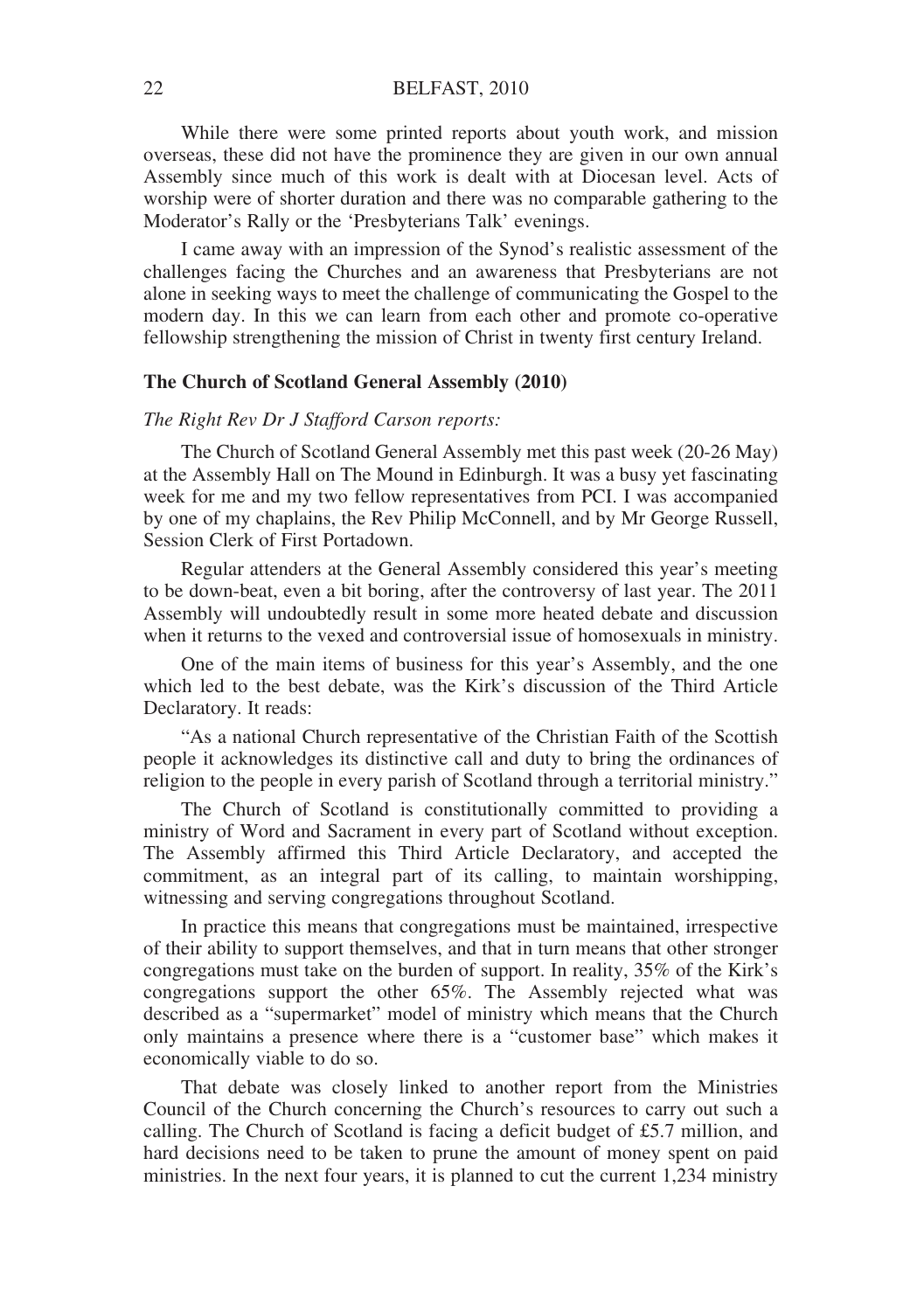While there were some printed reports about youth work, and mission overseas, these did not have the prominence they are given in our own annual Assembly since much of this work is dealt with at Diocesan level. Acts of worship were of shorter duration and there was no comparable gathering to the Moderator's Rally or the 'Presbyterians Talk' evenings.

I came away with an impression of the Synod's realistic assessment of the challenges facing the Churches and an awareness that Presbyterians are not alone in seeking ways to meet the challenge of communicating the Gospel to the modern day. In this we can learn from each other and promote co-operative fellowship strengthening the mission of Christ in twenty first century Ireland.

**The Church of Scotland General Assembly (2010)**

*The Right Rev Dr J Stafford Carson reports:*

The Church of Scotland General Assembly met this past week (20-26 May) at the Assembly Hall on The Mound in Edinburgh. It was a busy yet fascinating week for me and my two fellow representatives from PCI. I was accompanied by one of my chaplains, the Rev Philip McConnell, and by Mr George Russell, Session Clerk of First Portadown.

Regular attenders at the General Assembly considered this year's meeting to be down-beat, even a bit boring, after the controversy of last year. The 2011 Assembly will undoubtedly result in some more heated debate and discussion when it returns to the vexed and controversial issue of homosexuals in ministry.

One of the main items of business for this year's Assembly, and the one which led to the best debate, was the Kirk's discussion of the Third Article Declaratory. It reads:

"As a national Church representative of the Christian Faith of the Scottish people it acknowledges its distinctive call and duty to bring the ordinances of religion to the people in every parish of Scotland through a territorial ministry."

The Church of Scotland is constitutionally committed to providing a ministry of Word and Sacrament in every part of Scotland without exception. The Assembly affirmed this Third Article Declaratory, and accepted the commitment, as an integral part of its calling, to maintain worshipping, witnessing and serving congregations throughout Scotland.

In practice this means that congregations must be maintained, irrespective of their ability to support themselves, and that in turn means that other stronger congregations must take on the burden of support. In reality, 35% of the Kirk's congregations support the other 65%. The Assembly rejected what was described as a "supermarket" model of ministry which means that the Church only maintains a presence where there is a "customer base" which makes it economically viable to do so.

That debate was closely linked to another report from the Ministries Council of the Church concerning the Church's resources to carry out such a calling. The Church of Scotland is facing a deficit budget of £5.7 million, and hard decisions need to be taken to prune the amount of money spent on paid ministries. In the next four years, it is planned to cut the current 1,234 ministry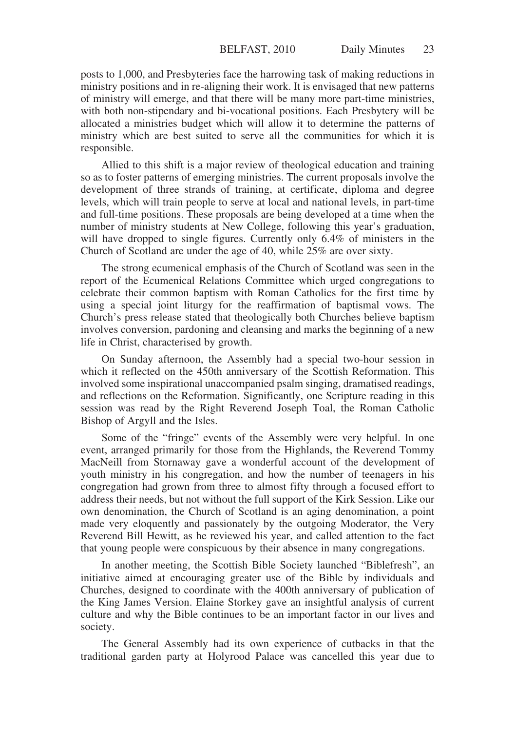posts to 1,000, and Presbyteries face the harrowing task of making reductions in ministry positions and in re-aligning their work. It is envisaged that new patterns of ministry will emerge, and that there will be many more part-time ministries, with both non-stipendary and bi-vocational positions. Each Presbytery will be allocated a ministries budget which will allow it to determine the patterns of ministry which are best suited to serve all the communities for which it is responsible.

Allied to this shift is a major review of theological education and training so as to foster patterns of emerging ministries. The current proposals involve the development of three strands of training, at certificate, diploma and degree levels, which will train people to serve at local and national levels, in part-time and full-time positions. These proposals are being developed at a time when the number of ministry students at New College, following this year's graduation, will have dropped to single figures. Currently only 6.4% of ministers in the Church of Scotland are under the age of 40, while 25% are over sixty.

The strong ecumenical emphasis of the Church of Scotland was seen in the report of the Ecumenical Relations Committee which urged congregations to celebrate their common baptism with Roman Catholics for the first time by using a special joint liturgy for the reaffirmation of baptismal vows. The Church's press release stated that theologically both Churches believe baptism involves conversion, pardoning and cleansing and marks the beginning of a new life in Christ, characterised by growth.

On Sunday afternoon, the Assembly had a special two-hour session in which it reflected on the 450th anniversary of the Scottish Reformation. This involved some inspirational unaccompanied psalm singing, dramatised readings, and reflections on the Reformation. Significantly, one Scripture reading in this session was read by the Right Reverend Joseph Toal, the Roman Catholic Bishop of Argyll and the Isles.

Some of the "fringe" events of the Assembly were very helpful. In one event, arranged primarily for those from the Highlands, the Reverend Tommy MacNeill from Stornaway gave a wonderful account of the development of youth ministry in his congregation, and how the number of teenagers in his congregation had grown from three to almost fifty through a focused effort to address their needs, but not without the full support of the Kirk Session. Like our own denomination, the Church of Scotland is an aging denomination, a point made very eloquently and passionately by the outgoing Moderator, the Very Reverend Bill Hewitt, as he reviewed his year, and called attention to the fact that young people were conspicuous by their absence in many congregations.

In another meeting, the Scottish Bible Society launched "Biblefresh", an initiative aimed at encouraging greater use of the Bible by individuals and Churches, designed to coordinate with the 400th anniversary of publication of the King James Version. Elaine Storkey gave an insightful analysis of current culture and why the Bible continues to be an important factor in our lives and society.

The General Assembly had its own experience of cutbacks in that the traditional garden party at Holyrood Palace was cancelled this year due to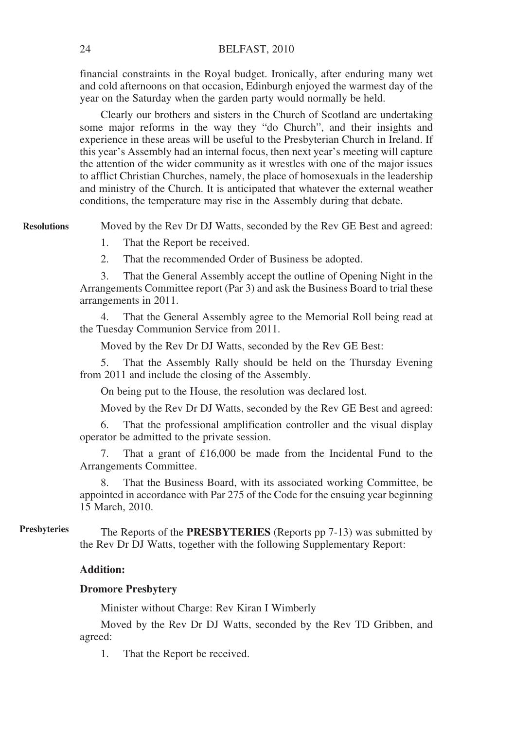financial constraints in the Royal budget. Ironically, after enduring many wet and cold afternoons on that occasion, Edinburgh enjoyed the warmest day of the year on the Saturday when the garden party would normally be held.

Clearly our brothers and sisters in the Church of Scotland are undertaking some major reforms in the way they "do Church", and their insights and experience in these areas will be useful to the Presbyterian Church in Ireland. If this year's Assembly had an internal focus, then next year's meeting will capture the attention of the wider community as it wrestles with one of the major issues to afflict Christian Churches, namely, the place of homosexuals in the leadership and ministry of the Church. It is anticipated that whatever the external weather conditions, the temperature may rise in the Assembly during that debate.

**Resolutions**

Moved by the Rev Dr DJ Watts, seconded by the Rev GE Best and agreed:

1. That the Report be received.

2. That the recommended Order of Business be adopted.

3. That the General Assembly accept the outline of Opening Night in the Arrangements Committee report (Par 3) and ask the Business Board to trial these arrangements in 2011.

4. That the General Assembly agree to the Memorial Roll being read at the Tuesday Communion Service from 2011.

Moved by the Rev Dr DJ Watts, seconded by the Rev GE Best:

5. That the Assembly Rally should be held on the Thursday Evening from 2011 and include the closing of the Assembly.

On being put to the House, the resolution was declared lost.

Moved by the Rev Dr DJ Watts, seconded by the Rev GE Best and agreed:

6. That the professional amplification controller and the visual display operator be admitted to the private session.

7. That a grant of £16,000 be made from the Incidental Fund to the Arrangements Committee.

8. That the Business Board, with its associated working Committee, be appointed in accordance with Par 275 of the Code for the ensuing year beginning 15 March, 2010.

**Presbyteries**

The Reports of the **PRESBYTERIES** (Reports pp 7-13) was submitted by the Rev Dr DJ Watts, together with the following Supplementary Report:

**Addition:**

**Dromore Presbytery**

Minister without Charge: Rev Kiran I Wimberly

Moved by the Rev Dr DJ Watts, seconded by the Rev TD Gribben, and agreed:

1. That the Report be received.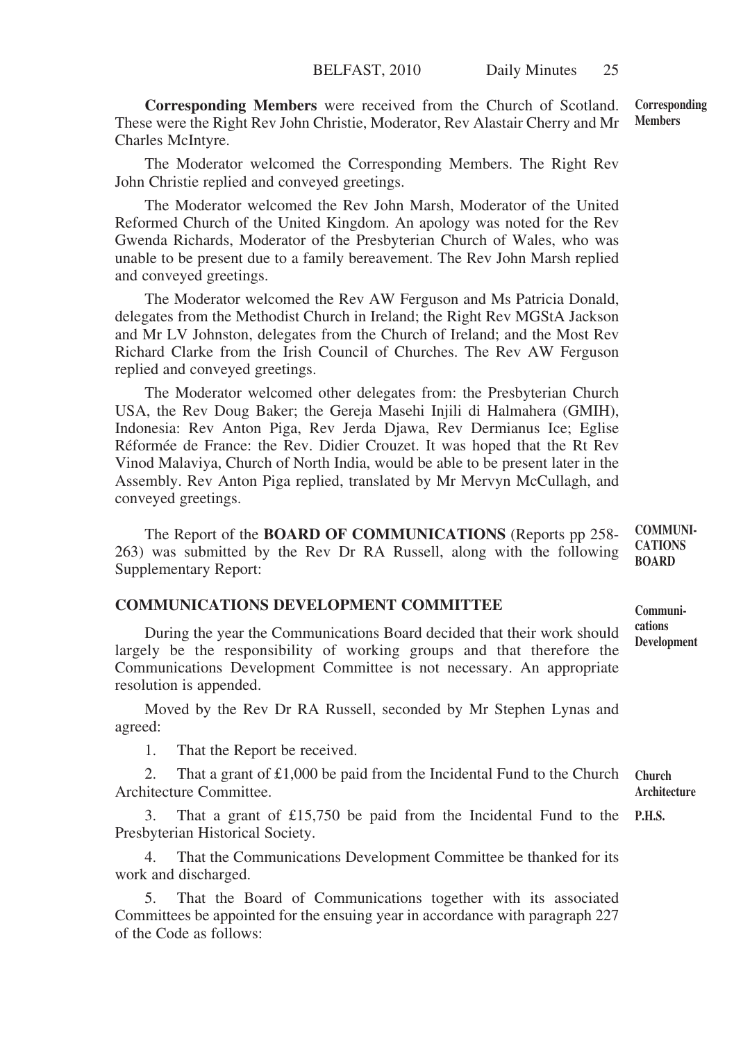**Corresponding Members** were received from the Church of Scotland. These were the Right Rev John Christie, Moderator, Rev Alastair Cherry and Mr Charles McIntyre.

**Corresponding Members**

The Moderator welcomed the Corresponding Members. The Right Rev John Christie replied and conveyed greetings.

The Moderator welcomed the Rev John Marsh, Moderator of the United Reformed Church of the United Kingdom. An apology was noted for the Rev Gwenda Richards, Moderator of the Presbyterian Church of Wales, who was unable to be present due to a family bereavement. The Rev John Marsh replied and conveyed greetings.

The Moderator welcomed the Rev AW Ferguson and Ms Patricia Donald, delegates from the Methodist Church in Ireland; the Right Rev MGStA Jackson and Mr LV Johnston, delegates from the Church of Ireland; and the Most Rev Richard Clarke from the Irish Council of Churches. The Rev AW Ferguson replied and conveyed greetings.

The Moderator welcomed other delegates from: the Presbyterian Church USA, the Rev Doug Baker; the Gereja Masehi Injili di Halmahera (GMIH), Indonesia: Rev Anton Piga, Rev Jerda Djawa, Rev Dermianus Ice; Eglise Réformée de France: the Rev. Didier Crouzet. It was hoped that the Rt Rev Vinod Malaviya, Church of North India, would be able to be present later in the Assembly. Rev Anton Piga replied, translated by Mr Mervyn McCullagh, and conveyed greetings.

The Report of the **BOARD OF COMMUNICATIONS** (Reports pp 258-263) was submitted by the Rev Dr RA Russell, along with the following Supplementary Report:

**COMMUNICATIONS BOARD**

## COMMUNICATIONS DEVELOPMENT COMMITTEE

**Communications Development**

During the year the Communications Board decided that their work should largely be the responsibility of working groups and that therefore the Communications Development Committee is not necessary. An appropriate resolution is appended.

Moved by the Rev Dr RA Russell, seconded by Mr Stephen Lynas and agreed:

1. That the Report be received.

2. That a grant of £1,000 be paid from the Incidental Fund to the Church Architecture Committee.

**Church Architecture**

3. That a grant of £15,750 be paid from the Incidental Fund to the Presbyterian Historical Society.

**P.H.S.**

4. That the Communications Development Committee be thanked for its work and discharged.

5. That the Board of Communications together with its associated Committees be appointed for the ensuing year in accordance with paragraph 227 of the Code as follows: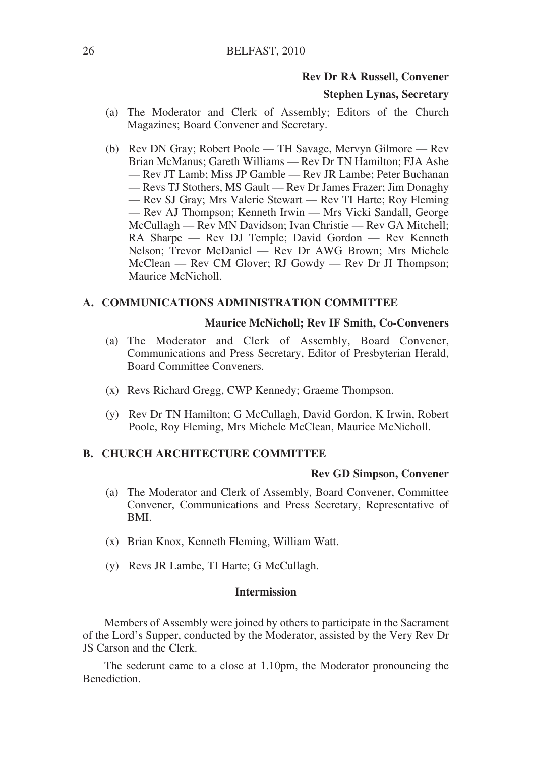**Rev Dr RA Russell, Convener**

**Stephen Lynas, Secretary**

(a) The Moderator and Clerk of Assembly; Editors of the Church Magazines; Board Convener and Secretary.

(b) Rev DN Gray; Robert Poole — TH Savage, Mervyn Gilmore — Rev Brian McManus; Gareth Williams — Rev Dr TN Hamilton; FJA Ashe — Rev JT Lamb; Miss JP Gamble — Rev JR Lambe; Peter Buchanan — Revs TJ Stothers, MS Gault — Rev Dr James Frazer; Jim Donaghy — Rev SJ Gray; Mrs Valerie Stewart — Rev TI Harte; Roy Fleming — Rev AJ Thompson; Kenneth Irwin — Mrs Vicki Sandall, George McCullagh — Rev MN Davidson; Ivan Christie — Rev GA Mitchell; RA Sharpe — Rev DJ Temple; David Gordon — Rev Kenneth Nelson; Trevor McDaniel — Rev Dr AWG Brown; Mrs Michele McClean — Rev CM Glover; RJ Gowdy — Rev Dr JI Thompson; Maurice McNicholl.

### A. COMMUNICATIONS ADMINISTRATION COMMITTEE

**Maurice McNicholl; Rev IF Smith, Co-Conveners**

(a) The Moderator and Clerk of Assembly, Board Convener, Communications and Press Secretary, Editor of Presbyterian Herald, Board Committee Conveners.

(x) Revs Richard Gregg, CWP Kennedy; Graeme Thompson.

(y) Rev Dr TN Hamilton; G McCullagh, David Gordon, K Irwin, Robert Poole, Roy Fleming, Mrs Michele McClean, Maurice McNicholl.

### B. CHURCH ARCHITECTURE COMMITTEE

**Rev GD Simpson, Convener**

(a) The Moderator and Clerk of Assembly, Board Convener, Committee Convener, Communications and Press Secretary, Representative of BMI.

(x) Brian Knox, Kenneth Fleming, William Watt.

(y) Revs JR Lambe, TI Harte; G McCullagh.

**Intermission**

Members of Assembly were joined by others to participate in the Sacrament of the Lord's Supper, conducted by the Moderator, assisted by the Very Rev Dr JS Carson and the Clerk.

The sederunt came to a close at 1.10pm, the Moderator pronouncing the Benediction.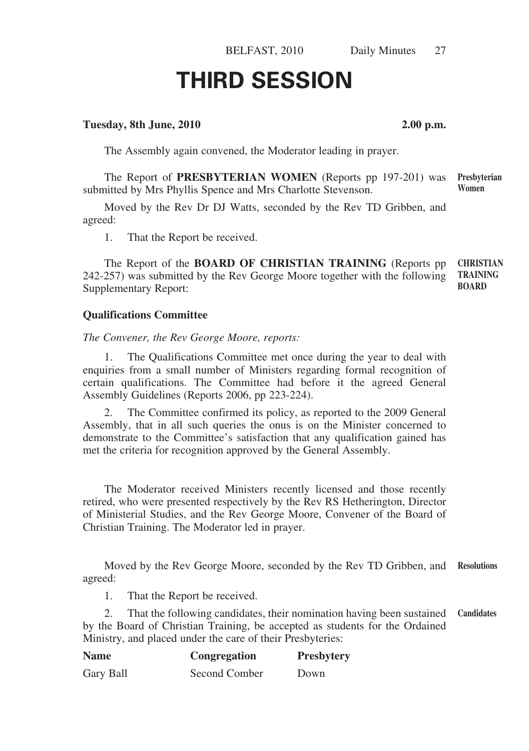# THIRD SESSION

**Tuesday, 8th June, 2010** **2.00 p.m.**

The Assembly again convened, the Moderator leading in prayer.

**Presbyterian Women**

The Report of **PRESBYTERIAN WOMEN** (Reports pp 197-201) was submitted by Mrs Phyllis Spence and Mrs Charlotte Stevenson.

Moved by the Rev Dr DJ Watts, seconded by the Rev TD Gribben, and agreed:

1. That the Report be received.

**CHRISTIAN TRAINING BOARD**

The Report of the **BOARD OF CHRISTIAN TRAINING** (Reports pp 242-257) was submitted by the Rev George Moore together with the following Supplementary Report:

**Qualifications Committee**

*The Convener, the Rev George Moore, reports:*

1. The Qualifications Committee met once during the year to deal with enquiries from a small number of Ministers regarding formal recognition of certain qualifications. The Committee had before it the agreed General Assembly Guidelines (Reports 2006, pp 223-224).

2. The Committee confirmed its policy, as reported to the 2009 General Assembly, that in all such queries the onus is on the Minister concerned to demonstrate to the Committee's satisfaction that any qualification gained has met the criteria for recognition approved by the General Assembly.

The Moderator received Ministers recently licensed and those recently retired, who were presented respectively by the Rev RS Hetherington, Director of Ministerial Studies, and the Rev George Moore, Convener of the Board of Christian Training. The Moderator led in prayer.

**Resolutions**

Moved by the Rev George Moore, seconded by the Rev TD Gribben, and agreed:

1. That the Report be received.

**Candidates**

2. That the following candidates, their nomination having been sustained by the Board of Christian Training, be accepted as students for the Ordained Ministry, and placed under the care of their Presbyteries:

| Name | Congregation | Presbytery |
|---|---|---|
| Gary Ball | Second Comber | Down |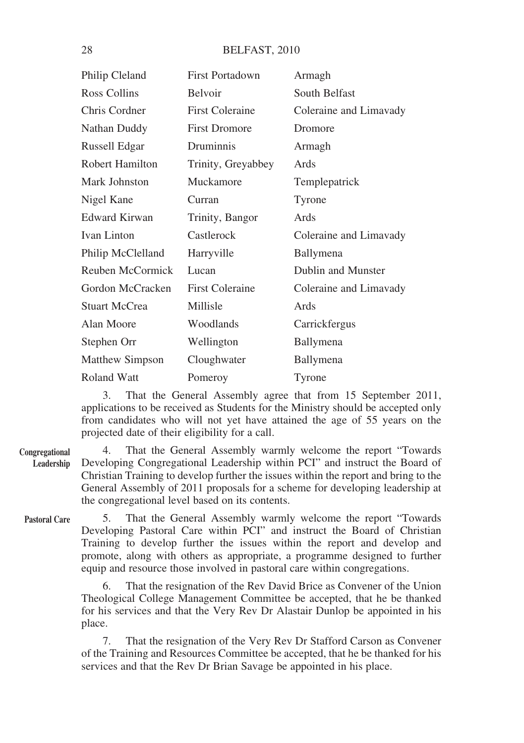| | | |
|---|---|---|
| Philip Cleland | First Portadown | Armagh |
| Ross Collins | Belvoir | South Belfast |
| Chris Cordner | First Coleraine | Coleraine and Limavady |
| Nathan Duddy | First Dromore | Dromore |
| Russell Edgar | Druminnis | Armagh |
| Robert Hamilton | Trinity, Greyabbey | Ards |
| Mark Johnston | Muckamore | Templepatrick |
| Nigel Kane | Curran | Tyrone |
| Edward Kirwan | Trinity, Bangor | Ards |
| Ivan Linton | Castlerock | Coleraine and Limavady |
| Philip McClelland | Harryville | Ballymena |
| Reuben McCormick | Lucan | Dublin and Munster |
| Gordon McCracken | First Coleraine | Coleraine and Limavady |
| Stuart McCrea | Millisle | Ards |
| Alan Moore | Woodlands | Carrickfergus |
| Stephen Orr | Wellington | Ballymena |
| Matthew Simpson | Cloughwater | Ballymena |
| Roland Watt | Pomeroy | Tyrone |

3. That the General Assembly agree that from 15 September 2011, applications to be received as Students for the Ministry should be accepted only from candidates who will not yet have attained the age of 55 years on the projected date of their eligibility for a call.

**Congregational Leadership**

4. That the General Assembly warmly welcome the report "Towards Developing Congregational Leadership within PCI" and instruct the Board of Christian Training to develop further the issues within the report and bring to the General Assembly of 2011 proposals for a scheme for developing leadership at the congregational level based on its contents.

**Pastoral Care**

5. That the General Assembly warmly welcome the report "Towards Developing Pastoral Care within PCI" and instruct the Board of Christian Training to develop further the issues within the report and develop and promote, along with others as appropriate, a programme designed to further equip and resource those involved in pastoral care within congregations.

6. That the resignation of the Rev David Brice as Convener of the Union Theological College Management Committee be accepted, that he be thanked for his services and that the Very Rev Dr Alastair Dunlop be appointed in his place.

7. That the resignation of the Very Rev Dr Stafford Carson as Convener of the Training and Resources Committee be accepted, that he be thanked for his services and that the Rev Dr Brian Savage be appointed in his place.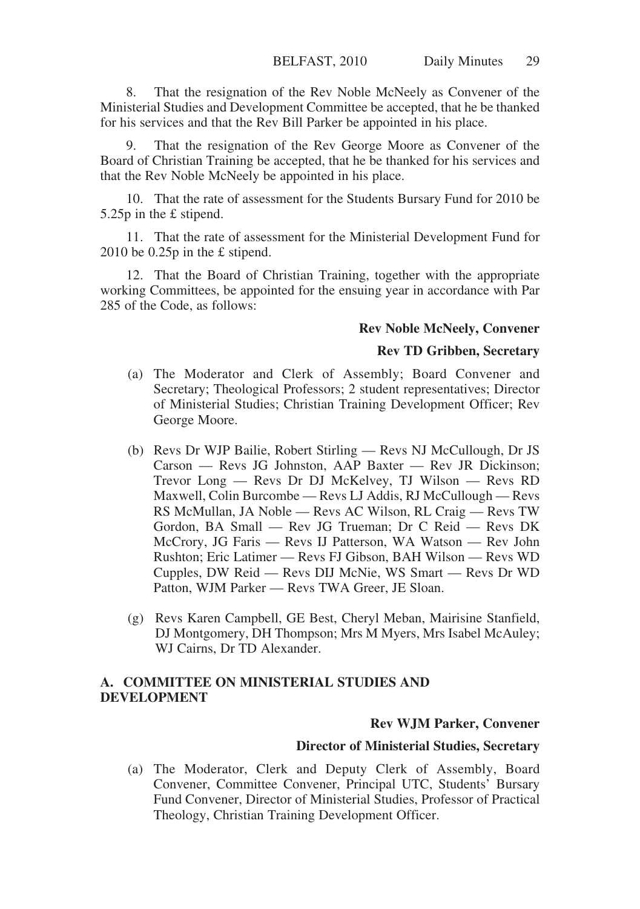8. That the resignation of the Rev Noble McNeely as Convener of the Ministerial Studies and Development Committee be accepted, that he be thanked for his services and that the Rev Bill Parker be appointed in his place.

9. That the resignation of the Rev George Moore as Convener of the Board of Christian Training be accepted, that he be thanked for his services and that the Rev Noble McNeely be appointed in his place.

10. That the rate of assessment for the Students Bursary Fund for 2010 be 5.25p in the £ stipend.

11. That the rate of assessment for the Ministerial Development Fund for 2010 be 0.25p in the £ stipend.

12. That the Board of Christian Training, together with the appropriate working Committees, be appointed for the ensuing year in accordance with Par 285 of the Code, as follows:

**Rev Noble McNeely, Convener**

**Rev TD Gribben, Secretary**

(a) The Moderator and Clerk of Assembly; Board Convener and Secretary; Theological Professors; 2 student representatives; Director of Ministerial Studies; Christian Training Development Officer; Rev George Moore.

(b) Revs Dr WJP Bailie, Robert Stirling — Revs NJ McCullough, Dr JS Carson — Revs JG Johnston, AAP Baxter — Rev JR Dickinson; Trevor Long — Revs Dr DJ McKelvey, TJ Wilson — Revs RD Maxwell, Colin Burcombe — Revs LJ Addis, RJ McCullough — Revs RS McMullan, JA Noble — Revs AC Wilson, RL Craig — Revs TW Gordon, BA Small — Rev JG Trueman; Dr C Reid — Revs DK McCrory, JG Faris — Revs IJ Patterson, WA Watson — Rev John Rushton; Eric Latimer — Revs FJ Gibson, BAH Wilson — Revs WD Cupples, DW Reid — Revs DIJ McNie, WS Smart — Revs Dr WD Patton, WJM Parker — Revs TWA Greer, JE Sloan.

(g) Revs Karen Campbell, GE Best, Cheryl Meban, Mairisine Stanfield, DJ Montgomery, DH Thompson; Mrs M Myers, Mrs Isabel McAuley; WJ Cairns, Dr TD Alexander.

## A. COMMITTEE ON MINISTERIAL STUDIES AND DEVELOPMENT

**Rev WJM Parker, Convener**

**Director of Ministerial Studies, Secretary**

(a) The Moderator, Clerk and Deputy Clerk of Assembly, Board Convener, Committee Convener, Principal UTC, Students' Bursary Fund Convener, Director of Ministerial Studies, Professor of Practical Theology, Christian Training Development Officer.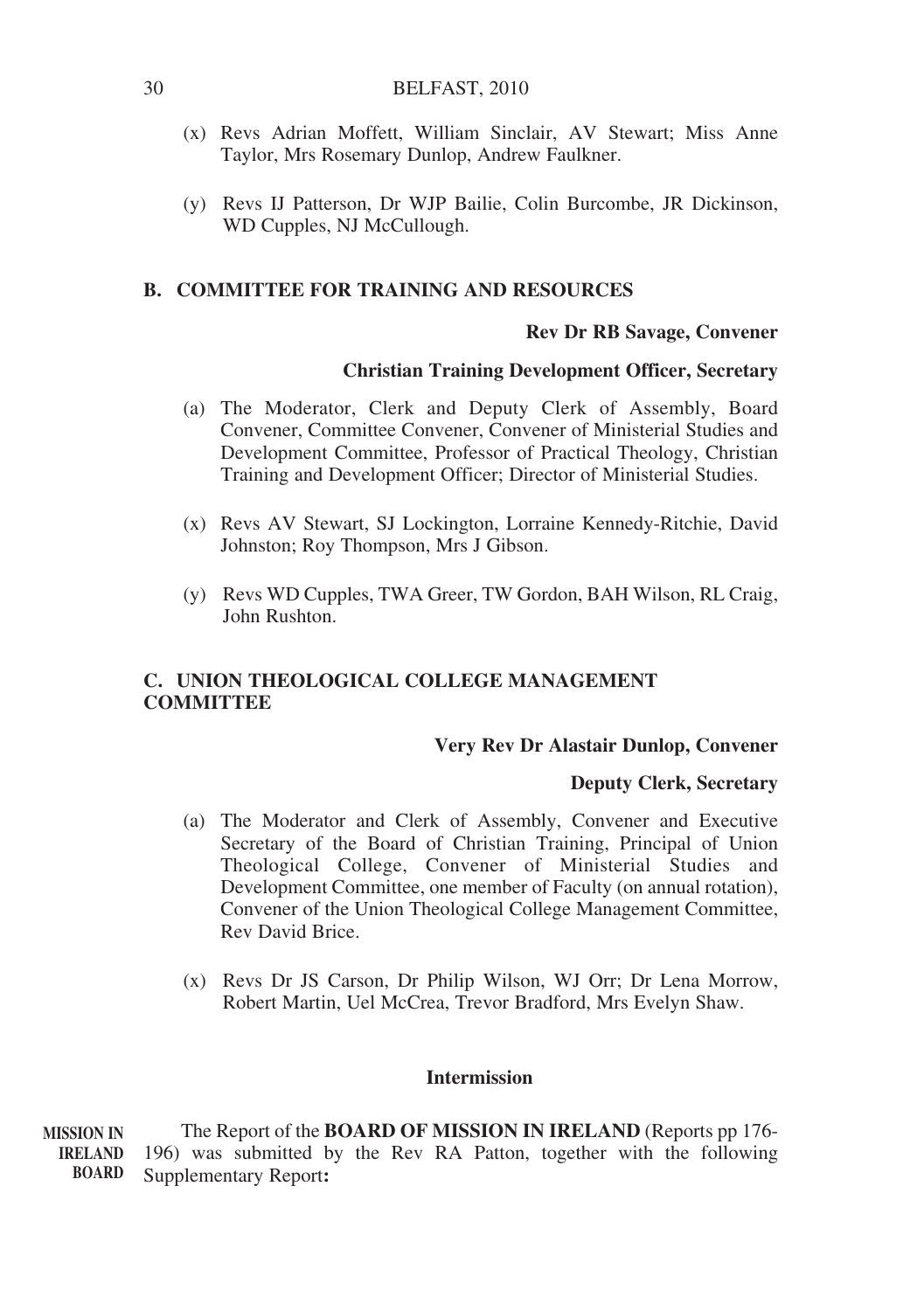(x) Revs Adrian Moffett, William Sinclair, AV Stewart; Miss Anne Taylor, Mrs Rosemary Dunlop, Andrew Faulkner.

(y) Revs IJ Patterson, Dr WJP Bailie, Colin Burcombe, JR Dickinson, WD Cupples, NJ McCullough.

## B. COMMITTEE FOR TRAINING AND RESOURCES

**Rev Dr RB Savage, Convener**

**Christian Training Development Officer, Secretary**

(a) The Moderator, Clerk and Deputy Clerk of Assembly, Board Convener, Committee Convener, Convener of Ministerial Studies and Development Committee, Professor of Practical Theology, Christian Training and Development Officer; Director of Ministerial Studies.

(x) Revs AV Stewart, SJ Lockington, Lorraine Kennedy-Ritchie, David Johnston; Roy Thompson, Mrs J Gibson.

(y) Revs WD Cupples, TWA Greer, TW Gordon, BAH Wilson, RL Craig, John Rushton.

## C. UNION THEOLOGICAL COLLEGE MANAGEMENT COMMITTEE

**Very Rev Dr Alastair Dunlop, Convener**

**Deputy Clerk, Secretary**

(a) The Moderator and Clerk of Assembly, Convener and Executive Secretary of the Board of Christian Training, Principal of Union Theological College, Convener of Ministerial Studies and Development Committee, one member of Faculty (on annual rotation), Convener of the Union Theological College Management Committee, Rev David Brice.

(x) Revs Dr JS Carson, Dr Philip Wilson, WJ Orr; Dr Lena Morrow, Robert Martin, Uel McCrea, Trevor Bradford, Mrs Evelyn Shaw.

**Intermission**

**MISSION IN IRELAND BOARD**

The Report of the **BOARD OF MISSION IN IRELAND** (Reports pp 176-196) was submitted by the Rev RA Patton, together with the following Supplementary Report**:**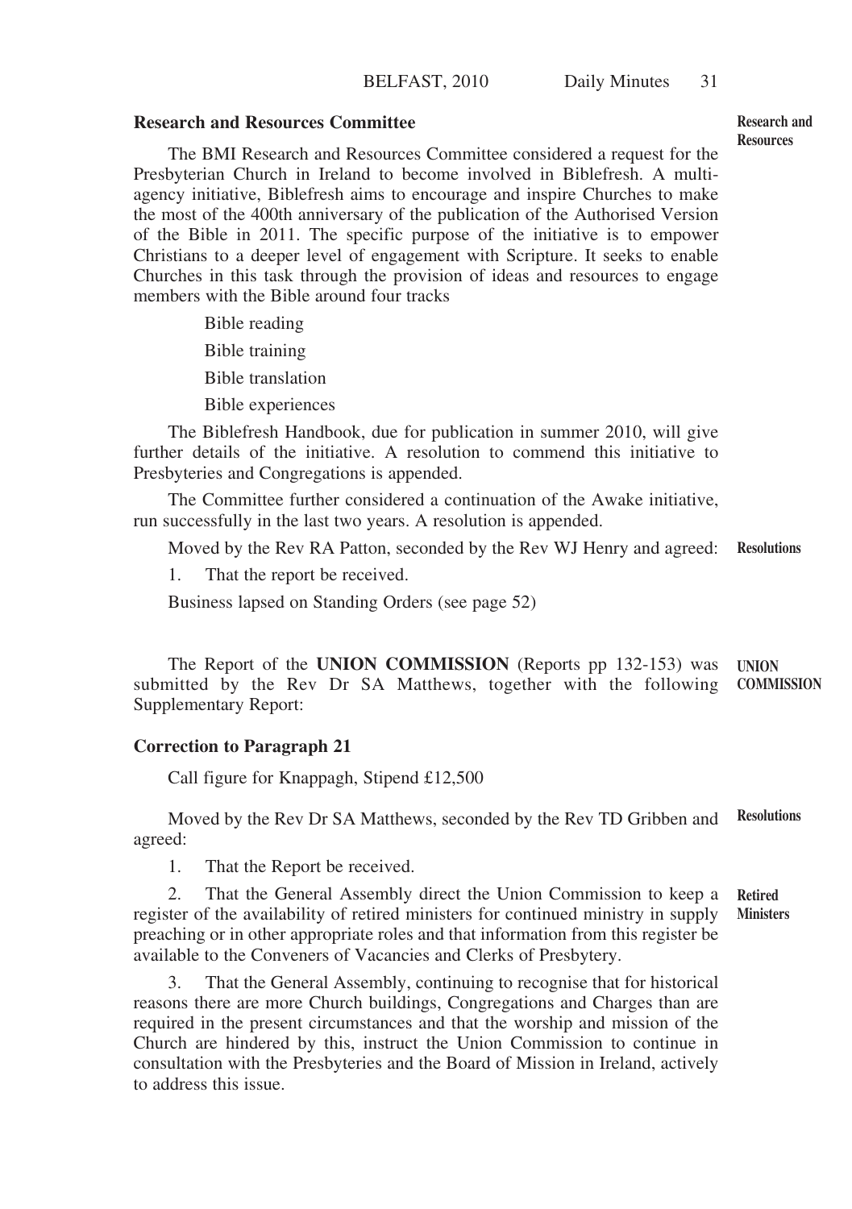**Research and Resources Committee**

Research and Resources

The BMI Research and Resources Committee considered a request for the Presbyterian Church in Ireland to become involved in Biblefresh. A multi-agency initiative, Biblefresh aims to encourage and inspire Churches to make the most of the 400th anniversary of the publication of the Authorised Version of the Bible in 2011. The specific purpose of the initiative is to empower Christians to a deeper level of engagement with Scripture. It seeks to enable Churches in this task through the provision of ideas and resources to engage members with the Bible around four tracks

Bible reading

Bible training

Bible translation

Bible experiences

The Biblefresh Handbook, due for publication in summer 2010, will give further details of the initiative. A resolution to commend this initiative to Presbyteries and Congregations is appended.

The Committee further considered a continuation of the Awake initiative, run successfully in the last two years. A resolution is appended.

Resolutions

Moved by the Rev RA Patton, seconded by the Rev WJ Henry and agreed:

1. That the report be received.

Business lapsed on Standing Orders (see page 52)

UNION COMMISSION

The Report of the **UNION COMMISSION** (Reports pp 132-153) was submitted by the Rev Dr SA Matthews, together with the following Supplementary Report:

**Correction to Paragraph 21**

Call figure for Knappagh, Stipend £12,500

Resolutions

Moved by the Rev Dr SA Matthews, seconded by the Rev TD Gribben and agreed:

1. That the Report be received.

Retired Ministers

2. That the General Assembly direct the Union Commission to keep a register of the availability of retired ministers for continued ministry in supply preaching or in other appropriate roles and that information from this register be available to the Conveners of Vacancies and Clerks of Presbytery.

3. That the General Assembly, continuing to recognise that for historical reasons there are more Church buildings, Congregations and Charges than are required in the present circumstances and that the worship and mission of the Church are hindered by this, instruct the Union Commission to continue in consultation with the Presbyteries and the Board of Mission in Ireland, actively to address this issue.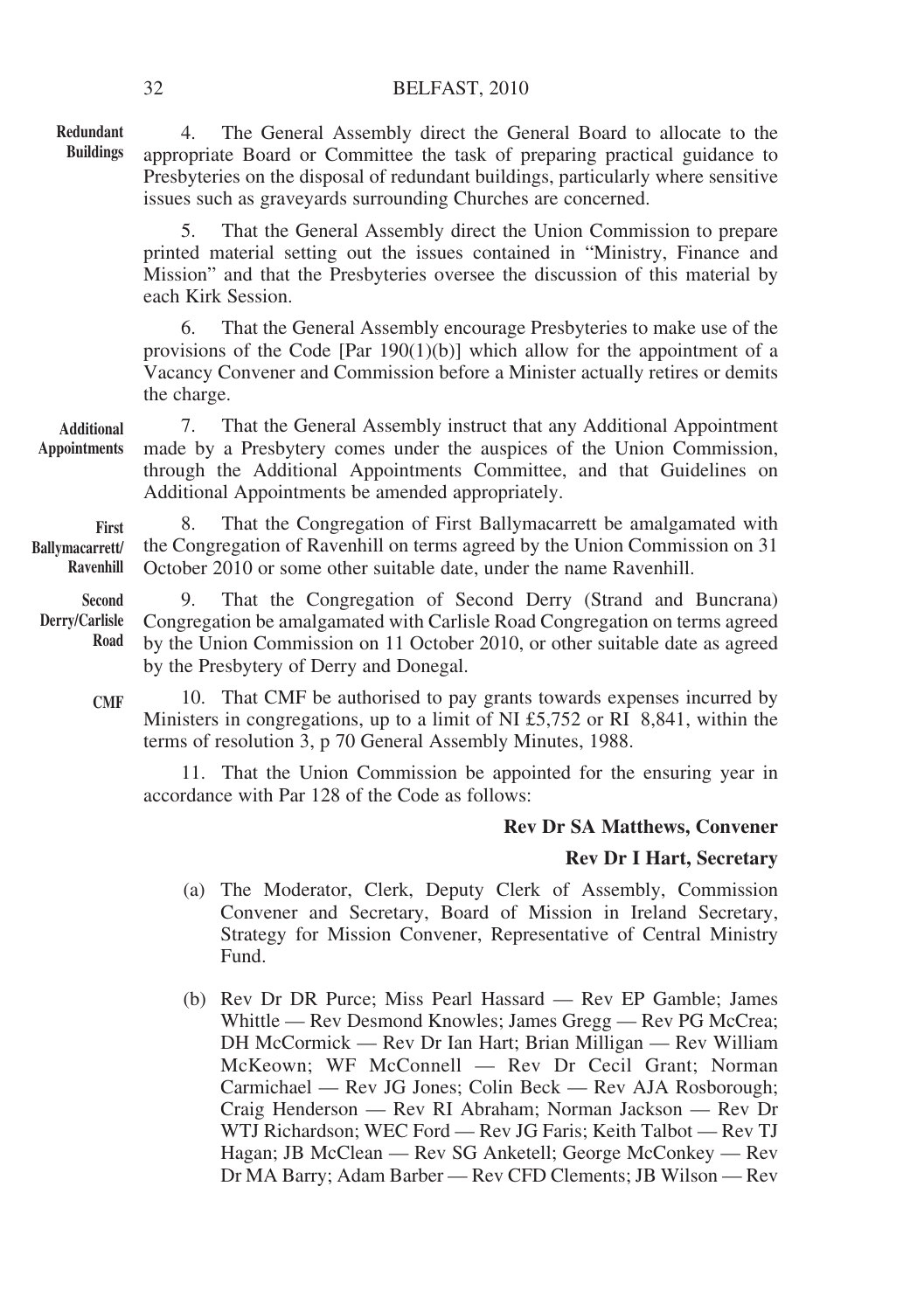**Redundant Buildings**

4. The General Assembly direct the General Board to allocate to the appropriate Board or Committee the task of preparing practical guidance to Presbyteries on the disposal of redundant buildings, particularly where sensitive issues such as graveyards surrounding Churches are concerned.

5. That the General Assembly direct the Union Commission to prepare printed material setting out the issues contained in "Ministry, Finance and Mission" and that the Presbyteries oversee the discussion of this material by each Kirk Session.

6. That the General Assembly encourage Presbyteries to make use of the provisions of the Code [Par 190(1)(b)] which allow for the appointment of a Vacancy Convener and Commission before a Minister actually retires or demits the charge.

**Additional Appointments**

7. That the General Assembly instruct that any Additional Appointment made by a Presbytery comes under the auspices of the Union Commission, through the Additional Appointments Committee, and that Guidelines on Additional Appointments be amended appropriately.

**First Ballymacarrett/ Ravenhill**

8. That the Congregation of First Ballymacarrett be amalgamated with the Congregation of Ravenhill on terms agreed by the Union Commission on 31 October 2010 or some other suitable date, under the name Ravenhill.

**Second Derry/Carlisle Road**

9. That the Congregation of Second Derry (Strand and Buncrana) Congregation be amalgamated with Carlisle Road Congregation on terms agreed by the Union Commission on 11 October 2010, or other suitable date as agreed by the Presbytery of Derry and Donegal.

**CMF**

10. That CMF be authorised to pay grants towards expenses incurred by Ministers in congregations, up to a limit of NI £5,752 or RI 8,841, within the terms of resolution 3, p 70 General Assembly Minutes, 1988.

11. That the Union Commission be appointed for the ensuring year in accordance with Par 128 of the Code as follows:

**Rev Dr SA Matthews, Convener**

**Rev Dr I Hart, Secretary**

(a) The Moderator, Clerk, Deputy Clerk of Assembly, Commission Convener and Secretary, Board of Mission in Ireland Secretary, Strategy for Mission Convener, Representative of Central Ministry Fund.

(b) Rev Dr DR Purce; Miss Pearl Hassard — Rev EP Gamble; James Whittle — Rev Desmond Knowles; James Gregg — Rev PG McCrea; DH McCormick — Rev Dr Ian Hart; Brian Milligan — Rev William McKeown; WF McConnell — Rev Dr Cecil Grant; Norman Carmichael — Rev JG Jones; Colin Beck — Rev AJA Rosborough; Craig Henderson — Rev RI Abraham; Norman Jackson — Rev Dr WTJ Richardson; WEC Ford — Rev JG Faris; Keith Talbot — Rev TJ Hagan; JB McClean — Rev SG Anketell; George McConkey — Rev Dr MA Barry; Adam Barber — Rev CFD Clements; JB Wilson — Rev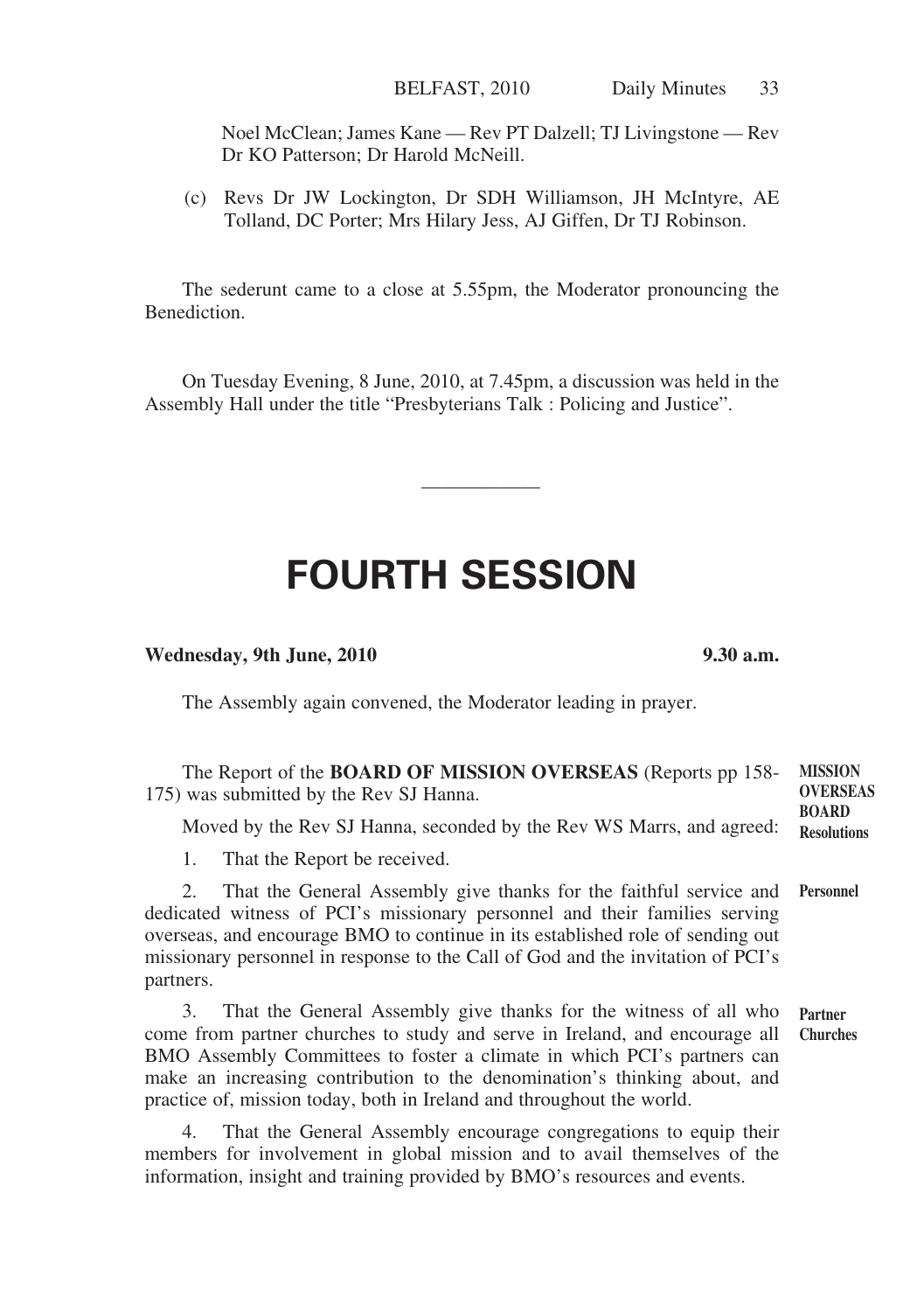Noel McClean; James Kane — Rev PT Dalzell; TJ Livingstone — Rev Dr KO Patterson; Dr Harold McNeill.

(c) Revs Dr JW Lockington, Dr SDH Williamson, JH McIntyre, AE Tolland, DC Porter; Mrs Hilary Jess, AJ Giffen, Dr TJ Robinson.

The sederunt came to a close at 5.55pm, the Moderator pronouncing the Benediction.

On Tuesday Evening, 8 June, 2010, at 7.45pm, a discussion was held in the Assembly Hall under the title "Presbyterians Talk : Policing and Justice".

---

# FOURTH SESSION

**Wednesday, 9th June, 2010** **9.30 a.m.**

The Assembly again convened, the Moderator leading in prayer.

**MISSION OVERSEAS BOARD Resolutions**

The Report of the **BOARD OF MISSION OVERSEAS** (Reports pp 158-175) was submitted by the Rev SJ Hanna.

Moved by the Rev SJ Hanna, seconded by the Rev WS Marrs, and agreed:

1. That the Report be received.

**Personnel**

2. That the General Assembly give thanks for the faithful service and dedicated witness of PCI's missionary personnel and their families serving overseas, and encourage BMO to continue in its established role of sending out missionary personnel in response to the Call of God and the invitation of PCI's partners.

**Partner Churches**

3. That the General Assembly give thanks for the witness of all who come from partner churches to study and serve in Ireland, and encourage all BMO Assembly Committees to foster a climate in which PCI's partners can make an increasing contribution to the denomination's thinking about, and practice of, mission today, both in Ireland and throughout the world.

4. That the General Assembly encourage congregations to equip their members for involvement in global mission and to avail themselves of the information, insight and training provided by BMO's resources and events.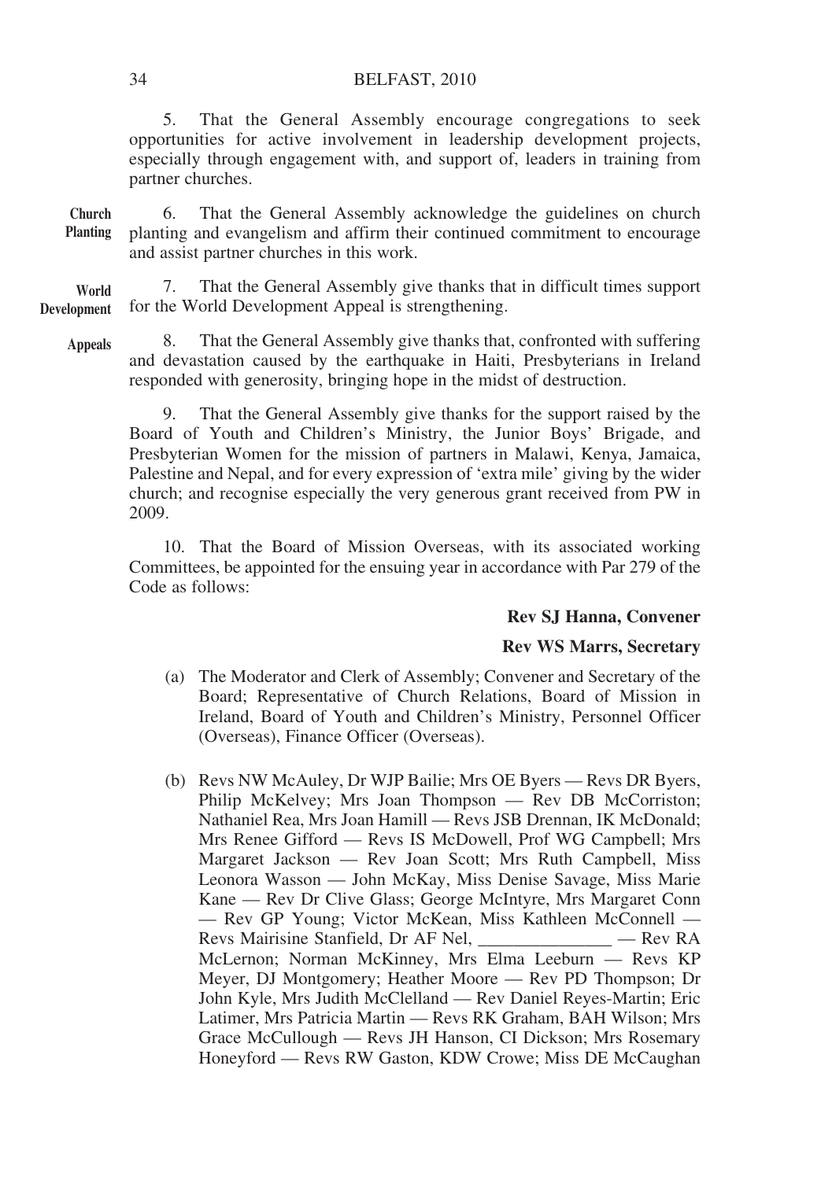5. That the General Assembly encourage congregations to seek opportunities for active involvement in leadership development projects, especially through engagement with, and support of, leaders in training from partner churches.

**Church Planting**

6. That the General Assembly acknowledge the guidelines on church planting and evangelism and affirm their continued commitment to encourage and assist partner churches in this work.

**World Development Appeals**

7. That the General Assembly give thanks that in difficult times support for the World Development Appeal is strengthening.

8. That the General Assembly give thanks that, confronted with suffering and devastation caused by the earthquake in Haiti, Presbyterians in Ireland responded with generosity, bringing hope in the midst of destruction.

9. That the General Assembly give thanks for the support raised by the Board of Youth and Children's Ministry, the Junior Boys' Brigade, and Presbyterian Women for the mission of partners in Malawi, Kenya, Jamaica, Palestine and Nepal, and for every expression of 'extra mile' giving by the wider church; and recognise especially the very generous grant received from PW in 2009.

10. That the Board of Mission Overseas, with its associated working Committees, be appointed for the ensuing year in accordance with Par 279 of the Code as follows:

**Rev SJ Hanna, Convener**

**Rev WS Marrs, Secretary**

(a) The Moderator and Clerk of Assembly; Convener and Secretary of the Board; Representative of Church Relations, Board of Mission in Ireland, Board of Youth and Children's Ministry, Personnel Officer (Overseas), Finance Officer (Overseas).

(b) Revs NW McAuley, Dr WJP Bailie; Mrs OE Byers — Revs DR Byers, Philip McKelvey; Mrs Joan Thompson — Rev DB McCorriston; Nathaniel Rea, Mrs Joan Hamill — Revs JSB Drennan, IK McDonald; Mrs Renee Gifford — Revs IS McDowell, Prof WG Campbell; Mrs Margaret Jackson — Rev Joan Scott; Mrs Ruth Campbell, Miss Leonora Wasson — John McKay, Miss Denise Savage, Miss Marie Kane — Rev Dr Clive Glass; George McIntyre, Mrs Margaret Conn — Rev GP Young; Victor McKean, Miss Kathleen McConnell — Revs Mairisine Stanfield, Dr AF Nel, _______________ — Rev RA McLernon; Norman McKinney, Mrs Elma Leeburn — Revs KP Meyer, DJ Montgomery; Heather Moore — Rev PD Thompson; Dr John Kyle, Mrs Judith McClelland — Rev Daniel Reyes-Martin; Eric Latimer, Mrs Patricia Martin — Revs RK Graham, BAH Wilson; Mrs Grace McCullough — Revs JH Hanson, CI Dickson; Mrs Rosemary Honeyford — Revs RW Gaston, KDW Crowe; Miss DE McCaughan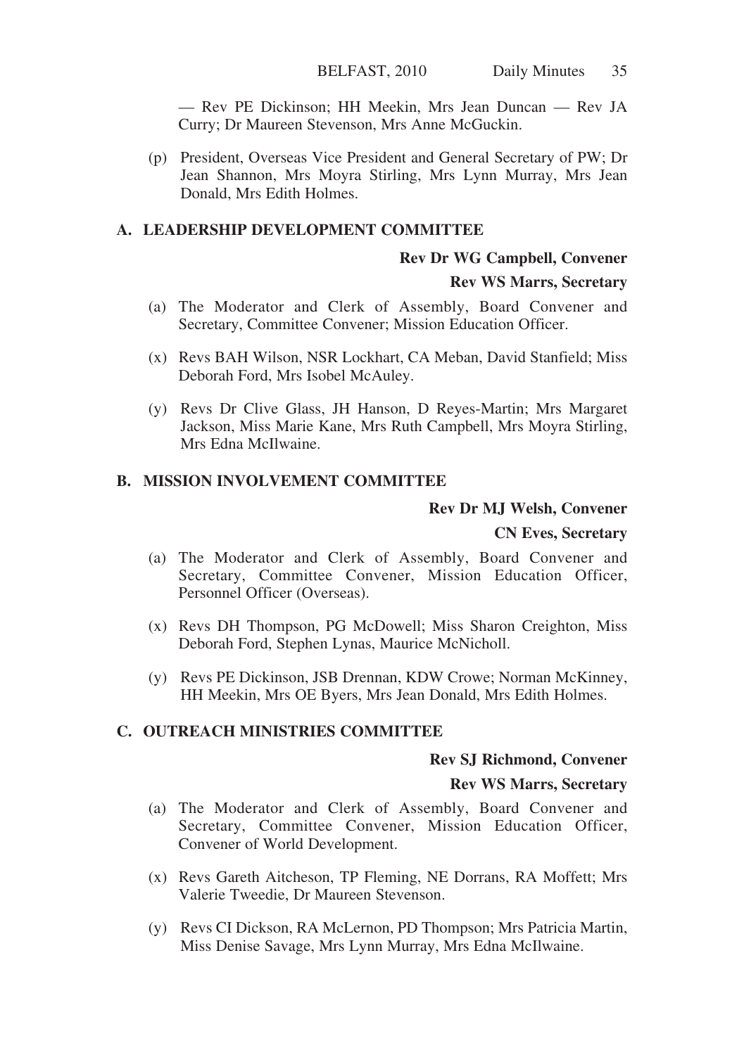— Rev PE Dickinson; HH Meekin, Mrs Jean Duncan — Rev JA Curry; Dr Maureen Stevenson, Mrs Anne McGuckin.

(p) President, Overseas Vice President and General Secretary of PW; Dr Jean Shannon, Mrs Moyra Stirling, Mrs Lynn Murray, Mrs Jean Donald, Mrs Edith Holmes.

## A. LEADERSHIP DEVELOPMENT COMMITTEE

**Rev Dr WG Campbell, Convener**

**Rev WS Marrs, Secretary**

(a) The Moderator and Clerk of Assembly, Board Convener and Secretary, Committee Convener; Mission Education Officer.

(x) Revs BAH Wilson, NSR Lockhart, CA Meban, David Stanfield; Miss Deborah Ford, Mrs Isobel McAuley.

(y) Revs Dr Clive Glass, JH Hanson, D Reyes-Martin; Mrs Margaret Jackson, Miss Marie Kane, Mrs Ruth Campbell, Mrs Moyra Stirling, Mrs Edna McIlwaine.

## B. MISSION INVOLVEMENT COMMITTEE

**Rev Dr MJ Welsh, Convener**

**CN Eves, Secretary**

(a) The Moderator and Clerk of Assembly, Board Convener and Secretary, Committee Convener, Mission Education Officer, Personnel Officer (Overseas).

(x) Revs DH Thompson, PG McDowell; Miss Sharon Creighton, Miss Deborah Ford, Stephen Lynas, Maurice McNicholl.

(y) Revs PE Dickinson, JSB Drennan, KDW Crowe; Norman McKinney, HH Meekin, Mrs OE Byers, Mrs Jean Donald, Mrs Edith Holmes.

## C. OUTREACH MINISTRIES COMMITTEE

**Rev SJ Richmond, Convener**

**Rev WS Marrs, Secretary**

(a) The Moderator and Clerk of Assembly, Board Convener and Secretary, Committee Convener, Mission Education Officer, Convener of World Development.

(x) Revs Gareth Aitcheson, TP Fleming, NE Dorrans, RA Moffett; Mrs Valerie Tweedie, Dr Maureen Stevenson.

(y) Revs CI Dickson, RA McLernon, PD Thompson; Mrs Patricia Martin, Miss Denise Savage, Mrs Lynn Murray, Mrs Edna McIlwaine.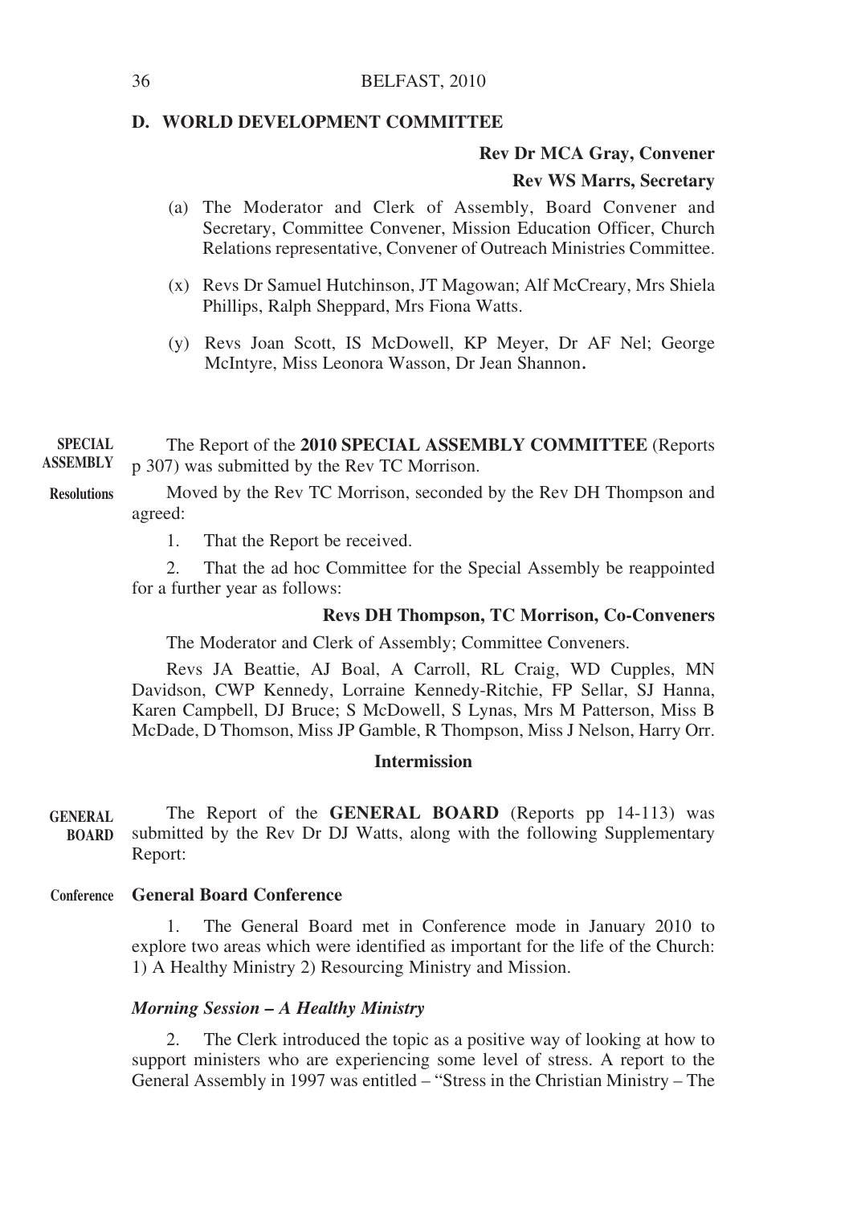## D. WORLD DEVELOPMENT COMMITTEE

**Rev Dr MCA Gray, Convener**

**Rev WS Marrs, Secretary**

(a) The Moderator and Clerk of Assembly, Board Convener and Secretary, Committee Convener, Mission Education Officer, Church Relations representative, Convener of Outreach Ministries Committee.

(x) Revs Dr Samuel Hutchinson, JT Magowan; Alf McCreary, Mrs Shiela Phillips, Ralph Sheppard, Mrs Fiona Watts.

(y) Revs Joan Scott, IS McDowell, KP Meyer, Dr AF Nel; George McIntyre, Miss Leonora Wasson, Dr Jean Shannon.

**SPECIAL ASSEMBLY**

The Report of the **2010 SPECIAL ASSEMBLY COMMITTEE** (Reports p 307) was submitted by the Rev TC Morrison.

**Resolutions**

Moved by the Rev TC Morrison, seconded by the Rev DH Thompson and agreed:

1. That the Report be received.

2. That the ad hoc Committee for the Special Assembly be reappointed for a further year as follows:

**Revs DH Thompson, TC Morrison, Co-Conveners**

The Moderator and Clerk of Assembly; Committee Conveners.

Revs JA Beattie, AJ Boal, A Carroll, RL Craig, WD Cupples, MN Davidson, CWP Kennedy, Lorraine Kennedy-Ritchie, FP Sellar, SJ Hanna, Karen Campbell, DJ Bruce; S McDowell, S Lynas, Mrs M Patterson, Miss B McDade, D Thomson, Miss JP Gamble, R Thompson, Miss J Nelson, Harry Orr.

**Intermission**

**GENERAL BOARD**

The Report of the **GENERAL BOARD** (Reports pp 14-113) was submitted by the Rev Dr DJ Watts, along with the following Supplementary Report:

**Conference**

**General Board Conference**

1. The General Board met in Conference mode in January 2010 to explore two areas which were identified as important for the life of the Church: 1) A Healthy Ministry 2) Resourcing Ministry and Mission.

***Morning Session – A Healthy Ministry***

2. The Clerk introduced the topic as a positive way of looking at how to support ministers who are experiencing some level of stress. A report to the General Assembly in 1997 was entitled – "Stress in the Christian Ministry – The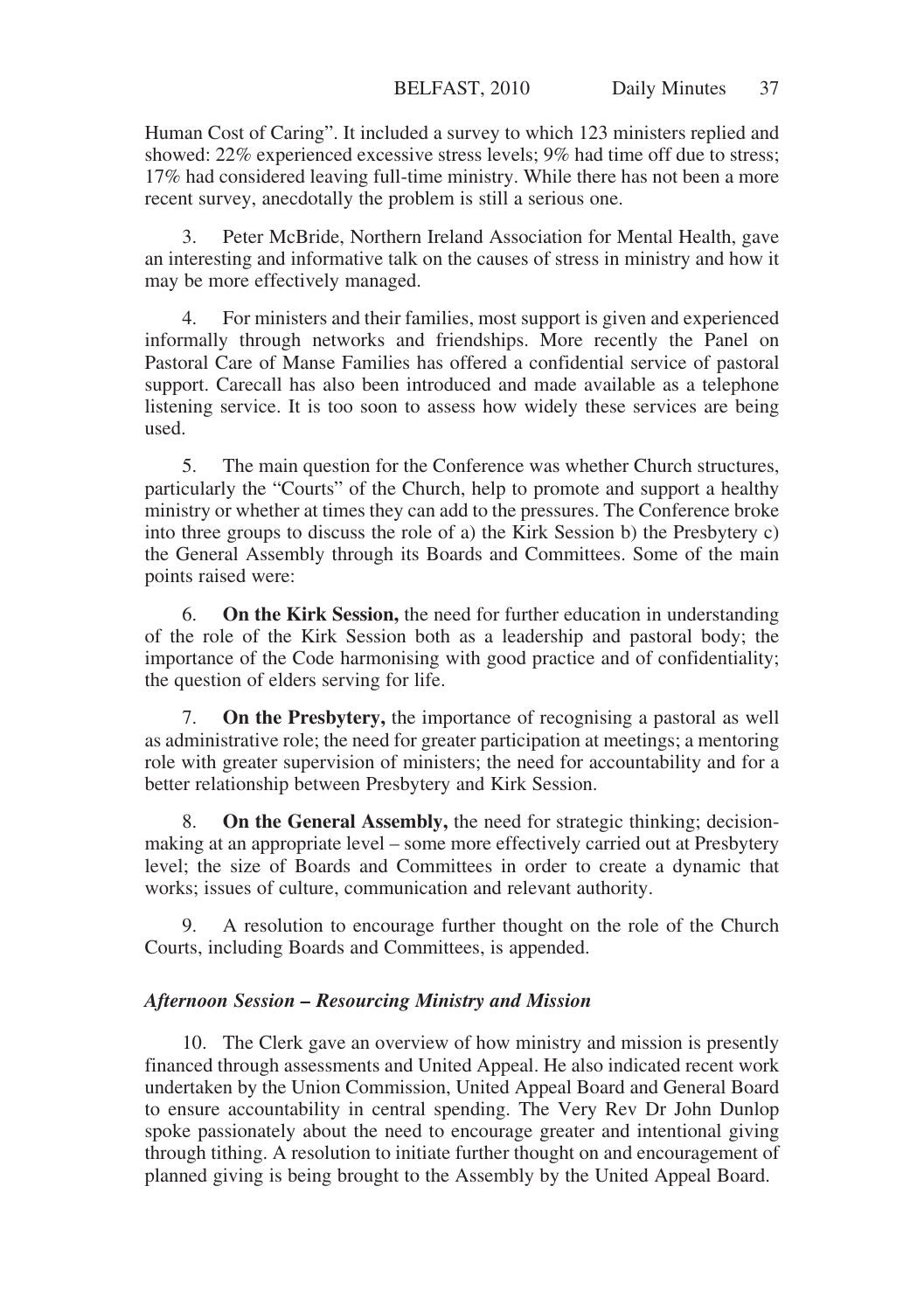Human Cost of Caring". It included a survey to which 123 ministers replied and showed: 22% experienced excessive stress levels; 9% had time off due to stress; 17% had considered leaving full-time ministry. While there has not been a more recent survey, anecdotally the problem is still a serious one.

3. Peter McBride, Northern Ireland Association for Mental Health, gave an interesting and informative talk on the causes of stress in ministry and how it may be more effectively managed.

4. For ministers and their families, most support is given and experienced informally through networks and friendships. More recently the Panel on Pastoral Care of Manse Families has offered a confidential service of pastoral support. Carecall has also been introduced and made available as a telephone listening service. It is too soon to assess how widely these services are being used.

5. The main question for the Conference was whether Church structures, particularly the "Courts" of the Church, help to promote and support a healthy ministry or whether at times they can add to the pressures. The Conference broke into three groups to discuss the role of a) the Kirk Session b) the Presbytery c) the General Assembly through its Boards and Committees. Some of the main points raised were:

6. **On the Kirk Session,** the need for further education in understanding of the role of the Kirk Session both as a leadership and pastoral body; the importance of the Code harmonising with good practice and of confidentiality; the question of elders serving for life.

7. **On the Presbytery,** the importance of recognising a pastoral as well as administrative role; the need for greater participation at meetings; a mentoring role with greater supervision of ministers; the need for accountability and for a better relationship between Presbytery and Kirk Session.

8. **On the General Assembly,** the need for strategic thinking; decision-making at an appropriate level – some more effectively carried out at Presbytery level; the size of Boards and Committees in order to create a dynamic that works; issues of culture, communication and relevant authority.

9. A resolution to encourage further thought on the role of the Church Courts, including Boards and Committees, is appended.

***Afternoon Session – Resourcing Ministry and Mission***

10. The Clerk gave an overview of how ministry and mission is presently financed through assessments and United Appeal. He also indicated recent work undertaken by the Union Commission, United Appeal Board and General Board to ensure accountability in central spending. The Very Rev Dr John Dunlop spoke passionately about the need to encourage greater and intentional giving through tithing. A resolution to initiate further thought on and encouragement of planned giving is being brought to the Assembly by the United Appeal Board.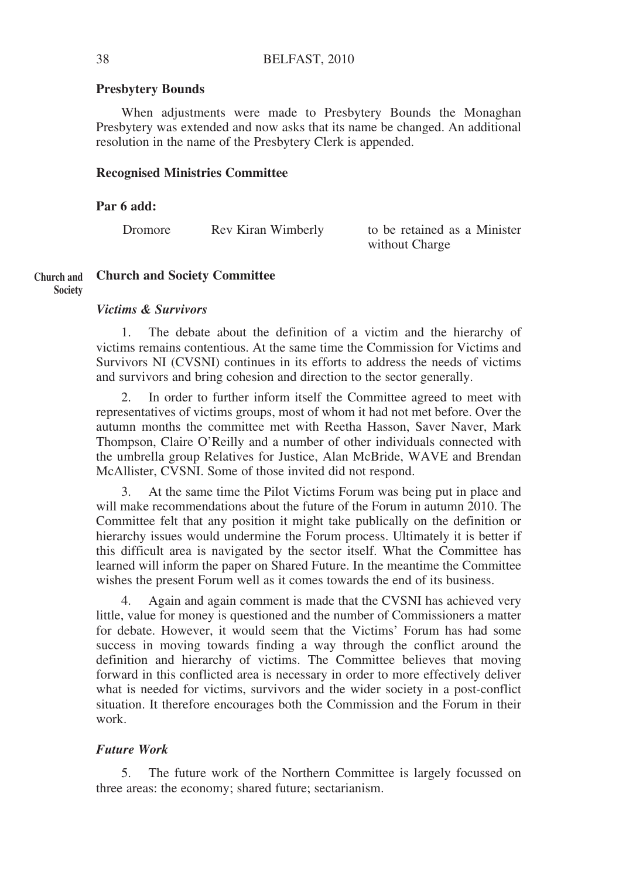**Presbytery Bounds**

When adjustments were made to Presbytery Bounds the Monaghan Presbytery was extended and now asks that its name be changed. An additional resolution in the name of the Presbytery Clerk is appended.

**Recognised Ministries Committee**

**Par 6 add:**

| | | |
|---|---|---|
| Dromore | Rev Kiran Wimberly | to be retained as a Minister without Charge |

**Church and Society**

**Church and Society Committee**

***Victims & Survivors***

1. The debate about the definition of a victim and the hierarchy of victims remains contentious. At the same time the Commission for Victims and Survivors NI (CVSNI) continues in its efforts to address the needs of victims and survivors and bring cohesion and direction to the sector generally.

2. In order to further inform itself the Committee agreed to meet with representatives of victims groups, most of whom it had not met before. Over the autumn months the committee met with Reetha Hasson, Saver Naver, Mark Thompson, Claire O'Reilly and a number of other individuals connected with the umbrella group Relatives for Justice, Alan McBride, WAVE and Brendan McAllister, CVSNI. Some of those invited did not respond.

3. At the same time the Pilot Victims Forum was being put in place and will make recommendations about the future of the Forum in autumn 2010. The Committee felt that any position it might take publically on the definition or hierarchy issues would undermine the Forum process. Ultimately it is better if this difficult area is navigated by the sector itself. What the Committee has learned will inform the paper on Shared Future. In the meantime the Committee wishes the present Forum well as it comes towards the end of its business.

4. Again and again comment is made that the CVSNI has achieved very little, value for money is questioned and the number of Commissioners a matter for debate. However, it would seem that the Victims' Forum has had some success in moving towards finding a way through the conflict around the definition and hierarchy of victims. The Committee believes that moving forward in this conflicted area is necessary in order to more effectively deliver what is needed for victims, survivors and the wider society in a post-conflict situation. It therefore encourages both the Commission and the Forum in their work.

***Future Work***

5. The future work of the Northern Committee is largely focussed on three areas: the economy; shared future; sectarianism.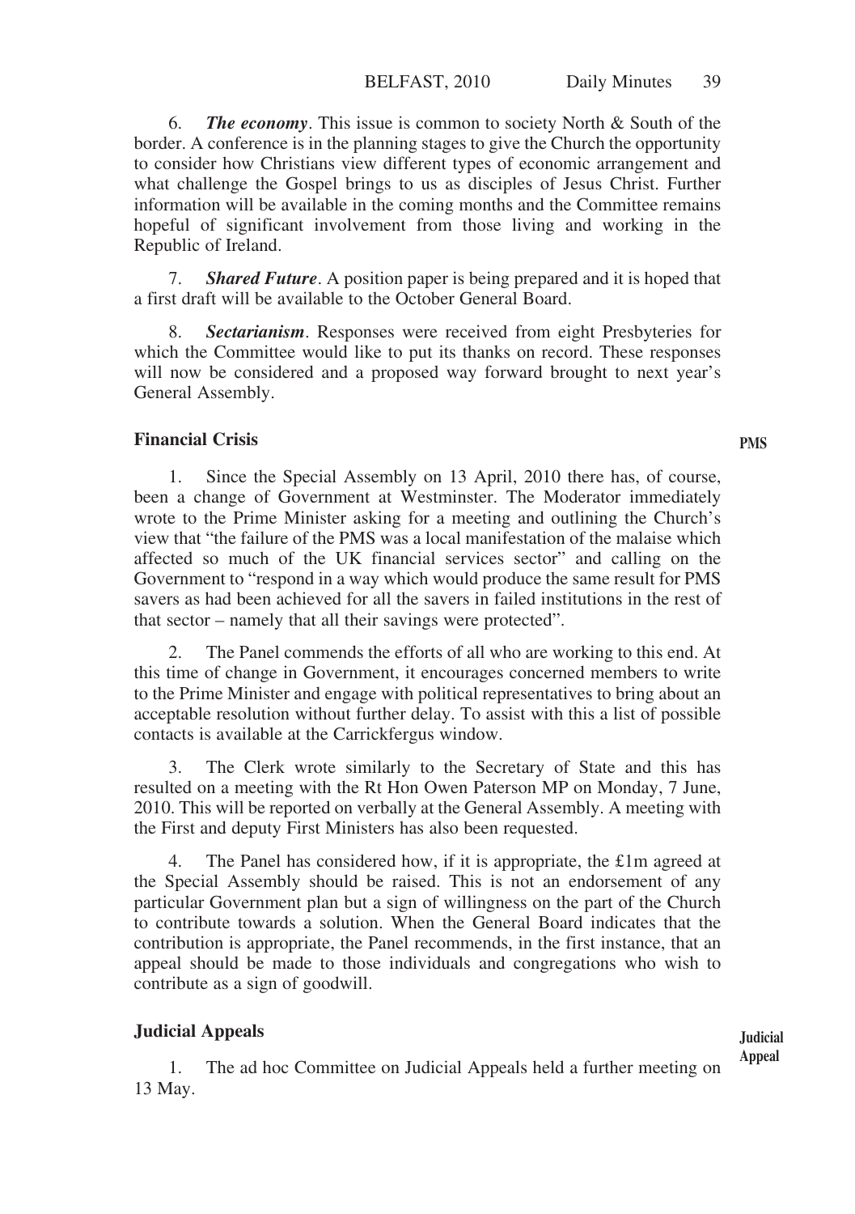6. ***The economy***. This issue is common to society North & South of the border. A conference is in the planning stages to give the Church the opportunity to consider how Christians view different types of economic arrangement and what challenge the Gospel brings to us as disciples of Jesus Christ. Further information will be available in the coming months and the Committee remains hopeful of significant involvement from those living and working in the Republic of Ireland.

7. ***Shared Future***. A position paper is being prepared and it is hoped that a first draft will be available to the October General Board.

8. ***Sectarianism***. Responses were received from eight Presbyteries for which the Committee would like to put its thanks on record. These responses will now be considered and a proposed way forward brought to next year's General Assembly.

## Financial Crisis

**PMS**

1. Since the Special Assembly on 13 April, 2010 there has, of course, been a change of Government at Westminster. The Moderator immediately wrote to the Prime Minister asking for a meeting and outlining the Church's view that "the failure of the PMS was a local manifestation of the malaise which affected so much of the UK financial services sector" and calling on the Government to "respond in a way which would produce the same result for PMS savers as had been achieved for all the savers in failed institutions in the rest of that sector – namely that all their savings were protected".

2. The Panel commends the efforts of all who are working to this end. At this time of change in Government, it encourages concerned members to write to the Prime Minister and engage with political representatives to bring about an acceptable resolution without further delay. To assist with this a list of possible contacts is available at the Carrickfergus window.

3. The Clerk wrote similarly to the Secretary of State and this has resulted on a meeting with the Rt Hon Owen Paterson MP on Monday, 7 June, 2010. This will be reported on verbally at the General Assembly. A meeting with the First and deputy First Ministers has also been requested.

4. The Panel has considered how, if it is appropriate, the £1m agreed at the Special Assembly should be raised. This is not an endorsement of any particular Government plan but a sign of willingness on the part of the Church to contribute towards a solution. When the General Board indicates that the contribution is appropriate, the Panel recommends, in the first instance, that an appeal should be made to those individuals and congregations who wish to contribute as a sign of goodwill.

## Judicial Appeals

**Judicial Appeal**

1. The ad hoc Committee on Judicial Appeals held a further meeting on 13 May.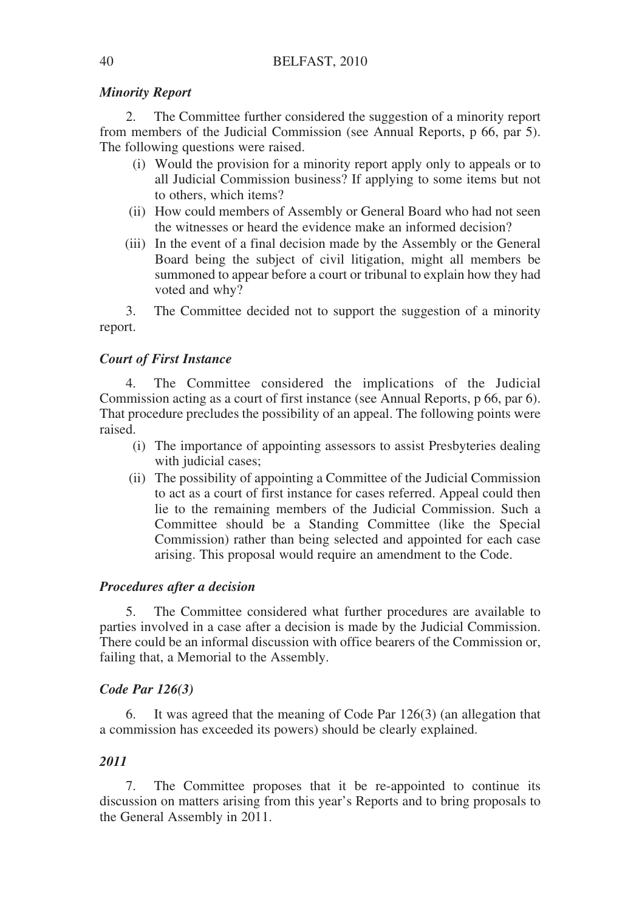### *Minority Report*

2. The Committee further considered the suggestion of a minority report from members of the Judicial Commission (see Annual Reports, p 66, par 5). The following questions were raised.

(i) Would the provision for a minority report apply only to appeals or to all Judicial Commission business? If applying to some items but not to others, which items?

(ii) How could members of Assembly or General Board who had not seen the witnesses or heard the evidence make an informed decision?

(iii) In the event of a final decision made by the Assembly or the General Board being the subject of civil litigation, might all members be summoned to appear before a court or tribunal to explain how they had voted and why?

3. The Committee decided not to support the suggestion of a minority report.

### *Court of First Instance*

4. The Committee considered the implications of the Judicial Commission acting as a court of first instance (see Annual Reports, p 66, par 6). That procedure precludes the possibility of an appeal. The following points were raised.

(i) The importance of appointing assessors to assist Presbyteries dealing with judicial cases;

(ii) The possibility of appointing a Committee of the Judicial Commission to act as a court of first instance for cases referred. Appeal could then lie to the remaining members of the Judicial Commission. Such a Committee should be a Standing Committee (like the Special Commission) rather than being selected and appointed for each case arising. This proposal would require an amendment to the Code.

### *Procedures after a decision*

5. The Committee considered what further procedures are available to parties involved in a case after a decision is made by the Judicial Commission. There could be an informal discussion with office bearers of the Commission or, failing that, a Memorial to the Assembly.

### *Code Par 126(3)*

6. It was agreed that the meaning of Code Par 126(3) (an allegation that a commission has exceeded its powers) should be clearly explained.

### *2011*

7. The Committee proposes that it be re-appointed to continue its discussion on matters arising from this year's Reports and to bring proposals to the General Assembly in 2011.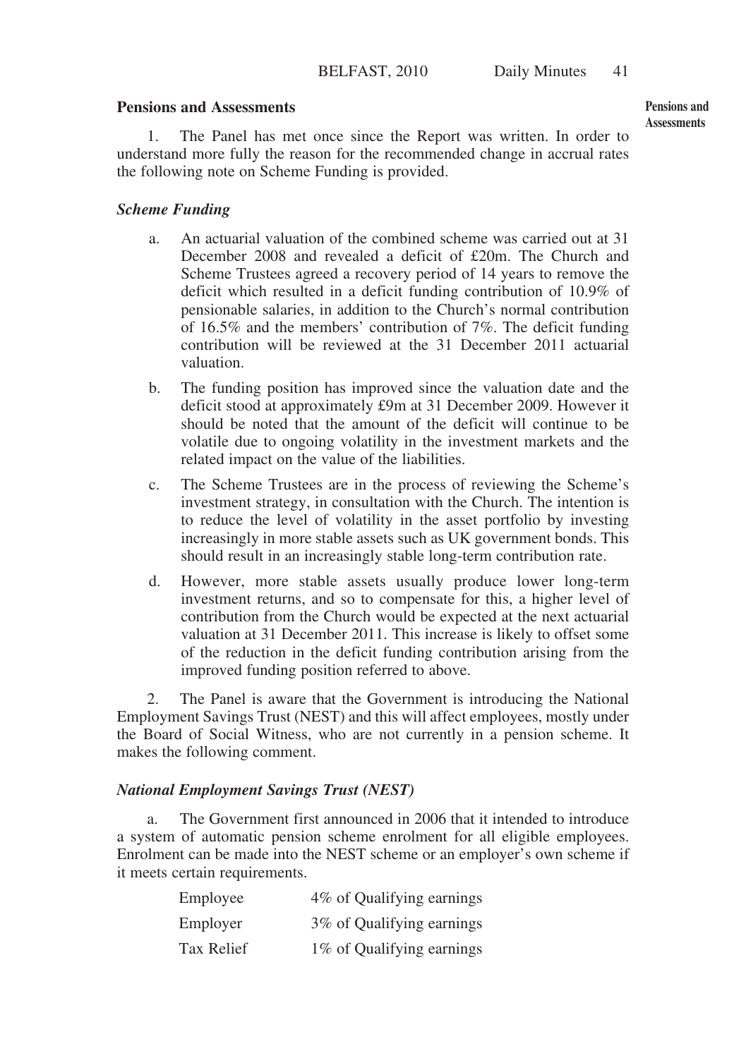## Pensions and Assessments

1. The Panel has met once since the Report was written. In order to understand more fully the reason for the recommended change in accrual rates the following note on Scheme Funding is provided.

### *Scheme Funding*

a. An actuarial valuation of the combined scheme was carried out at 31 December 2008 and revealed a deficit of £20m. The Church and Scheme Trustees agreed a recovery period of 14 years to remove the deficit which resulted in a deficit funding contribution of 10.9% of pensionable salaries, in addition to the Church's normal contribution of 16.5% and the members' contribution of 7%. The deficit funding contribution will be reviewed at the 31 December 2011 actuarial valuation.

b. The funding position has improved since the valuation date and the deficit stood at approximately £9m at 31 December 2009. However it should be noted that the amount of the deficit will continue to be volatile due to ongoing volatility in the investment markets and the related impact on the value of the liabilities.

c. The Scheme Trustees are in the process of reviewing the Scheme's investment strategy, in consultation with the Church. The intention is to reduce the level of volatility in the asset portfolio by investing increasingly in more stable assets such as UK government bonds. This should result in an increasingly stable long-term contribution rate.

d. However, more stable assets usually produce lower long-term investment returns, and so to compensate for this, a higher level of contribution from the Church would be expected at the next actuarial valuation at 31 December 2011. This increase is likely to offset some of the reduction in the deficit funding contribution arising from the improved funding position referred to above.

2. The Panel is aware that the Government is introducing the National Employment Savings Trust (NEST) and this will affect employees, mostly under the Board of Social Witness, who are not currently in a pension scheme. It makes the following comment.

### *National Employment Savings Trust (NEST)*

a. The Government first announced in 2006 that it intended to introduce a system of automatic pension scheme enrolment for all eligible employees. Enrolment can be made into the NEST scheme or an employer's own scheme if it meets certain requirements.

| | |
|---|---|
| Employee | 4% of Qualifying earnings |
| Employer | 3% of Qualifying earnings |
| Tax Relief | 1% of Qualifying earnings |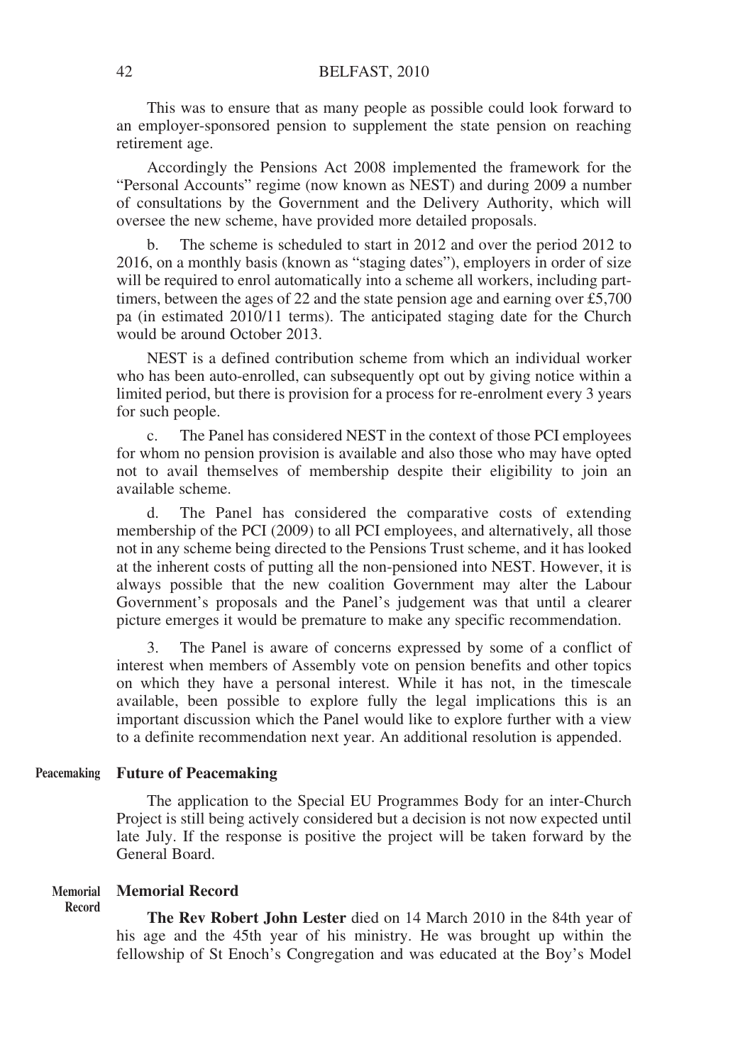This was to ensure that as many people as possible could look forward to an employer-sponsored pension to supplement the state pension on reaching retirement age.

Accordingly the Pensions Act 2008 implemented the framework for the "Personal Accounts" regime (now known as NEST) and during 2009 a number of consultations by the Government and the Delivery Authority, which will oversee the new scheme, have provided more detailed proposals.

b. The scheme is scheduled to start in 2012 and over the period 2012 to 2016, on a monthly basis (known as "staging dates"), employers in order of size will be required to enrol automatically into a scheme all workers, including part-timers, between the ages of 22 and the state pension age and earning over £5,700 pa (in estimated 2010/11 terms). The anticipated staging date for the Church would be around October 2013.

NEST is a defined contribution scheme from which an individual worker who has been auto-enrolled, can subsequently opt out by giving notice within a limited period, but there is provision for a process for re-enrolment every 3 years for such people.

c. The Panel has considered NEST in the context of those PCI employees for whom no pension provision is available and also those who may have opted not to avail themselves of membership despite their eligibility to join an available scheme.

d. The Panel has considered the comparative costs of extending membership of the PCI (2009) to all PCI employees, and alternatively, all those not in any scheme being directed to the Pensions Trust scheme, and it has looked at the inherent costs of putting all the non-pensioned into NEST. However, it is always possible that the new coalition Government may alter the Labour Government's proposals and the Panel's judgement was that until a clearer picture emerges it would be premature to make any specific recommendation.

3. The Panel is aware of concerns expressed by some of a conflict of interest when members of Assembly vote on pension benefits and other topics on which they have a personal interest. While it has not, in the timescale available, been possible to explore fully the legal implications this is an important discussion which the Panel would like to explore further with a view to a definite recommendation next year. An additional resolution is appended.

## Future of Peacemaking

The application to the Special EU Programmes Body for an inter-Church Project is still being actively considered but a decision is not now expected until late July. If the response is positive the project will be taken forward by the General Board.

## Memorial Record

**The Rev Robert John Lester** died on 14 March 2010 in the 84th year of his age and the 45th year of his ministry. He was brought up within the fellowship of St Enoch's Congregation and was educated at the Boy's Model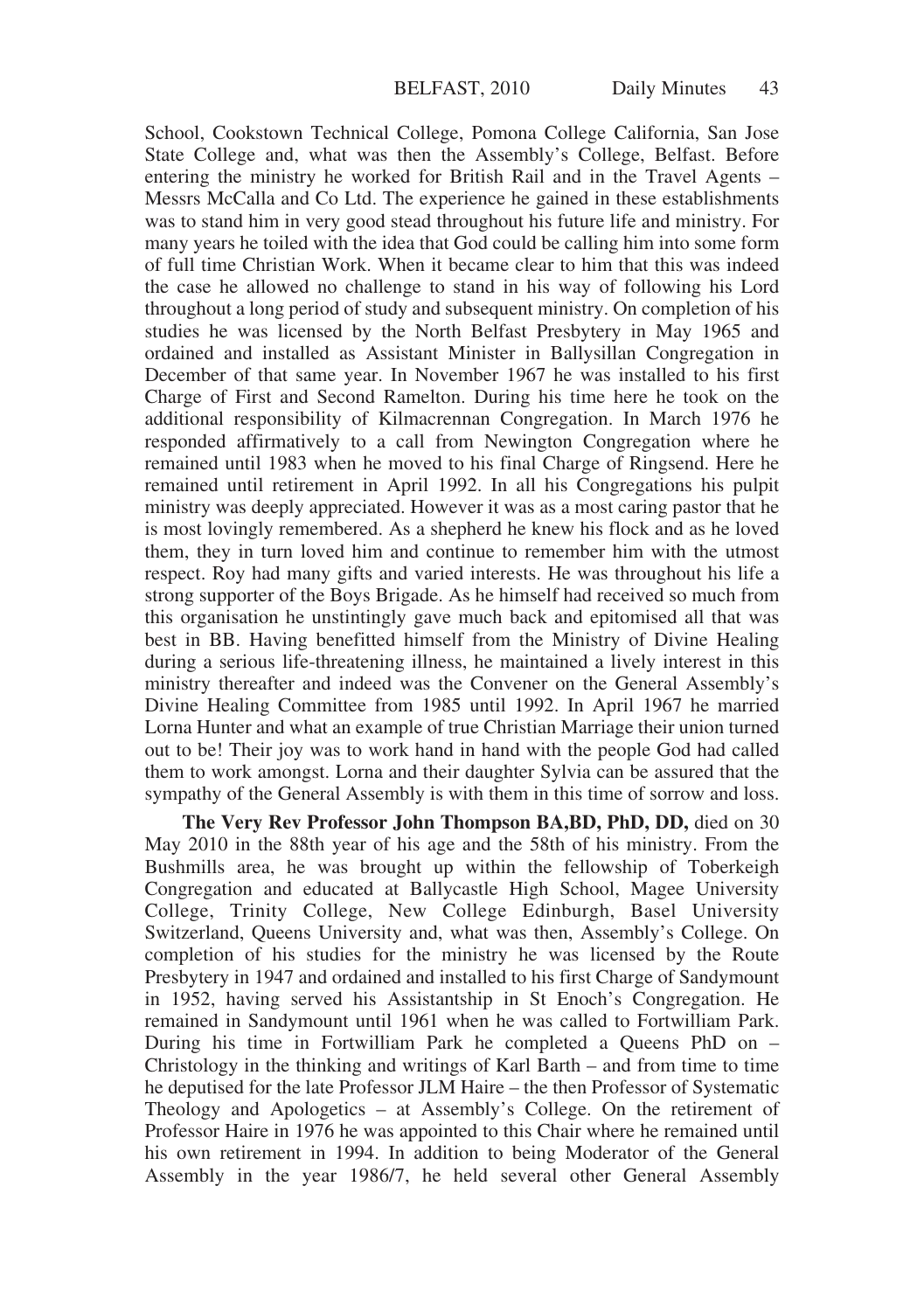School, Cookstown Technical College, Pomona College California, San Jose State College and, what was then the Assembly's College, Belfast. Before entering the ministry he worked for British Rail and in the Travel Agents – Messrs McCalla and Co Ltd. The experience he gained in these establishments was to stand him in very good stead throughout his future life and ministry. For many years he toiled with the idea that God could be calling him into some form of full time Christian Work. When it became clear to him that this was indeed the case he allowed no challenge to stand in his way of following his Lord throughout a long period of study and subsequent ministry. On completion of his studies he was licensed by the North Belfast Presbytery in May 1965 and ordained and installed as Assistant Minister in Ballysillan Congregation in December of that same year. In November 1967 he was installed to his first Charge of First and Second Ramelton. During his time here he took on the additional responsibility of Kilmacrennan Congregation. In March 1976 he responded affirmatively to a call from Newington Congregation where he remained until 1983 when he moved to his final Charge of Ringsend. Here he remained until retirement in April 1992. In all his Congregations his pulpit ministry was deeply appreciated. However it was as a most caring pastor that he is most lovingly remembered. As a shepherd he knew his flock and as he loved them, they in turn loved him and continue to remember him with the utmost respect. Roy had many gifts and varied interests. He was throughout his life a strong supporter of the Boys Brigade. As he himself had received so much from this organisation he unstintingly gave much back and epitomised all that was best in BB. Having benefitted himself from the Ministry of Divine Healing during a serious life-threatening illness, he maintained a lively interest in this ministry thereafter and indeed was the Convener on the General Assembly's Divine Healing Committee from 1985 until 1992. In April 1967 he married Lorna Hunter and what an example of true Christian Marriage their union turned out to be! Their joy was to work hand in hand with the people God had called them to work amongst. Lorna and their daughter Sylvia can be assured that the sympathy of the General Assembly is with them in this time of sorrow and loss.

**The Very Rev Professor John Thompson BA,BD, PhD, DD,** died on 30 May 2010 in the 88th year of his age and the 58th of his ministry. From the Bushmills area, he was brought up within the fellowship of Toberkeigh Congregation and educated at Ballycastle High School, Magee University College, Trinity College, New College Edinburgh, Basel University Switzerland, Queens University and, what was then, Assembly's College. On completion of his studies for the ministry he was licensed by the Route Presbytery in 1947 and ordained and installed to his first Charge of Sandymount in 1952, having served his Assistantship in St Enoch's Congregation. He remained in Sandymount until 1961 when he was called to Fortwilliam Park. During his time in Fortwilliam Park he completed a Queens PhD on – Christology in the thinking and writings of Karl Barth – and from time to time he deputised for the late Professor JLM Haire – the then Professor of Systematic Theology and Apologetics – at Assembly's College. On the retirement of Professor Haire in 1976 he was appointed to this Chair where he remained until his own retirement in 1994. In addition to being Moderator of the General Assembly in the year 1986/7, he held several other General Assembly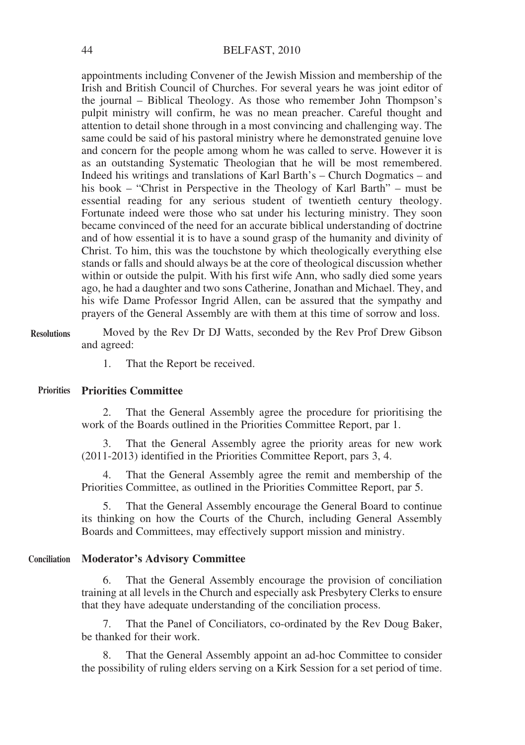appointments including Convener of the Jewish Mission and membership of the Irish and British Council of Churches. For several years he was joint editor of the journal – Biblical Theology. As those who remember John Thompson's pulpit ministry will confirm, he was no mean preacher. Careful thought and attention to detail shone through in a most convincing and challenging way. The same could be said of his pastoral ministry where he demonstrated genuine love and concern for the people among whom he was called to serve. However it is as an outstanding Systematic Theologian that he will be most remembered. Indeed his writings and translations of Karl Barth's – Church Dogmatics – and his book – "Christ in Perspective in the Theology of Karl Barth" – must be essential reading for any serious student of twentieth century theology. Fortunate indeed were those who sat under his lecturing ministry. They soon became convinced of the need for an accurate biblical understanding of doctrine and of how essential it is to have a sound grasp of the humanity and divinity of Christ. To him, this was the touchstone by which theologically everything else stands or falls and should always be at the core of theological discussion whether within or outside the pulpit. With his first wife Ann, who sadly died some years ago, he had a daughter and two sons Catherine, Jonathan and Michael. They, and his wife Dame Professor Ingrid Allen, can be assured that the sympathy and prayers of the General Assembly are with them at this time of sorrow and loss.

**Resolutions**

Moved by the Rev Dr DJ Watts, seconded by the Rev Prof Drew Gibson and agreed:

1. That the Report be received.

**Priorities**

**Priorities Committee**

2. That the General Assembly agree the procedure for prioritising the work of the Boards outlined in the Priorities Committee Report, par 1.

3. That the General Assembly agree the priority areas for new work (2011-2013) identified in the Priorities Committee Report, pars 3, 4.

4. That the General Assembly agree the remit and membership of the Priorities Committee, as outlined in the Priorities Committee Report, par 5.

5. That the General Assembly encourage the General Board to continue its thinking on how the Courts of the Church, including General Assembly Boards and Committees, may effectively support mission and ministry.

**Conciliation**

**Moderator's Advisory Committee**

6. That the General Assembly encourage the provision of conciliation training at all levels in the Church and especially ask Presbytery Clerks to ensure that they have adequate understanding of the conciliation process.

7. That the Panel of Conciliators, co-ordinated by the Rev Doug Baker, be thanked for their work.

8. That the General Assembly appoint an ad-hoc Committee to consider the possibility of ruling elders serving on a Kirk Session for a set period of time.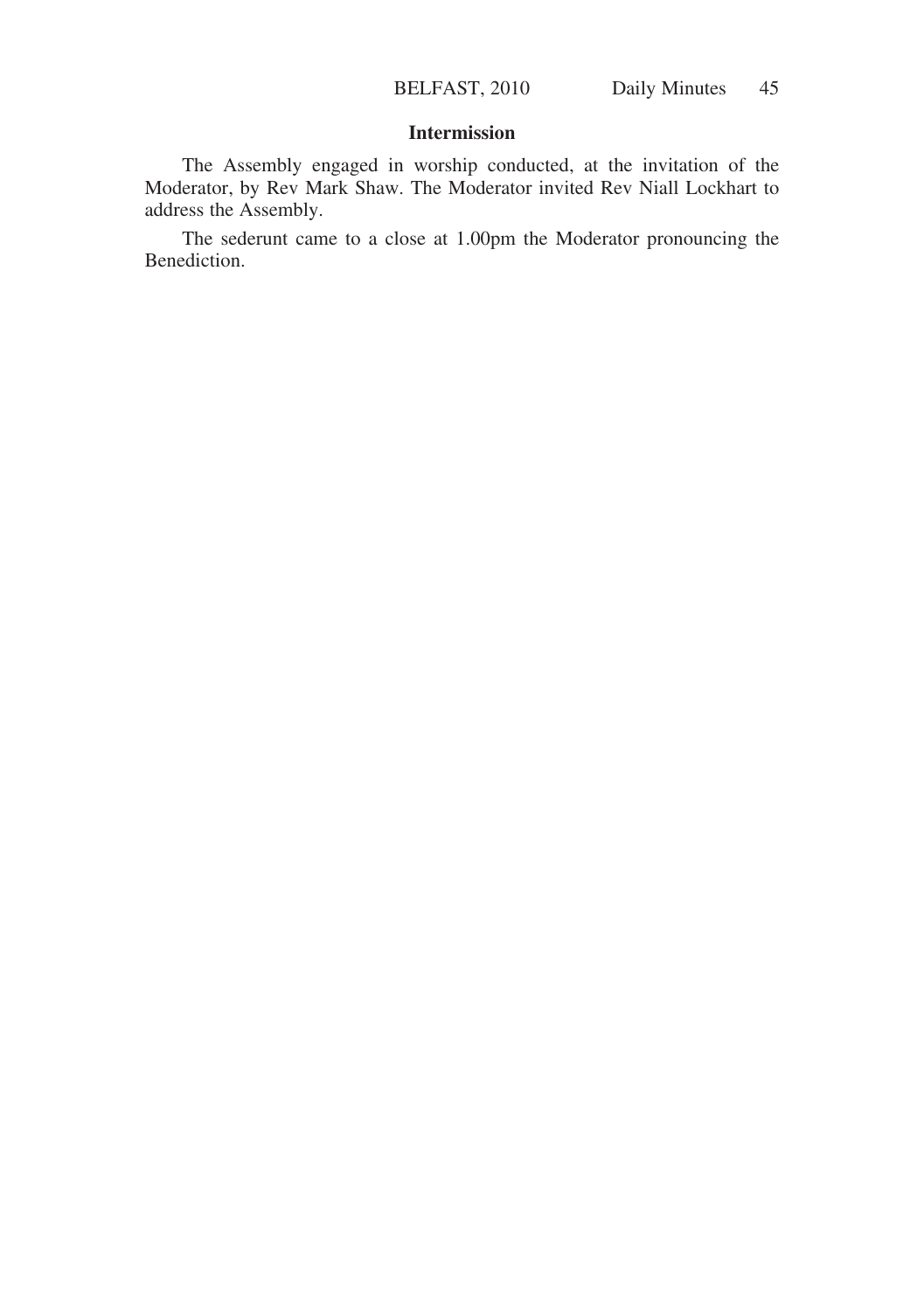## Intermission

The Assembly engaged in worship conducted, at the invitation of the Moderator, by Rev Mark Shaw. The Moderator invited Rev Niall Lockhart to address the Assembly.

The sederunt came to a close at 1.00pm the Moderator pronouncing the Benediction.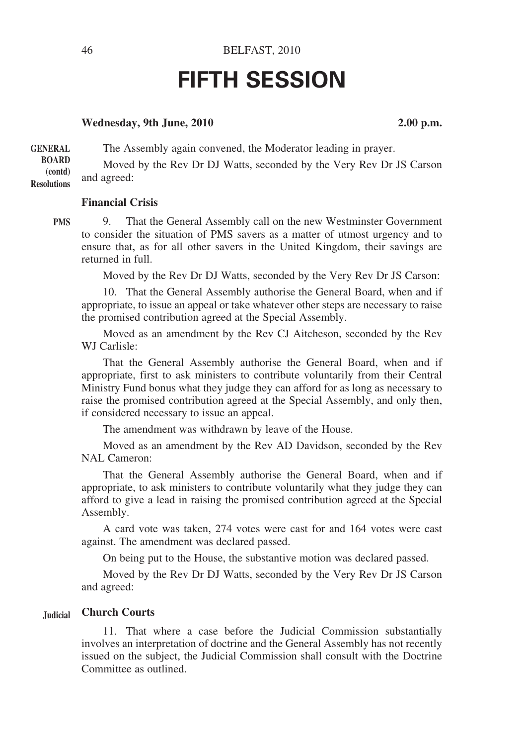# FIFTH SESSION

**Wednesday, 9th June, 2010** **2.00 p.m.**

**GENERAL BOARD (contd) Resolutions**

The Assembly again convened, the Moderator leading in prayer.

Moved by the Rev Dr DJ Watts, seconded by the Very Rev Dr JS Carson and agreed:

### Financial Crisis

**PMS**

9. That the General Assembly call on the new Westminster Government to consider the situation of PMS savers as a matter of utmost urgency and to ensure that, as for all other savers in the United Kingdom, their savings are returned in full.

Moved by the Rev Dr DJ Watts, seconded by the Very Rev Dr JS Carson:

10. That the General Assembly authorise the General Board, when and if appropriate, to issue an appeal or take whatever other steps are necessary to raise the promised contribution agreed at the Special Assembly.

Moved as an amendment by the Rev CJ Aitcheson, seconded by the Rev WJ Carlisle:

That the General Assembly authorise the General Board, when and if appropriate, first to ask ministers to contribute voluntarily from their Central Ministry Fund bonus what they judge they can afford for as long as necessary to raise the promised contribution agreed at the Special Assembly, and only then, if considered necessary to issue an appeal.

The amendment was withdrawn by leave of the House.

Moved as an amendment by the Rev AD Davidson, seconded by the Rev NAL Cameron:

That the General Assembly authorise the General Board, when and if appropriate, to ask ministers to contribute voluntarily what they judge they can afford to give a lead in raising the promised contribution agreed at the Special Assembly.

A card vote was taken, 274 votes were cast for and 164 votes were cast against. The amendment was declared passed.

On being put to the House, the substantive motion was declared passed.

Moved by the Rev Dr DJ Watts, seconded by the Very Rev Dr JS Carson and agreed:

### Church Courts

**Judicial**

11. That where a case before the Judicial Commission substantially involves an interpretation of doctrine and the General Assembly has not recently issued on the subject, the Judicial Commission shall consult with the Doctrine Committee as outlined.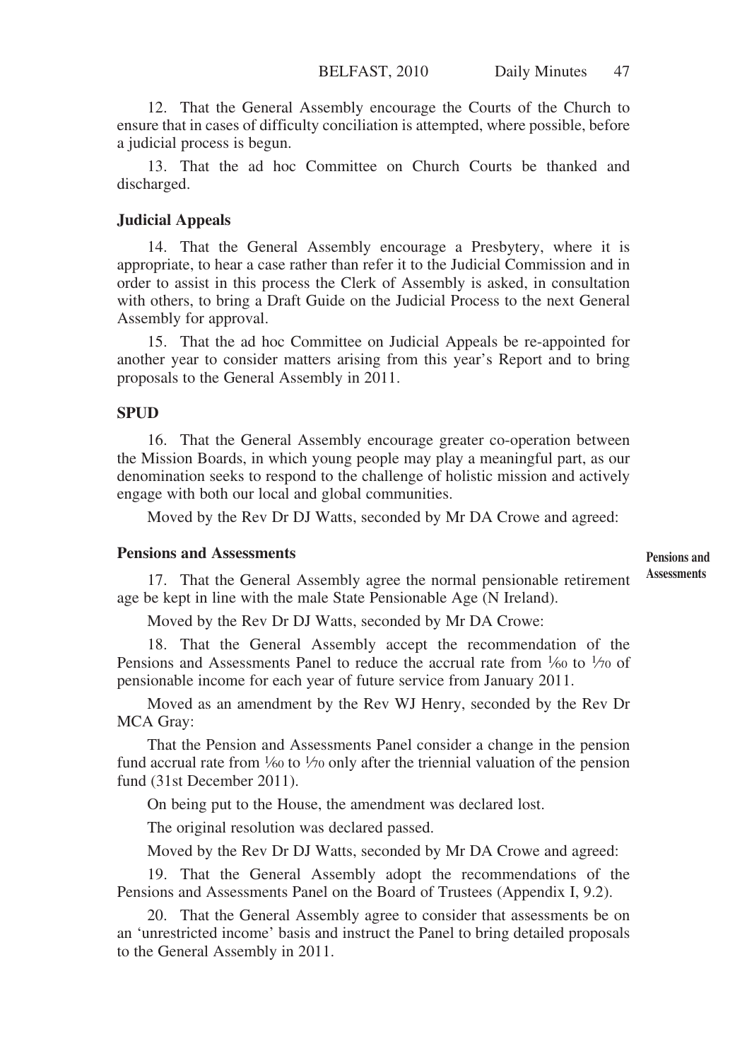12. That the General Assembly encourage the Courts of the Church to ensure that in cases of difficulty conciliation is attempted, where possible, before a judicial process is begun.

13. That the ad hoc Committee on Church Courts be thanked and discharged.

**Judicial Appeals**

14. That the General Assembly encourage a Presbytery, where it is appropriate, to hear a case rather than refer it to the Judicial Commission and in order to assist in this process the Clerk of Assembly is asked, in consultation with others, to bring a Draft Guide on the Judicial Process to the next General Assembly for approval.

15. That the ad hoc Committee on Judicial Appeals be re-appointed for another year to consider matters arising from this year's Report and to bring proposals to the General Assembly in 2011.

**SPUD**

16. That the General Assembly encourage greater co-operation between the Mission Boards, in which young people may play a meaningful part, as our denomination seeks to respond to the challenge of holistic mission and actively engage with both our local and global communities.

Moved by the Rev Dr DJ Watts, seconded by Mr DA Crowe and agreed:

**Pensions and Assessments**

Pensions and Assessments

17. That the General Assembly agree the normal pensionable retirement age be kept in line with the male State Pensionable Age (N Ireland).

Moved by the Rev Dr DJ Watts, seconded by Mr DA Crowe:

18. That the General Assembly accept the recommendation of the Pensions and Assessments Panel to reduce the accrual rate from 1/60 to 1/70 of pensionable income for each year of future service from January 2011.

Moved as an amendment by the Rev WJ Henry, seconded by the Rev Dr MCA Gray:

That the Pension and Assessments Panel consider a change in the pension fund accrual rate from 1/60 to 1/70 only after the triennial valuation of the pension fund (31st December 2011).

On being put to the House, the amendment was declared lost.

The original resolution was declared passed.

Moved by the Rev Dr DJ Watts, seconded by Mr DA Crowe and agreed:

19. That the General Assembly adopt the recommendations of the Pensions and Assessments Panel on the Board of Trustees (Appendix I, 9.2).

20. That the General Assembly agree to consider that assessments be on an 'unrestricted income' basis and instruct the Panel to bring detailed proposals to the General Assembly in 2011.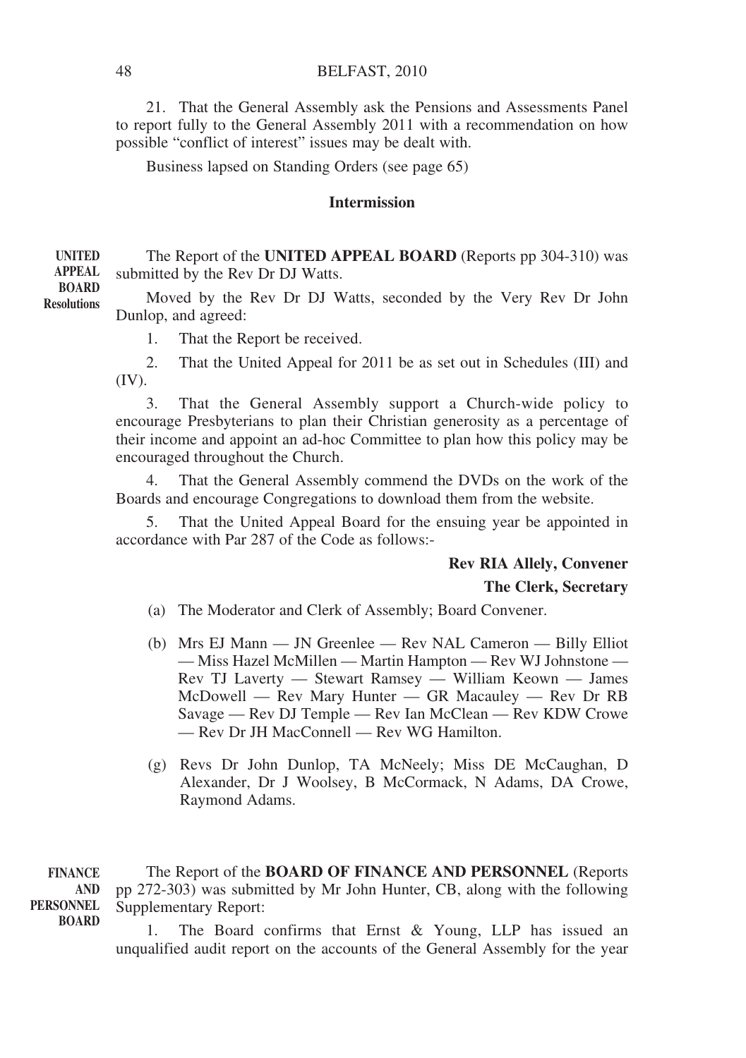21. That the General Assembly ask the Pensions and Assessments Panel to report fully to the General Assembly 2011 with a recommendation on how possible "conflict of interest" issues may be dealt with.

Business lapsed on Standing Orders (see page 65)

### Intermission

**UNITED APPEAL BOARD Resolutions**

The Report of the **UNITED APPEAL BOARD** (Reports pp 304-310) was submitted by the Rev Dr DJ Watts.

Moved by the Rev Dr DJ Watts, seconded by the Very Rev Dr John Dunlop, and agreed:

1. That the Report be received.

2. That the United Appeal for 2011 be as set out in Schedules (III) and (IV).

3. That the General Assembly support a Church-wide policy to encourage Presbyterians to plan their Christian generosity as a percentage of their income and appoint an ad-hoc Committee to plan how this policy may be encouraged throughout the Church.

4. That the General Assembly commend the DVDs on the work of the Boards and encourage Congregations to download them from the website.

5. That the United Appeal Board for the ensuing year be appointed in accordance with Par 287 of the Code as follows:-

**Rev RIA Allely, Convener**
**The Clerk, Secretary**

(a) The Moderator and Clerk of Assembly; Board Convener.

(b) Mrs EJ Mann — JN Greenlee — Rev NAL Cameron — Billy Elliot — Miss Hazel McMillen — Martin Hampton — Rev WJ Johnstone — Rev TJ Laverty — Stewart Ramsey — William Keown — James McDowell — Rev Mary Hunter — GR Macauley — Rev Dr RB Savage — Rev DJ Temple — Rev Ian McClean — Rev KDW Crowe — Rev Dr JH MacConnell — Rev WG Hamilton.

(g) Revs Dr John Dunlop, TA McNeely; Miss DE McCaughan, D Alexander, Dr J Woolsey, B McCormack, N Adams, DA Crowe, Raymond Adams.

**FINANCE AND PERSONNEL BOARD**

The Report of the **BOARD OF FINANCE AND PERSONNEL** (Reports pp 272-303) was submitted by Mr John Hunter, CB, along with the following Supplementary Report:

1. The Board confirms that Ernst & Young, LLP has issued an unqualified audit report on the accounts of the General Assembly for the year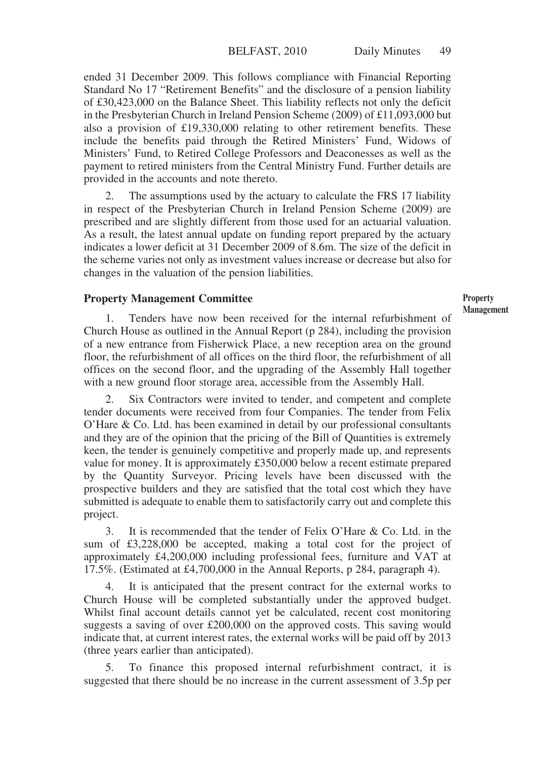ended 31 December 2009. This follows compliance with Financial Reporting Standard No 17 "Retirement Benefits" and the disclosure of a pension liability of £30,423,000 on the Balance Sheet. This liability reflects not only the deficit in the Presbyterian Church in Ireland Pension Scheme (2009) of £11,093,000 but also a provision of £19,330,000 relating to other retirement benefits. These include the benefits paid through the Retired Ministers' Fund, Widows of Ministers' Fund, to Retired College Professors and Deaconesses as well as the payment to retired ministers from the Central Ministry Fund. Further details are provided in the accounts and note thereto.

2. The assumptions used by the actuary to calculate the FRS 17 liability in respect of the Presbyterian Church in Ireland Pension Scheme (2009) are prescribed and are slightly different from those used for an actuarial valuation. As a result, the latest annual update on funding report prepared by the actuary indicates a lower deficit at 31 December 2009 of 8.6m. The size of the deficit in the scheme varies not only as investment values increase or decrease but also for changes in the valuation of the pension liabilities.

**Property Management Committee**

Property Management

1. Tenders have now been received for the internal refurbishment of Church House as outlined in the Annual Report (p 284), including the provision of a new entrance from Fisherwick Place, a new reception area on the ground floor, the refurbishment of all offices on the third floor, the refurbishment of all offices on the second floor, and the upgrading of the Assembly Hall together with a new ground floor storage area, accessible from the Assembly Hall.

2. Six Contractors were invited to tender, and competent and complete tender documents were received from four Companies. The tender from Felix O'Hare & Co. Ltd. has been examined in detail by our professional consultants and they are of the opinion that the pricing of the Bill of Quantities is extremely keen, the tender is genuinely competitive and properly made up, and represents value for money. It is approximately £350,000 below a recent estimate prepared by the Quantity Surveyor. Pricing levels have been discussed with the prospective builders and they are satisfied that the total cost which they have submitted is adequate to enable them to satisfactorily carry out and complete this project.

3. It is recommended that the tender of Felix O'Hare & Co. Ltd. in the sum of £3,228,000 be accepted, making a total cost for the project of approximately £4,200,000 including professional fees, furniture and VAT at 17.5%. (Estimated at £4,700,000 in the Annual Reports, p 284, paragraph 4).

4. It is anticipated that the present contract for the external works to Church House will be completed substantially under the approved budget. Whilst final account details cannot yet be calculated, recent cost monitoring suggests a saving of over £200,000 on the approved costs. This saving would indicate that, at current interest rates, the external works will be paid off by 2013 (three years earlier than anticipated).

5. To finance this proposed internal refurbishment contract, it is suggested that there should be no increase in the current assessment of 3.5p per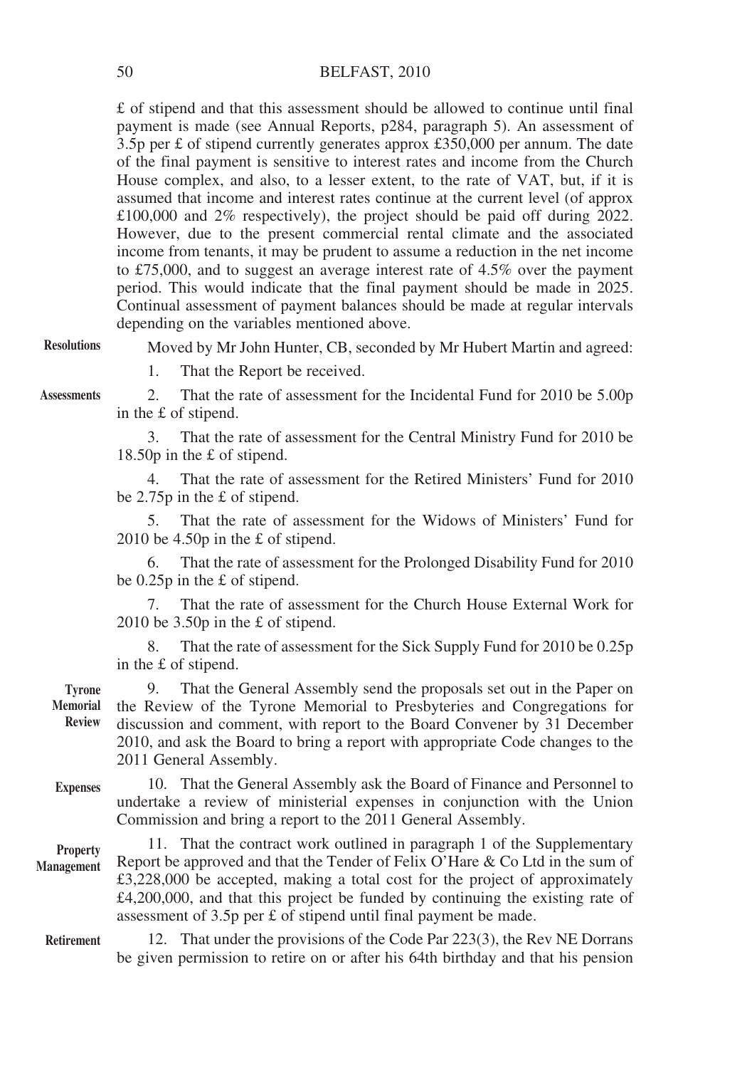£ of stipend and that this assessment should be allowed to continue until final payment is made (see Annual Reports, p284, paragraph 5). An assessment of 3.5p per £ of stipend currently generates approx £350,000 per annum. The date of the final payment is sensitive to interest rates and income from the Church House complex, and also, to a lesser extent, to the rate of VAT, but, if it is assumed that income and interest rates continue at the current level (of approx £100,000 and 2% respectively), the project should be paid off during 2022. However, due to the present commercial rental climate and the associated income from tenants, it may be prudent to assume a reduction in the net income to £75,000, and to suggest an average interest rate of 4.5% over the payment period. This would indicate that the final payment should be made in 2025. Continual assessment of payment balances should be made at regular intervals depending on the variables mentioned above.

**Resolutions**

Moved by Mr John Hunter, CB, seconded by Mr Hubert Martin and agreed:

1. That the Report be received.

**Assessments**

2. That the rate of assessment for the Incidental Fund for 2010 be 5.00p in the £ of stipend.

3. That the rate of assessment for the Central Ministry Fund for 2010 be 18.50p in the £ of stipend.

4. That the rate of assessment for the Retired Ministers' Fund for 2010 be 2.75p in the £ of stipend.

5. That the rate of assessment for the Widows of Ministers' Fund for 2010 be 4.50p in the £ of stipend.

6. That the rate of assessment for the Prolonged Disability Fund for 2010 be 0.25p in the £ of stipend.

7. That the rate of assessment for the Church House External Work for 2010 be 3.50p in the £ of stipend.

8. That the rate of assessment for the Sick Supply Fund for 2010 be 0.25p in the £ of stipend.

**Tyrone Memorial Review**

9. That the General Assembly send the proposals set out in the Paper on the Review of the Tyrone Memorial to Presbyteries and Congregations for discussion and comment, with report to the Board Convener by 31 December 2010, and ask the Board to bring a report with appropriate Code changes to the 2011 General Assembly.

**Expenses**

10. That the General Assembly ask the Board of Finance and Personnel to undertake a review of ministerial expenses in conjunction with the Union Commission and bring a report to the 2011 General Assembly.

**Property Management**

11. That the contract work outlined in paragraph 1 of the Supplementary Report be approved and that the Tender of Felix O'Hare & Co Ltd in the sum of £3,228,000 be accepted, making a total cost for the project of approximately £4,200,000, and that this project be funded by continuing the existing rate of assessment of 3.5p per £ of stipend until final payment be made.

**Retirement**

12. That under the provisions of the Code Par 223(3), the Rev NE Dorrans be given permission to retire on or after his 64th birthday and that his pension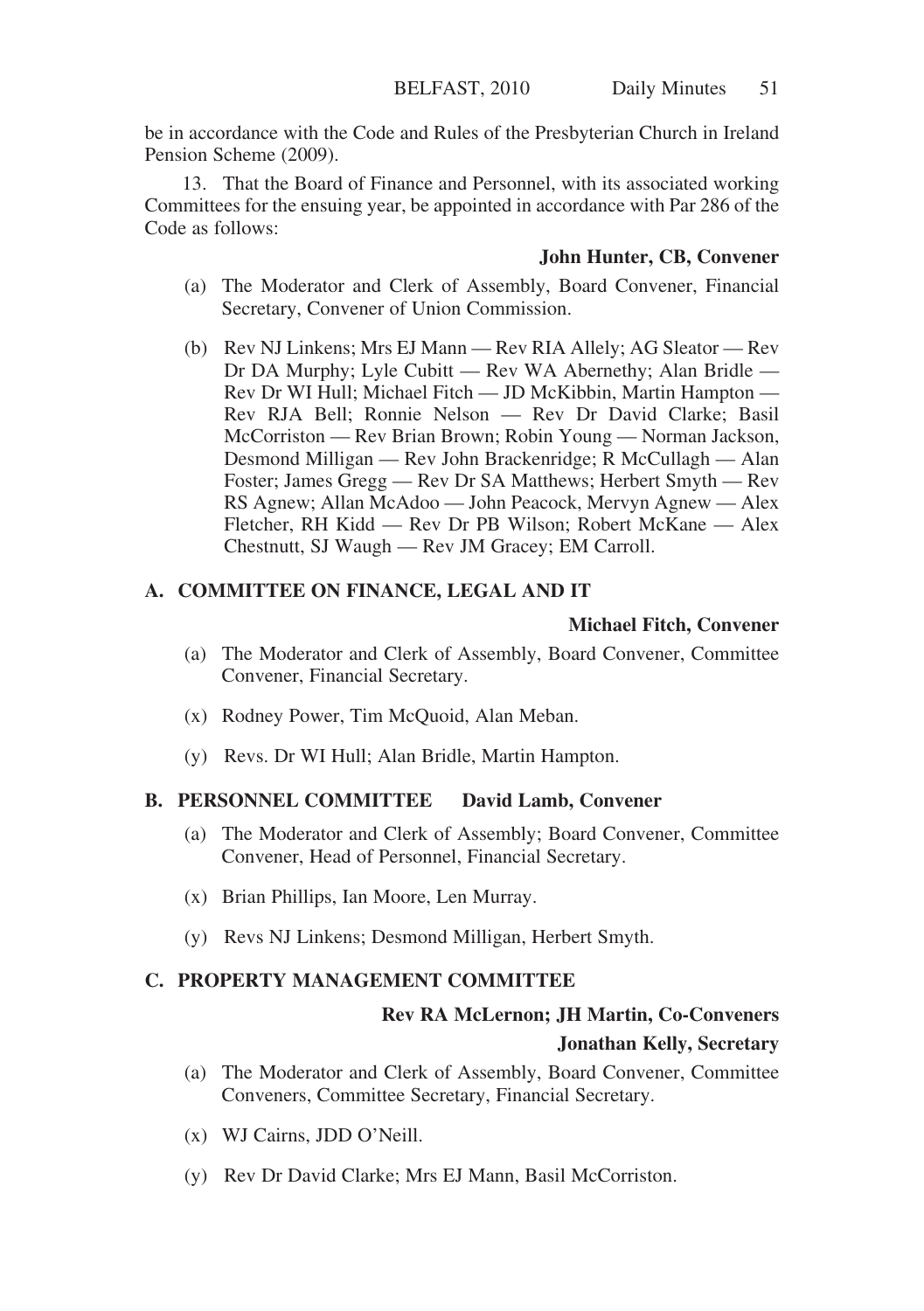be in accordance with the Code and Rules of the Presbyterian Church in Ireland Pension Scheme (2009).

13. That the Board of Finance and Personnel, with its associated working Committees for the ensuing year, be appointed in accordance with Par 286 of the Code as follows:

**John Hunter, CB, Convener**

(a) The Moderator and Clerk of Assembly, Board Convener, Financial Secretary, Convener of Union Commission.

(b) Rev NJ Linkens; Mrs EJ Mann — Rev RIA Allely; AG Sleator — Rev Dr DA Murphy; Lyle Cubitt — Rev WA Abernethy; Alan Bridle — Rev Dr WI Hull; Michael Fitch — JD McKibbin, Martin Hampton — Rev RJA Bell; Ronnie Nelson — Rev Dr David Clarke; Basil McCorriston — Rev Brian Brown; Robin Young — Norman Jackson, Desmond Milligan — Rev John Brackenridge; R McCullagh — Alan Foster; James Gregg — Rev Dr SA Matthews; Herbert Smyth — Rev RS Agnew; Allan McAdoo — John Peacock, Mervyn Agnew — Alex Fletcher, RH Kidd — Rev Dr PB Wilson; Robert McKane — Alex Chestnutt, SJ Waugh — Rev JM Gracey; EM Carroll.

## A. COMMITTEE ON FINANCE, LEGAL AND IT

**Michael Fitch, Convener**

(a) The Moderator and Clerk of Assembly, Board Convener, Committee Convener, Financial Secretary.

(x) Rodney Power, Tim McQuoid, Alan Meban.

(y) Revs. Dr WI Hull; Alan Bridle, Martin Hampton.

## B. PERSONNEL COMMITTEE **David Lamb, Convener**

(a) The Moderator and Clerk of Assembly; Board Convener, Committee Convener, Head of Personnel, Financial Secretary.

(x) Brian Phillips, Ian Moore, Len Murray.

(y) Revs NJ Linkens; Desmond Milligan, Herbert Smyth.

## C. PROPERTY MANAGEMENT COMMITTEE

**Rev RA McLernon; JH Martin, Co-Conveners**

**Jonathan Kelly, Secretary**

(a) The Moderator and Clerk of Assembly, Board Convener, Committee Conveners, Committee Secretary, Financial Secretary.

(x) WJ Cairns, JDD O'Neill.

(y) Rev Dr David Clarke; Mrs EJ Mann, Basil McCorriston.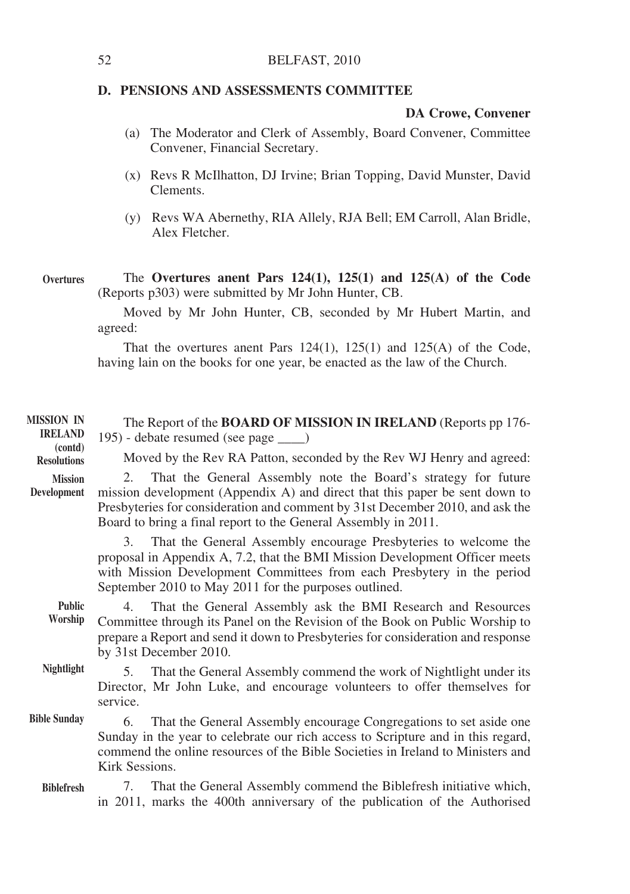## D. PENSIONS AND ASSESSMENTS COMMITTEE

**DA Crowe, Convener**

(a) The Moderator and Clerk of Assembly, Board Convener, Committee Convener, Financial Secretary.

(x) Revs R McIlhatton, DJ Irvine; Brian Topping, David Munster, David Clements.

(y) Revs WA Abernethy, RIA Allely, RJA Bell; EM Carroll, Alan Bridle, Alex Fletcher.

**Overtures**

The **Overtures anent Pars 124(1), 125(1) and 125(A) of the Code** (Reports p303) were submitted by Mr John Hunter, CB.

Moved by Mr John Hunter, CB, seconded by Mr Hubert Martin, and agreed:

That the overtures anent Pars 124(1), 125(1) and 125(A) of the Code, having lain on the books for one year, be enacted as the law of the Church.

**MISSION IN IRELAND (contd)**

The Report of the **BOARD OF MISSION IN IRELAND** (Reports pp 176-195) - debate resumed (see page ____)

**Resolutions**

Moved by the Rev RA Patton, seconded by the Rev WJ Henry and agreed:

**Mission Development**

2. That the General Assembly note the Board's strategy for future mission development (Appendix A) and direct that this paper be sent down to Presbyteries for consideration and comment by 31st December 2010, and ask the Board to bring a final report to the General Assembly in 2011.

3. That the General Assembly encourage Presbyteries to welcome the proposal in Appendix A, 7.2, that the BMI Mission Development Officer meets with Mission Development Committees from each Presbytery in the period September 2010 to May 2011 for the purposes outlined.

**Public Worship**

4. That the General Assembly ask the BMI Research and Resources Committee through its Panel on the Revision of the Book on Public Worship to prepare a Report and send it down to Presbyteries for consideration and response by 31st December 2010.

**Nightlight**

5. That the General Assembly commend the work of Nightlight under its Director, Mr John Luke, and encourage volunteers to offer themselves for service.

**Bible Sunday**

6. That the General Assembly encourage Congregations to set aside one Sunday in the year to celebrate our rich access to Scripture and in this regard, commend the online resources of the Bible Societies in Ireland to Ministers and Kirk Sessions.

**Biblefresh**

7. That the General Assembly commend the Biblefresh initiative which, in 2011, marks the 400th anniversary of the publication of the Authorised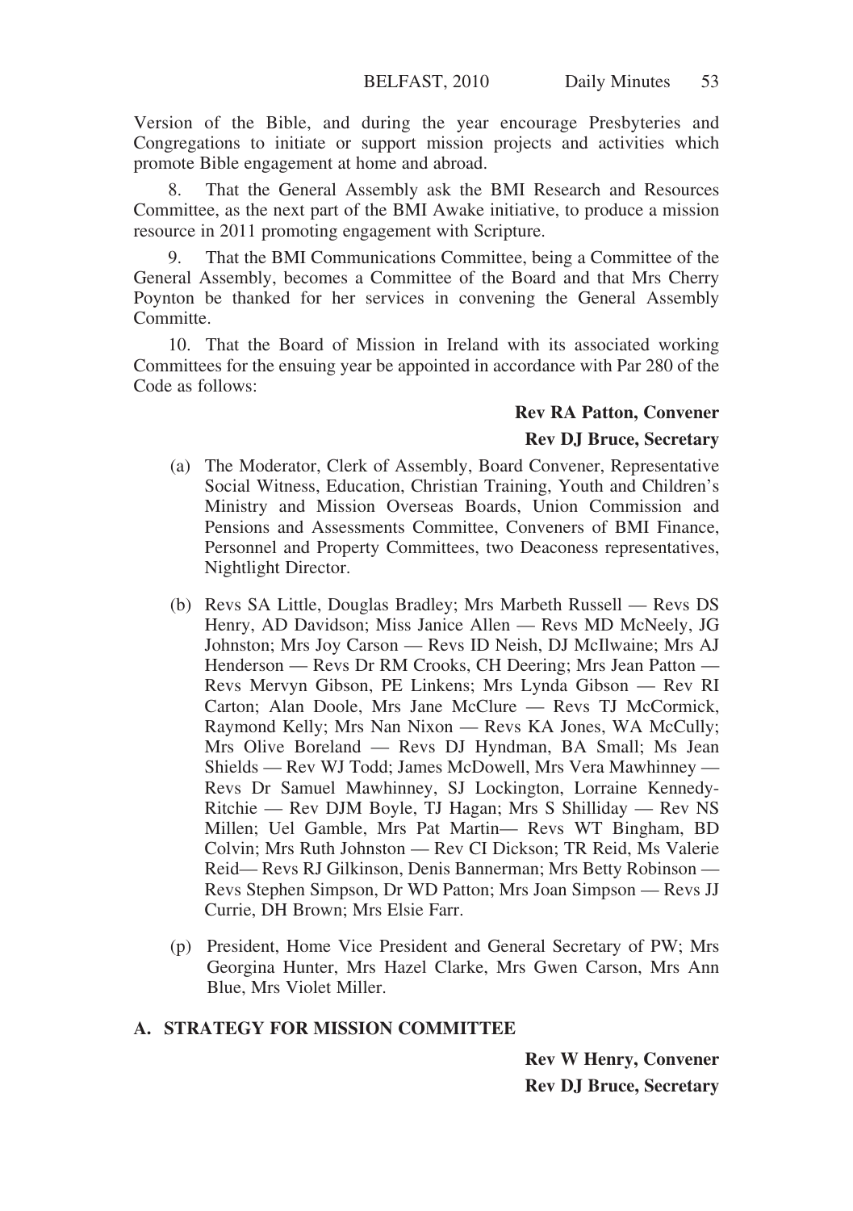Version of the Bible, and during the year encourage Presbyteries and Congregations to initiate or support mission projects and activities which promote Bible engagement at home and abroad.

8. That the General Assembly ask the BMI Research and Resources Committee, as the next part of the BMI Awake initiative, to produce a mission resource in 2011 promoting engagement with Scripture.

9. That the BMI Communications Committee, being a Committee of the General Assembly, becomes a Committee of the Board and that Mrs Cherry Poynton be thanked for her services in convening the General Assembly Committe.

10. That the Board of Mission in Ireland with its associated working Committees for the ensuing year be appointed in accordance with Par 280 of the Code as follows:

**Rev RA Patton, Convener**
**Rev DJ Bruce, Secretary**

(a) The Moderator, Clerk of Assembly, Board Convener, Representative Social Witness, Education, Christian Training, Youth and Children's Ministry and Mission Overseas Boards, Union Commission and Pensions and Assessments Committee, Conveners of BMI Finance, Personnel and Property Committees, two Deaconess representatives, Nightlight Director.

(b) Revs SA Little, Douglas Bradley; Mrs Marbeth Russell — Revs DS Henry, AD Davidson; Miss Janice Allen — Revs MD McNeely, JG Johnston; Mrs Joy Carson — Revs ID Neish, DJ McIlwaine; Mrs AJ Henderson — Revs Dr RM Crooks, CH Deering; Mrs Jean Patton — Revs Mervyn Gibson, PE Linkens; Mrs Lynda Gibson — Rev RI Carton; Alan Doole, Mrs Jane McClure — Revs TJ McCormick, Raymond Kelly; Mrs Nan Nixon — Revs KA Jones, WA McCully; Mrs Olive Boreland — Revs DJ Hyndman, BA Small; Ms Jean Shields — Rev WJ Todd; James McDowell, Mrs Vera Mawhinney — Revs Dr Samuel Mawhinney, SJ Lockington, Lorraine Kennedy-Ritchie — Rev DJM Boyle, TJ Hagan; Mrs S Shilliday — Rev NS Millen; Uel Gamble, Mrs Pat Martin— Revs WT Bingham, BD Colvin; Mrs Ruth Johnston — Rev CI Dickson; TR Reid, Ms Valerie Reid— Revs RJ Gilkinson, Denis Bannerman; Mrs Betty Robinson — Revs Stephen Simpson, Dr WD Patton; Mrs Joan Simpson — Revs JJ Currie, DH Brown; Mrs Elsie Farr.

(p) President, Home Vice President and General Secretary of PW; Mrs Georgina Hunter, Mrs Hazel Clarke, Mrs Gwen Carson, Mrs Ann Blue, Mrs Violet Miller.

## A. STRATEGY FOR MISSION COMMITTEE

**Rev W Henry, Convener**
**Rev DJ Bruce, Secretary**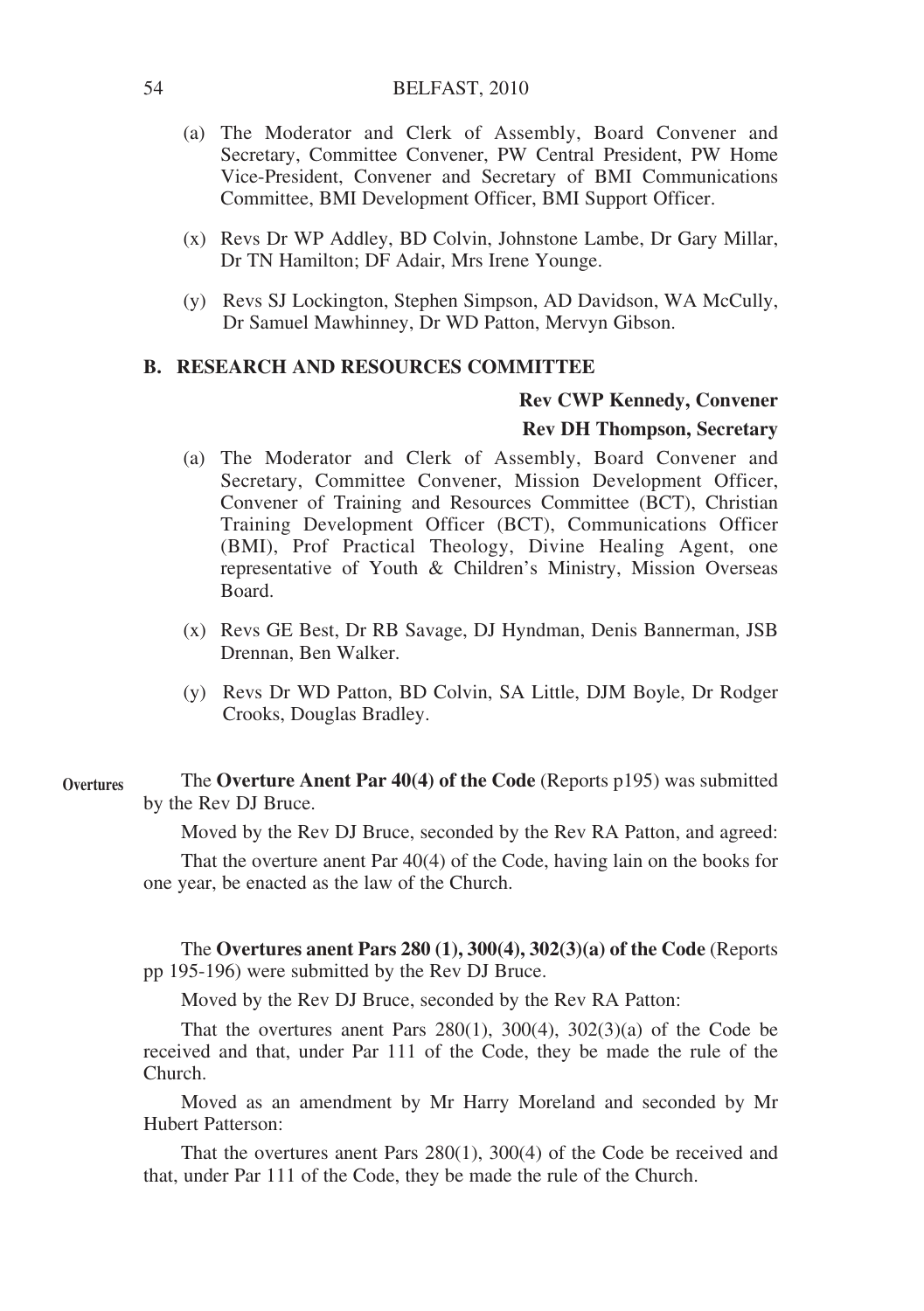(a) The Moderator and Clerk of Assembly, Board Convener and Secretary, Committee Convener, PW Central President, PW Home Vice-President, Convener and Secretary of BMI Communications Committee, BMI Development Officer, BMI Support Officer.

(x) Revs Dr WP Addley, BD Colvin, Johnstone Lambe, Dr Gary Millar, Dr TN Hamilton; DF Adair, Mrs Irene Younge.

(y) Revs SJ Lockington, Stephen Simpson, AD Davidson, WA McCully, Dr Samuel Mawhinney, Dr WD Patton, Mervyn Gibson.

## B. RESEARCH AND RESOURCES COMMITTEE

**Rev CWP Kennedy, Convener**

**Rev DH Thompson, Secretary**

(a) The Moderator and Clerk of Assembly, Board Convener and Secretary, Committee Convener, Mission Development Officer, Convener of Training and Resources Committee (BCT), Christian Training Development Officer (BCT), Communications Officer (BMI), Prof Practical Theology, Divine Healing Agent, one representative of Youth & Children's Ministry, Mission Overseas Board.

(x) Revs GE Best, Dr RB Savage, DJ Hyndman, Denis Bannerman, JSB Drennan, Ben Walker.

(y) Revs Dr WD Patton, BD Colvin, SA Little, DJM Boyle, Dr Rodger Crooks, Douglas Bradley.

**Overtures**

The **Overture Anent Par 40(4) of the Code** (Reports p195) was submitted by the Rev DJ Bruce.

Moved by the Rev DJ Bruce, seconded by the Rev RA Patton, and agreed:

That the overture anent Par 40(4) of the Code, having lain on the books for one year, be enacted as the law of the Church.

The **Overtures anent Pars 280 (1), 300(4), 302(3)(a) of the Code** (Reports pp 195-196) were submitted by the Rev DJ Bruce.

Moved by the Rev DJ Bruce, seconded by the Rev RA Patton:

That the overtures anent Pars 280(1), 300(4), 302(3)(a) of the Code be received and that, under Par 111 of the Code, they be made the rule of the Church.

Moved as an amendment by Mr Harry Moreland and seconded by Mr Hubert Patterson:

That the overtures anent Pars 280(1), 300(4) of the Code be received and that, under Par 111 of the Code, they be made the rule of the Church.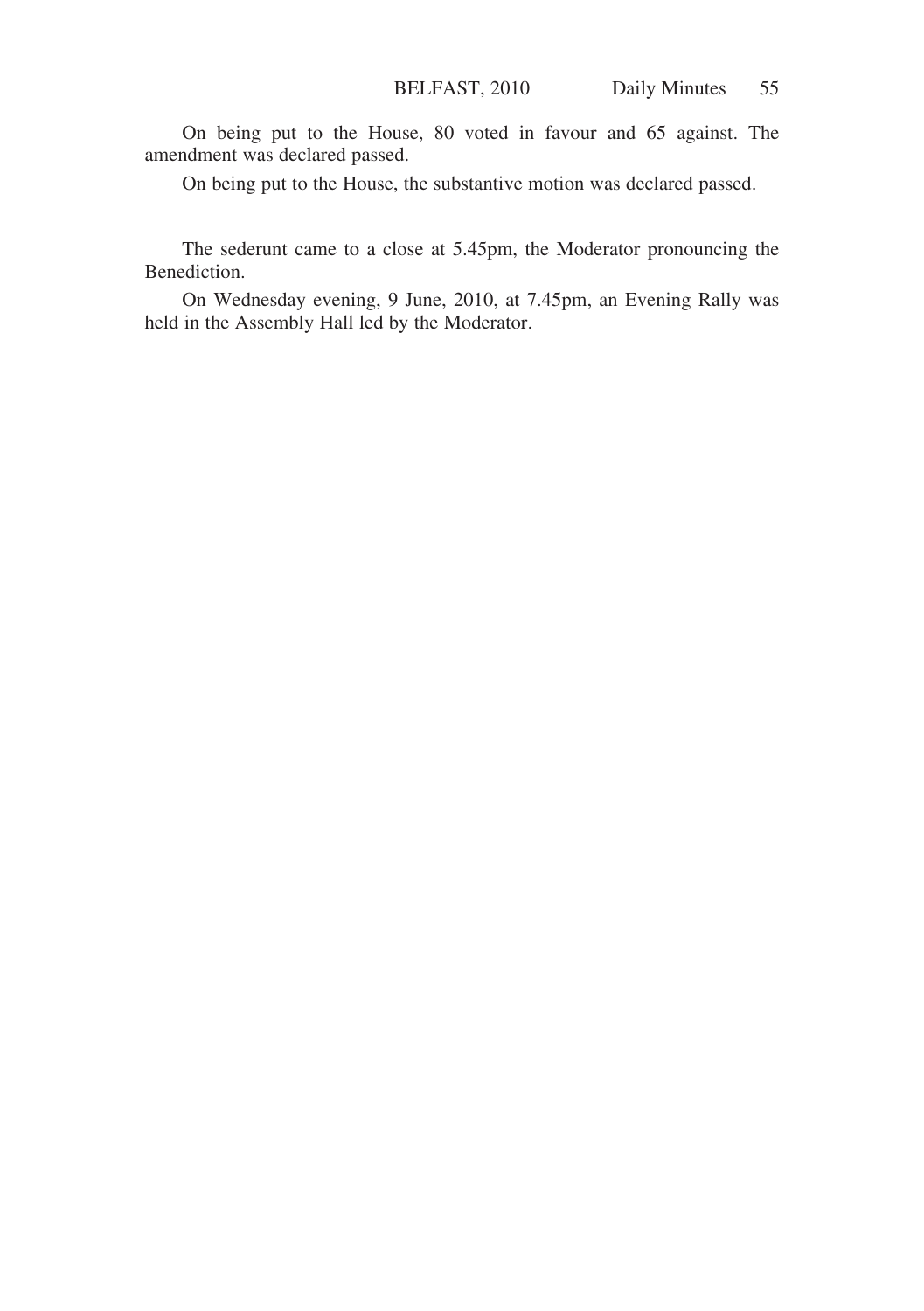On being put to the House, 80 voted in favour and 65 against. The amendment was declared passed.

On being put to the House, the substantive motion was declared passed.

The sederunt came to a close at 5.45pm, the Moderator pronouncing the Benediction.

On Wednesday evening, 9 June, 2010, at 7.45pm, an Evening Rally was held in the Assembly Hall led by the Moderator.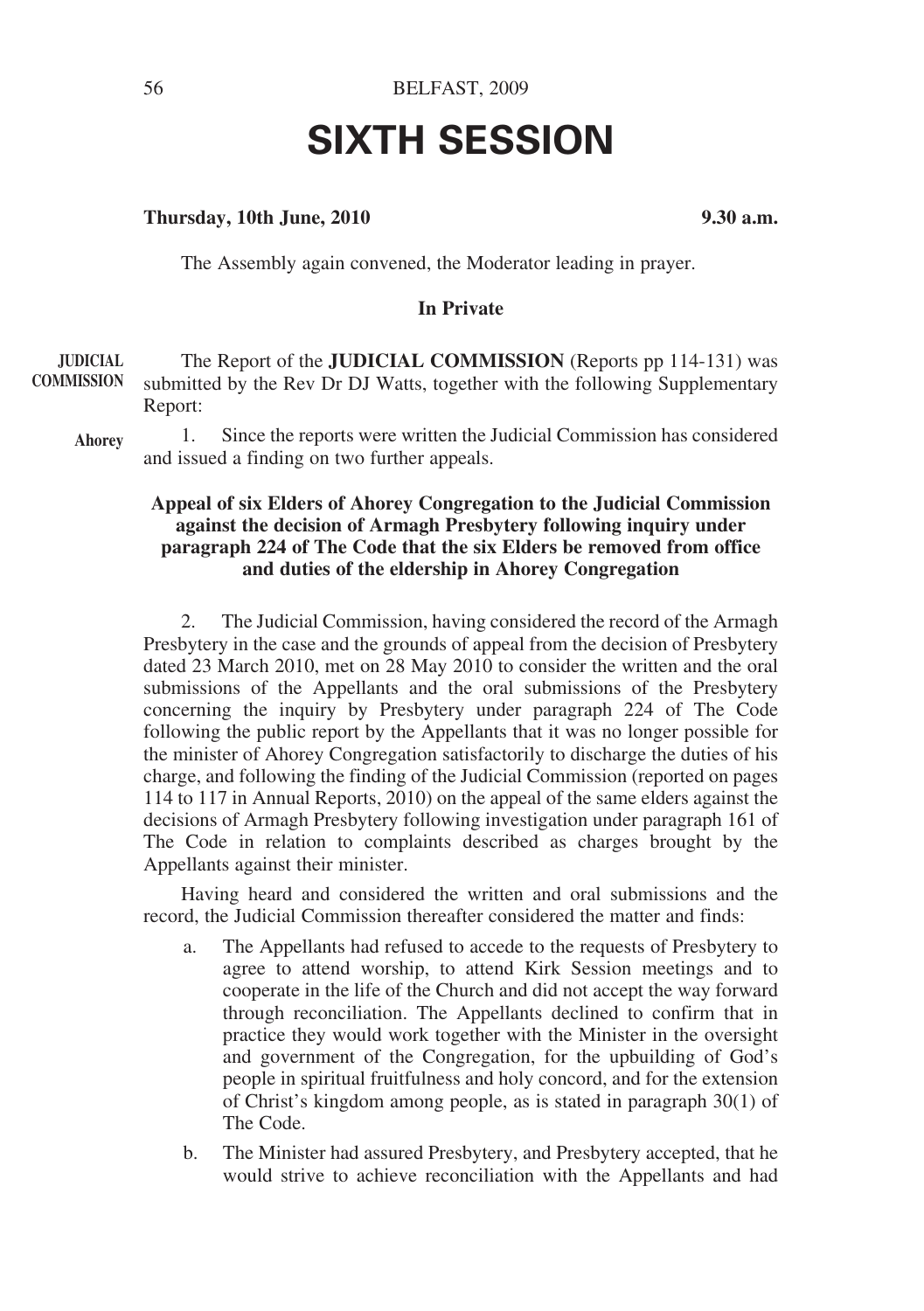# SIXTH SESSION

**Thursday, 10th June, 2010** **9.30 a.m.**

The Assembly again convened, the Moderator leading in prayer.

**In Private**

**JUDICIAL COMMISSION**

The Report of the **JUDICIAL COMMISSION** (Reports pp 114-131) was submitted by the Rev Dr DJ Watts, together with the following Supplementary Report:

**Ahorey**

1. Since the reports were written the Judicial Commission has considered and issued a finding on two further appeals.

**Appeal of six Elders of Ahorey Congregation to the Judicial Commission against the decision of Armagh Presbytery following inquiry under paragraph 224 of The Code that the six Elders be removed from office and duties of the eldership in Ahorey Congregation**

2. The Judicial Commission, having considered the record of the Armagh Presbytery in the case and the grounds of appeal from the decision of Presbytery dated 23 March 2010, met on 28 May 2010 to consider the written and the oral submissions of the Appellants and the oral submissions of the Presbytery concerning the inquiry by Presbytery under paragraph 224 of The Code following the public report by the Appellants that it was no longer possible for the minister of Ahorey Congregation satisfactorily to discharge the duties of his charge, and following the finding of the Judicial Commission (reported on pages 114 to 117 in Annual Reports, 2010) on the appeal of the same elders against the decisions of Armagh Presbytery following investigation under paragraph 161 of The Code in relation to complaints described as charges brought by the Appellants against their minister.

Having heard and considered the written and oral submissions and the record, the Judicial Commission thereafter considered the matter and finds:

a. The Appellants had refused to accede to the requests of Presbytery to agree to attend worship, to attend Kirk Session meetings and to cooperate in the life of the Church and did not accept the way forward through reconciliation. The Appellants declined to confirm that in practice they would work together with the Minister in the oversight and government of the Congregation, for the upbuilding of God's people in spiritual fruitfulness and holy concord, and for the extension of Christ's kingdom among people, as is stated in paragraph 30(1) of The Code.

b. The Minister had assured Presbytery, and Presbytery accepted, that he would strive to achieve reconciliation with the Appellants and had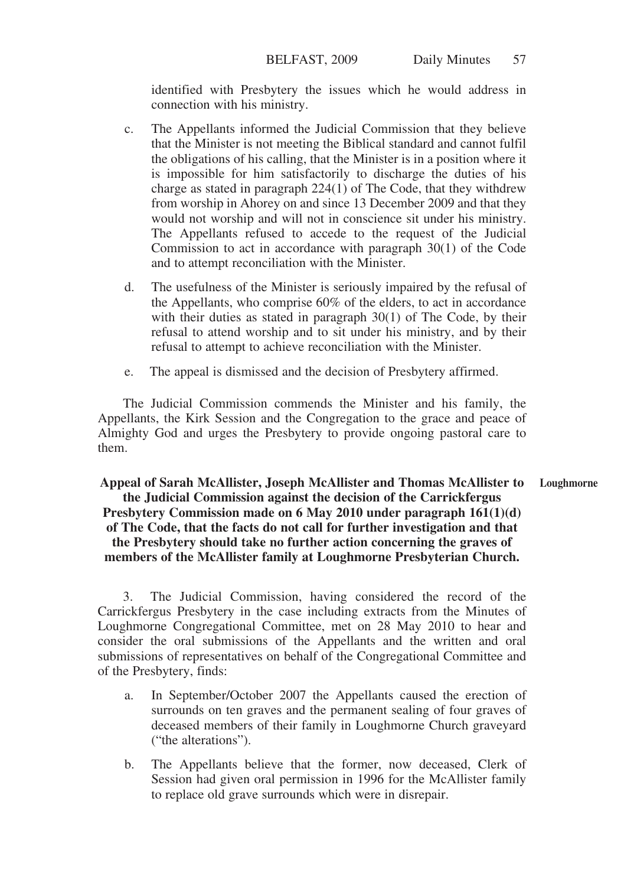identified with Presbytery the issues which he would address in connection with his ministry.

c. The Appellants informed the Judicial Commission that they believe that the Minister is not meeting the Biblical standard and cannot fulfil the obligations of his calling, that the Minister is in a position where it is impossible for him satisfactorily to discharge the duties of his charge as stated in paragraph 224(1) of The Code, that they withdrew from worship in Ahorey on and since 13 December 2009 and that they would not worship and will not in conscience sit under his ministry. The Appellants refused to accede to the request of the Judicial Commission to act in accordance with paragraph 30(1) of the Code and to attempt reconciliation with the Minister.

d. The usefulness of the Minister is seriously impaired by the refusal of the Appellants, who comprise 60% of the elders, to act in accordance with their duties as stated in paragraph 30(1) of The Code, by their refusal to attend worship and to sit under his ministry, and by their refusal to attempt to achieve reconciliation with the Minister.

e. The appeal is dismissed and the decision of Presbytery affirmed.

The Judicial Commission commends the Minister and his family, the Appellants, the Kirk Session and the Congregation to the grace and peace of Almighty God and urges the Presbytery to provide ongoing pastoral care to them.

**Loughmorne**

**Appeal of Sarah McAllister, Joseph McAllister and Thomas McAllister to the Judicial Commission against the decision of the Carrickfergus Presbytery Commission made on 6 May 2010 under paragraph 161(1)(d) of The Code, that the facts do not call for further investigation and that the Presbytery should take no further action concerning the graves of members of the McAllister family at Loughmorne Presbyterian Church.**

3. The Judicial Commission, having considered the record of the Carrickfergus Presbytery in the case including extracts from the Minutes of Loughmorne Congregational Committee, met on 28 May 2010 to hear and consider the oral submissions of the Appellants and the written and oral submissions of representatives on behalf of the Congregational Committee and of the Presbytery, finds:

a. In September/October 2007 the Appellants caused the erection of surrounds on ten graves and the permanent sealing of four graves of deceased members of their family in Loughmorne Church graveyard ("the alterations").

b. The Appellants believe that the former, now deceased, Clerk of Session had given oral permission in 1996 for the McAllister family to replace old grave surrounds which were in disrepair.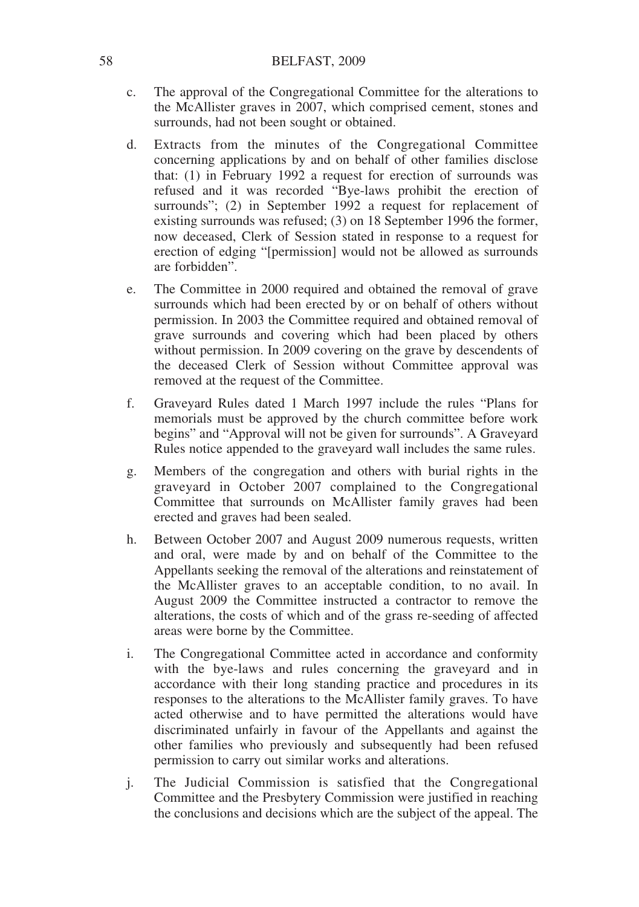c. The approval of the Congregational Committee for the alterations to the McAllister graves in 2007, which comprised cement, stones and surrounds, had not been sought or obtained.

d. Extracts from the minutes of the Congregational Committee concerning applications by and on behalf of other families disclose that: (1) in February 1992 a request for erection of surrounds was refused and it was recorded "Bye-laws prohibit the erection of surrounds"; (2) in September 1992 a request for replacement of existing surrounds was refused; (3) on 18 September 1996 the former, now deceased, Clerk of Session stated in response to a request for erection of edging "[permission] would not be allowed as surrounds are forbidden".

e. The Committee in 2000 required and obtained the removal of grave surrounds which had been erected by or on behalf of others without permission. In 2003 the Committee required and obtained removal of grave surrounds and covering which had been placed by others without permission. In 2009 covering on the grave by descendents of the deceased Clerk of Session without Committee approval was removed at the request of the Committee.

f. Graveyard Rules dated 1 March 1997 include the rules "Plans for memorials must be approved by the church committee before work begins" and "Approval will not be given for surrounds". A Graveyard Rules notice appended to the graveyard wall includes the same rules.

g. Members of the congregation and others with burial rights in the graveyard in October 2007 complained to the Congregational Committee that surrounds on McAllister family graves had been erected and graves had been sealed.

h. Between October 2007 and August 2009 numerous requests, written and oral, were made by and on behalf of the Committee to the Appellants seeking the removal of the alterations and reinstatement of the McAllister graves to an acceptable condition, to no avail. In August 2009 the Committee instructed a contractor to remove the alterations, the costs of which and of the grass re-seeding of affected areas were borne by the Committee.

i. The Congregational Committee acted in accordance and conformity with the bye-laws and rules concerning the graveyard and in accordance with their long standing practice and procedures in its responses to the alterations to the McAllister family graves. To have acted otherwise and to have permitted the alterations would have discriminated unfairly in favour of the Appellants and against the other families who previously and subsequently had been refused permission to carry out similar works and alterations.

j. The Judicial Commission is satisfied that the Congregational Committee and the Presbytery Commission were justified in reaching the conclusions and decisions which are the subject of the appeal. The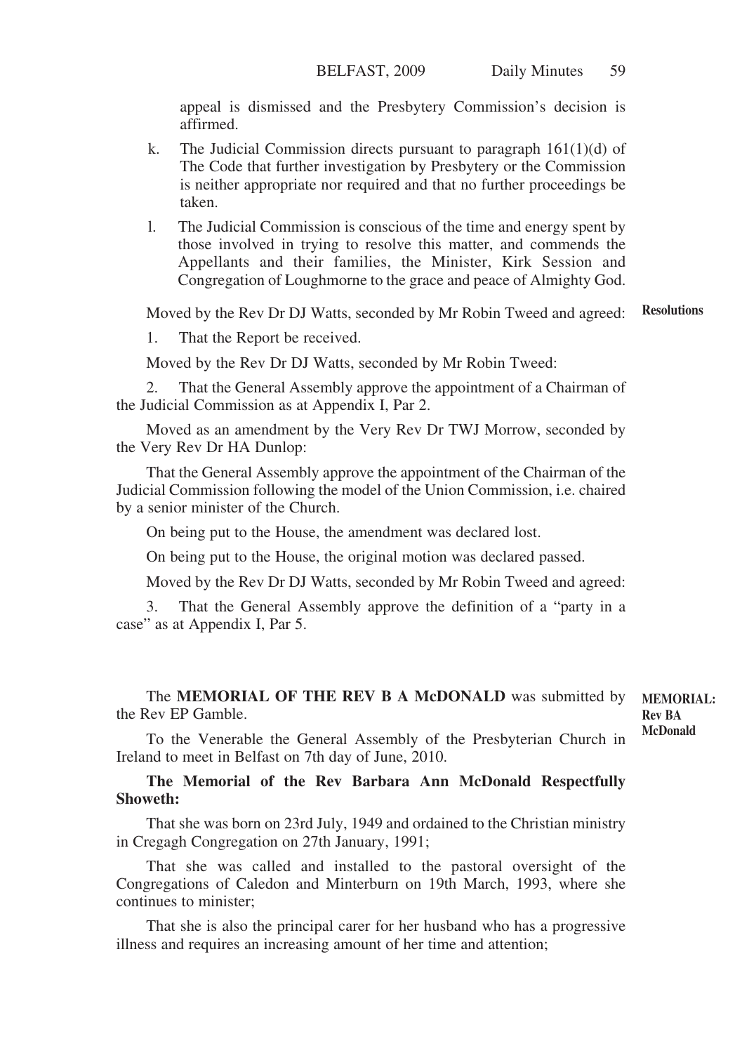appeal is dismissed and the Presbytery Commission's decision is affirmed.

k. The Judicial Commission directs pursuant to paragraph 161(1)(d) of The Code that further investigation by Presbytery or the Commission is neither appropriate nor required and that no further proceedings be taken.

l. The Judicial Commission is conscious of the time and energy spent by those involved in trying to resolve this matter, and commends the Appellants and their families, the Minister, Kirk Session and Congregation of Loughmorne to the grace and peace of Almighty God.

**Resolutions**

Moved by the Rev Dr DJ Watts, seconded by Mr Robin Tweed and agreed:

1. That the Report be received.

Moved by the Rev Dr DJ Watts, seconded by Mr Robin Tweed:

2. That the General Assembly approve the appointment of a Chairman of the Judicial Commission as at Appendix I, Par 2.

Moved as an amendment by the Very Rev Dr TWJ Morrow, seconded by the Very Rev Dr HA Dunlop:

That the General Assembly approve the appointment of the Chairman of the Judicial Commission following the model of the Union Commission, i.e. chaired by a senior minister of the Church.

On being put to the House, the amendment was declared lost.

On being put to the House, the original motion was declared passed.

Moved by the Rev Dr DJ Watts, seconded by Mr Robin Tweed and agreed:

3. That the General Assembly approve the definition of a "party in a case" as at Appendix I, Par 5.

**MEMORIAL: Rev BA McDonald**

The **MEMORIAL OF THE REV B A McDONALD** was submitted by the Rev EP Gamble.

To the Venerable the General Assembly of the Presbyterian Church in Ireland to meet in Belfast on 7th day of June, 2010.

**The Memorial of the Rev Barbara Ann McDonald Respectfully Showeth:**

That she was born on 23rd July, 1949 and ordained to the Christian ministry in Cregagh Congregation on 27th January, 1991;

That she was called and installed to the pastoral oversight of the Congregations of Caledon and Minterburn on 19th March, 1993, where she continues to minister;

That she is also the principal carer for her husband who has a progressive illness and requires an increasing amount of her time and attention;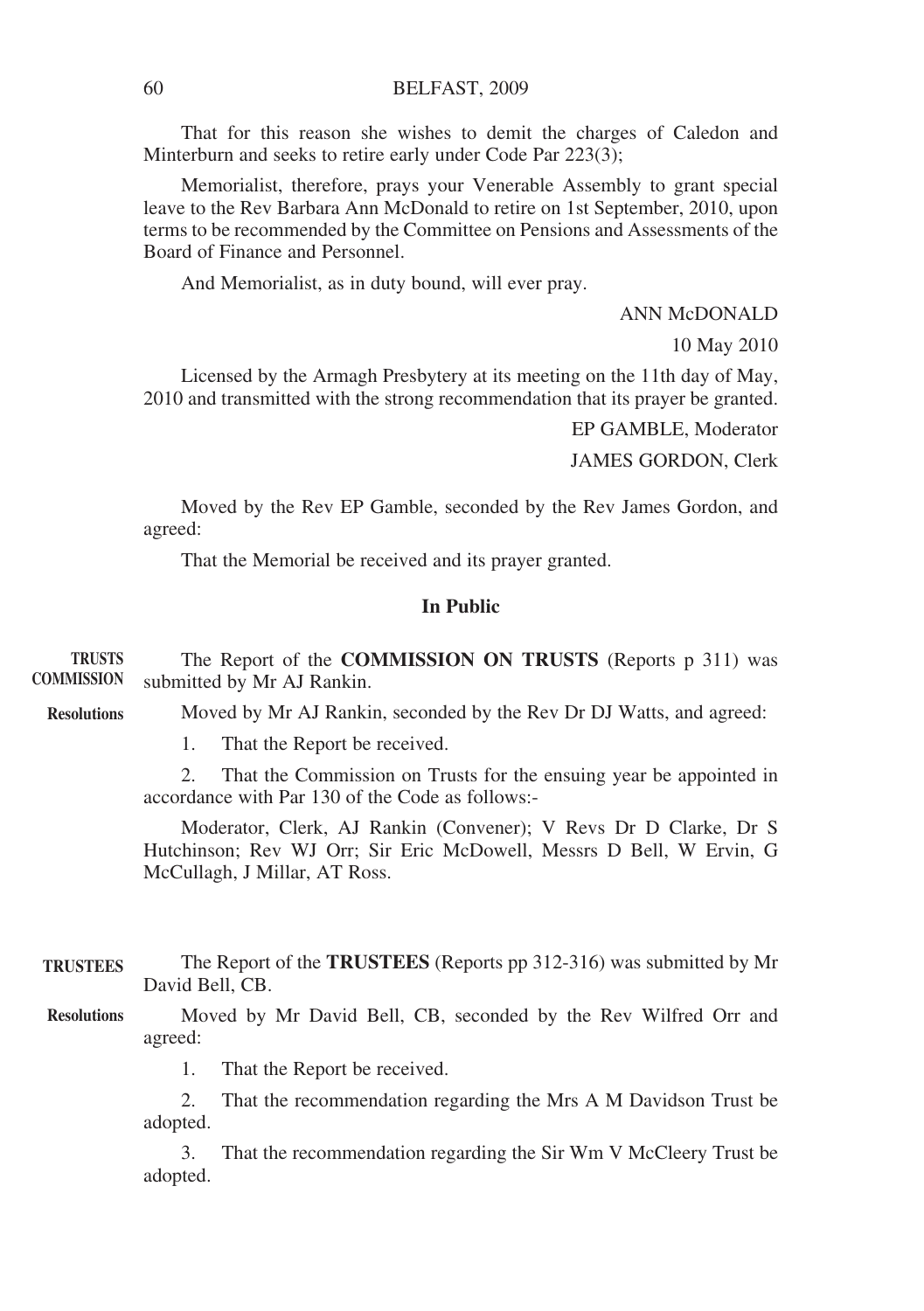That for this reason she wishes to demit the charges of Caledon and Minterburn and seeks to retire early under Code Par 223(3);

Memorialist, therefore, prays your Venerable Assembly to grant special leave to the Rev Barbara Ann McDonald to retire on 1st September, 2010, upon terms to be recommended by the Committee on Pensions and Assessments of the Board of Finance and Personnel.

And Memorialist, as in duty bound, will ever pray.

ANN McDONALD

10 May 2010

Licensed by the Armagh Presbytery at its meeting on the 11th day of May, 2010 and transmitted with the strong recommendation that its prayer be granted.

EP GAMBLE, Moderator

JAMES GORDON, Clerk

Moved by the Rev EP Gamble, seconded by the Rev James Gordon, and agreed:

That the Memorial be received and its prayer granted.

### In Public

**TRUSTS COMMISSION**

The Report of the **COMMISSION ON TRUSTS** (Reports p 311) was submitted by Mr AJ Rankin.

**Resolutions**

Moved by Mr AJ Rankin, seconded by the Rev Dr DJ Watts, and agreed:

1. That the Report be received.

2. That the Commission on Trusts for the ensuing year be appointed in accordance with Par 130 of the Code as follows:-

Moderator, Clerk, AJ Rankin (Convener); V Revs Dr D Clarke, Dr S Hutchinson; Rev WJ Orr; Sir Eric McDowell, Messrs D Bell, W Ervin, G McCullagh, J Millar, AT Ross.

**TRUSTEES**

The Report of the **TRUSTEES** (Reports pp 312-316) was submitted by Mr David Bell, CB.

**Resolutions**

Moved by Mr David Bell, CB, seconded by the Rev Wilfred Orr and agreed:

1. That the Report be received.

2. That the recommendation regarding the Mrs A M Davidson Trust be adopted.

3. That the recommendation regarding the Sir Wm V McCleery Trust be adopted.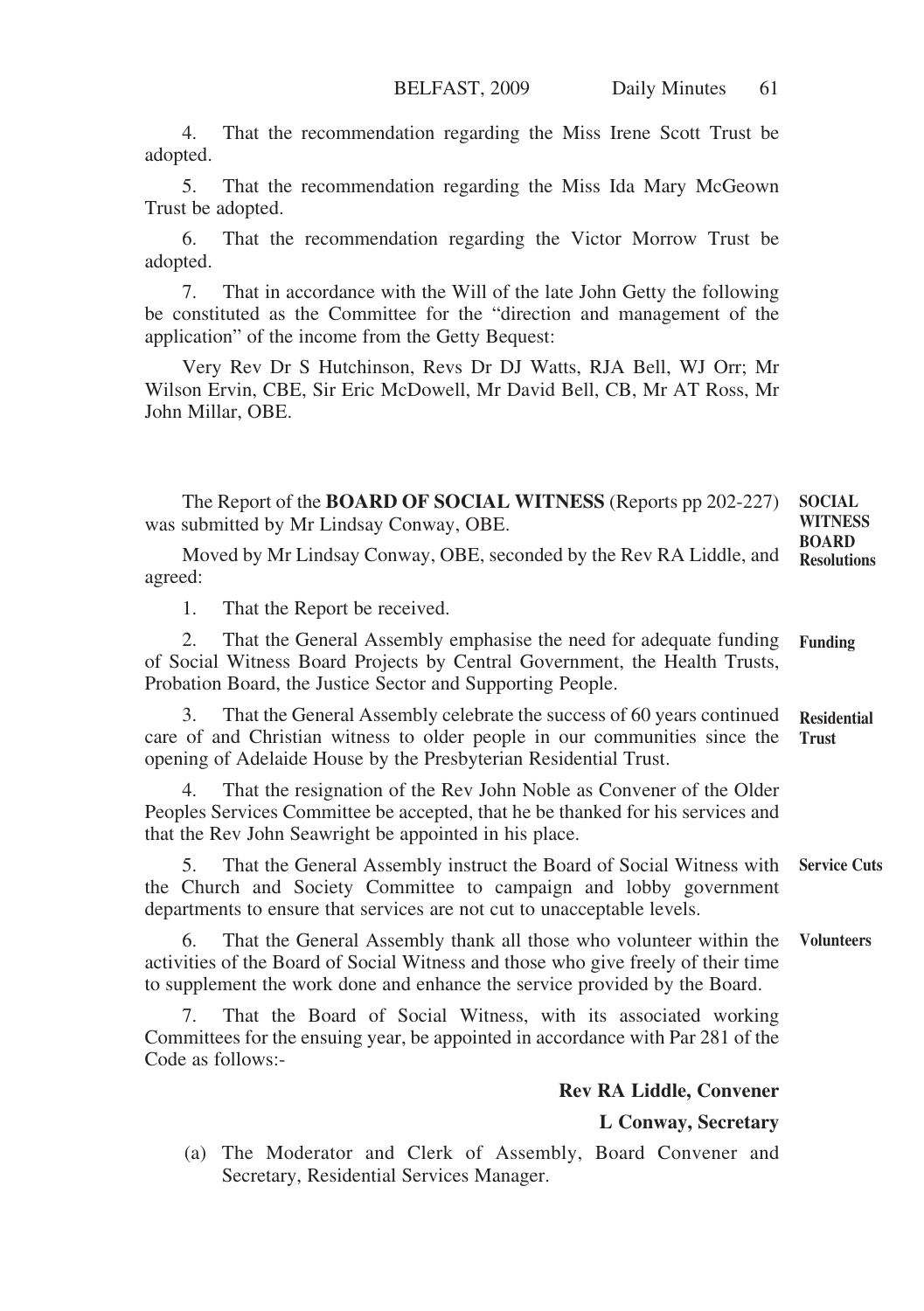4. That the recommendation regarding the Miss Irene Scott Trust be adopted.

5. That the recommendation regarding the Miss Ida Mary McGeown Trust be adopted.

6. That the recommendation regarding the Victor Morrow Trust be adopted.

7. That in accordance with the Will of the late John Getty the following be constituted as the Committee for the "direction and management of the application" of the income from the Getty Bequest:

Very Rev Dr S Hutchinson, Revs Dr DJ Watts, RJA Bell, WJ Orr; Mr Wilson Ervin, CBE, Sir Eric McDowell, Mr David Bell, CB, Mr AT Ross, Mr John Millar, OBE.

**SOCIAL WITNESS BOARD Resolutions**

The Report of the **BOARD OF SOCIAL WITNESS** (Reports pp 202-227) was submitted by Mr Lindsay Conway, OBE.

Moved by Mr Lindsay Conway, OBE, seconded by the Rev RA Liddle, and agreed:

1. That the Report be received.

**Funding**

2. That the General Assembly emphasise the need for adequate funding of Social Witness Board Projects by Central Government, the Health Trusts, Probation Board, the Justice Sector and Supporting People.

**Residential Trust**

3. That the General Assembly celebrate the success of 60 years continued care of and Christian witness to older people in our communities since the opening of Adelaide House by the Presbyterian Residential Trust.

4. That the resignation of the Rev John Noble as Convener of the Older Peoples Services Committee be accepted, that he be thanked for his services and that the Rev John Seawright be appointed in his place.

**Service Cuts**

5. That the General Assembly instruct the Board of Social Witness with the Church and Society Committee to campaign and lobby government departments to ensure that services are not cut to unacceptable levels.

**Volunteers**

6. That the General Assembly thank all those who volunteer within the activities of the Board of Social Witness and those who give freely of their time to supplement the work done and enhance the service provided by the Board.

7. That the Board of Social Witness, with its associated working Committees for the ensuing year, be appointed in accordance with Par 281 of the Code as follows:-

**Rev RA Liddle, Convener**

**L Conway, Secretary**

(a) The Moderator and Clerk of Assembly, Board Convener and Secretary, Residential Services Manager.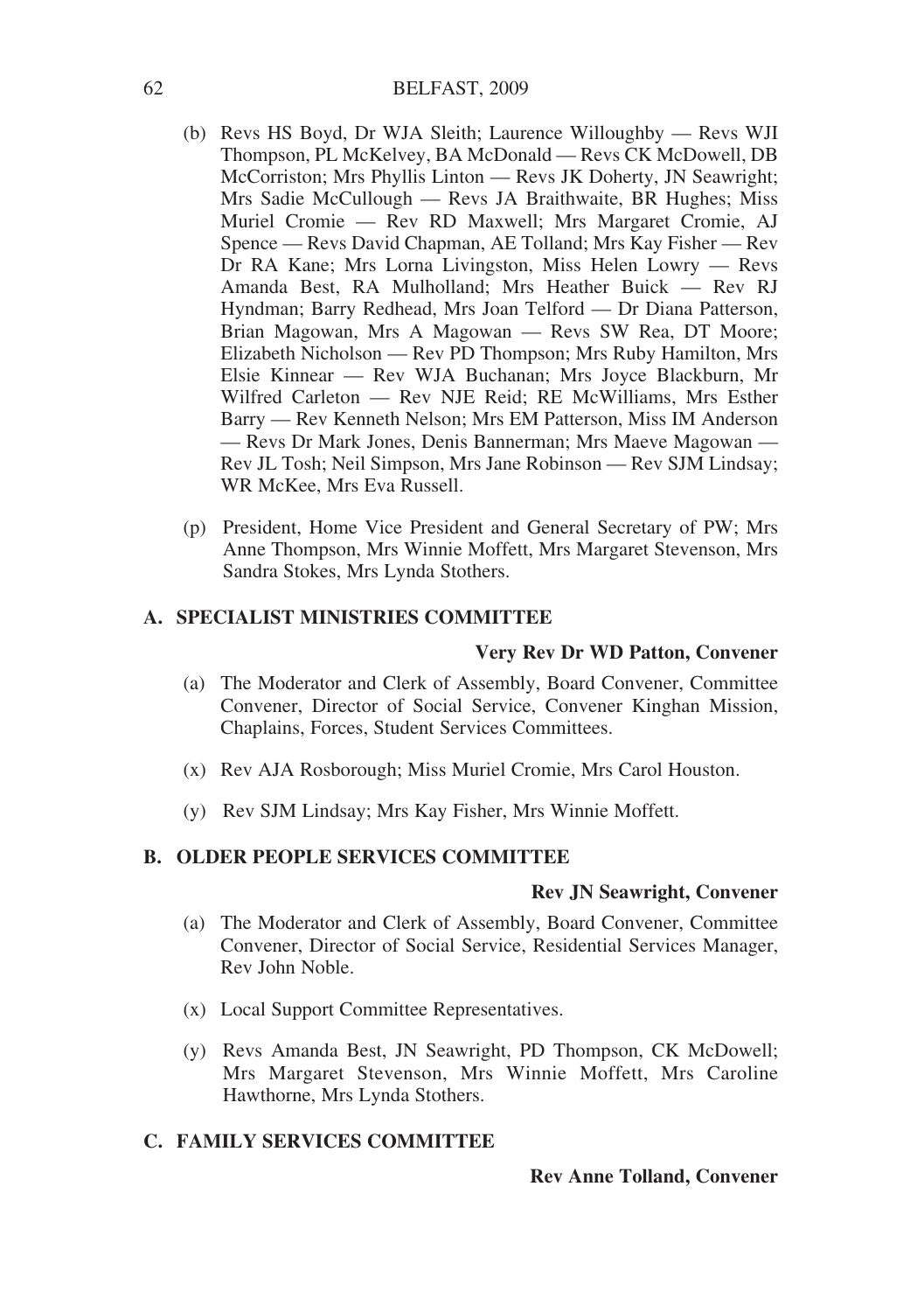(b) Revs HS Boyd, Dr WJA Sleith; Laurence Willoughby — Revs WJI Thompson, PL McKelvey, BA McDonald — Revs CK McDowell, DB McCorriston; Mrs Phyllis Linton — Revs JK Doherty, JN Seawright; Mrs Sadie McCullough — Revs JA Braithwaite, BR Hughes; Miss Muriel Cromie — Rev RD Maxwell; Mrs Margaret Cromie, AJ Spence — Revs David Chapman, AE Tolland; Mrs Kay Fisher — Rev Dr RA Kane; Mrs Lorna Livingston, Miss Helen Lowry — Revs Amanda Best, RA Mulholland; Mrs Heather Buick — Rev RJ Hyndman; Barry Redhead, Mrs Joan Telford — Dr Diana Patterson, Brian Magowan, Mrs A Magowan — Revs SW Rea, DT Moore; Elizabeth Nicholson — Rev PD Thompson; Mrs Ruby Hamilton, Mrs Elsie Kinnear — Rev WJA Buchanan; Mrs Joyce Blackburn, Mr Wilfred Carleton — Rev NJE Reid; RE McWilliams, Mrs Esther Barry — Rev Kenneth Nelson; Mrs EM Patterson, Miss IM Anderson — Revs Dr Mark Jones, Denis Bannerman; Mrs Maeve Magowan — Rev JL Tosh; Neil Simpson, Mrs Jane Robinson — Rev SJM Lindsay; WR McKee, Mrs Eva Russell.

(p) President, Home Vice President and General Secretary of PW; Mrs Anne Thompson, Mrs Winnie Moffett, Mrs Margaret Stevenson, Mrs Sandra Stokes, Mrs Lynda Stothers.

## A. SPECIALIST MINISTRIES COMMITTEE

**Very Rev Dr WD Patton, Convener**

(a) The Moderator and Clerk of Assembly, Board Convener, Committee Convener, Director of Social Service, Convener Kinghan Mission, Chaplains, Forces, Student Services Committees.

(x) Rev AJA Rosborough; Miss Muriel Cromie, Mrs Carol Houston.

(y) Rev SJM Lindsay; Mrs Kay Fisher, Mrs Winnie Moffett.

## B. OLDER PEOPLE SERVICES COMMITTEE

**Rev JN Seawright, Convener**

(a) The Moderator and Clerk of Assembly, Board Convener, Committee Convener, Director of Social Service, Residential Services Manager, Rev John Noble.

(x) Local Support Committee Representatives.

(y) Revs Amanda Best, JN Seawright, PD Thompson, CK McDowell; Mrs Margaret Stevenson, Mrs Winnie Moffett, Mrs Caroline Hawthorne, Mrs Lynda Stothers.

## C. FAMILY SERVICES COMMITTEE

**Rev Anne Tolland, Convener**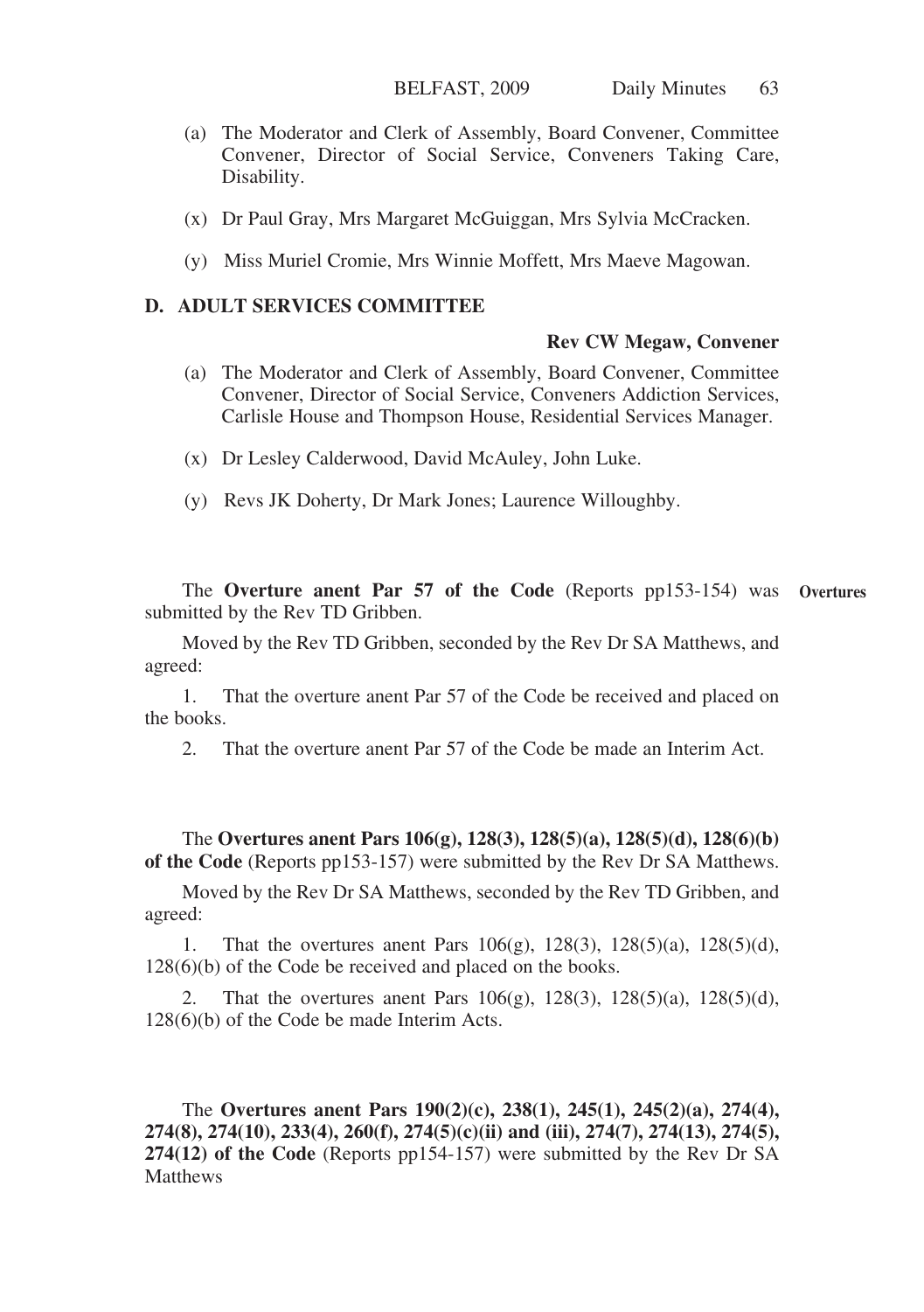(a) The Moderator and Clerk of Assembly, Board Convener, Committee Convener, Director of Social Service, Conveners Taking Care, Disability.

(x) Dr Paul Gray, Mrs Margaret McGuiggan, Mrs Sylvia McCracken.

(y) Miss Muriel Cromie, Mrs Winnie Moffett, Mrs Maeve Magowan.

**D. ADULT SERVICES COMMITTEE**

**Rev CW Megaw, Convener**

(a) The Moderator and Clerk of Assembly, Board Convener, Committee Convener, Director of Social Service, Conveners Addiction Services, Carlisle House and Thompson House, Residential Services Manager.

(x) Dr Lesley Calderwood, David McAuley, John Luke.

(y) Revs JK Doherty, Dr Mark Jones; Laurence Willoughby.

**Overtures**

The **Overture anent Par 57 of the Code** (Reports pp153-154) was submitted by the Rev TD Gribben.

Moved by the Rev TD Gribben, seconded by the Rev Dr SA Matthews, and agreed:

1. That the overture anent Par 57 of the Code be received and placed on the books.

2. That the overture anent Par 57 of the Code be made an Interim Act.

The **Overtures anent Pars 106(g), 128(3), 128(5)(a), 128(5)(d), 128(6)(b) of the Code** (Reports pp153-157) were submitted by the Rev Dr SA Matthews.

Moved by the Rev Dr SA Matthews, seconded by the Rev TD Gribben, and agreed:

1. That the overtures anent Pars 106(g), 128(3), 128(5)(a), 128(5)(d), 128(6)(b) of the Code be received and placed on the books.

2. That the overtures anent Pars 106(g), 128(3), 128(5)(a), 128(5)(d), 128(6)(b) of the Code be made Interim Acts.

The **Overtures anent Pars 190(2)(c), 238(1), 245(1), 245(2)(a), 274(4), 274(8), 274(10), 233(4), 260(f), 274(5)(c)(ii) and (iii), 274(7), 274(13), 274(5), 274(12) of the Code** (Reports pp154-157) were submitted by the Rev Dr SA Matthews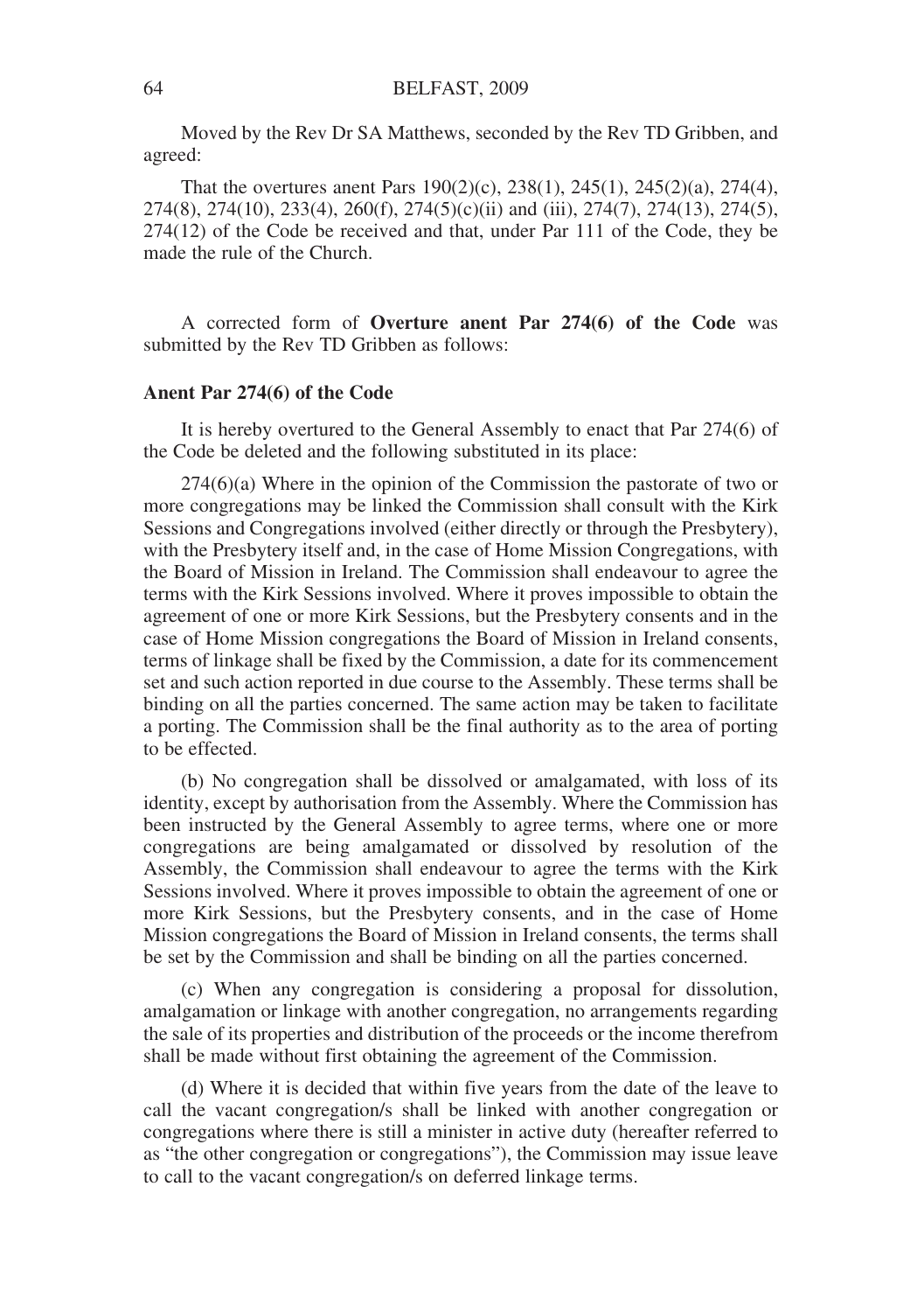Moved by the Rev Dr SA Matthews, seconded by the Rev TD Gribben, and agreed:

That the overtures anent Pars 190(2)(c), 238(1), 245(1), 245(2)(a), 274(4), 274(8), 274(10), 233(4), 260(f), 274(5)(c)(ii) and (iii), 274(7), 274(13), 274(5), 274(12) of the Code be received and that, under Par 111 of the Code, they be made the rule of the Church.

A corrected form of **Overture anent Par 274(6) of the Code** was submitted by the Rev TD Gribben as follows:

**Anent Par 274(6) of the Code**

It is hereby overtured to the General Assembly to enact that Par 274(6) of the Code be deleted and the following substituted in its place:

274(6)(a) Where in the opinion of the Commission the pastorate of two or more congregations may be linked the Commission shall consult with the Kirk Sessions and Congregations involved (either directly or through the Presbytery), with the Presbytery itself and, in the case of Home Mission Congregations, with the Board of Mission in Ireland. The Commission shall endeavour to agree the terms with the Kirk Sessions involved. Where it proves impossible to obtain the agreement of one or more Kirk Sessions, but the Presbytery consents and in the case of Home Mission congregations the Board of Mission in Ireland consents, terms of linkage shall be fixed by the Commission, a date for its commencement set and such action reported in due course to the Assembly. These terms shall be binding on all the parties concerned. The same action may be taken to facilitate a porting. The Commission shall be the final authority as to the area of porting to be effected.

(b) No congregation shall be dissolved or amalgamated, with loss of its identity, except by authorisation from the Assembly. Where the Commission has been instructed by the General Assembly to agree terms, where one or more congregations are being amalgamated or dissolved by resolution of the Assembly, the Commission shall endeavour to agree the terms with the Kirk Sessions involved. Where it proves impossible to obtain the agreement of one or more Kirk Sessions, but the Presbytery consents, and in the case of Home Mission congregations the Board of Mission in Ireland consents, the terms shall be set by the Commission and shall be binding on all the parties concerned.

(c) When any congregation is considering a proposal for dissolution, amalgamation or linkage with another congregation, no arrangements regarding the sale of its properties and distribution of the proceeds or the income therefrom shall be made without first obtaining the agreement of the Commission.

(d) Where it is decided that within five years from the date of the leave to call the vacant congregation/s shall be linked with another congregation or congregations where there is still a minister in active duty (hereafter referred to as "the other congregation or congregations"), the Commission may issue leave to call to the vacant congregation/s on deferred linkage terms.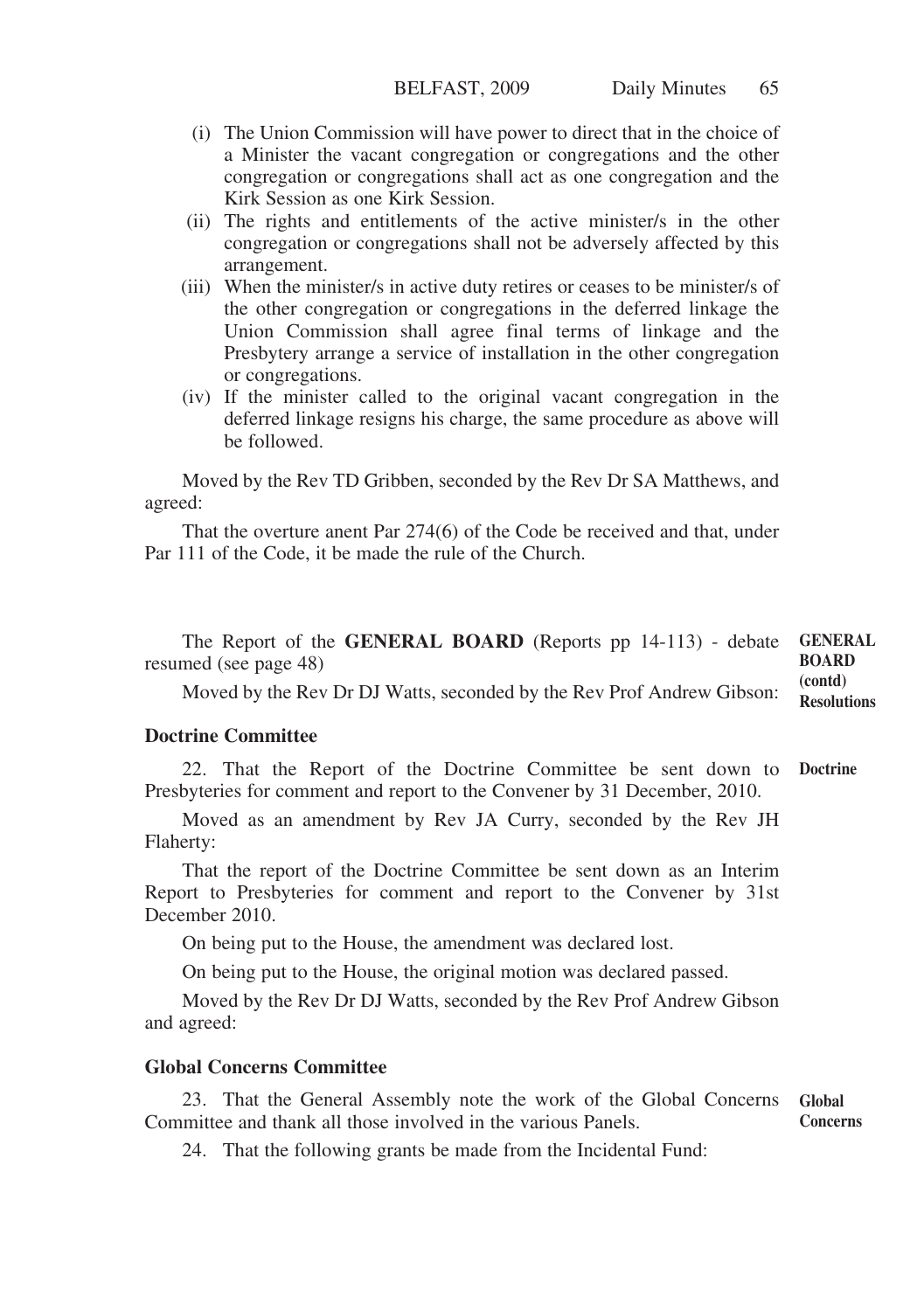(i) The Union Commission will have power to direct that in the choice of a Minister the vacant congregation or congregations and the other congregation or congregations shall act as one congregation and the Kirk Session as one Kirk Session.

(ii) The rights and entitlements of the active minister/s in the other congregation or congregations shall not be adversely affected by this arrangement.

(iii) When the minister/s in active duty retires or ceases to be minister/s of the other congregation or congregations in the deferred linkage the Union Commission shall agree final terms of linkage and the Presbytery arrange a service of installation in the other congregation or congregations.

(iv) If the minister called to the original vacant congregation in the deferred linkage resigns his charge, the same procedure as above will be followed.

Moved by the Rev TD Gribben, seconded by the Rev Dr SA Matthews, and agreed:

That the overture anent Par 274(6) of the Code be received and that, under Par 111 of the Code, it be made the rule of the Church.

**GENERAL BOARD (contd) Resolutions**

The Report of the **GENERAL BOARD** (Reports pp 14-113) - debate resumed (see page 48)

Moved by the Rev Dr DJ Watts, seconded by the Rev Prof Andrew Gibson:

### Doctrine Committee

**Doctrine**

22. That the Report of the Doctrine Committee be sent down to Presbyteries for comment and report to the Convener by 31 December, 2010.

Moved as an amendment by Rev JA Curry, seconded by the Rev JH Flaherty:

That the report of the Doctrine Committee be sent down as an Interim Report to Presbyteries for comment and report to the Convener by 31st December 2010.

On being put to the House, the amendment was declared lost.

On being put to the House, the original motion was declared passed.

Moved by the Rev Dr DJ Watts, seconded by the Rev Prof Andrew Gibson and agreed:

### Global Concerns Committee

**Global Concerns**

23. That the General Assembly note the work of the Global Concerns Committee and thank all those involved in the various Panels.

24. That the following grants be made from the Incidental Fund: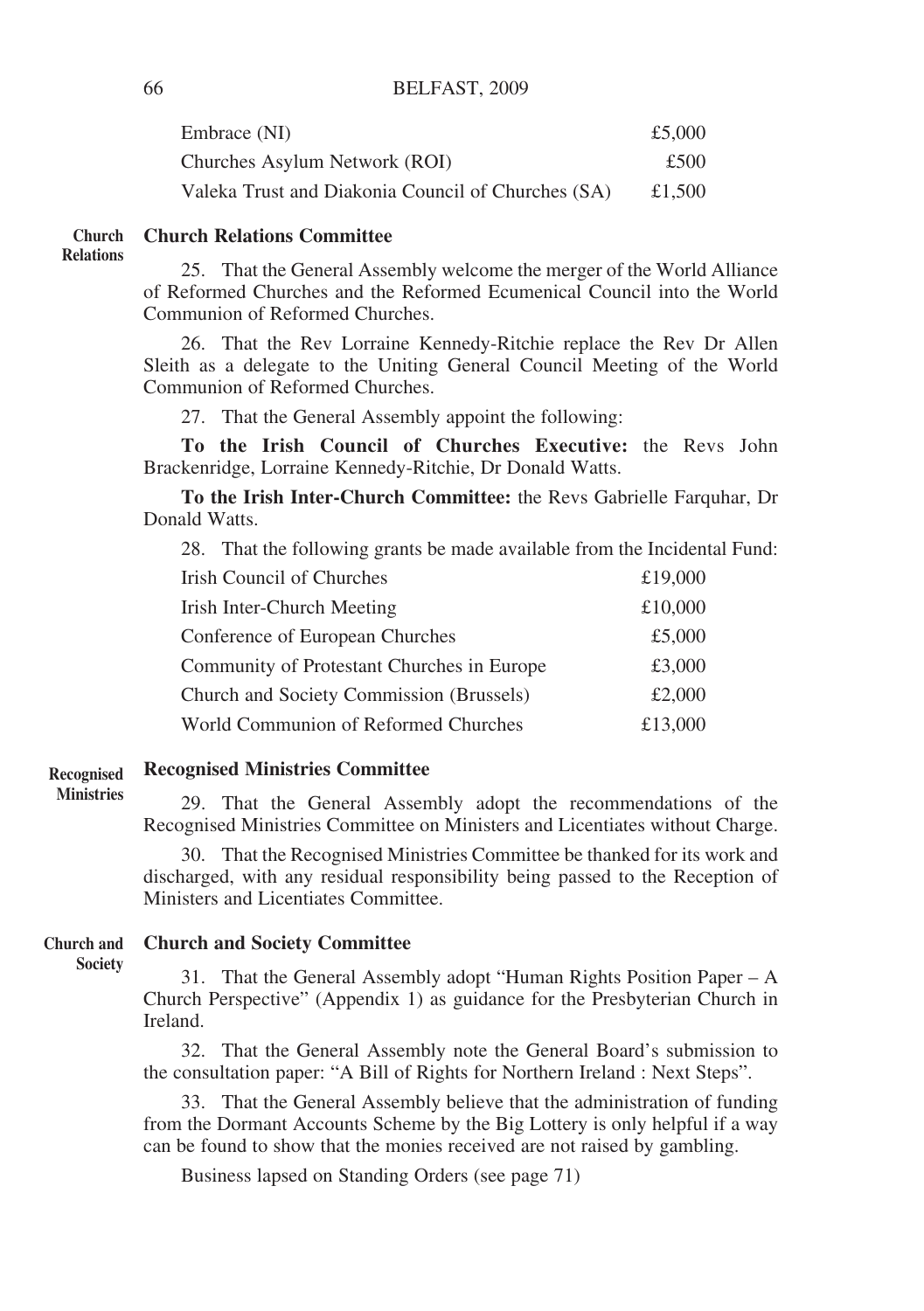| | |
|---|---|
| Embrace (NI) | £5,000 |
| Churches Asylum Network (ROI) | £500 |
| Valeka Trust and Diakonia Council of Churches (SA) | £1,500 |

**Church Relations**

### Church Relations Committee

25. That the General Assembly welcome the merger of the World Alliance of Reformed Churches and the Reformed Ecumenical Council into the World Communion of Reformed Churches.

26. That the Rev Lorraine Kennedy-Ritchie replace the Rev Dr Allen Sleith as a delegate to the Uniting General Council Meeting of the World Communion of Reformed Churches.

27. That the General Assembly appoint the following:

**To the Irish Council of Churches Executive:** the Revs John Brackenridge, Lorraine Kennedy-Ritchie, Dr Donald Watts.

**To the Irish Inter-Church Committee:** the Revs Gabrielle Farquhar, Dr Donald Watts.

28. That the following grants be made available from the Incidental Fund:

| | |
|---|---|
| Irish Council of Churches | £19,000 |
| Irish Inter-Church Meeting | £10,000 |
| Conference of European Churches | £5,000 |
| Community of Protestant Churches in Europe | £3,000 |
| Church and Society Commission (Brussels) | £2,000 |
| World Communion of Reformed Churches | £13,000 |

**Recognised Ministries**

### Recognised Ministries Committee

29. That the General Assembly adopt the recommendations of the Recognised Ministries Committee on Ministers and Licentiates without Charge.

30. That the Recognised Ministries Committee be thanked for its work and discharged, with any residual responsibility being passed to the Reception of Ministers and Licentiates Committee.

**Church and Society**

### Church and Society Committee

31. That the General Assembly adopt "Human Rights Position Paper – A Church Perspective" (Appendix 1) as guidance for the Presbyterian Church in Ireland.

32. That the General Assembly note the General Board's submission to the consultation paper: "A Bill of Rights for Northern Ireland : Next Steps".

33. That the General Assembly believe that the administration of funding from the Dormant Accounts Scheme by the Big Lottery is only helpful if a way can be found to show that the monies received are not raised by gambling.

Business lapsed on Standing Orders (see page 71)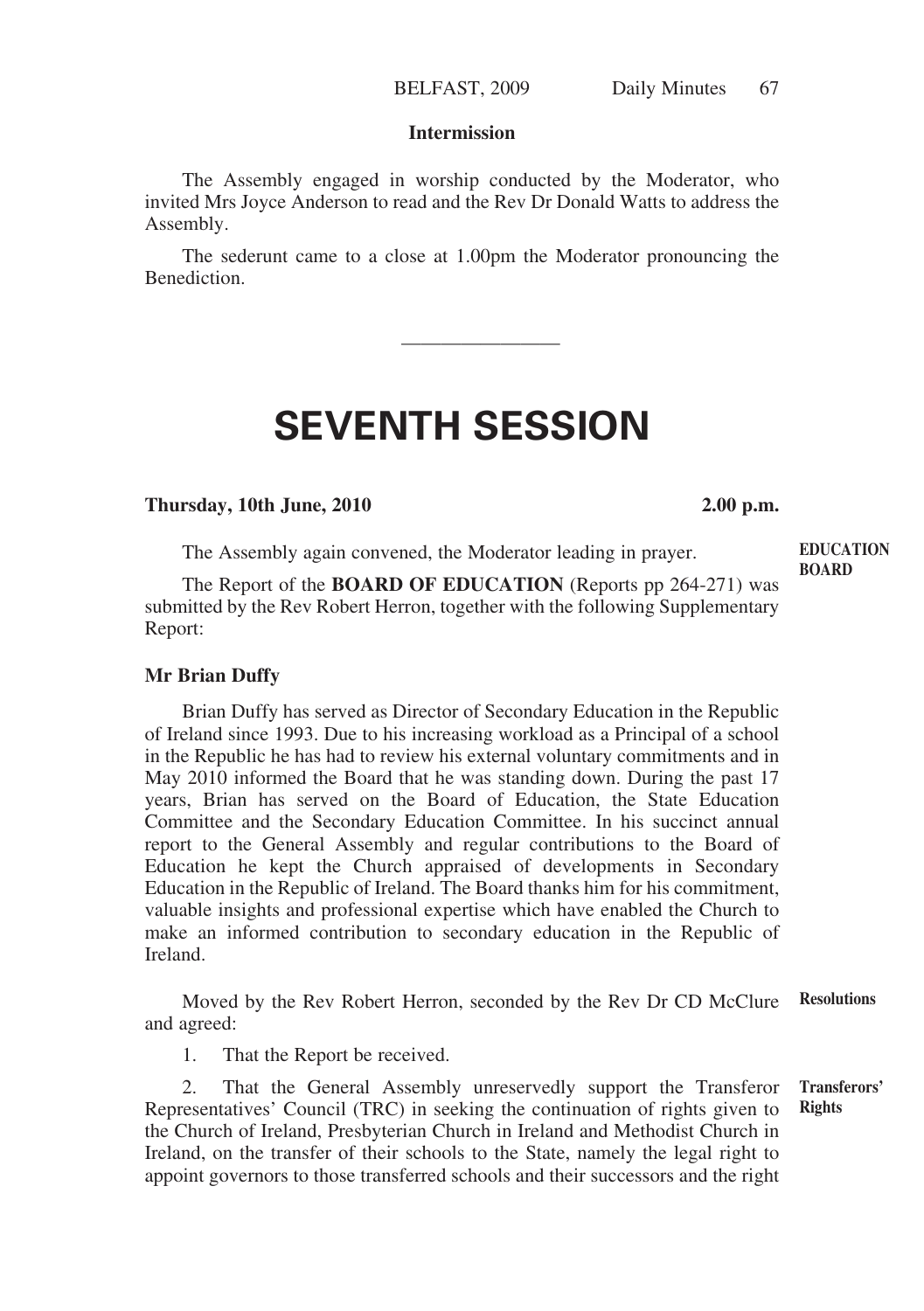### Intermission

The Assembly engaged in worship conducted by the Moderator, who invited Mrs Joyce Anderson to read and the Rev Dr Donald Watts to address the Assembly.

The sederunt came to a close at 1.00pm the Moderator pronouncing the Benediction.

---

# SEVENTH SESSION

**Thursday, 10th June, 2010** **2.00 p.m.**

The Assembly again convened, the Moderator leading in prayer.

**EDUCATION BOARD**

The Report of the **BOARD OF EDUCATION** (Reports pp 264-271) was submitted by the Rev Robert Herron, together with the following Supplementary Report:

**Mr Brian Duffy**

Brian Duffy has served as Director of Secondary Education in the Republic of Ireland since 1993. Due to his increasing workload as a Principal of a school in the Republic he has had to review his external voluntary commitments and in May 2010 informed the Board that he was standing down. During the past 17 years, Brian has served on the Board of Education, the State Education Committee and the Secondary Education Committee. In his succinct annual report to the General Assembly and regular contributions to the Board of Education he kept the Church appraised of developments in Secondary Education in the Republic of Ireland. The Board thanks him for his commitment, valuable insights and professional expertise which have enabled the Church to make an informed contribution to secondary education in the Republic of Ireland.

**Resolutions**

Moved by the Rev Robert Herron, seconded by the Rev Dr CD McClure and agreed:

1. That the Report be received.

**Transferors' Rights**

2. That the General Assembly unreservedly support the Transferor Representatives' Council (TRC) in seeking the continuation of rights given to the Church of Ireland, Presbyterian Church in Ireland and Methodist Church in Ireland, on the transfer of their schools to the State, namely the legal right to appoint governors to those transferred schools and their successors and the right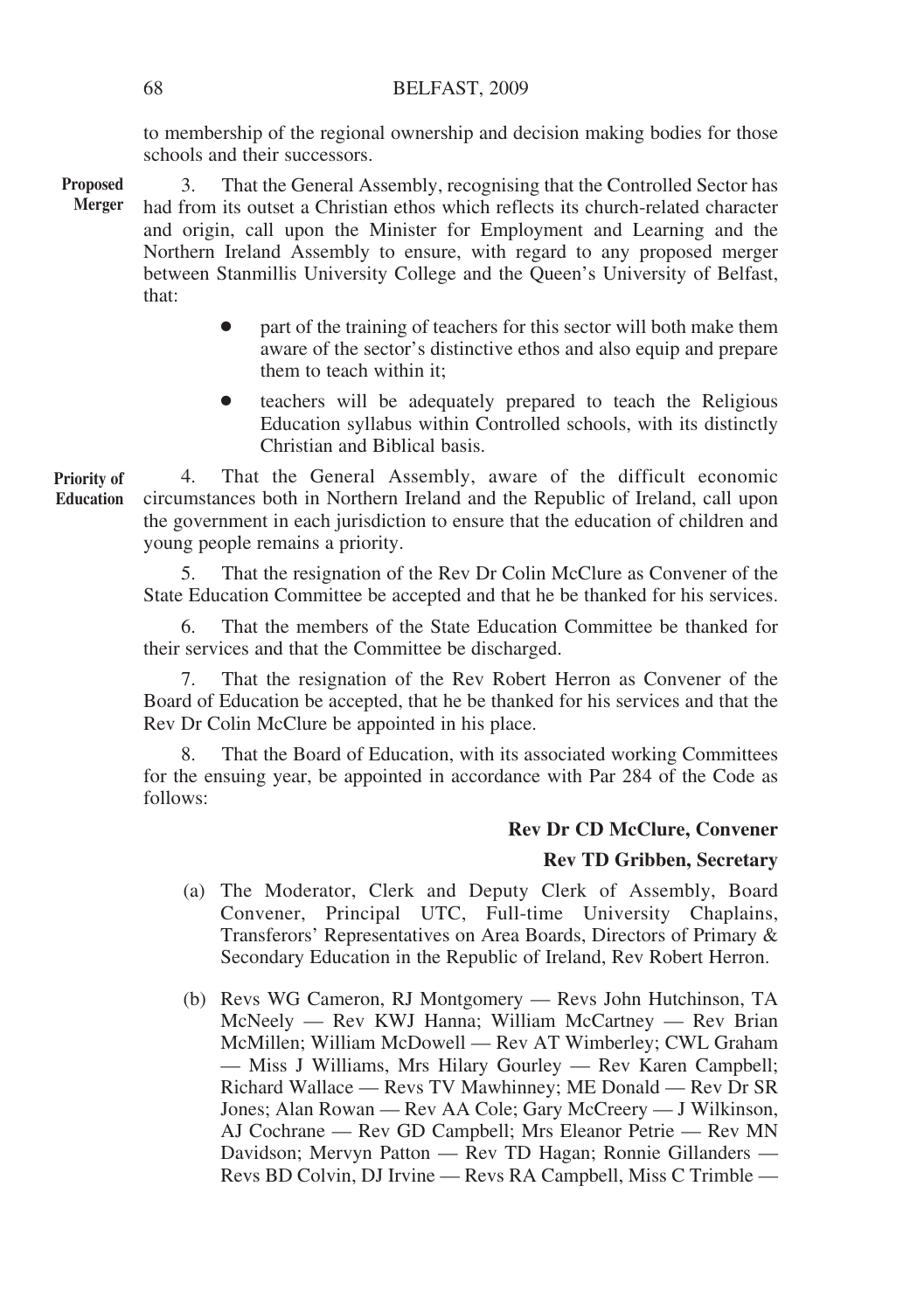to membership of the regional ownership and decision making bodies for those schools and their successors.

**Proposed Merger**

3. That the General Assembly, recognising that the Controlled Sector has had from its outset a Christian ethos which reflects its church-related character and origin, call upon the Minister for Employment and Learning and the Northern Ireland Assembly to ensure, with regard to any proposed merger between Stanmillis University College and the Queen's University of Belfast, that:

- part of the training of teachers for this sector will both make them aware of the sector's distinctive ethos and also equip and prepare them to teach within it;
- teachers will be adequately prepared to teach the Religious Education syllabus within Controlled schools, with its distinctly Christian and Biblical basis.

**Priority of Education**

4. That the General Assembly, aware of the difficult economic circumstances both in Northern Ireland and the Republic of Ireland, call upon the government in each jurisdiction to ensure that the education of children and young people remains a priority.

5. That the resignation of the Rev Dr Colin McClure as Convener of the State Education Committee be accepted and that he be thanked for his services.

6. That the members of the State Education Committee be thanked for their services and that the Committee be discharged.

7. That the resignation of the Rev Robert Herron as Convener of the Board of Education be accepted, that he be thanked for his services and that the Rev Dr Colin McClure be appointed in his place.

8. That the Board of Education, with its associated working Committees for the ensuing year, be appointed in accordance with Par 284 of the Code as follows:

**Rev Dr CD McClure, Convener**

**Rev TD Gribben, Secretary**

(a) The Moderator, Clerk and Deputy Clerk of Assembly, Board Convener, Principal UTC, Full-time University Chaplains, Transferors' Representatives on Area Boards, Directors of Primary & Secondary Education in the Republic of Ireland, Rev Robert Herron.

(b) Revs WG Cameron, RJ Montgomery — Revs John Hutchinson, TA McNeely — Rev KWJ Hanna; William McCartney — Rev Brian McMillen; William McDowell — Rev AT Wimberley; CWL Graham — Miss J Williams, Mrs Hilary Gourley — Rev Karen Campbell; Richard Wallace — Revs TV Mawhinney; ME Donald — Rev Dr SR Jones; Alan Rowan — Rev AA Cole; Gary McCreery — J Wilkinson, AJ Cochrane — Rev GD Campbell; Mrs Eleanor Petrie — Rev MN Davidson; Mervyn Patton — Rev TD Hagan; Ronnie Gillanders — Revs BD Colvin, DJ Irvine — Revs RA Campbell, Miss C Trimble —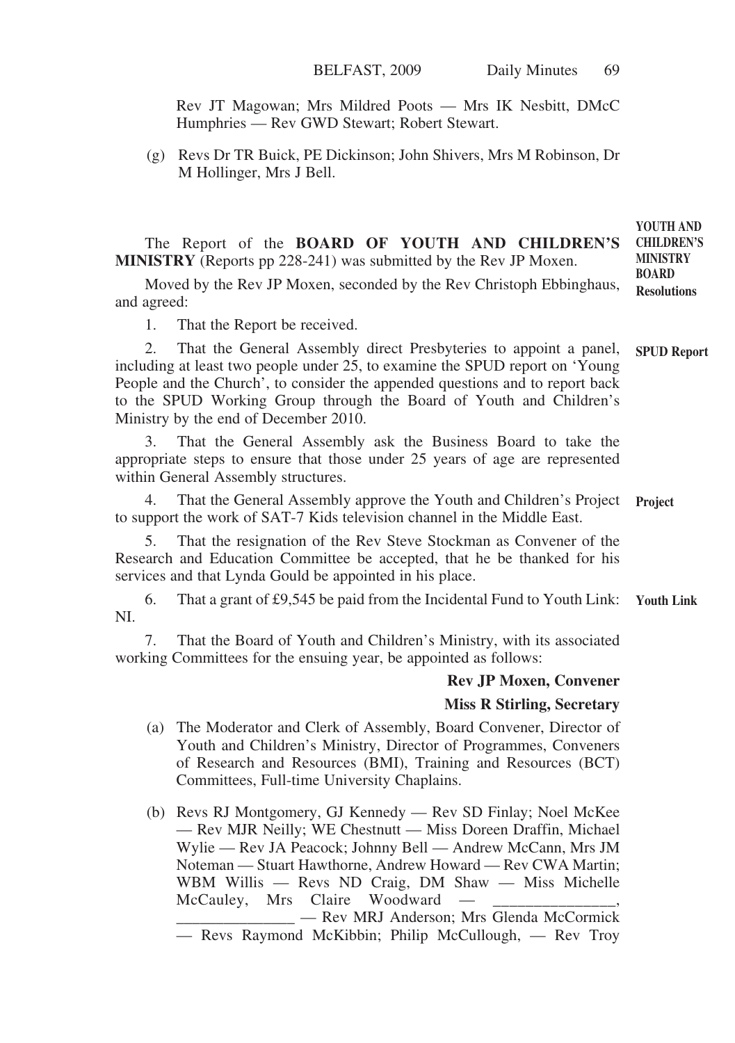Rev JT Magowan; Mrs Mildred Poots — Mrs IK Nesbitt, DMcC Humphries — Rev GWD Stewart; Robert Stewart.

(g) Revs Dr TR Buick, PE Dickinson; John Shivers, Mrs M Robinson, Dr M Hollinger, Mrs J Bell.

**YOUTH AND CHILDREN'S MINISTRY BOARD Resolutions**

The Report of the **BOARD OF YOUTH AND CHILDREN'S MINISTRY** (Reports pp 228-241) was submitted by the Rev JP Moxen.

Moved by the Rev JP Moxen, seconded by the Rev Christoph Ebbinghaus, and agreed:

1. That the Report be received.

**SPUD Report**

2. That the General Assembly direct Presbyteries to appoint a panel, including at least two people under 25, to examine the SPUD report on 'Young People and the Church', to consider the appended questions and to report back to the SPUD Working Group through the Board of Youth and Children's Ministry by the end of December 2010.

3. That the General Assembly ask the Business Board to take the appropriate steps to ensure that those under 25 years of age are represented within General Assembly structures.

**Project**

4. That the General Assembly approve the Youth and Children's Project to support the work of SAT-7 Kids television channel in the Middle East.

5. That the resignation of the Rev Steve Stockman as Convener of the Research and Education Committee be accepted, that he be thanked for his services and that Lynda Gould be appointed in his place.

**Youth Link**

6. That a grant of £9,545 be paid from the Incidental Fund to Youth Link: NI.

7. That the Board of Youth and Children's Ministry, with its associated working Committees for the ensuing year, be appointed as follows:

**Rev JP Moxen, Convener**

**Miss R Stirling, Secretary**

(a) The Moderator and Clerk of Assembly, Board Convener, Director of Youth and Children's Ministry, Director of Programmes, Conveners of Research and Resources (BMI), Training and Resources (BCT) Committees, Full-time University Chaplains.

(b) Revs RJ Montgomery, GJ Kennedy — Rev SD Finlay; Noel McKee — Rev MJR Neilly; WE Chestnutt — Miss Doreen Draffin, Michael Wylie — Rev JA Peacock; Johnny Bell — Andrew McCann, Mrs JM Noteman — Stuart Hawthorne, Andrew Howard — Rev CWA Martin; WBM Willis — Revs ND Craig, DM Shaw — Miss Michelle McCauley, Mrs Claire Woodward — _______________, _______________ — Rev MRJ Anderson; Mrs Glenda McCormick — Revs Raymond McKibbin; Philip McCullough, — Rev Troy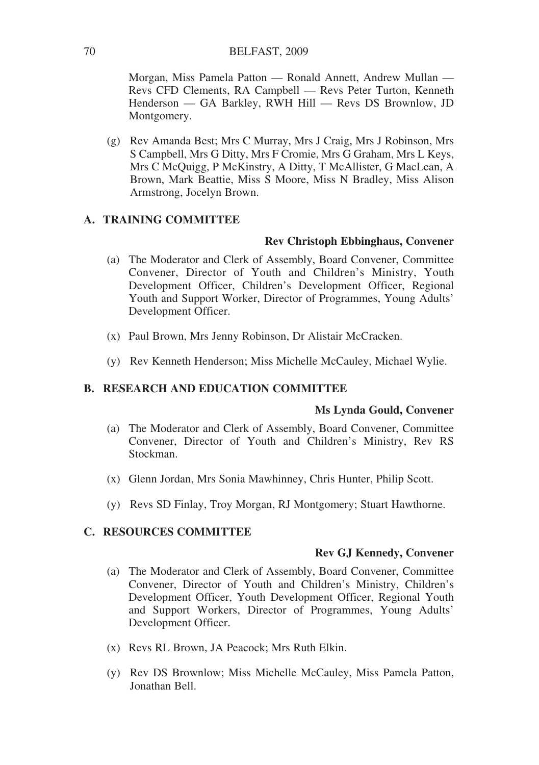Morgan, Miss Pamela Patton — Ronald Annett, Andrew Mullan — Revs CFD Clements, RA Campbell — Revs Peter Turton, Kenneth Henderson — GA Barkley, RWH Hill — Revs DS Brownlow, JD Montgomery.

(g) Rev Amanda Best; Mrs C Murray, Mrs J Craig, Mrs J Robinson, Mrs S Campbell, Mrs G Ditty, Mrs F Cromie, Mrs G Graham, Mrs L Keys, Mrs C McQuigg, P McKinstry, A Ditty, T McAllister, G MacLean, A Brown, Mark Beattie, Miss S Moore, Miss N Bradley, Miss Alison Armstrong, Jocelyn Brown.

### A. TRAINING COMMITTEE

**Rev Christoph Ebbinghaus, Convener**

(a) The Moderator and Clerk of Assembly, Board Convener, Committee Convener, Director of Youth and Children's Ministry, Youth Development Officer, Children's Development Officer, Regional Youth and Support Worker, Director of Programmes, Young Adults' Development Officer.

(x) Paul Brown, Mrs Jenny Robinson, Dr Alistair McCracken.

(y) Rev Kenneth Henderson; Miss Michelle McCauley, Michael Wylie.

### B. RESEARCH AND EDUCATION COMMITTEE

**Ms Lynda Gould, Convener**

(a) The Moderator and Clerk of Assembly, Board Convener, Committee Convener, Director of Youth and Children's Ministry, Rev RS Stockman.

(x) Glenn Jordan, Mrs Sonia Mawhinney, Chris Hunter, Philip Scott.

(y) Revs SD Finlay, Troy Morgan, RJ Montgomery; Stuart Hawthorne.

### C. RESOURCES COMMITTEE

**Rev GJ Kennedy, Convener**

(a) The Moderator and Clerk of Assembly, Board Convener, Committee Convener, Director of Youth and Children's Ministry, Children's Development Officer, Youth Development Officer, Regional Youth and Support Workers, Director of Programmes, Young Adults' Development Officer.

(x) Revs RL Brown, JA Peacock; Mrs Ruth Elkin.

(y) Rev DS Brownlow; Miss Michelle McCauley, Miss Pamela Patton, Jonathan Bell.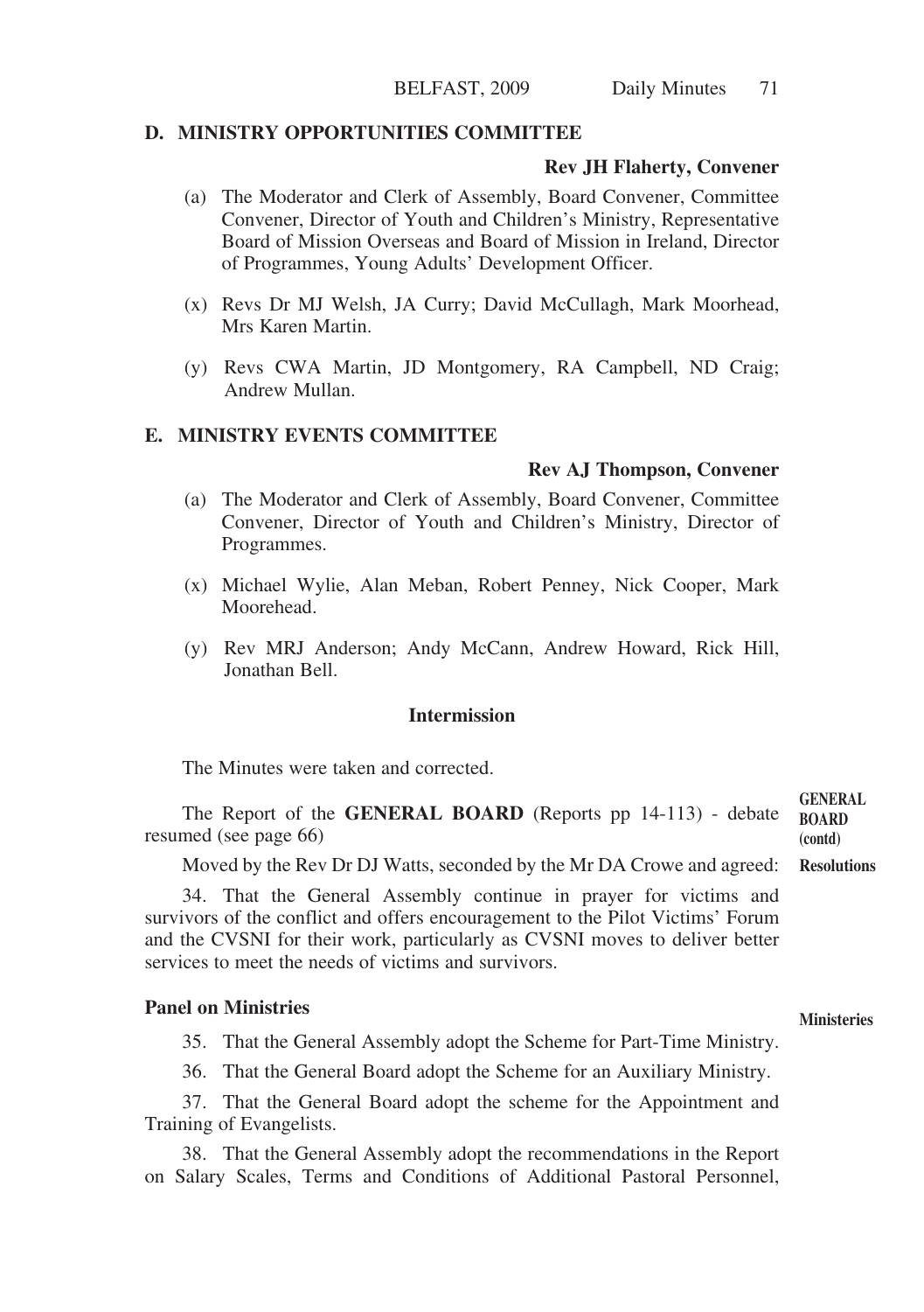## D. MINISTRY OPPORTUNITIES COMMITTEE

**Rev JH Flaherty, Convener**

(a) The Moderator and Clerk of Assembly, Board Convener, Committee Convener, Director of Youth and Children's Ministry, Representative Board of Mission Overseas and Board of Mission in Ireland, Director of Programmes, Young Adults' Development Officer.

(x) Revs Dr MJ Welsh, JA Curry; David McCullagh, Mark Moorhead, Mrs Karen Martin.

(y) Revs CWA Martin, JD Montgomery, RA Campbell, ND Craig; Andrew Mullan.

## E. MINISTRY EVENTS COMMITTEE

**Rev AJ Thompson, Convener**

(a) The Moderator and Clerk of Assembly, Board Convener, Committee Convener, Director of Youth and Children's Ministry, Director of Programmes.

(x) Michael Wylie, Alan Meban, Robert Penney, Nick Cooper, Mark Moorehead.

(y) Rev MRJ Anderson; Andy McCann, Andrew Howard, Rick Hill, Jonathan Bell.

**Intermission**

The Minutes were taken and corrected.

**GENERAL BOARD (contd)**

The Report of the **GENERAL BOARD** (Reports pp 14-113) - debate resumed (see page 66)

**Resolutions**

Moved by the Rev Dr DJ Watts, seconded by the Mr DA Crowe and agreed:

34. That the General Assembly continue in prayer for victims and survivors of the conflict and offers encouragement to the Pilot Victims' Forum and the CVSNI for their work, particularly as CVSNI moves to deliver better services to meet the needs of victims and survivors.

**Panel on Ministries**

**Ministeries**

35. That the General Assembly adopt the Scheme for Part-Time Ministry.

36. That the General Board adopt the Scheme for an Auxiliary Ministry.

37. That the General Board adopt the scheme for the Appointment and Training of Evangelists.

38. That the General Assembly adopt the recommendations in the Report on Salary Scales, Terms and Conditions of Additional Pastoral Personnel,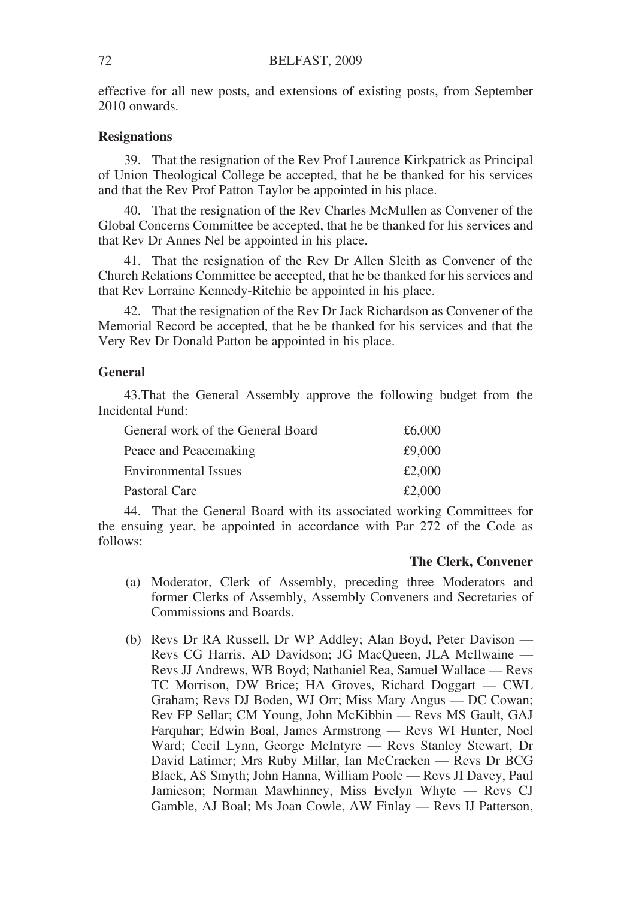effective for all new posts, and extensions of existing posts, from September 2010 onwards.

**Resignations**

39. That the resignation of the Rev Prof Laurence Kirkpatrick as Principal of Union Theological College be accepted, that he be thanked for his services and that the Rev Prof Patton Taylor be appointed in his place.

40. That the resignation of the Rev Charles McMullen as Convener of the Global Concerns Committee be accepted, that he be thanked for his services and that Rev Dr Annes Nel be appointed in his place.

41. That the resignation of the Rev Dr Allen Sleith as Convener of the Church Relations Committee be accepted, that he be thanked for his services and that Rev Lorraine Kennedy-Ritchie be appointed in his place.

42. That the resignation of the Rev Dr Jack Richardson as Convener of the Memorial Record be accepted, that he be thanked for his services and that the Very Rev Dr Donald Patton be appointed in his place.

**General**

43.That the General Assembly approve the following budget from the Incidental Fund:

| | |
|---|---|
| General work of the General Board | £6,000 |
| Peace and Peacemaking | £9,000 |
| Environmental Issues | £2,000 |
| Pastoral Care | £2,000 |

44. That the General Board with its associated working Committees for the ensuing year, be appointed in accordance with Par 272 of the Code as follows:

**The Clerk, Convener**

(a) Moderator, Clerk of Assembly, preceding three Moderators and former Clerks of Assembly, Assembly Conveners and Secretaries of Commissions and Boards.

(b) Revs Dr RA Russell, Dr WP Addley; Alan Boyd, Peter Davison — Revs CG Harris, AD Davidson; JG MacQueen, JLA McIlwaine — Revs JJ Andrews, WB Boyd; Nathaniel Rea, Samuel Wallace — Revs TC Morrison, DW Brice; HA Groves, Richard Doggart — CWL Graham; Revs DJ Boden, WJ Orr; Miss Mary Angus — DC Cowan; Rev FP Sellar; CM Young, John McKibbin — Revs MS Gault, GAJ Farquhar; Edwin Boal, James Armstrong — Revs WI Hunter, Noel Ward; Cecil Lynn, George McIntyre — Revs Stanley Stewart, Dr David Latimer; Mrs Ruby Millar, Ian McCracken — Revs Dr BCG Black, AS Smyth; John Hanna, William Poole — Revs JI Davey, Paul Jamieson; Norman Mawhinney, Miss Evelyn Whyte — Revs CJ Gamble, AJ Boal; Ms Joan Cowle, AW Finlay — Revs IJ Patterson,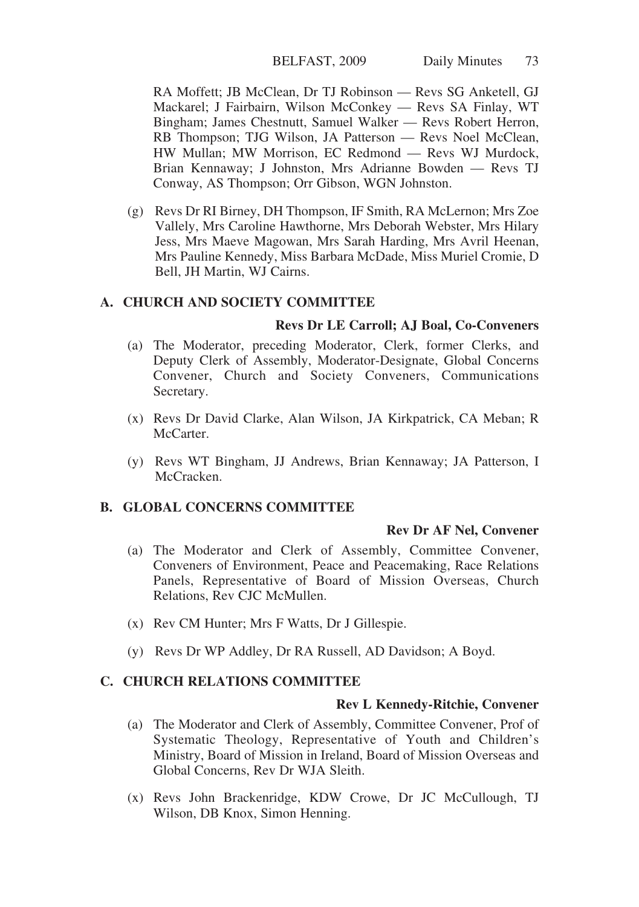RA Moffett; JB McClean, Dr TJ Robinson — Revs SG Anketell, GJ Mackarel; J Fairbairn, Wilson McConkey — Revs SA Finlay, WT Bingham; James Chestnutt, Samuel Walker — Revs Robert Herron, RB Thompson; TJG Wilson, JA Patterson — Revs Noel McClean, HW Mullan; MW Morrison, EC Redmond — Revs WJ Murdock, Brian Kennaway; J Johnston, Mrs Adrianne Bowden — Revs TJ Conway, AS Thompson; Orr Gibson, WGN Johnston.

(g) Revs Dr RI Birney, DH Thompson, IF Smith, RA McLernon; Mrs Zoe Vallely, Mrs Caroline Hawthorne, Mrs Deborah Webster, Mrs Hilary Jess, Mrs Maeve Magowan, Mrs Sarah Harding, Mrs Avril Heenan, Mrs Pauline Kennedy, Miss Barbara McDade, Miss Muriel Cromie, D Bell, JH Martin, WJ Cairns.

## A. CHURCH AND SOCIETY COMMITTEE

**Revs Dr LE Carroll; AJ Boal, Co-Conveners**

(a) The Moderator, preceding Moderator, Clerk, former Clerks, and Deputy Clerk of Assembly, Moderator-Designate, Global Concerns Convener, Church and Society Conveners, Communications Secretary.

(x) Revs Dr David Clarke, Alan Wilson, JA Kirkpatrick, CA Meban; R McCarter.

(y) Revs WT Bingham, JJ Andrews, Brian Kennaway; JA Patterson, I McCracken.

## B. GLOBAL CONCERNS COMMITTEE

**Rev Dr AF Nel, Convener**

(a) The Moderator and Clerk of Assembly, Committee Convener, Conveners of Environment, Peace and Peacemaking, Race Relations Panels, Representative of Board of Mission Overseas, Church Relations, Rev CJC McMullen.

(x) Rev CM Hunter; Mrs F Watts, Dr J Gillespie.

(y) Revs Dr WP Addley, Dr RA Russell, AD Davidson; A Boyd.

## C. CHURCH RELATIONS COMMITTEE

**Rev L Kennedy-Ritchie, Convener**

(a) The Moderator and Clerk of Assembly, Committee Convener, Prof of Systematic Theology, Representative of Youth and Children's Ministry, Board of Mission in Ireland, Board of Mission Overseas and Global Concerns, Rev Dr WJA Sleith.

(x) Revs John Brackenridge, KDW Crowe, Dr JC McCullough, TJ Wilson, DB Knox, Simon Henning.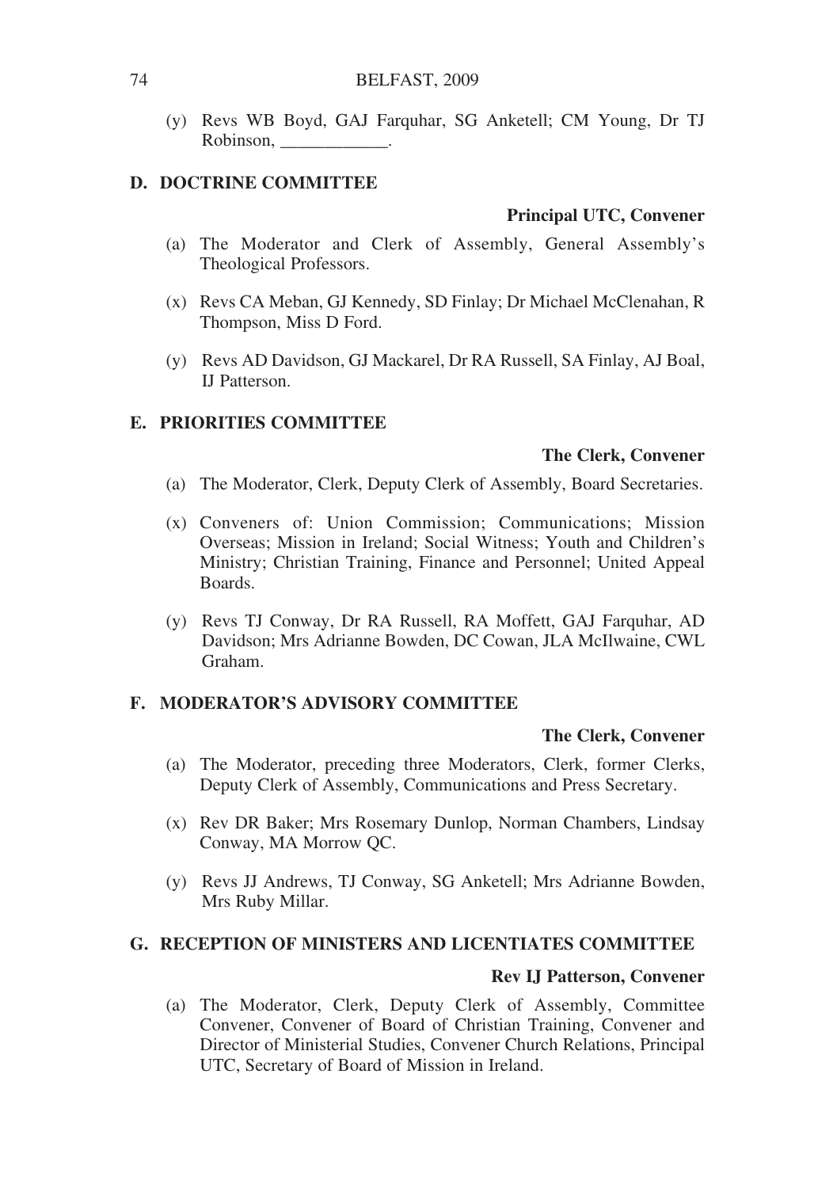(y) Revs WB Boyd, GAJ Farquhar, SG Anketell; CM Young, Dr TJ Robinson, ____________.

## D. DOCTRINE COMMITTEE

**Principal UTC, Convener**

(a) The Moderator and Clerk of Assembly, General Assembly's Theological Professors.

(x) Revs CA Meban, GJ Kennedy, SD Finlay; Dr Michael McClenahan, R Thompson, Miss D Ford.

(y) Revs AD Davidson, GJ Mackarel, Dr RA Russell, SA Finlay, AJ Boal, IJ Patterson.

## E. PRIORITIES COMMITTEE

**The Clerk, Convener**

(a) The Moderator, Clerk, Deputy Clerk of Assembly, Board Secretaries.

(x) Conveners of: Union Commission; Communications; Mission Overseas; Mission in Ireland; Social Witness; Youth and Children's Ministry; Christian Training, Finance and Personnel; United Appeal Boards.

(y) Revs TJ Conway, Dr RA Russell, RA Moffett, GAJ Farquhar, AD Davidson; Mrs Adrianne Bowden, DC Cowan, JLA McIlwaine, CWL Graham.

## F. MODERATOR'S ADVISORY COMMITTEE

**The Clerk, Convener**

(a) The Moderator, preceding three Moderators, Clerk, former Clerks, Deputy Clerk of Assembly, Communications and Press Secretary.

(x) Rev DR Baker; Mrs Rosemary Dunlop, Norman Chambers, Lindsay Conway, MA Morrow QC.

(y) Revs JJ Andrews, TJ Conway, SG Anketell; Mrs Adrianne Bowden, Mrs Ruby Millar.

## G. RECEPTION OF MINISTERS AND LICENTIATES COMMITTEE

**Rev IJ Patterson, Convener**

(a) The Moderator, Clerk, Deputy Clerk of Assembly, Committee Convener, Convener of Board of Christian Training, Convener and Director of Ministerial Studies, Convener Church Relations, Principal UTC, Secretary of Board of Mission in Ireland.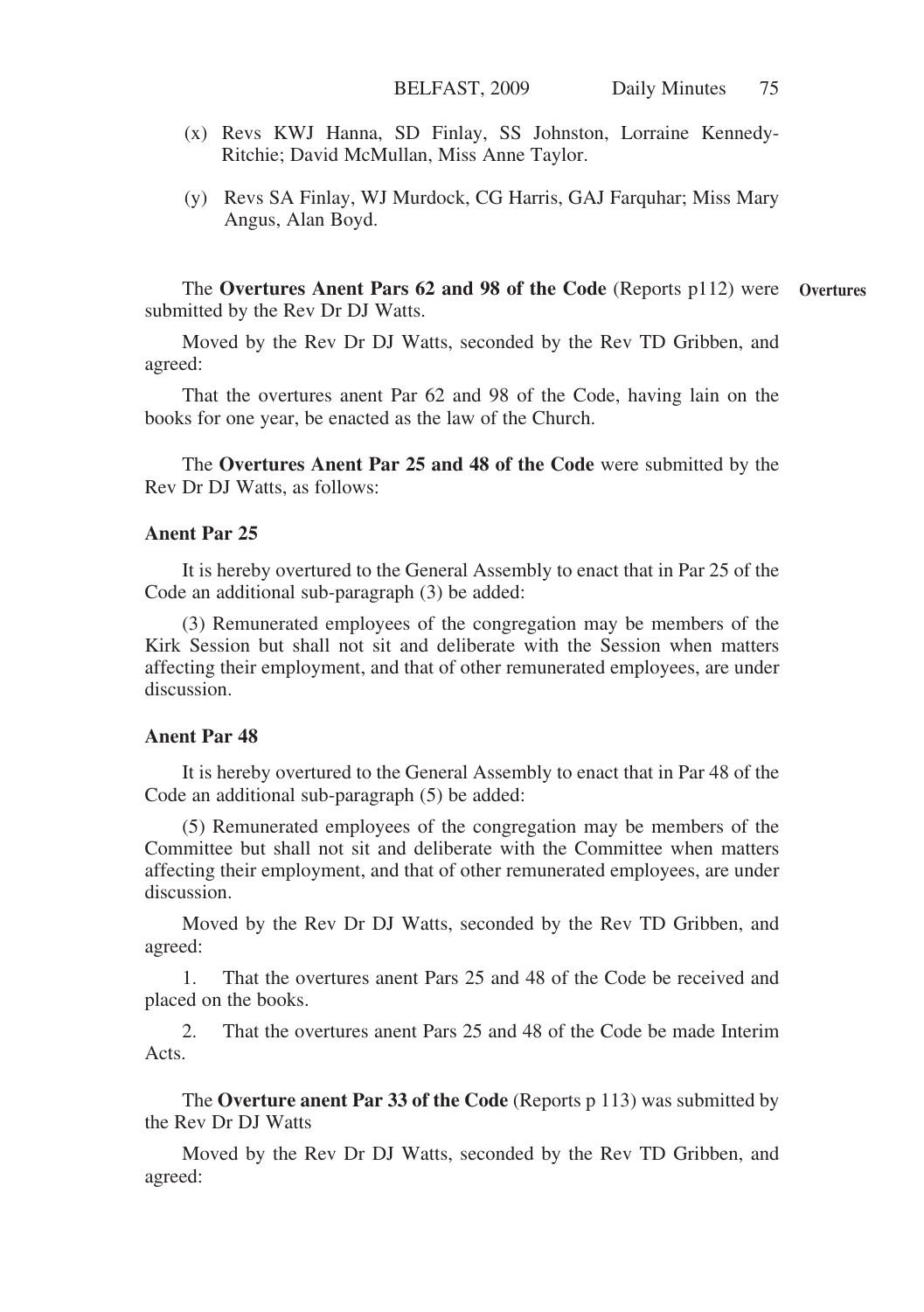(x) Revs KWJ Hanna, SD Finlay, SS Johnston, Lorraine Kennedy-Ritchie; David McMullan, Miss Anne Taylor.

(y) Revs SA Finlay, WJ Murdock, CG Harris, GAJ Farquhar; Miss Mary Angus, Alan Boyd.

**Overtures**

The **Overtures Anent Pars 62 and 98 of the Code** (Reports p112) were submitted by the Rev Dr DJ Watts.

Moved by the Rev Dr DJ Watts, seconded by the Rev TD Gribben, and agreed:

That the overtures anent Par 62 and 98 of the Code, having lain on the books for one year, be enacted as the law of the Church.

The **Overtures Anent Par 25 and 48 of the Code** were submitted by the Rev Dr DJ Watts, as follows:

**Anent Par 25**

It is hereby overtured to the General Assembly to enact that in Par 25 of the Code an additional sub-paragraph (3) be added:

(3) Remunerated employees of the congregation may be members of the Kirk Session but shall not sit and deliberate with the Session when matters affecting their employment, and that of other remunerated employees, are under discussion.

**Anent Par 48**

It is hereby overtured to the General Assembly to enact that in Par 48 of the Code an additional sub-paragraph (5) be added:

(5) Remunerated employees of the congregation may be members of the Committee but shall not sit and deliberate with the Committee when matters affecting their employment, and that of other remunerated employees, are under discussion.

Moved by the Rev Dr DJ Watts, seconded by the Rev TD Gribben, and agreed:

1. That the overtures anent Pars 25 and 48 of the Code be received and placed on the books.

2. That the overtures anent Pars 25 and 48 of the Code be made Interim Acts.

The **Overture anent Par 33 of the Code** (Reports p 113) was submitted by the Rev Dr DJ Watts

Moved by the Rev Dr DJ Watts, seconded by the Rev TD Gribben, and agreed: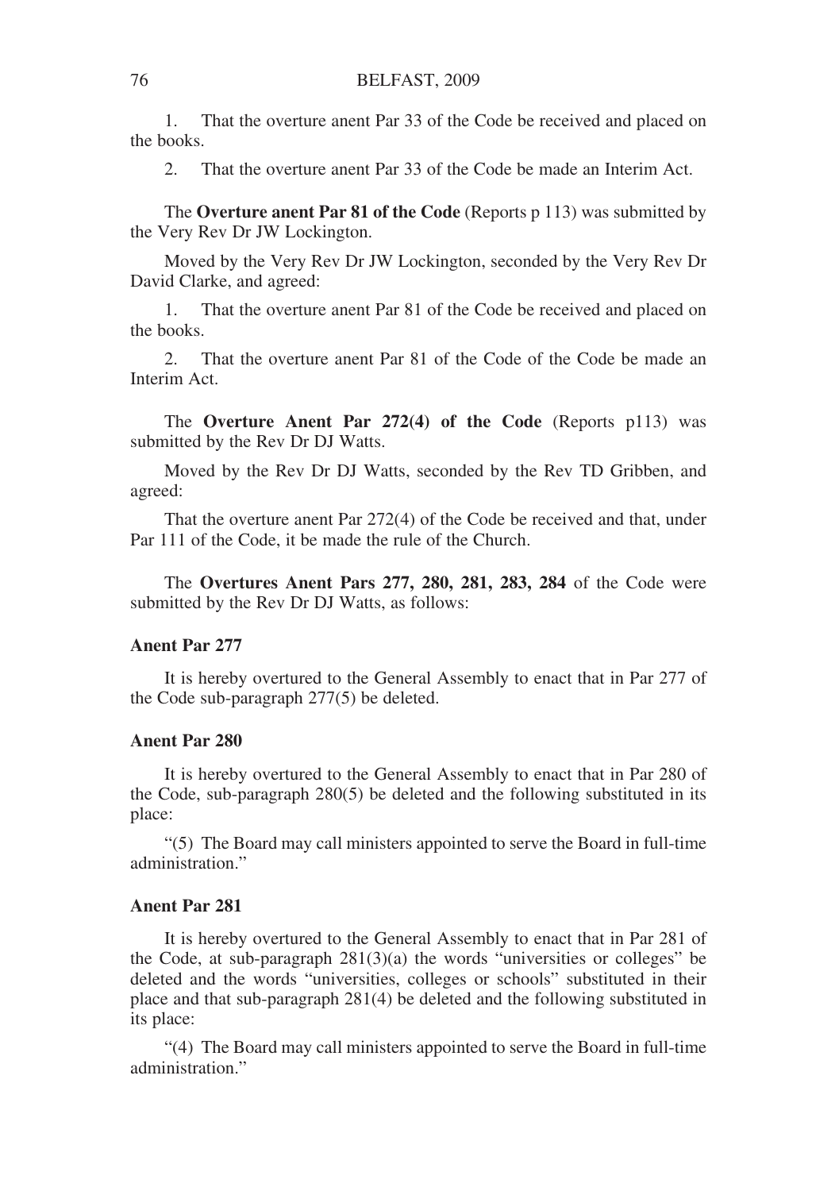1. That the overture anent Par 33 of the Code be received and placed on the books.

2. That the overture anent Par 33 of the Code be made an Interim Act.

The **Overture anent Par 81 of the Code** (Reports p 113) was submitted by the Very Rev Dr JW Lockington.

Moved by the Very Rev Dr JW Lockington, seconded by the Very Rev Dr David Clarke, and agreed:

1. That the overture anent Par 81 of the Code be received and placed on the books.

2. That the overture anent Par 81 of the Code of the Code be made an Interim Act.

The **Overture Anent Par 272(4) of the Code** (Reports p113) was submitted by the Rev Dr DJ Watts.

Moved by the Rev Dr DJ Watts, seconded by the Rev TD Gribben, and agreed:

That the overture anent Par 272(4) of the Code be received and that, under Par 111 of the Code, it be made the rule of the Church.

The **Overtures Anent Pars 277, 280, 281, 283, 284** of the Code were submitted by the Rev Dr DJ Watts, as follows:

**Anent Par 277**

It is hereby overtured to the General Assembly to enact that in Par 277 of the Code sub-paragraph 277(5) be deleted.

**Anent Par 280**

It is hereby overtured to the General Assembly to enact that in Par 280 of the Code, sub-paragraph 280(5) be deleted and the following substituted in its place:

"(5) The Board may call ministers appointed to serve the Board in full-time administration."

**Anent Par 281**

It is hereby overtured to the General Assembly to enact that in Par 281 of the Code, at sub-paragraph 281(3)(a) the words "universities or colleges" be deleted and the words "universities, colleges or schools" substituted in their place and that sub-paragraph 281(4) be deleted and the following substituted in its place:

"(4) The Board may call ministers appointed to serve the Board in full-time administration."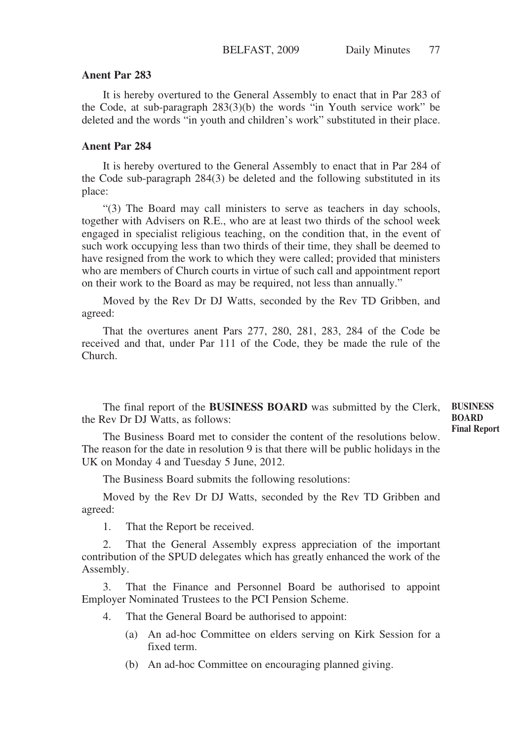**Anent Par 283**

It is hereby overtured to the General Assembly to enact that in Par 283 of the Code, at sub-paragraph 283(3)(b) the words "in Youth service work" be deleted and the words "in youth and children's work" substituted in their place.

**Anent Par 284**

It is hereby overtured to the General Assembly to enact that in Par 284 of the Code sub-paragraph 284(3) be deleted and the following substituted in its place:

"(3) The Board may call ministers to serve as teachers in day schools, together with Advisers on R.E., who are at least two thirds of the school week engaged in specialist religious teaching, on the condition that, in the event of such work occupying less than two thirds of their time, they shall be deemed to have resigned from the work to which they were called; provided that ministers who are members of Church courts in virtue of such call and appointment report on their work to the Board as may be required, not less than annually."

Moved by the Rev Dr DJ Watts, seconded by the Rev TD Gribben, and agreed:

That the overtures anent Pars 277, 280, 281, 283, 284 of the Code be received and that, under Par 111 of the Code, they be made the rule of the Church.

**BUSINESS BOARD Final Report**

The final report of the **BUSINESS BOARD** was submitted by the Clerk, the Rev Dr DJ Watts, as follows:

The Business Board met to consider the content of the resolutions below. The reason for the date in resolution 9 is that there will be public holidays in the UK on Monday 4 and Tuesday 5 June, 2012.

The Business Board submits the following resolutions:

Moved by the Rev Dr DJ Watts, seconded by the Rev TD Gribben and agreed:

1. That the Report be received.

2. That the General Assembly express appreciation of the important contribution of the SPUD delegates which has greatly enhanced the work of the Assembly.

3. That the Finance and Personnel Board be authorised to appoint Employer Nominated Trustees to the PCI Pension Scheme.

4. That the General Board be authorised to appoint:

   (a) An ad-hoc Committee on elders serving on Kirk Session for a fixed term.

   (b) An ad-hoc Committee on encouraging planned giving.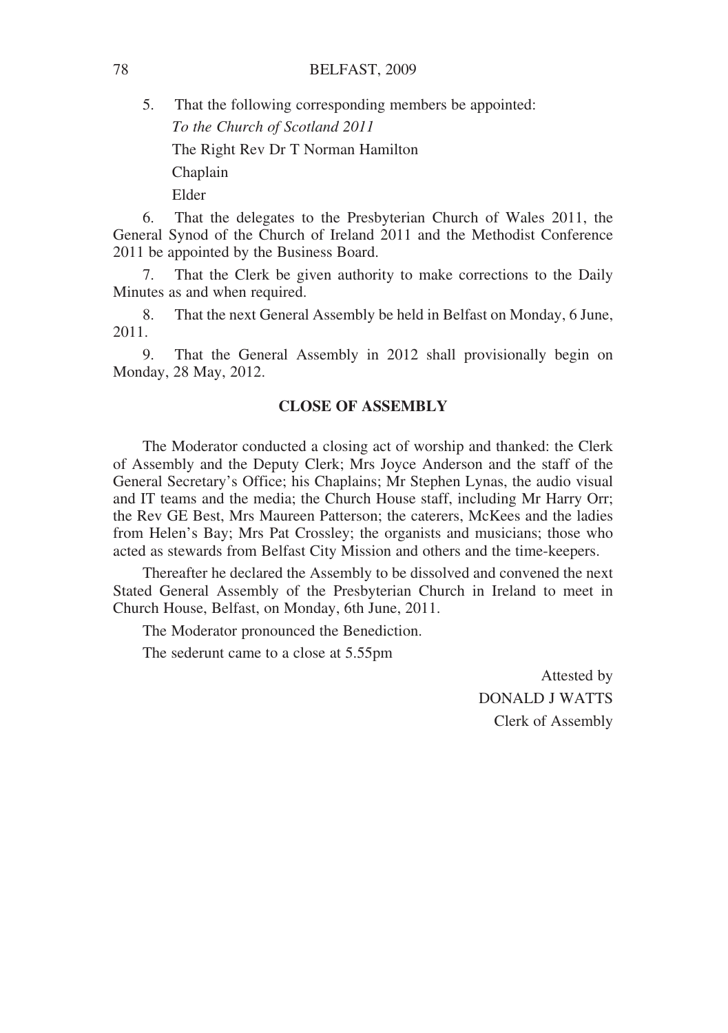5. That the following corresponding members be appointed:

*To the Church of Scotland 2011*

The Right Rev Dr T Norman Hamilton

Chaplain

Elder

6. That the delegates to the Presbyterian Church of Wales 2011, the General Synod of the Church of Ireland 2011 and the Methodist Conference 2011 be appointed by the Business Board.

7. That the Clerk be given authority to make corrections to the Daily Minutes as and when required.

8. That the next General Assembly be held in Belfast on Monday, 6 June, 2011.

9. That the General Assembly in 2012 shall provisionally begin on Monday, 28 May, 2012.

## CLOSE OF ASSEMBLY

The Moderator conducted a closing act of worship and thanked: the Clerk of Assembly and the Deputy Clerk; Mrs Joyce Anderson and the staff of the General Secretary's Office; his Chaplains; Mr Stephen Lynas, the audio visual and IT teams and the media; the Church House staff, including Mr Harry Orr; the Rev GE Best, Mrs Maureen Patterson; the caterers, McKees and the ladies from Helen's Bay; Mrs Pat Crossley; the organists and musicians; those who acted as stewards from Belfast City Mission and others and the time-keepers.

Thereafter he declared the Assembly to be dissolved and convened the next Stated General Assembly of the Presbyterian Church in Ireland to meet in Church House, Belfast, on Monday, 6th June, 2011.

The Moderator pronounced the Benediction.

The sederunt came to a close at 5.55pm

Attested by
DONALD J WATTS
Clerk of Assembly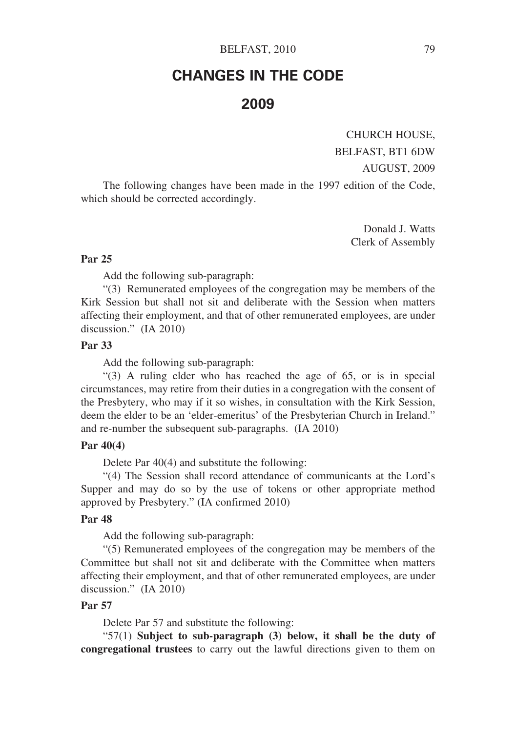# CHANGES IN THE CODE

## 2009

CHURCH HOUSE,
BELFAST, BT1 6DW
AUGUST, 2009

The following changes have been made in the 1997 edition of the Code, which should be corrected accordingly.

Donald J. Watts
Clerk of Assembly

**Par 25**

Add the following sub-paragraph:

"(3) Remunerated employees of the congregation may be members of the Kirk Session but shall not sit and deliberate with the Session when matters affecting their employment, and that of other remunerated employees, are under discussion." (IA 2010)

**Par 33**

Add the following sub-paragraph:

"(3) A ruling elder who has reached the age of 65, or is in special circumstances, may retire from their duties in a congregation with the consent of the Presbytery, who may if it so wishes, in consultation with the Kirk Session, deem the elder to be an 'elder-emeritus' of the Presbyterian Church in Ireland." and re-number the subsequent sub-paragraphs. (IA 2010)

**Par 40(4)**

Delete Par 40(4) and substitute the following:

"(4) The Session shall record attendance of communicants at the Lord's Supper and may do so by the use of tokens or other appropriate method approved by Presbytery." (IA confirmed 2010)

**Par 48**

Add the following sub-paragraph:

"(5) Remunerated employees of the congregation may be members of the Committee but shall not sit and deliberate with the Committee when matters affecting their employment, and that of other remunerated employees, are under discussion." (IA 2010)

**Par 57**

Delete Par 57 and substitute the following:

"57(1) **Subject to sub-paragraph (3) below, it shall be the duty of congregational trustees** to carry out the lawful directions given to them on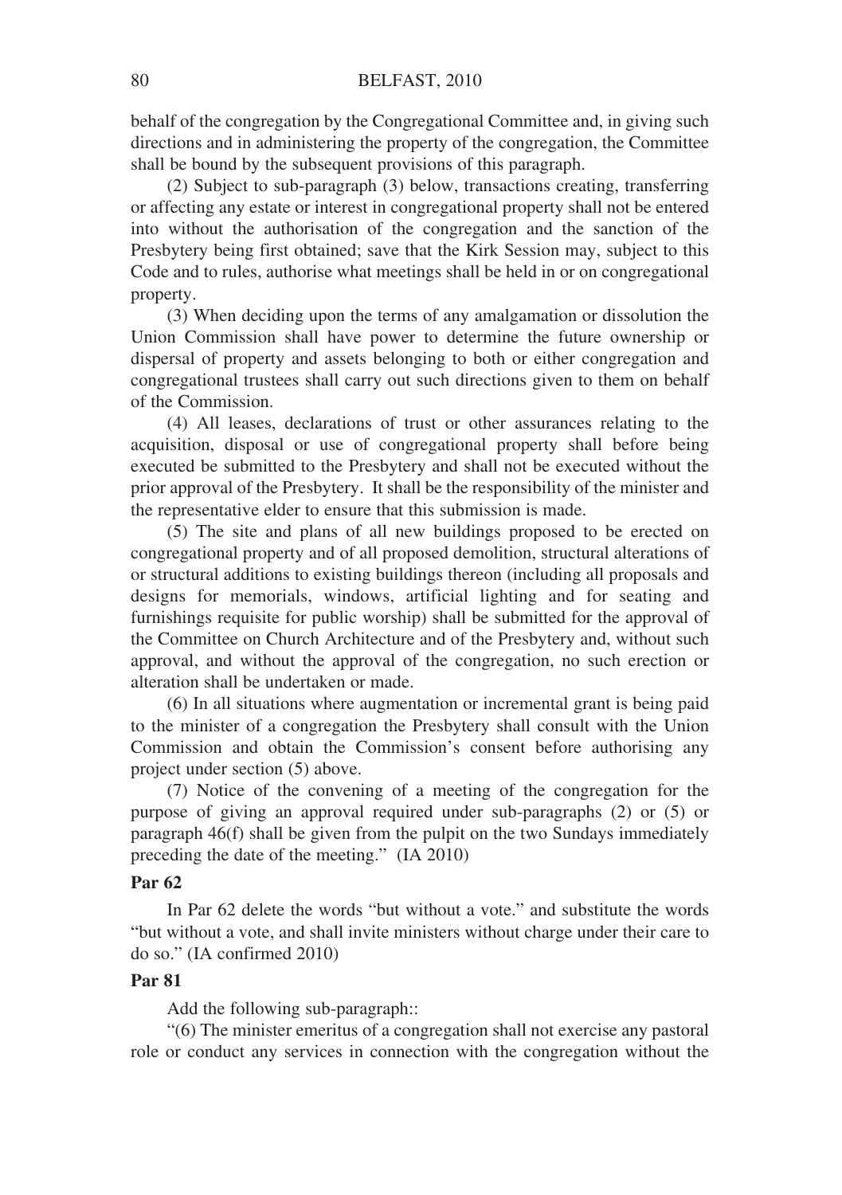behalf of the congregation by the Congregational Committee and, in giving such directions and in administering the property of the congregation, the Committee shall be bound by the subsequent provisions of this paragraph.

(2) Subject to sub-paragraph (3) below, transactions creating, transferring or affecting any estate or interest in congregational property shall not be entered into without the authorisation of the congregation and the sanction of the Presbytery being first obtained; save that the Kirk Session may, subject to this Code and to rules, authorise what meetings shall be held in or on congregational property.

(3) When deciding upon the terms of any amalgamation or dissolution the Union Commission shall have power to determine the future ownership or dispersal of property and assets belonging to both or either congregation and congregational trustees shall carry out such directions given to them on behalf of the Commission.

(4) All leases, declarations of trust or other assurances relating to the acquisition, disposal or use of congregational property shall before being executed be submitted to the Presbytery and shall not be executed without the prior approval of the Presbytery. It shall be the responsibility of the minister and the representative elder to ensure that this submission is made.

(5) The site and plans of all new buildings proposed to be erected on congregational property and of all proposed demolition, structural alterations of or structural additions to existing buildings thereon (including all proposals and designs for memorials, windows, artificial lighting and for seating and furnishings requisite for public worship) shall be submitted for the approval of the Committee on Church Architecture and of the Presbytery and, without such approval, and without the approval of the congregation, no such erection or alteration shall be undertaken or made.

(6) In all situations where augmentation or incremental grant is being paid to the minister of a congregation the Presbytery shall consult with the Union Commission and obtain the Commission's consent before authorising any project under section (5) above.

(7) Notice of the convening of a meeting of the congregation for the purpose of giving an approval required under sub-paragraphs (2) or (5) or paragraph 46(f) shall be given from the pulpit on the two Sundays immediately preceding the date of the meeting." (IA 2010)

**Par 62**

In Par 62 delete the words "but without a vote." and substitute the words "but without a vote, and shall invite ministers without charge under their care to do so." (IA confirmed 2010)

**Par 81**

Add the following sub-paragraph::

"(6) The minister emeritus of a congregation shall not exercise any pastoral role or conduct any services in connection with the congregation without the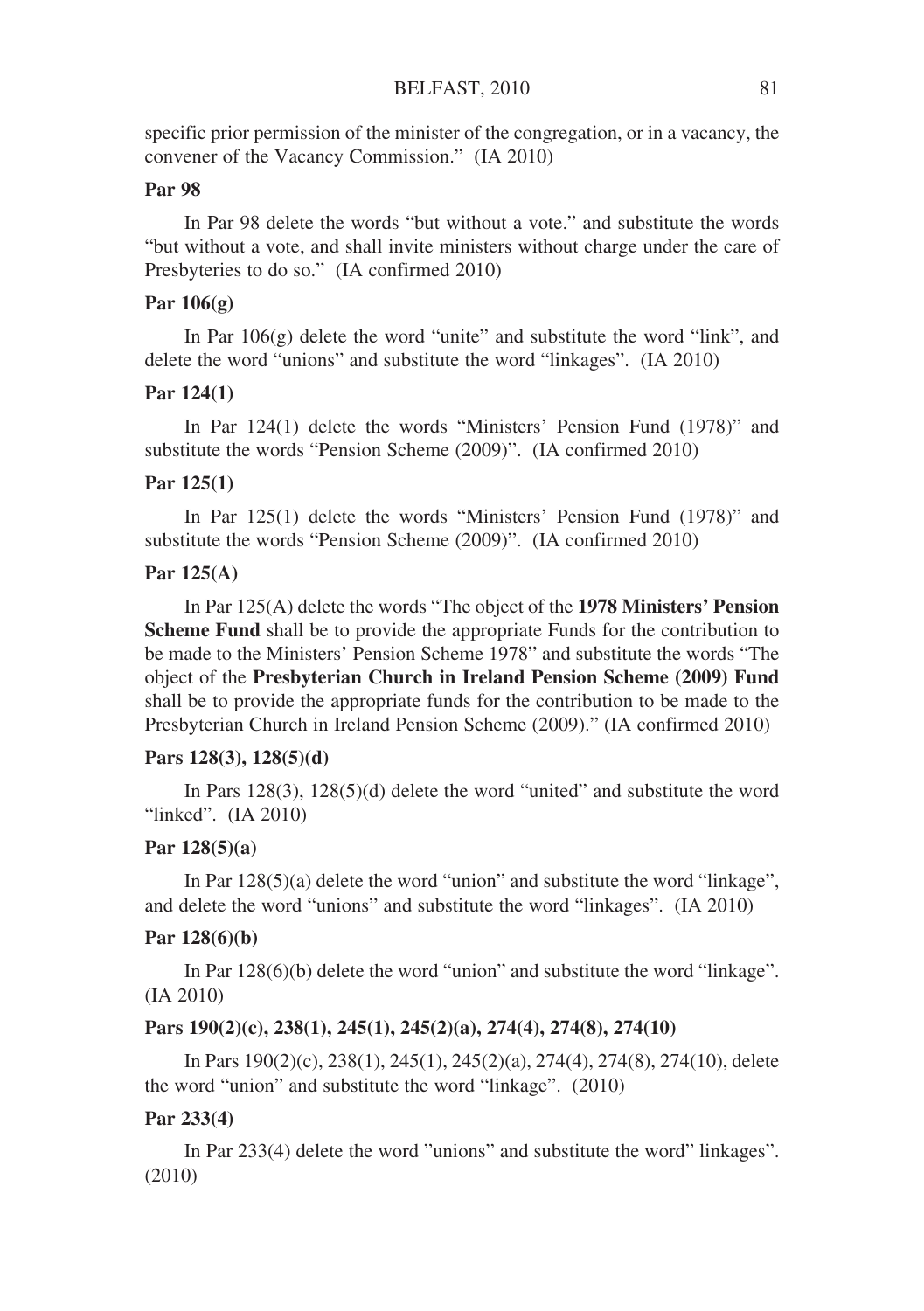specific prior permission of the minister of the congregation, or in a vacancy, the convener of the Vacancy Commission." (IA 2010)

**Par 98**

In Par 98 delete the words "but without a vote." and substitute the words "but without a vote, and shall invite ministers without charge under the care of Presbyteries to do so." (IA confirmed 2010)

**Par 106(g)**

In Par 106(g) delete the word "unite" and substitute the word "link", and delete the word "unions" and substitute the word "linkages". (IA 2010)

**Par 124(1)**

In Par 124(1) delete the words "Ministers' Pension Fund (1978)" and substitute the words "Pension Scheme (2009)". (IA confirmed 2010)

**Par 125(1)**

In Par 125(1) delete the words "Ministers' Pension Fund (1978)" and substitute the words "Pension Scheme (2009)". (IA confirmed 2010)

**Par 125(A)**

In Par 125(A) delete the words "The object of the **1978 Ministers' Pension Scheme Fund** shall be to provide the appropriate Funds for the contribution to be made to the Ministers' Pension Scheme 1978" and substitute the words "The object of the **Presbyterian Church in Ireland Pension Scheme (2009) Fund** shall be to provide the appropriate funds for the contribution to be made to the Presbyterian Church in Ireland Pension Scheme (2009)." (IA confirmed 2010)

**Pars 128(3), 128(5)(d)**

In Pars 128(3), 128(5)(d) delete the word "united" and substitute the word "linked". (IA 2010)

**Par 128(5)(a)**

In Par 128(5)(a) delete the word "union" and substitute the word "linkage", and delete the word "unions" and substitute the word "linkages". (IA 2010)

**Par 128(6)(b)**

In Par 128(6)(b) delete the word "union" and substitute the word "linkage". (IA 2010)

**Pars 190(2)(c), 238(1), 245(1), 245(2)(a), 274(4), 274(8), 274(10)**

In Pars 190(2)(c), 238(1), 245(1), 245(2)(a), 274(4), 274(8), 274(10), delete the word "union" and substitute the word "linkage". (2010)

**Par 233(4)**

In Par 233(4) delete the word "unions" and substitute the word" linkages". (2010)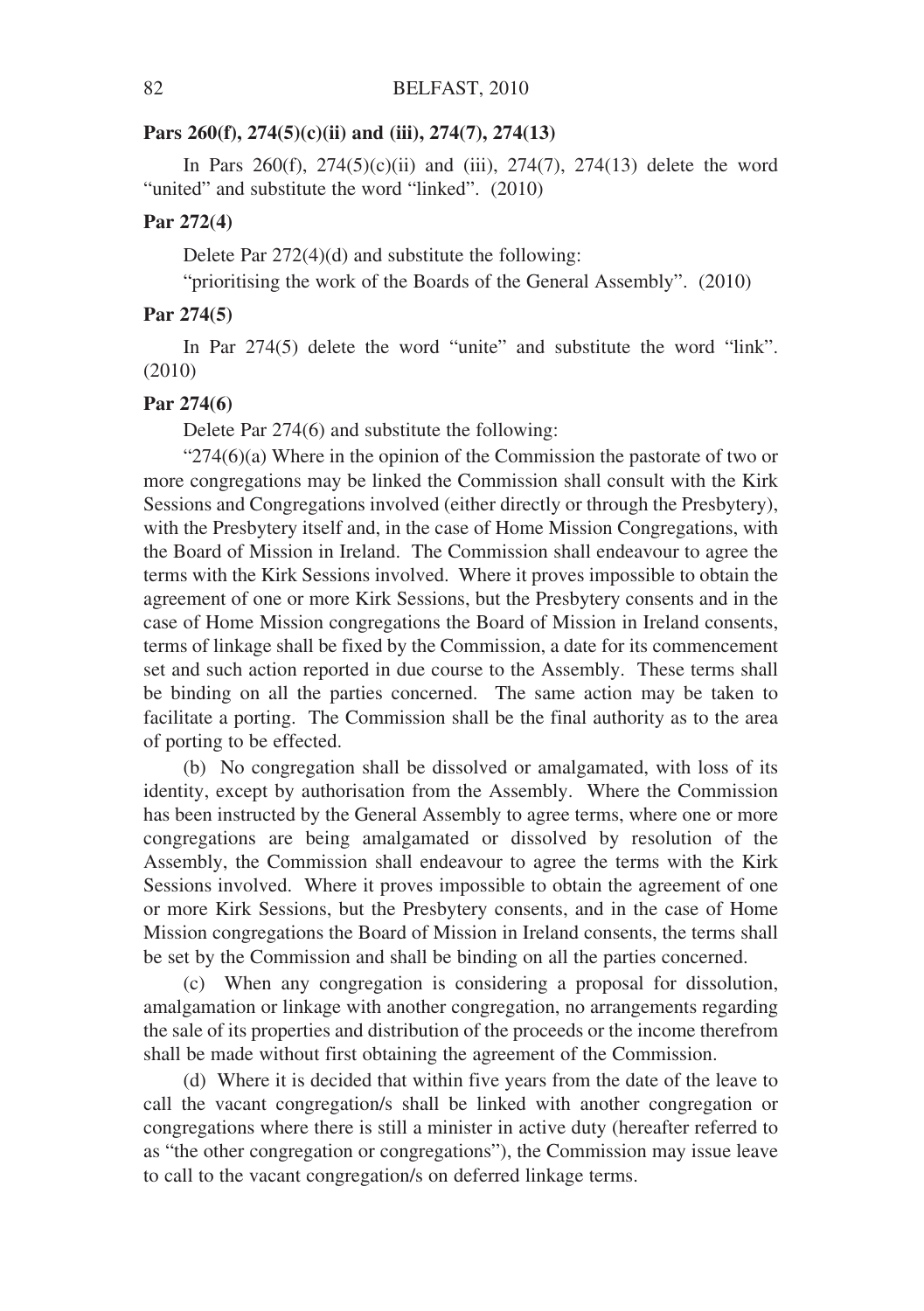**Pars 260(f), 274(5)(c)(ii) and (iii), 274(7), 274(13)**

In Pars 260(f), 274(5)(c)(ii) and (iii), 274(7), 274(13) delete the word "united" and substitute the word "linked". (2010)

**Par 272(4)**

Delete Par 272(4)(d) and substitute the following:

"prioritising the work of the Boards of the General Assembly". (2010)

**Par 274(5)**

In Par 274(5) delete the word "unite" and substitute the word "link". (2010)

**Par 274(6)**

Delete Par 274(6) and substitute the following:

"274(6)(a) Where in the opinion of the Commission the pastorate of two or more congregations may be linked the Commission shall consult with the Kirk Sessions and Congregations involved (either directly or through the Presbytery), with the Presbytery itself and, in the case of Home Mission Congregations, with the Board of Mission in Ireland. The Commission shall endeavour to agree the terms with the Kirk Sessions involved. Where it proves impossible to obtain the agreement of one or more Kirk Sessions, but the Presbytery consents and in the case of Home Mission congregations the Board of Mission in Ireland consents, terms of linkage shall be fixed by the Commission, a date for its commencement set and such action reported in due course to the Assembly. These terms shall be binding on all the parties concerned. The same action may be taken to facilitate a porting. The Commission shall be the final authority as to the area of porting to be effected.

(b) No congregation shall be dissolved or amalgamated, with loss of its identity, except by authorisation from the Assembly. Where the Commission has been instructed by the General Assembly to agree terms, where one or more congregations are being amalgamated or dissolved by resolution of the Assembly, the Commission shall endeavour to agree the terms with the Kirk Sessions involved. Where it proves impossible to obtain the agreement of one or more Kirk Sessions, but the Presbytery consents, and in the case of Home Mission congregations the Board of Mission in Ireland consents, the terms shall be set by the Commission and shall be binding on all the parties concerned.

(c) When any congregation is considering a proposal for dissolution, amalgamation or linkage with another congregation, no arrangements regarding the sale of its properties and distribution of the proceeds or the income therefrom shall be made without first obtaining the agreement of the Commission.

(d) Where it is decided that within five years from the date of the leave to call the vacant congregation/s shall be linked with another congregation or congregations where there is still a minister in active duty (hereafter referred to as "the other congregation or congregations"), the Commission may issue leave to call to the vacant congregation/s on deferred linkage terms.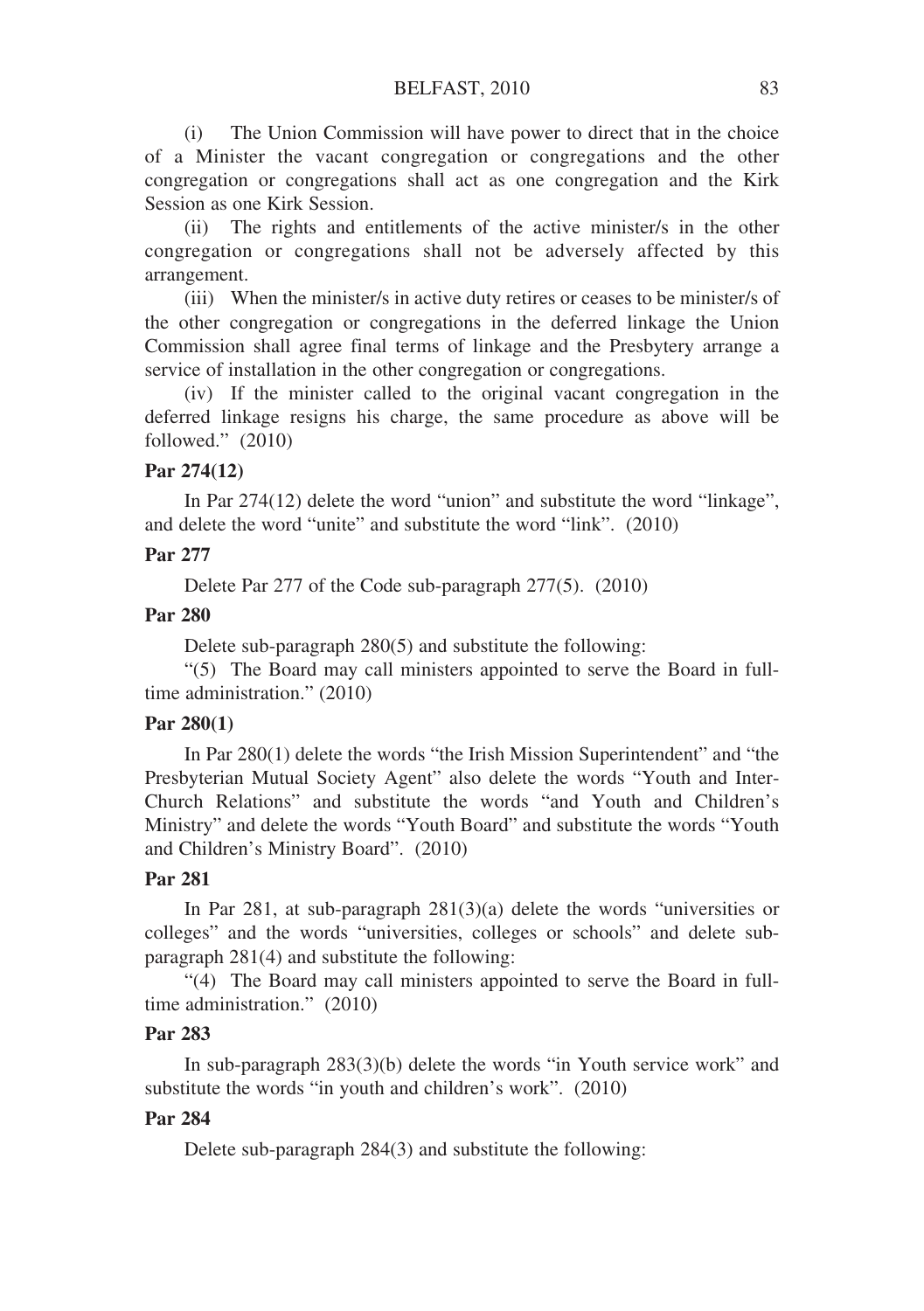(i) The Union Commission will have power to direct that in the choice of a Minister the vacant congregation or congregations and the other congregation or congregations shall act as one congregation and the Kirk Session as one Kirk Session.

(ii) The rights and entitlements of the active minister/s in the other congregation or congregations shall not be adversely affected by this arrangement.

(iii) When the minister/s in active duty retires or ceases to be minister/s of the other congregation or congregations in the deferred linkage the Union Commission shall agree final terms of linkage and the Presbytery arrange a service of installation in the other congregation or congregations.

(iv) If the minister called to the original vacant congregation in the deferred linkage resigns his charge, the same procedure as above will be followed." (2010)

**Par 274(12)**

In Par 274(12) delete the word "union" and substitute the word "linkage", and delete the word "unite" and substitute the word "link". (2010)

**Par 277**

Delete Par 277 of the Code sub-paragraph 277(5). (2010)

**Par 280**

Delete sub-paragraph 280(5) and substitute the following:

"(5) The Board may call ministers appointed to serve the Board in full-time administration." (2010)

**Par 280(1)**

In Par 280(1) delete the words "the Irish Mission Superintendent" and "the Presbyterian Mutual Society Agent" also delete the words "Youth and Inter-Church Relations" and substitute the words "and Youth and Children's Ministry" and delete the words "Youth Board" and substitute the words "Youth and Children's Ministry Board". (2010)

**Par 281**

In Par 281, at sub-paragraph 281(3)(a) delete the words "universities or colleges" and the words "universities, colleges or schools" and delete sub-paragraph 281(4) and substitute the following:

"(4) The Board may call ministers appointed to serve the Board in full-time administration." (2010)

**Par 283**

In sub-paragraph 283(3)(b) delete the words "in Youth service work" and substitute the words "in youth and children's work". (2010)

**Par 284**

Delete sub-paragraph 284(3) and substitute the following: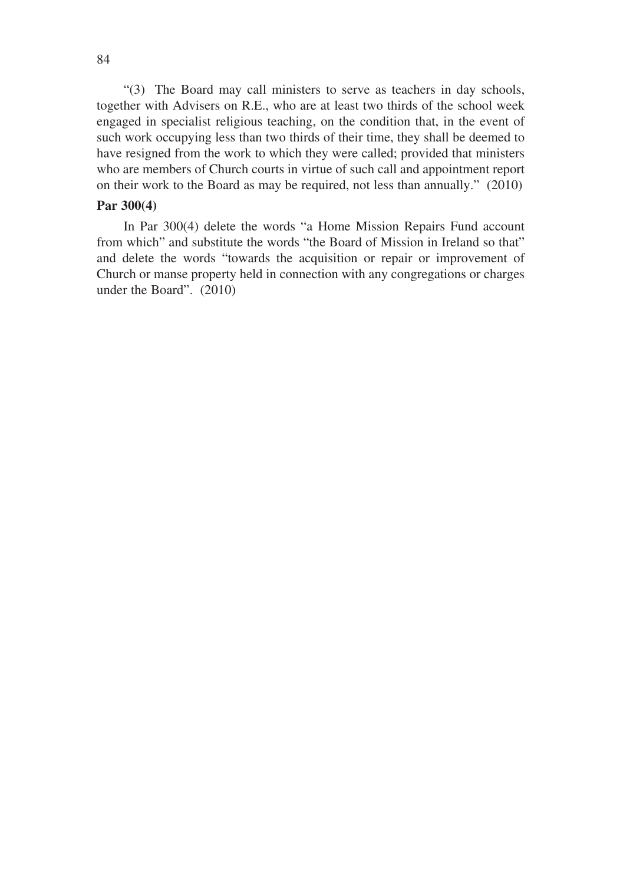"(3) The Board may call ministers to serve as teachers in day schools, together with Advisers on R.E., who are at least two thirds of the school week engaged in specialist religious teaching, on the condition that, in the event of such work occupying less than two thirds of their time, they shall be deemed to have resigned from the work to which they were called; provided that ministers who are members of Church courts in virtue of such call and appointment report on their work to the Board as may be required, not less than annually." (2010)

**Par 300(4)**

In Par 300(4) delete the words "a Home Mission Repairs Fund account from which" and substitute the words "the Board of Mission in Ireland so that" and delete the words "towards the acquisition or repair or improvement of Church or manse property held in connection with any congregations or charges under the Board". (2010)